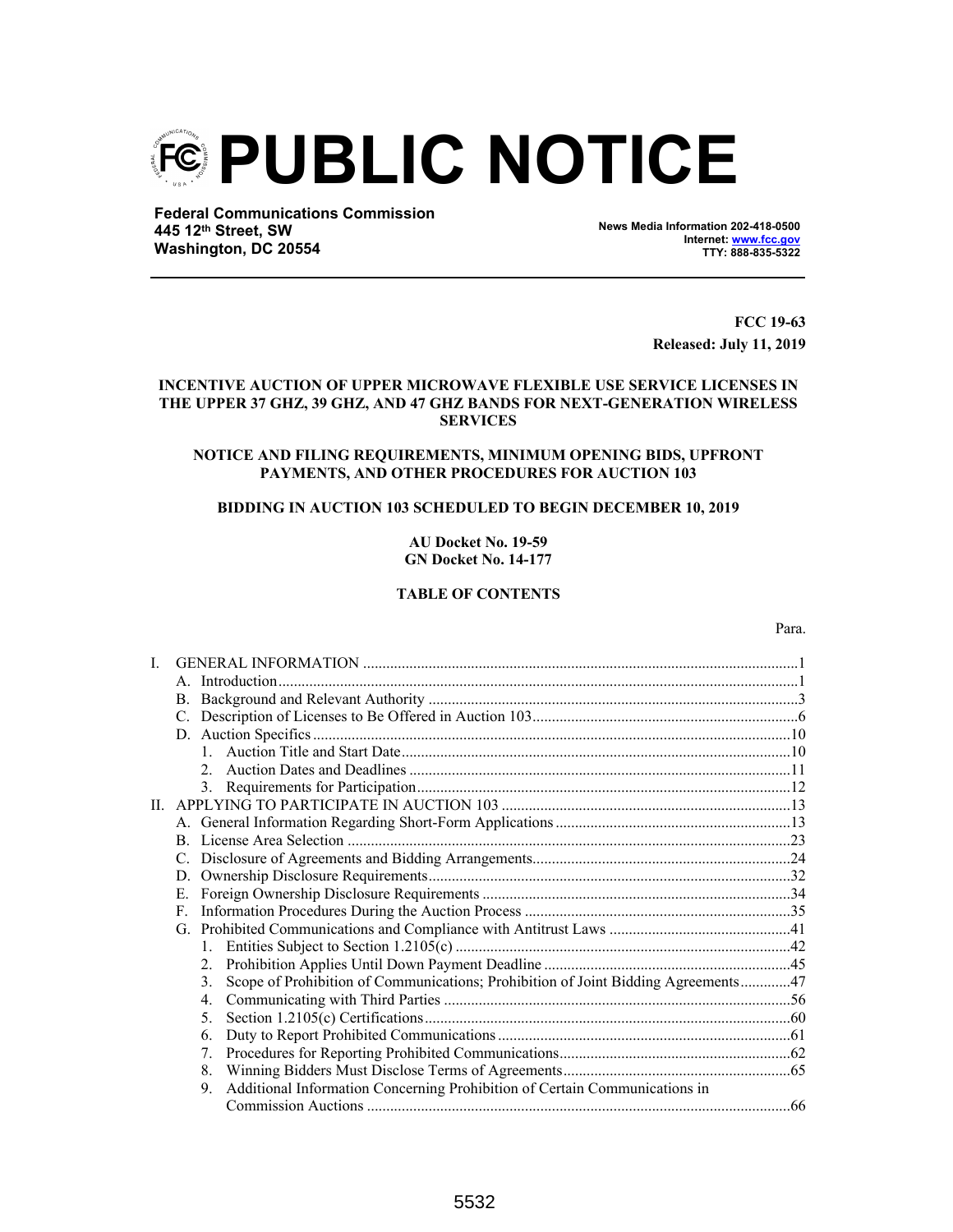# PUBLIC NOTICE

**Federal Communications Commission**
**445 12th Street, SW**
**Washington, DC 20554**

**News Media Information 202-418-0500**
**Internet: www.fcc.gov**
**TTY: 888-835-5322**

**FCC 19-63**
**Released: July 11, 2019**

**INCENTIVE AUCTION OF UPPER MICROWAVE FLEXIBLE USE SERVICE LICENSES IN THE UPPER 37 GHZ, 39 GHZ, AND 47 GHZ BANDS FOR NEXT-GENERATION WIRELESS SERVICES**

**NOTICE AND FILING REQUIREMENTS, MINIMUM OPENING BIDS, UPFRONT PAYMENTS, AND OTHER PROCEDURES FOR AUCTION 103**

**BIDDING IN AUCTION 103 SCHEDULED TO BEGIN DECEMBER 10, 2019**

**AU Docket No. 19-59**
**GN Docket No. 14-177**

**TABLE OF CONTENTS**

| | Para. |
|---|---|
| I. GENERAL INFORMATION | 1 |
| A. Introduction | 1 |
| B. Background and Relevant Authority | 3 |
| C. Description of Licenses to Be Offered in Auction 103 | 6 |
| D. Auction Specifics | 10 |
| 1. Auction Title and Start Date | 10 |
| 2. Auction Dates and Deadlines | 11 |
| 3. Requirements for Participation | 12 |
| II. APPLYING TO PARTICIPATE IN AUCTION 103 | 13 |
| A. General Information Regarding Short-Form Applications | 13 |
| B. License Area Selection | 23 |
| C. Disclosure of Agreements and Bidding Arrangements | 24 |
| D. Ownership Disclosure Requirements | 32 |
| E. Foreign Ownership Disclosure Requirements | 34 |
| F. Information Procedures During the Auction Process | 35 |
| G. Prohibited Communications and Compliance with Antitrust Laws | 41 |
| 1. Entities Subject to Section 1.2105(c) | 42 |
| 2. Prohibition Applies Until Down Payment Deadline | 45 |
| 3. Scope of Prohibition of Communications; Prohibition of Joint Bidding Agreements | 47 |
| 4. Communicating with Third Parties | 56 |
| 5. Section 1.2105(c) Certifications | 60 |
| 6. Duty to Report Prohibited Communications | 61 |
| 7. Procedures for Reporting Prohibited Communications | 62 |
| 8. Winning Bidders Must Disclose Terms of Agreements | 65 |
| 9. Additional Information Concerning Prohibition of Certain Communications in Commission Auctions | 66 |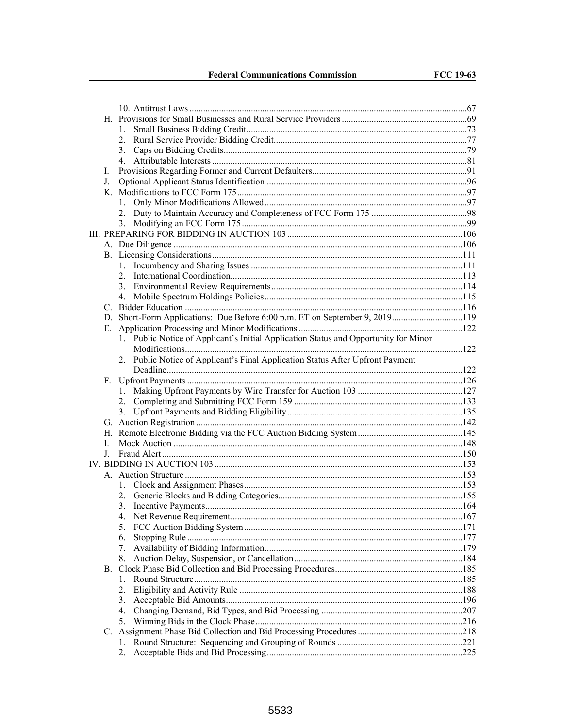10. Antitrust Laws ....................................................................................................................67

H. Provisions for Small Businesses and Rural Service Providers ......................................................69

1. Small Business Bidding Credit...............................................................................................73
2. Rural Service Provider Bidding Credit...................................................................................77
3. Caps on Bidding Credits.........................................................................................................79
4. Attributable Interests .............................................................................................................81

I. Provisions Regarding Former and Current Defaulters...................................................................91

J. Optional Applicant Status Identification ......................................................................................96

K. Modifications to FCC Form 175...................................................................................................97

1. Only Minor Modifications Allowed.......................................................................................97
2. Duty to Maintain Accuracy and Completeness of FCC Form 175 .........................................98
3. Modifying an FCC Form 175.................................................................................................99

III. PREPARING FOR BIDDING IN AUCTION 103 ............................................................................106

A. Due Diligence .............................................................................................................................106

B. Licensing Considerations............................................................................................................111

1. Incumbency and Sharing Issues ...........................................................................................111
2. International Coordination....................................................................................................113
3. Environmental Review Requirements...................................................................................114
4. Mobile Spectrum Holdings Policies......................................................................................115

C. Bidder Education ........................................................................................................................116

D. Short-Form Applications: Due Before 6:00 p.m. ET on September 9, 2019..............................119

E. Application Processing and Minor Modifications .......................................................................122

1. Public Notice of Applicant's Initial Application Status and Opportunity for Minor Modifications........................................................................................................................122
2. Public Notice of Applicant's Final Application Status After Upfront Payment Deadline................................................................................................................................122

F. Upfront Payments .......................................................................................................................126

1. Making Upfront Payments by Wire Transfer for Auction 103 .............................................127
2. Completing and Submitting FCC Form 159 .........................................................................133
3. Upfront Payments and Bidding Eligibility............................................................................135

G. Auction Registration ...................................................................................................................142

H. Remote Electronic Bidding via the FCC Auction Bidding System.............................................145

I. Mock Auction .............................................................................................................................148

J. Fraud Alert ..................................................................................................................................150

IV. BIDDING IN AUCTION 103 ...........................................................................................................153

A. Auction Structure ........................................................................................................................153

1. Clock and Assignment Phases...............................................................................................153
2. Generic Blocks and Bidding Categories................................................................................155
3. Incentive Payments................................................................................................................164
4. Net Revenue Requirement....................................................................................................167
5. FCC Auction Bidding System...............................................................................................171
6. Stopping Rule.......................................................................................................................177
7. Availability of Bidding Information......................................................................................179
8. Auction Delay, Suspension, or Cancellation.........................................................................184

B. Clock Phase Bid Collection and Bid Processing Procedures........................................................185

1. Round Structure....................................................................................................................185
2. Eligibility and Activity Rule ................................................................................................188
3. Acceptable Bid Amounts.......................................................................................................196
4. Changing Demand, Bid Types, and Bid Processing .............................................................207
5. Winning Bids in the Clock Phase..........................................................................................216

C. Assignment Phase Bid Collection and Bid Processing Procedures .............................................218

1. Round Structure: Sequencing and Grouping of Rounds ......................................................221
2. Acceptable Bids and Bid Processing.....................................................................................225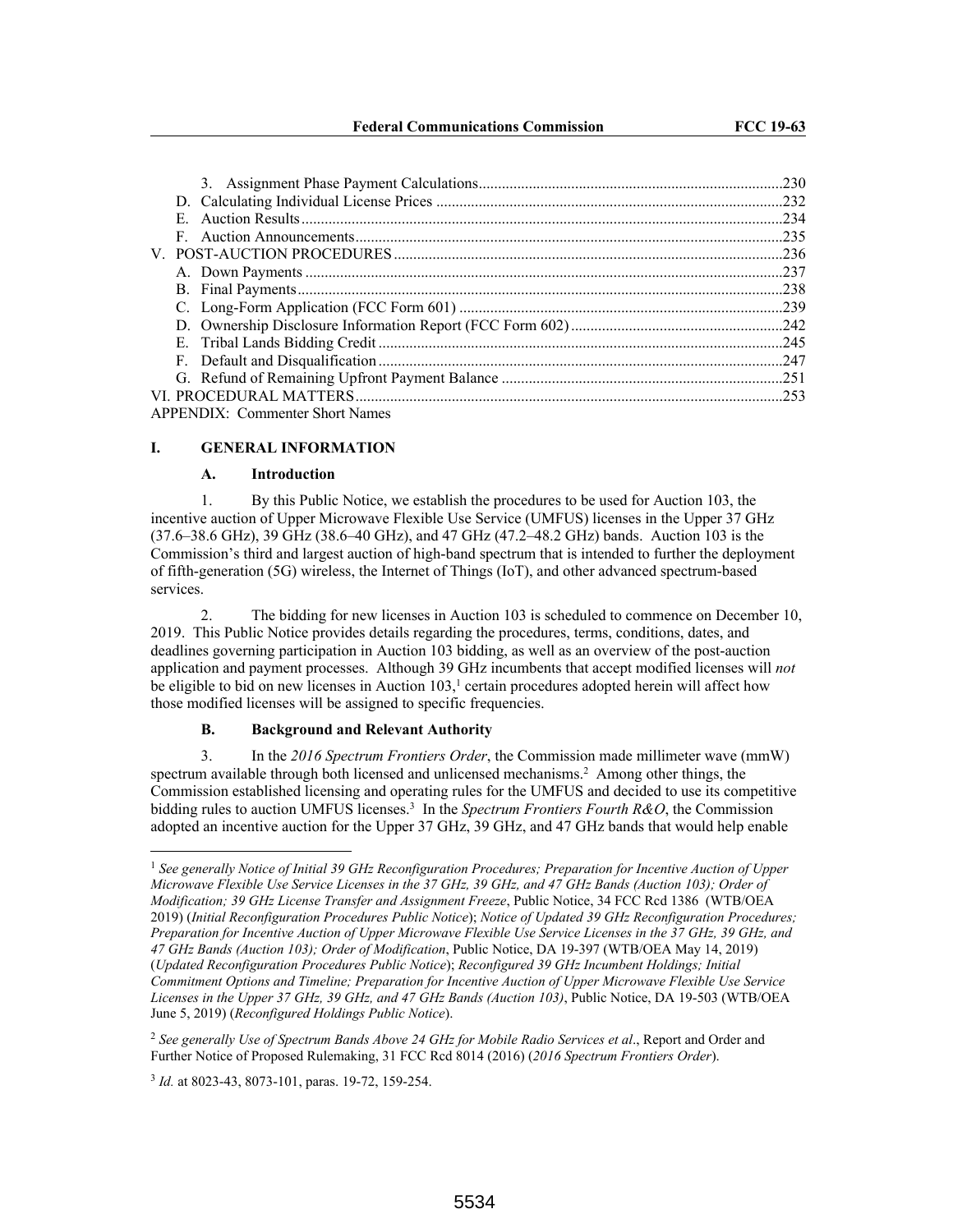3. Assignment Phase Payment Calculations.............................................................................230
D. Calculating Individual License Prices .........................................................................................232
E. Auction Results............................................................................................................................234
F. Auction Announcements..............................................................................................................235
V. POST-AUCTION PROCEDURES....................................................................................................236
A. Down Payments ...........................................................................................................................237
B. Final Payments.............................................................................................................................238
C. Long-Form Application (FCC Form 601) ...................................................................................239
D. Ownership Disclosure Information Report (FCC Form 602).......................................................242
E. Tribal Lands Bidding Credit ........................................................................................................245
F. Default and Disqualification........................................................................................................247
G. Refund of Remaining Upfront Payment Balance ........................................................................251
VI. PROCEDURAL MATTERS..............................................................................................................253
APPENDIX: Commenter Short Names

## I. GENERAL INFORMATION

### A. Introduction

1. By this Public Notice, we establish the procedures to be used for Auction 103, the incentive auction of Upper Microwave Flexible Use Service (UMFUS) licenses in the Upper 37 GHz (37.6–38.6 GHz), 39 GHz (38.6–40 GHz), and 47 GHz (47.2–48.2 GHz) bands. Auction 103 is the Commission's third and largest auction of high-band spectrum that is intended to further the deployment of fifth-generation (5G) wireless, the Internet of Things (IoT), and other advanced spectrum-based services.

2. The bidding for new licenses in Auction 103 is scheduled to commence on December 10, 2019. This Public Notice provides details regarding the procedures, terms, conditions, dates, and deadlines governing participation in Auction 103 bidding, as well as an overview of the post-auction application and payment processes. Although 39 GHz incumbents that accept modified licenses will *not* be eligible to bid on new licenses in Auction 103,[1] certain procedures adopted herein will affect how those modified licenses will be assigned to specific frequencies.

### B. Background and Relevant Authority

3. In the *2016 Spectrum Frontiers Order*, the Commission made millimeter wave (mmW) spectrum available through both licensed and unlicensed mechanisms.[2] Among other things, the Commission established licensing and operating rules for the UMFUS and decided to use its competitive bidding rules to auction UMFUS licenses.[3] In the *Spectrum Frontiers Fourth R&O*, the Commission adopted an incentive auction for the Upper 37 GHz, 39 GHz, and 47 GHz bands that would help enable

---

[1] *See generally Notice of Initial 39 GHz Reconfiguration Procedures; Preparation for Incentive Auction of Upper Microwave Flexible Use Service Licenses in the 37 GHz, 39 GHz, and 47 GHz Bands (Auction 103); Order of Modification; 39 GHz License Transfer and Assignment Freeze*, Public Notice, 34 FCC Rcd 1386 (WTB/OEA 2019) (*Initial Reconfiguration Procedures Public Notice*); *Notice of Updated 39 GHz Reconfiguration Procedures; Preparation for Incentive Auction of Upper Microwave Flexible Use Service Licenses in the 37 GHz, 39 GHz, and 47 GHz Bands (Auction 103); Order of Modification*, Public Notice, DA 19-397 (WTB/OEA May 14, 2019) (*Updated Reconfiguration Procedures Public Notice*); *Reconfigured 39 GHz Incumbent Holdings; Initial Commitment Options and Timeline; Preparation for Incentive Auction of Upper Microwave Flexible Use Service Licenses in the Upper 37 GHz, 39 GHz, and 47 GHz Bands (Auction 103)*, Public Notice, DA 19-503 (WTB/OEA June 5, 2019) (*Reconfigured Holdings Public Notice*).

[2] *See generally Use of Spectrum Bands Above 24 GHz for Mobile Radio Services et al*., Report and Order and Further Notice of Proposed Rulemaking, 31 FCC Rcd 8014 (2016) (*2016 Spectrum Frontiers Order*).

[3] *Id.* at 8023-43, 8073-101, paras. 19-72, 159-254.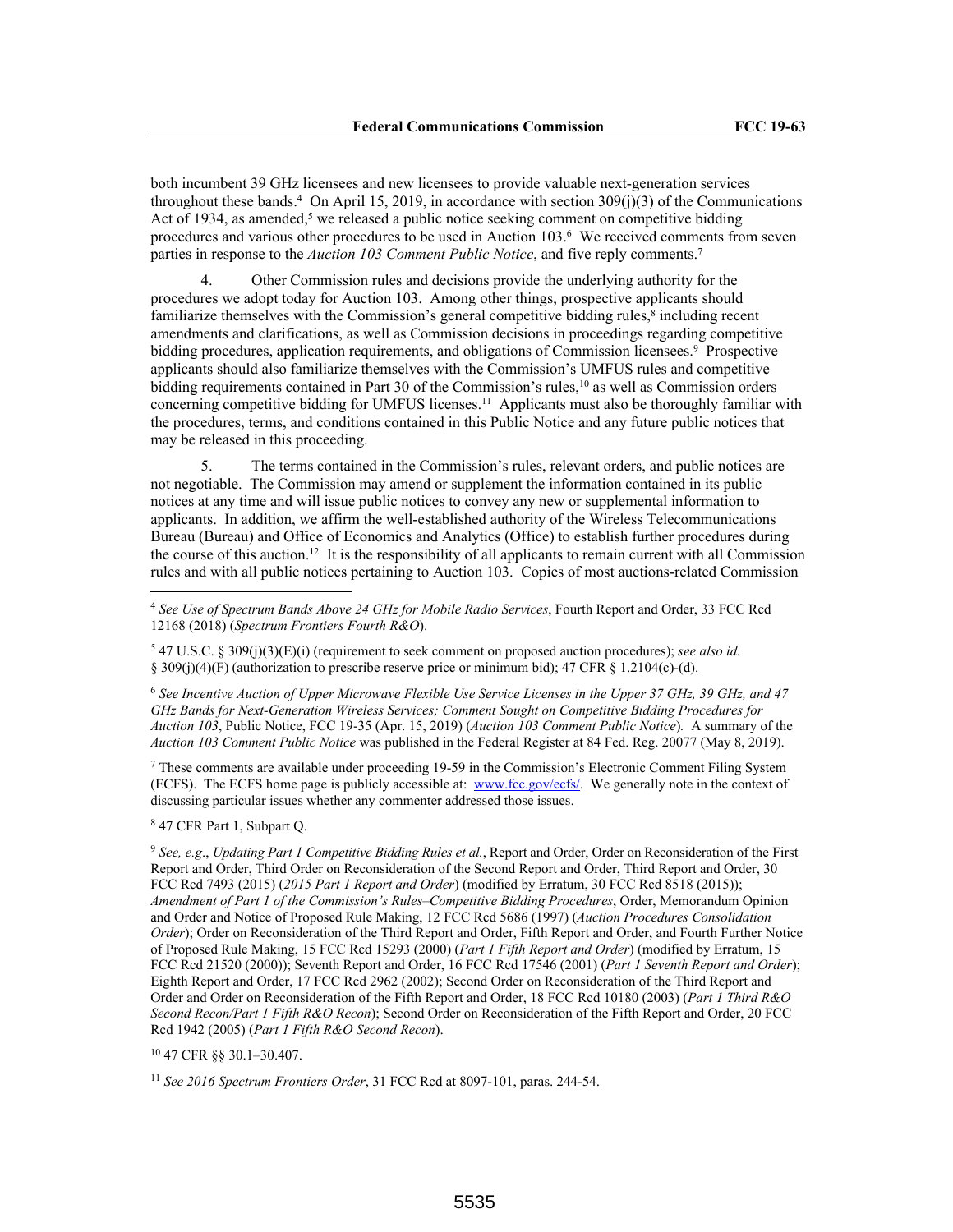both incumbent 39 GHz licensees and new licensees to provide valuable next-generation services throughout these bands.[4] On April 15, 2019, in accordance with section 309(j)(3) of the Communications Act of 1934, as amended,[5] we released a public notice seeking comment on competitive bidding procedures and various other procedures to be used in Auction 103.[6] We received comments from seven parties in response to the *Auction 103 Comment Public Notice*, and five reply comments.[7]

4. Other Commission rules and decisions provide the underlying authority for the procedures we adopt today for Auction 103. Among other things, prospective applicants should familiarize themselves with the Commission's general competitive bidding rules,[8] including recent amendments and clarifications, as well as Commission decisions in proceedings regarding competitive bidding procedures, application requirements, and obligations of Commission licensees.[9] Prospective applicants should also familiarize themselves with the Commission's UMFUS rules and competitive bidding requirements contained in Part 30 of the Commission's rules,[10] as well as Commission orders concerning competitive bidding for UMFUS licenses.[11] Applicants must also be thoroughly familiar with the procedures, terms, and conditions contained in this Public Notice and any future public notices that may be released in this proceeding.

5. The terms contained in the Commission's rules, relevant orders, and public notices are not negotiable. The Commission may amend or supplement the information contained in its public notices at any time and will issue public notices to convey any new or supplemental information to applicants. In addition, we affirm the well-established authority of the Wireless Telecommunications Bureau (Bureau) and Office of Economics and Analytics (Office) to establish further procedures during the course of this auction.[12] It is the responsibility of all applicants to remain current with all Commission rules and with all public notices pertaining to Auction 103. Copies of most auctions-related Commission

---

[4] *See Use of Spectrum Bands Above 24 GHz for Mobile Radio Services*, Fourth Report and Order, 33 FCC Rcd 12168 (2018) (*Spectrum Frontiers Fourth R&O*).

[5] 47 U.S.C. § 309(j)(3)(E)(i) (requirement to seek comment on proposed auction procedures); *see also id.* § 309(j)(4)(F) (authorization to prescribe reserve price or minimum bid); 47 CFR § 1.2104(c)-(d).

[6] *See Incentive Auction of Upper Microwave Flexible Use Service Licenses in the Upper 37 GHz, 39 GHz, and 47 GHz Bands for Next-Generation Wireless Services; Comment Sought on Competitive Bidding Procedures for Auction 103*, Public Notice, FCC 19-35 (Apr. 15, 2019) (*Auction 103 Comment Public Notice*). A summary of the *Auction 103 Comment Public Notice* was published in the Federal Register at 84 Fed. Reg. 20077 (May 8, 2019).

[7] These comments are available under proceeding 19-59 in the Commission's Electronic Comment Filing System (ECFS). The ECFS home page is publicly accessible at: www.fcc.gov/ecfs/. We generally note in the context of discussing particular issues whether any commenter addressed those issues.

[8] 47 CFR Part 1, Subpart Q.

[9] *See, e.g*., *Updating Part 1 Competitive Bidding Rules et al.*, Report and Order, Order on Reconsideration of the First Report and Order, Third Order on Reconsideration of the Second Report and Order, Third Report and Order, 30 FCC Rcd 7493 (2015) (*2015 Part 1 Report and Order*) (modified by Erratum, 30 FCC Rcd 8518 (2015)); *Amendment of Part 1 of the Commission's Rules–Competitive Bidding Procedures*, Order, Memorandum Opinion and Order and Notice of Proposed Rule Making, 12 FCC Rcd 5686 (1997) (*Auction Procedures Consolidation Order*); Order on Reconsideration of the Third Report and Order, Fifth Report and Order, and Fourth Further Notice of Proposed Rule Making, 15 FCC Rcd 15293 (2000) (*Part 1 Fifth Report and Order*) (modified by Erratum, 15 FCC Rcd 21520 (2000)); Seventh Report and Order, 16 FCC Rcd 17546 (2001) (*Part 1 Seventh Report and Order*); Eighth Report and Order, 17 FCC Rcd 2962 (2002); Second Order on Reconsideration of the Third Report and Order and Order on Reconsideration of the Fifth Report and Order, 18 FCC Rcd 10180 (2003) (*Part 1 Third R&O Second Recon/Part 1 Fifth R&O Recon*); Second Order on Reconsideration of the Fifth Report and Order, 20 FCC Rcd 1942 (2005) (*Part 1 Fifth R&O Second Recon*).

[10] 47 CFR §§ 30.1–30.407.

[11] *See 2016 Spectrum Frontiers Order*, 31 FCC Rcd at 8097-101, paras. 244-54.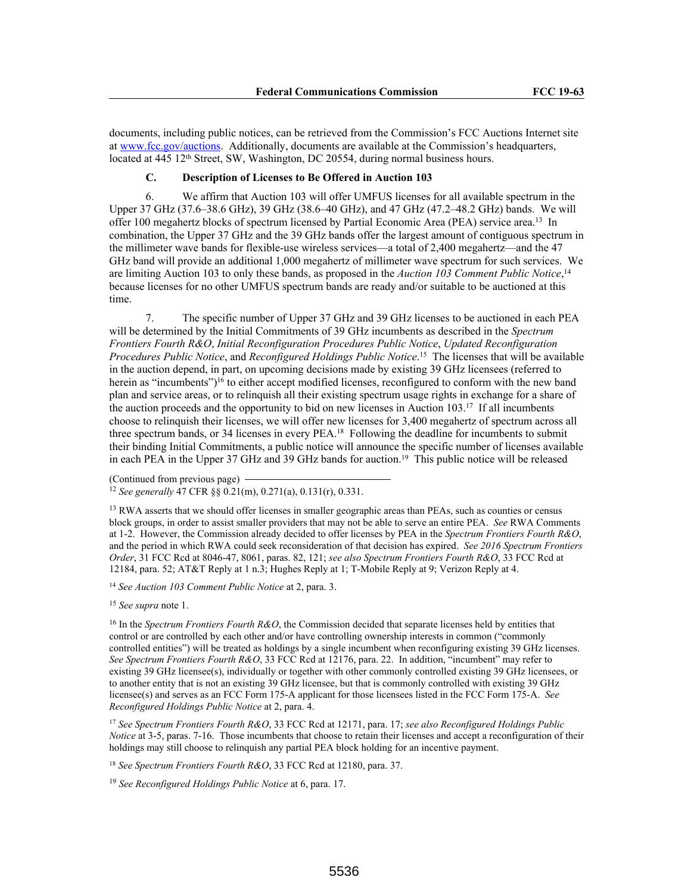documents, including public notices, can be retrieved from the Commission's FCC Auctions Internet site at www.fcc.gov/auctions. Additionally, documents are available at the Commission's headquarters, located at 445 12th Street, SW, Washington, DC 20554, during normal business hours.

### C. Description of Licenses to Be Offered in Auction 103

6. We affirm that Auction 103 will offer UMFUS licenses for all available spectrum in the Upper 37 GHz (37.6–38.6 GHz), 39 GHz (38.6–40 GHz), and 47 GHz (47.2–48.2 GHz) bands. We will offer 100 megahertz blocks of spectrum licensed by Partial Economic Area (PEA) service area.[13] In combination, the Upper 37 GHz and the 39 GHz bands offer the largest amount of contiguous spectrum in the millimeter wave bands for flexible-use wireless services—a total of 2,400 megahertz—and the 47 GHz band will provide an additional 1,000 megahertz of millimeter wave spectrum for such services. We are limiting Auction 103 to only these bands, as proposed in the *Auction 103 Comment Public Notice*,[14] because licenses for no other UMFUS spectrum bands are ready and/or suitable to be auctioned at this time.

7. The specific number of Upper 37 GHz and 39 GHz licenses to be auctioned in each PEA will be determined by the Initial Commitments of 39 GHz incumbents as described in the *Spectrum Frontiers Fourth R&O*, *Initial Reconfiguration Procedures Public Notice*, *Updated Reconfiguration Procedures Public Notice*, and *Reconfigured Holdings Public Notice*.[15] The licenses that will be available in the auction depend, in part, on upcoming decisions made by existing 39 GHz licensees (referred to herein as "incumbents")[16] to either accept modified licenses, reconfigured to conform with the new band plan and service areas, or to relinquish all their existing spectrum usage rights in exchange for a share of the auction proceeds and the opportunity to bid on new licenses in Auction 103.[17] If all incumbents choose to relinquish their licenses, we will offer new licenses for 3,400 megahertz of spectrum across all three spectrum bands, or 34 licenses in every PEA.[18] Following the deadline for incumbents to submit their binding Initial Commitments, a public notice will announce the specific number of licenses available in each PEA in the Upper 37 GHz and 39 GHz bands for auction.[19] This public notice will be released

(Continued from previous page)

[12] *See generally* 47 CFR §§ 0.21(m), 0.271(a), 0.131(r), 0.331.

[13] RWA asserts that we should offer licenses in smaller geographic areas than PEAs, such as counties or census block groups, in order to assist smaller providers that may not be able to serve an entire PEA. *See* RWA Comments at 1-2. However, the Commission already decided to offer licenses by PEA in the *Spectrum Frontiers Fourth R&O*, and the period in which RWA could seek reconsideration of that decision has expired. *See 2016 Spectrum Frontiers Order*, 31 FCC Rcd at 8046-47, 8061, paras. 82, 121; *see also Spectrum Frontiers Fourth R&O*, 33 FCC Rcd at 12184, para. 52; AT&T Reply at 1 n.3; Hughes Reply at 1; T-Mobile Reply at 9; Verizon Reply at 4.

[14] *See Auction 103 Comment Public Notice* at 2, para. 3.

[15] *See supra* note 1.

[16] In the *Spectrum Frontiers Fourth R&O*, the Commission decided that separate licenses held by entities that control or are controlled by each other and/or have controlling ownership interests in common ("commonly controlled entities") will be treated as holdings by a single incumbent when reconfiguring existing 39 GHz licenses. *See Spectrum Frontiers Fourth R&O*, 33 FCC Rcd at 12176, para. 22. In addition, "incumbent" may refer to existing 39 GHz licensee(s), individually or together with other commonly controlled existing 39 GHz licensees, or to another entity that is not an existing 39 GHz licensee, but that is commonly controlled with existing 39 GHz licensee(s) and serves as an FCC Form 175-A applicant for those licensees listed in the FCC Form 175-A. *See Reconfigured Holdings Public Notice* at 2, para. 4.

[17] *See Spectrum Frontiers Fourth R&O*, 33 FCC Rcd at 12171, para. 17; *see also Reconfigured Holdings Public Notice* at 3-5, paras. 7-16. Those incumbents that choose to retain their licenses and accept a reconfiguration of their holdings may still choose to relinquish any partial PEA block holding for an incentive payment.

[18] *See Spectrum Frontiers Fourth R&O*, 33 FCC Rcd at 12180, para. 37.

[19] *See Reconfigured Holdings Public Notice* at 6, para. 17.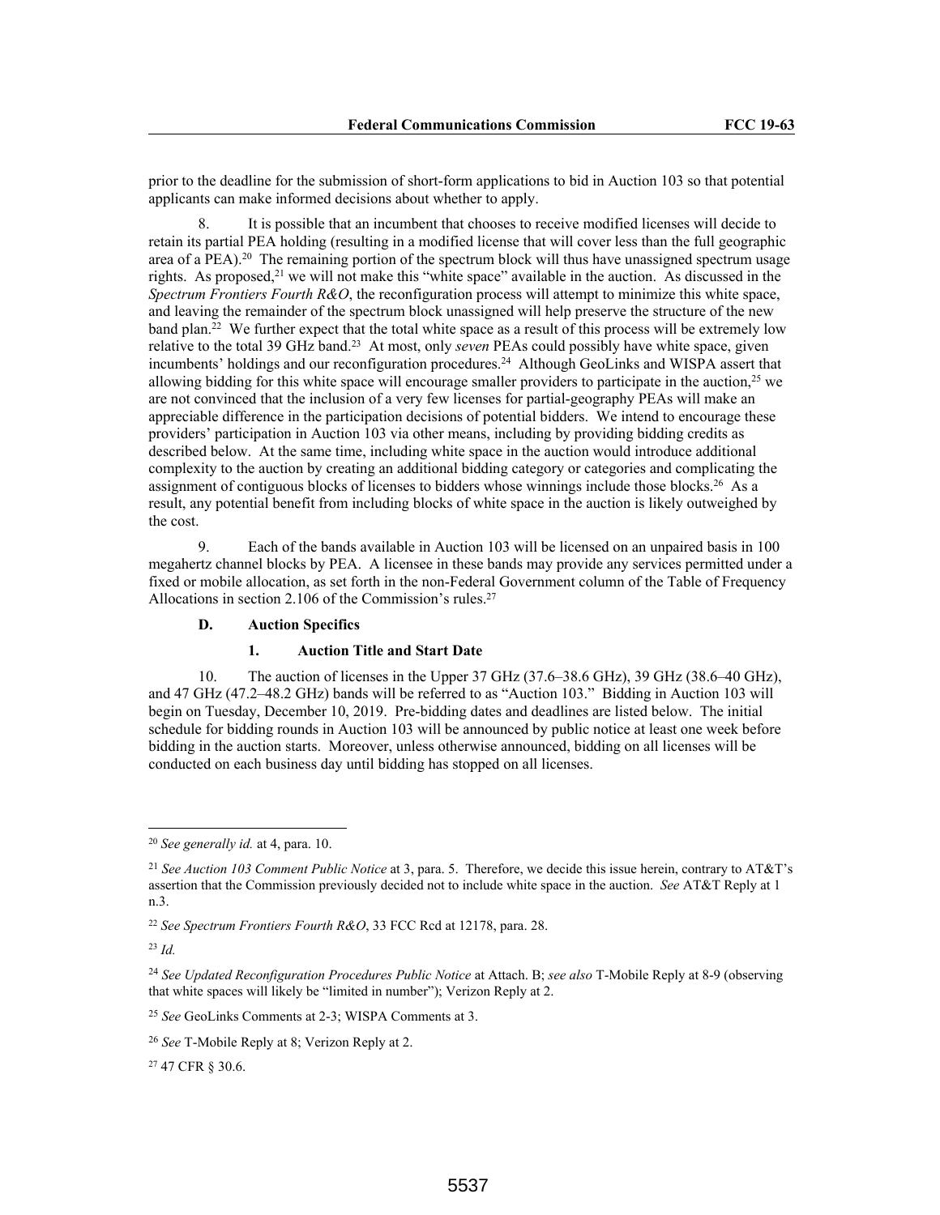prior to the deadline for the submission of short-form applications to bid in Auction 103 so that potential applicants can make informed decisions about whether to apply.

8. It is possible that an incumbent that chooses to receive modified licenses will decide to retain its partial PEA holding (resulting in a modified license that will cover less than the full geographic area of a PEA).[20] The remaining portion of the spectrum block will thus have unassigned spectrum usage rights. As proposed,[21] we will not make this "white space" available in the auction. As discussed in the *Spectrum Frontiers Fourth R&O*, the reconfiguration process will attempt to minimize this white space, and leaving the remainder of the spectrum block unassigned will help preserve the structure of the new band plan.[22] We further expect that the total white space as a result of this process will be extremely low relative to the total 39 GHz band.[23] At most, only *seven* PEAs could possibly have white space, given incumbents' holdings and our reconfiguration procedures.[24] Although GeoLinks and WISPA assert that allowing bidding for this white space will encourage smaller providers to participate in the auction,[25] we are not convinced that the inclusion of a very few licenses for partial-geography PEAs will make an appreciable difference in the participation decisions of potential bidders. We intend to encourage these providers' participation in Auction 103 via other means, including by providing bidding credits as described below. At the same time, including white space in the auction would introduce additional complexity to the auction by creating an additional bidding category or categories and complicating the assignment of contiguous blocks of licenses to bidders whose winnings include those blocks.[26] As a result, any potential benefit from including blocks of white space in the auction is likely outweighed by the cost.

9. Each of the bands available in Auction 103 will be licensed on an unpaired basis in 100 megahertz channel blocks by PEA. A licensee in these bands may provide any services permitted under a fixed or mobile allocation, as set forth in the non-Federal Government column of the Table of Frequency Allocations in section 2.106 of the Commission's rules.[27]

### D. Auction Specifics

#### 1. Auction Title and Start Date

10. The auction of licenses in the Upper 37 GHz (37.6–38.6 GHz), 39 GHz (38.6–40 GHz), and 47 GHz (47.2–48.2 GHz) bands will be referred to as "Auction 103." Bidding in Auction 103 will begin on Tuesday, December 10, 2019. Pre-bidding dates and deadlines are listed below. The initial schedule for bidding rounds in Auction 103 will be announced by public notice at least one week before bidding in the auction starts. Moreover, unless otherwise announced, bidding on all licenses will be conducted on each business day until bidding has stopped on all licenses.

---

[20] *See generally id.* at 4, para. 10.

[21] *See Auction 103 Comment Public Notice* at 3, para. 5. Therefore, we decide this issue herein, contrary to AT&T's assertion that the Commission previously decided not to include white space in the auction. *See* AT&T Reply at 1 n.3.

[22] *See Spectrum Frontiers Fourth R&O*, 33 FCC Rcd at 12178, para. 28.

[23] *Id.*

[24] *See Updated Reconfiguration Procedures Public Notice* at Attach. B; *see also* T-Mobile Reply at 8-9 (observing that white spaces will likely be "limited in number"); Verizon Reply at 2.

[25] *See* GeoLinks Comments at 2-3; WISPA Comments at 3.

[26] *See* T-Mobile Reply at 8; Verizon Reply at 2.

[27] 47 CFR § 30.6.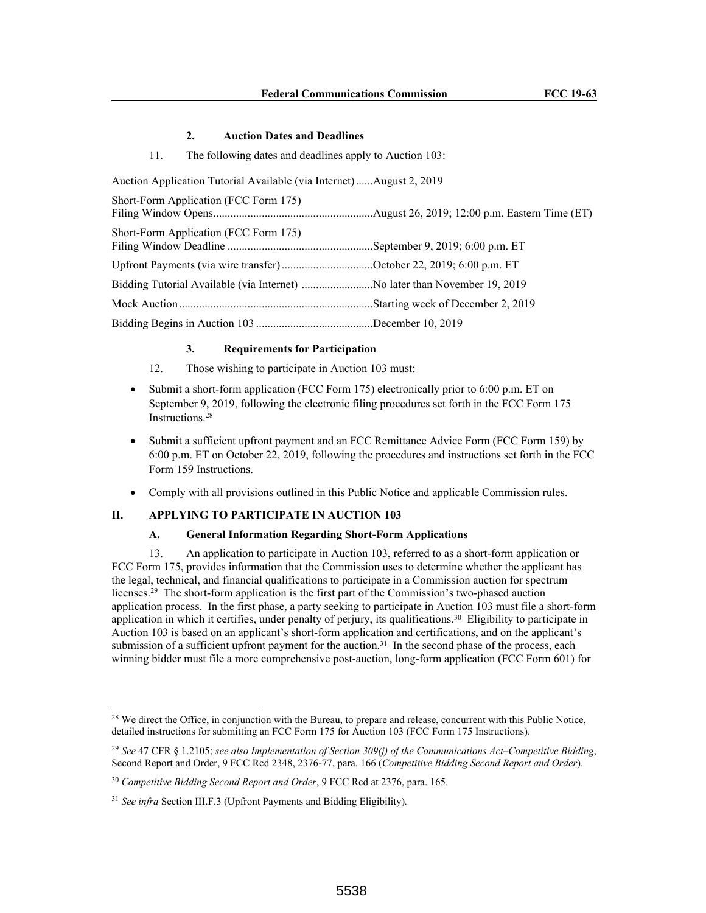### 2. Auction Dates and Deadlines

11. The following dates and deadlines apply to Auction 103:

Auction Application Tutorial Available (via Internet)......August 2, 2019

Short-Form Application (FCC Form 175)
Filing Window Opens........................................................August 26, 2019; 12:00 p.m. Eastern Time (ET)

Short-Form Application (FCC Form 175)
Filing Window Deadline ...................................................September 9, 2019; 6:00 p.m. ET

Upfront Payments (via wire transfer)................................October 22, 2019; 6:00 p.m. ET

Bidding Tutorial Available (via Internet) .........................No later than November 19, 2019

Mock Auction...................................................................Starting week of December 2, 2019

Bidding Begins in Auction 103 .........................................December 10, 2019

### 3. Requirements for Participation

12. Those wishing to participate in Auction 103 must:

- Submit a short-form application (FCC Form 175) electronically prior to 6:00 p.m. ET on September 9, 2019, following the electronic filing procedures set forth in the FCC Form 175 Instructions.[28]
- Submit a sufficient upfront payment and an FCC Remittance Advice Form (FCC Form 159) by 6:00 p.m. ET on October 22, 2019, following the procedures and instructions set forth in the FCC Form 159 Instructions.
- Comply with all provisions outlined in this Public Notice and applicable Commission rules.

## II. APPLYING TO PARTICIPATE IN AUCTION 103

### A. General Information Regarding Short-Form Applications

13. An application to participate in Auction 103, referred to as a short-form application or FCC Form 175, provides information that the Commission uses to determine whether the applicant has the legal, technical, and financial qualifications to participate in a Commission auction for spectrum licenses.[29] The short-form application is the first part of the Commission's two-phased auction application process. In the first phase, a party seeking to participate in Auction 103 must file a short-form application in which it certifies, under penalty of perjury, its qualifications.[30] Eligibility to participate in Auction 103 is based on an applicant's short-form application and certifications, and on the applicant's submission of a sufficient upfront payment for the auction.[31] In the second phase of the process, each winning bidder must file a more comprehensive post-auction, long-form application (FCC Form 601) for

---

[28] We direct the Office, in conjunction with the Bureau, to prepare and release, concurrent with this Public Notice, detailed instructions for submitting an FCC Form 175 for Auction 103 (FCC Form 175 Instructions).

[29] *See* 47 CFR § 1.2105; *see also Implementation of Section 309(j) of the Communications Act–Competitive Bidding*, Second Report and Order, 9 FCC Rcd 2348, 2376-77, para. 166 (*Competitive Bidding Second Report and Order*).

[30] *Competitive Bidding Second Report and Order*, 9 FCC Rcd at 2376, para. 165.

[31] *See infra* Section III.F.3 (Upfront Payments and Bidding Eligibility).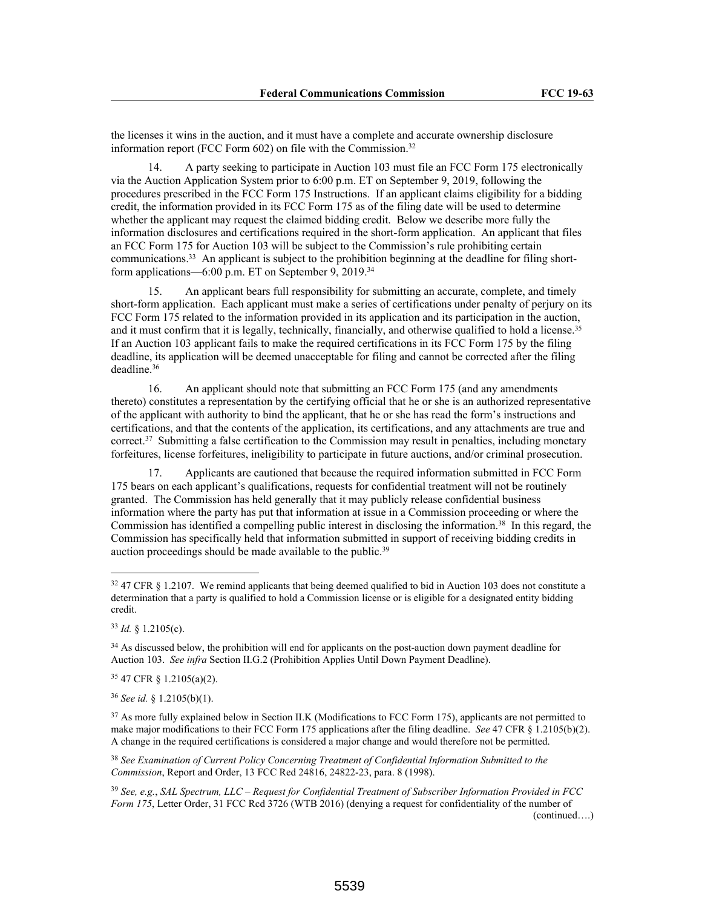the licenses it wins in the auction, and it must have a complete and accurate ownership disclosure information report (FCC Form 602) on file with the Commission.[32]

14. A party seeking to participate in Auction 103 must file an FCC Form 175 electronically via the Auction Application System prior to 6:00 p.m. ET on September 9, 2019, following the procedures prescribed in the FCC Form 175 Instructions. If an applicant claims eligibility for a bidding credit, the information provided in its FCC Form 175 as of the filing date will be used to determine whether the applicant may request the claimed bidding credit. Below we describe more fully the information disclosures and certifications required in the short-form application. An applicant that files an FCC Form 175 for Auction 103 will be subject to the Commission's rule prohibiting certain communications.[33] An applicant is subject to the prohibition beginning at the deadline for filing short-form applications—6:00 p.m. ET on September 9, 2019.[34]

15. An applicant bears full responsibility for submitting an accurate, complete, and timely short-form application. Each applicant must make a series of certifications under penalty of perjury on its FCC Form 175 related to the information provided in its application and its participation in the auction, and it must confirm that it is legally, technically, financially, and otherwise qualified to hold a license.[35] If an Auction 103 applicant fails to make the required certifications in its FCC Form 175 by the filing deadline, its application will be deemed unacceptable for filing and cannot be corrected after the filing deadline.[36]

16. An applicant should note that submitting an FCC Form 175 (and any amendments thereto) constitutes a representation by the certifying official that he or she is an authorized representative of the applicant with authority to bind the applicant, that he or she has read the form's instructions and certifications, and that the contents of the application, its certifications, and any attachments are true and correct.[37] Submitting a false certification to the Commission may result in penalties, including monetary forfeitures, license forfeitures, ineligibility to participate in future auctions, and/or criminal prosecution.

17. Applicants are cautioned that because the required information submitted in FCC Form 175 bears on each applicant's qualifications, requests for confidential treatment will not be routinely granted. The Commission has held generally that it may publicly release confidential business information where the party has put that information at issue in a Commission proceeding or where the Commission has identified a compelling public interest in disclosing the information.[38] In this regard, the Commission has specifically held that information submitted in support of receiving bidding credits in auction proceedings should be made available to the public.[39]

---

[32] 47 CFR § 1.2107. We remind applicants that being deemed qualified to bid in Auction 103 does not constitute a determination that a party is qualified to hold a Commission license or is eligible for a designated entity bidding credit.

[33] *Id.* § 1.2105(c).

[34] As discussed below, the prohibition will end for applicants on the post-auction down payment deadline for Auction 103. *See infra* Section II.G.2 (Prohibition Applies Until Down Payment Deadline).

[35] 47 CFR § 1.2105(a)(2).

[36] *See id.* § 1.2105(b)(1).

[37] As more fully explained below in Section II.K (Modifications to FCC Form 175), applicants are not permitted to make major modifications to their FCC Form 175 applications after the filing deadline. *See* 47 CFR § 1.2105(b)(2). A change in the required certifications is considered a major change and would therefore not be permitted.

[38] *See Examination of Current Policy Concerning Treatment of Confidential Information Submitted to the Commission*, Report and Order, 13 FCC Rcd 24816, 24822-23, para. 8 (1998).

[39] *See, e.g.*, *SAL Spectrum, LLC – Request for Confidential Treatment of Subscriber Information Provided in FCC Form 175*, Letter Order, 31 FCC Rcd 3726 (WTB 2016) (denying a request for confidentiality of the number of

(continued….)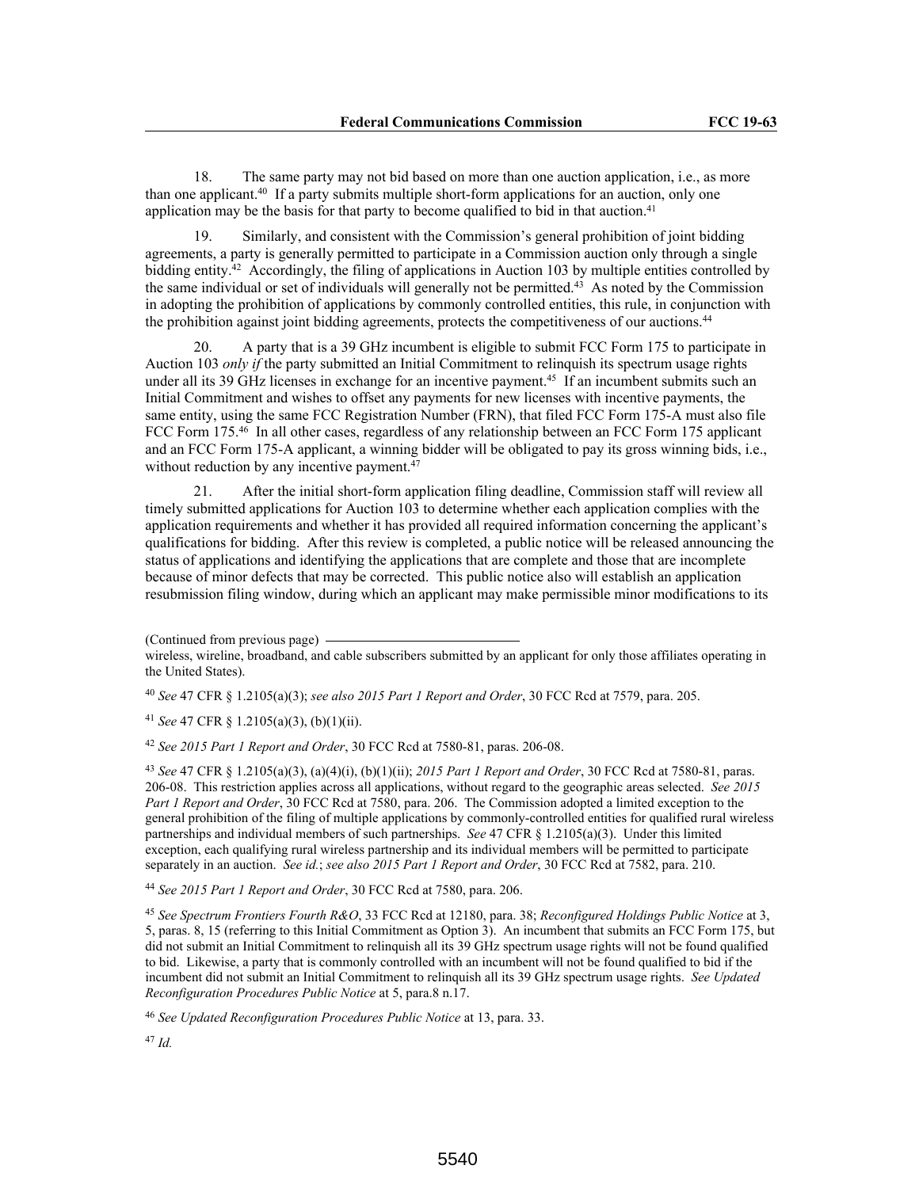18. The same party may not bid based on more than one auction application, i.e., as more than one applicant.[40] If a party submits multiple short-form applications for an auction, only one application may be the basis for that party to become qualified to bid in that auction.[41]

19. Similarly, and consistent with the Commission's general prohibition of joint bidding agreements, a party is generally permitted to participate in a Commission auction only through a single bidding entity.[42] Accordingly, the filing of applications in Auction 103 by multiple entities controlled by the same individual or set of individuals will generally not be permitted.[43] As noted by the Commission in adopting the prohibition of applications by commonly controlled entities, this rule, in conjunction with the prohibition against joint bidding agreements, protects the competitiveness of our auctions.[44]

20. A party that is a 39 GHz incumbent is eligible to submit FCC Form 175 to participate in Auction 103 *only if* the party submitted an Initial Commitment to relinquish its spectrum usage rights under all its 39 GHz licenses in exchange for an incentive payment.[45] If an incumbent submits such an Initial Commitment and wishes to offset any payments for new licenses with incentive payments, the same entity, using the same FCC Registration Number (FRN), that filed FCC Form 175-A must also file FCC Form 175.[46] In all other cases, regardless of any relationship between an FCC Form 175 applicant and an FCC Form 175-A applicant, a winning bidder will be obligated to pay its gross winning bids, i.e., without reduction by any incentive payment.[47]

21. After the initial short-form application filing deadline, Commission staff will review all timely submitted applications for Auction 103 to determine whether each application complies with the application requirements and whether it has provided all required information concerning the applicant's qualifications for bidding. After this review is completed, a public notice will be released announcing the status of applications and identifying the applications that are complete and those that are incomplete because of minor defects that may be corrected. This public notice also will establish an application resubmission filing window, during which an applicant may make permissible minor modifications to its

(Continued from previous page)

wireless, wireline, broadband, and cable subscribers submitted by an applicant for only those affiliates operating in the United States).

[40] *See* 47 CFR § 1.2105(a)(3); *see also 2015 Part 1 Report and Order*, 30 FCC Rcd at 7579, para. 205.

[41] *See* 47 CFR § 1.2105(a)(3), (b)(1)(ii).

[42] *See 2015 Part 1 Report and Order*, 30 FCC Rcd at 7580-81, paras. 206-08.

[43] *See* 47 CFR § 1.2105(a)(3), (a)(4)(i), (b)(1)(ii); *2015 Part 1 Report and Order*, 30 FCC Rcd at 7580-81, paras. 206-08. This restriction applies across all applications, without regard to the geographic areas selected. *See 2015 Part 1 Report and Order*, 30 FCC Rcd at 7580, para. 206. The Commission adopted a limited exception to the general prohibition of the filing of multiple applications by commonly-controlled entities for qualified rural wireless partnerships and individual members of such partnerships. *See* 47 CFR § 1.2105(a)(3). Under this limited exception, each qualifying rural wireless partnership and its individual members will be permitted to participate separately in an auction. *See id.*; *see also 2015 Part 1 Report and Order*, 30 FCC Rcd at 7582, para. 210.

[44] *See 2015 Part 1 Report and Order*, 30 FCC Rcd at 7580, para. 206.

[45] *See Spectrum Frontiers Fourth R&O*, 33 FCC Rcd at 12180, para. 38; *Reconfigured Holdings Public Notice* at 3, 5, paras. 8, 15 (referring to this Initial Commitment as Option 3). An incumbent that submits an FCC Form 175, but did not submit an Initial Commitment to relinquish all its 39 GHz spectrum usage rights will not be found qualified to bid. Likewise, a party that is commonly controlled with an incumbent will not be found qualified to bid if the incumbent did not submit an Initial Commitment to relinquish all its 39 GHz spectrum usage rights. *See Updated Reconfiguration Procedures Public Notice* at 5, para.8 n.17.

[46] *See Updated Reconfiguration Procedures Public Notice* at 13, para. 33.

[47] *Id.*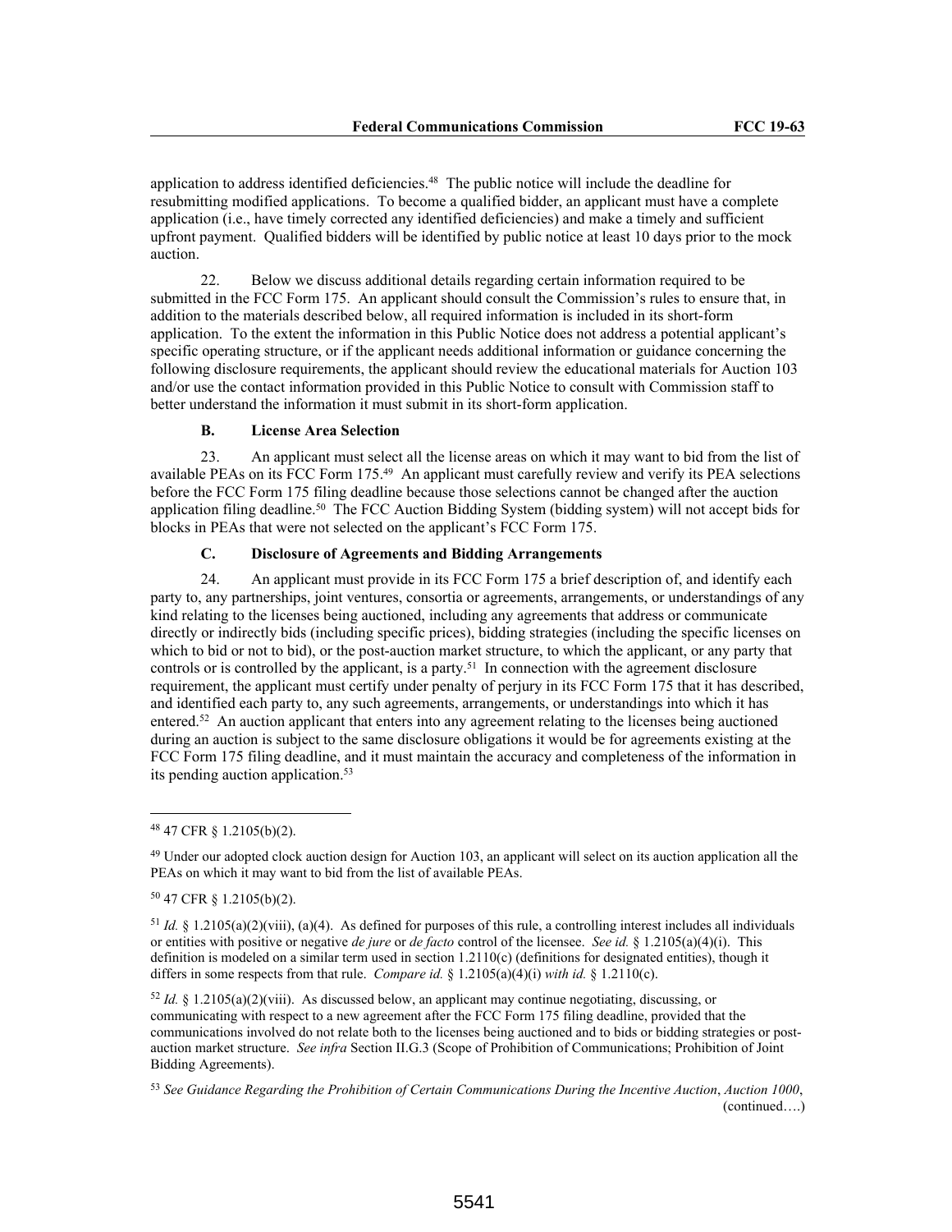application to address identified deficiencies.[48] The public notice will include the deadline for resubmitting modified applications. To become a qualified bidder, an applicant must have a complete application (i.e., have timely corrected any identified deficiencies) and make a timely and sufficient upfront payment. Qualified bidders will be identified by public notice at least 10 days prior to the mock auction.

22. Below we discuss additional details regarding certain information required to be submitted in the FCC Form 175. An applicant should consult the Commission's rules to ensure that, in addition to the materials described below, all required information is included in its short-form application. To the extent the information in this Public Notice does not address a potential applicant's specific operating structure, or if the applicant needs additional information or guidance concerning the following disclosure requirements, the applicant should review the educational materials for Auction 103 and/or use the contact information provided in this Public Notice to consult with Commission staff to better understand the information it must submit in its short-form application.

### B. License Area Selection

23. An applicant must select all the license areas on which it may want to bid from the list of available PEAs on its FCC Form 175.[49] An applicant must carefully review and verify its PEA selections before the FCC Form 175 filing deadline because those selections cannot be changed after the auction application filing deadline.[50] The FCC Auction Bidding System (bidding system) will not accept bids for blocks in PEAs that were not selected on the applicant's FCC Form 175.

### C. Disclosure of Agreements and Bidding Arrangements

24. An applicant must provide in its FCC Form 175 a brief description of, and identify each party to, any partnerships, joint ventures, consortia or agreements, arrangements, or understandings of any kind relating to the licenses being auctioned, including any agreements that address or communicate directly or indirectly bids (including specific prices), bidding strategies (including the specific licenses on which to bid or not to bid), or the post-auction market structure, to which the applicant, or any party that controls or is controlled by the applicant, is a party.[51] In connection with the agreement disclosure requirement, the applicant must certify under penalty of perjury in its FCC Form 175 that it has described, and identified each party to, any such agreements, arrangements, or understandings into which it has entered.[52] An auction applicant that enters into any agreement relating to the licenses being auctioned during an auction is subject to the same disclosure obligations it would be for agreements existing at the FCC Form 175 filing deadline, and it must maintain the accuracy and completeness of the information in its pending auction application.[53]

---

[48] 47 CFR § 1.2105(b)(2).

[49] Under our adopted clock auction design for Auction 103, an applicant will select on its auction application all the PEAs on which it may want to bid from the list of available PEAs.

[50] 47 CFR § 1.2105(b)(2).

[51] *Id.* § 1.2105(a)(2)(viii), (a)(4). As defined for purposes of this rule, a controlling interest includes all individuals or entities with positive or negative *de jure* or *de facto* control of the licensee. *See id.* § 1.2105(a)(4)(i). This definition is modeled on a similar term used in section 1.2110(c) (definitions for designated entities), though it differs in some respects from that rule. *Compare id.* § 1.2105(a)(4)(i) *with id.* § 1.2110(c).

[52] *Id.* § 1.2105(a)(2)(viii). As discussed below, an applicant may continue negotiating, discussing, or communicating with respect to a new agreement after the FCC Form 175 filing deadline, provided that the communications involved do not relate both to the licenses being auctioned and to bids or bidding strategies or post-auction market structure. *See infra* Section II.G.3 (Scope of Prohibition of Communications; Prohibition of Joint Bidding Agreements).

[53] *See Guidance Regarding the Prohibition of Certain Communications During the Incentive Auction*, *Auction 1000*, (continued….)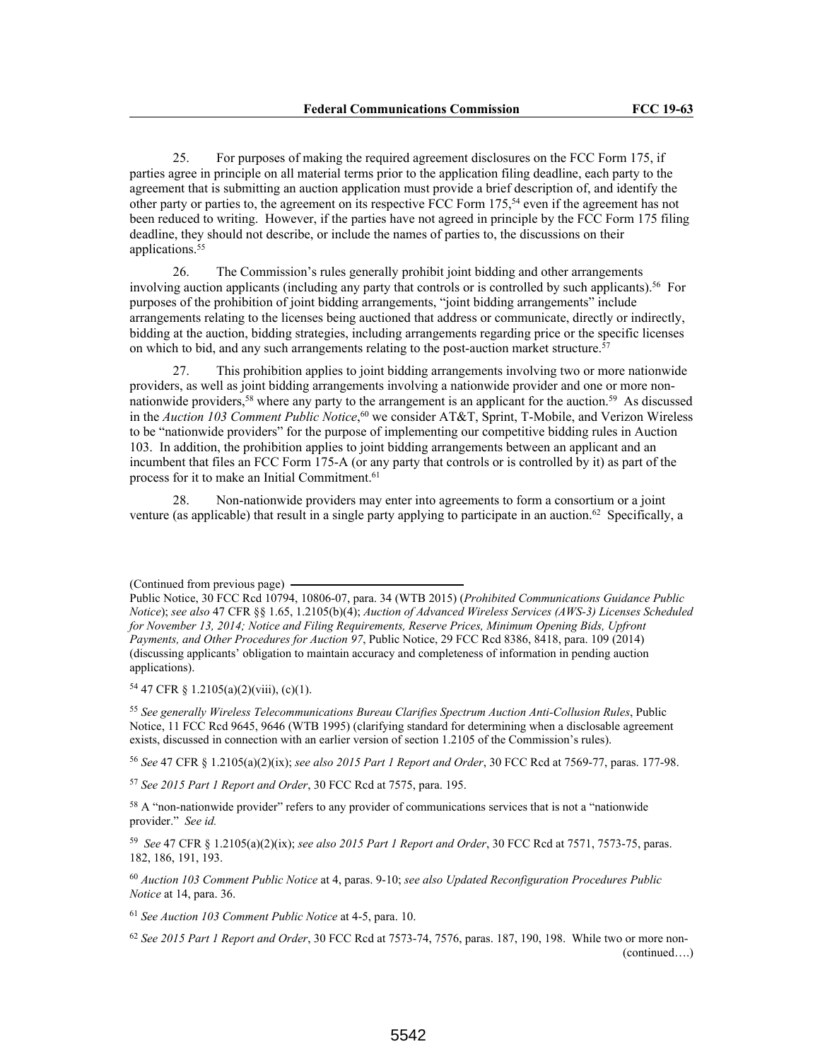25. For purposes of making the required agreement disclosures on the FCC Form 175, if parties agree in principle on all material terms prior to the application filing deadline, each party to the agreement that is submitting an auction application must provide a brief description of, and identify the other party or parties to, the agreement on its respective FCC Form 175,[54] even if the agreement has not been reduced to writing. However, if the parties have not agreed in principle by the FCC Form 175 filing deadline, they should not describe, or include the names of parties to, the discussions on their applications.[55]

26. The Commission's rules generally prohibit joint bidding and other arrangements involving auction applicants (including any party that controls or is controlled by such applicants).[56] For purposes of the prohibition of joint bidding arrangements, "joint bidding arrangements" include arrangements relating to the licenses being auctioned that address or communicate, directly or indirectly, bidding at the auction, bidding strategies, including arrangements regarding price or the specific licenses on which to bid, and any such arrangements relating to the post-auction market structure.[57]

27. This prohibition applies to joint bidding arrangements involving two or more nationwide providers, as well as joint bidding arrangements involving a nationwide provider and one or more non-nationwide providers,[58] where any party to the arrangement is an applicant for the auction.[59] As discussed in the *Auction 103 Comment Public Notice*,[60] we consider AT&T, Sprint, T-Mobile, and Verizon Wireless to be "nationwide providers" for the purpose of implementing our competitive bidding rules in Auction 103. In addition, the prohibition applies to joint bidding arrangements between an applicant and an incumbent that files an FCC Form 175-A (or any party that controls or is controlled by it) as part of the process for it to make an Initial Commitment.[61]

28. Non-nationwide providers may enter into agreements to form a consortium or a joint venture (as applicable) that result in a single party applying to participate in an auction.[62] Specifically, a

---

(Continued from previous page)
Public Notice, 30 FCC Rcd 10794, 10806-07, para. 34 (WTB 2015) (*Prohibited Communications Guidance Public Notice*); *see also* 47 CFR §§ 1.65, 1.2105(b)(4); *Auction of Advanced Wireless Services (AWS-3) Licenses Scheduled for November 13, 2014; Notice and Filing Requirements, Reserve Prices, Minimum Opening Bids, Upfront Payments, and Other Procedures for Auction 97*, Public Notice, 29 FCC Rcd 8386, 8418, para. 109 (2014) (discussing applicants' obligation to maintain accuracy and completeness of information in pending auction applications).

[54] 47 CFR § 1.2105(a)(2)(viii), (c)(1).

[55] *See generally Wireless Telecommunications Bureau Clarifies Spectrum Auction Anti-Collusion Rules*, Public Notice, 11 FCC Rcd 9645, 9646 (WTB 1995) (clarifying standard for determining when a disclosable agreement exists, discussed in connection with an earlier version of section 1.2105 of the Commission's rules).

[56] *See* 47 CFR § 1.2105(a)(2)(ix); *see also 2015 Part 1 Report and Order*, 30 FCC Rcd at 7569-77, paras. 177-98.

[57] *See 2015 Part 1 Report and Order*, 30 FCC Rcd at 7575, para. 195.

[58] A "non-nationwide provider" refers to any provider of communications services that is not a "nationwide provider." *See id.*

[59] *See* 47 CFR § 1.2105(a)(2)(ix); *see also 2015 Part 1 Report and Order*, 30 FCC Rcd at 7571, 7573-75, paras. 182, 186, 191, 193.

[60] *Auction 103 Comment Public Notice* at 4, paras. 9-10; *see also Updated Reconfiguration Procedures Public Notice* at 14, para. 36.

[61] *See Auction 103 Comment Public Notice* at 4-5, para. 10.

[62] *See 2015 Part 1 Report and Order*, 30 FCC Rcd at 7573-74, 7576, paras. 187, 190, 198. While two or more non-
(continued….)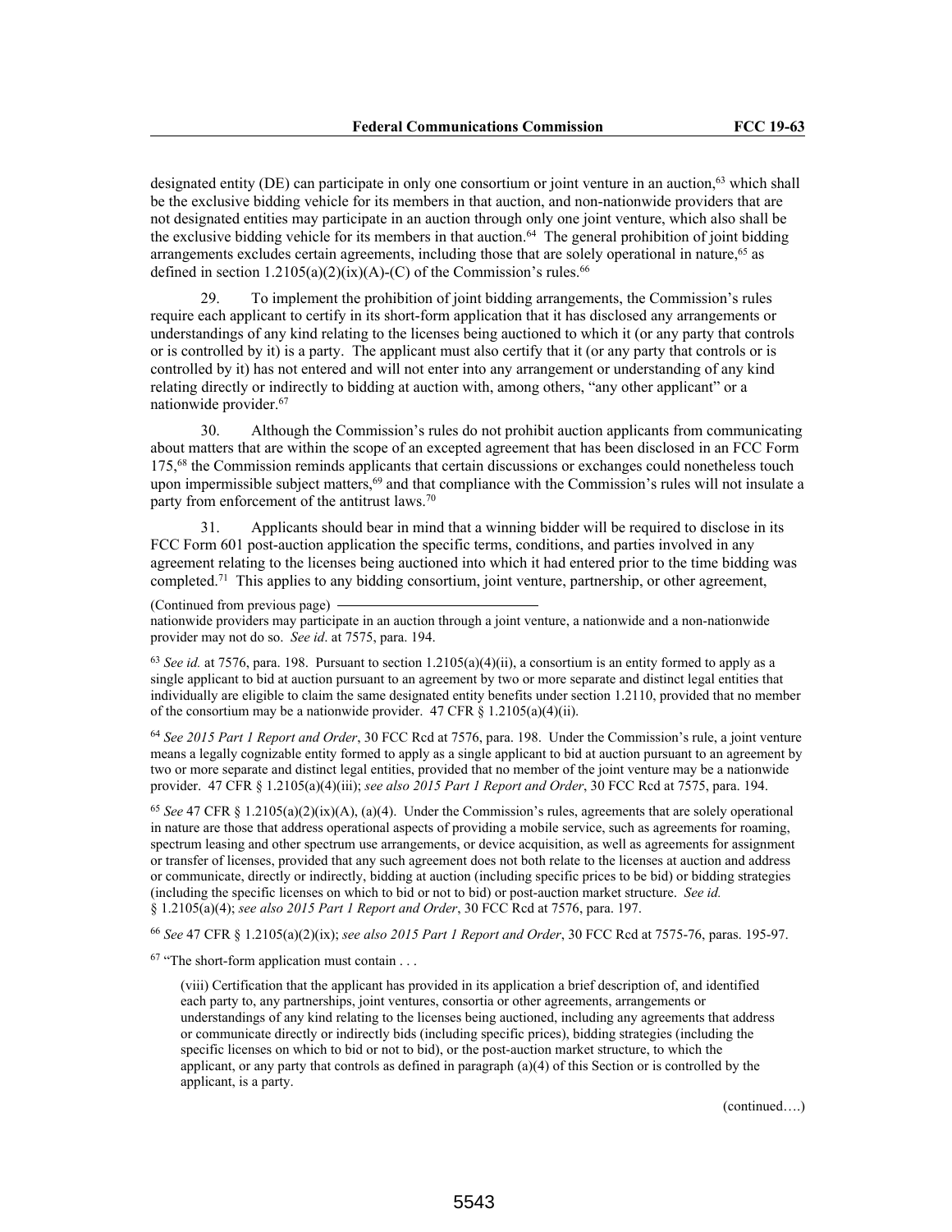designated entity (DE) can participate in only one consortium or joint venture in an auction,[63] which shall be the exclusive bidding vehicle for its members in that auction, and non-nationwide providers that are not designated entities may participate in an auction through only one joint venture, which also shall be the exclusive bidding vehicle for its members in that auction.[64] The general prohibition of joint bidding arrangements excludes certain agreements, including those that are solely operational in nature,[65] as defined in section 1.2105(a)(2)(ix)(A)-(C) of the Commission's rules.[66]

29. To implement the prohibition of joint bidding arrangements, the Commission's rules require each applicant to certify in its short-form application that it has disclosed any arrangements or understandings of any kind relating to the licenses being auctioned to which it (or any party that controls or is controlled by it) is a party. The applicant must also certify that it (or any party that controls or is controlled by it) has not entered and will not enter into any arrangement or understanding of any kind relating directly or indirectly to bidding at auction with, among others, "any other applicant" or a nationwide provider.[67]

30. Although the Commission's rules do not prohibit auction applicants from communicating about matters that are within the scope of an excepted agreement that has been disclosed in an FCC Form 175,[68] the Commission reminds applicants that certain discussions or exchanges could nonetheless touch upon impermissible subject matters,[69] and that compliance with the Commission's rules will not insulate a party from enforcement of the antitrust laws.[70]

31. Applicants should bear in mind that a winning bidder will be required to disclose in its FCC Form 601 post-auction application the specific terms, conditions, and parties involved in any agreement relating to the licenses being auctioned into which it had entered prior to the time bidding was completed.[71] This applies to any bidding consortium, joint venture, partnership, or other agreement,

---

(Continued from previous page)
nationwide providers may participate in an auction through a joint venture, a nationwide and a non-nationwide provider may not do so. *See id*. at 7575, para. 194.

[63] *See id.* at 7576, para. 198. Pursuant to section 1.2105(a)(4)(ii), a consortium is an entity formed to apply as a single applicant to bid at auction pursuant to an agreement by two or more separate and distinct legal entities that individually are eligible to claim the same designated entity benefits under section 1.2110, provided that no member of the consortium may be a nationwide provider. 47 CFR § 1.2105(a)(4)(ii).

[64] *See 2015 Part 1 Report and Order*, 30 FCC Rcd at 7576, para. 198. Under the Commission's rule, a joint venture means a legally cognizable entity formed to apply as a single applicant to bid at auction pursuant to an agreement by two or more separate and distinct legal entities, provided that no member of the joint venture may be a nationwide provider. 47 CFR § 1.2105(a)(4)(iii); *see also 2015 Part 1 Report and Order*, 30 FCC Rcd at 7575, para. 194.

[65] *See* 47 CFR § 1.2105(a)(2)(ix)(A), (a)(4). Under the Commission's rules, agreements that are solely operational in nature are those that address operational aspects of providing a mobile service, such as agreements for roaming, spectrum leasing and other spectrum use arrangements, or device acquisition, as well as agreements for assignment or transfer of licenses, provided that any such agreement does not both relate to the licenses at auction and address or communicate, directly or indirectly, bidding at auction (including specific prices to be bid) or bidding strategies (including the specific licenses on which to bid or not to bid) or post-auction market structure. *See id.* § 1.2105(a)(4); *see also 2015 Part 1 Report and Order*, 30 FCC Rcd at 7576, para. 197.

[66] *See* 47 CFR § 1.2105(a)(2)(ix); *see also 2015 Part 1 Report and Order*, 30 FCC Rcd at 7575-76, paras. 195-97.

[67] "The short-form application must contain . . .

> (viii) Certification that the applicant has provided in its application a brief description of, and identified each party to, any partnerships, joint ventures, consortia or other agreements, arrangements or understandings of any kind relating to the licenses being auctioned, including any agreements that address or communicate directly or indirectly bids (including specific prices), bidding strategies (including the specific licenses on which to bid or not to bid), or the post-auction market structure, to which the applicant, or any party that controls as defined in paragraph (a)(4) of this Section or is controlled by the applicant, is a party.

(continued….)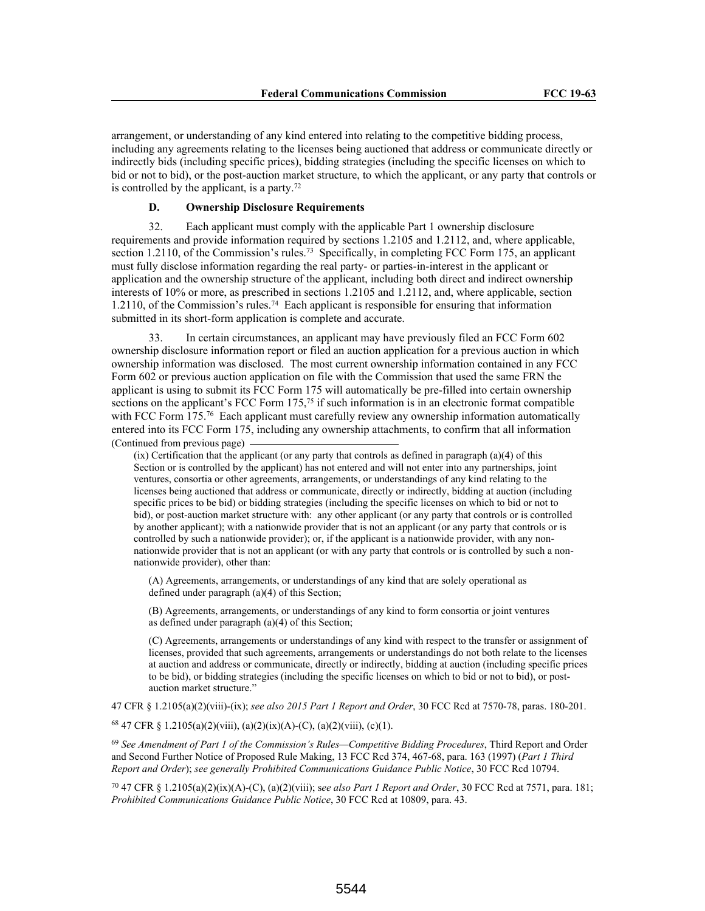arrangement, or understanding of any kind entered into relating to the competitive bidding process, including any agreements relating to the licenses being auctioned that address or communicate directly or indirectly bids (including specific prices), bidding strategies (including the specific licenses on which to bid or not to bid), or the post-auction market structure, to which the applicant, or any party that controls or is controlled by the applicant, is a party.[72]

### D. Ownership Disclosure Requirements

32. Each applicant must comply with the applicable Part 1 ownership disclosure requirements and provide information required by sections 1.2105 and 1.2112, and, where applicable, section 1.2110, of the Commission's rules.[73] Specifically, in completing FCC Form 175, an applicant must fully disclose information regarding the real party- or parties-in-interest in the applicant or application and the ownership structure of the applicant, including both direct and indirect ownership interests of 10% or more, as prescribed in sections 1.2105 and 1.2112, and, where applicable, section 1.2110, of the Commission's rules.[74] Each applicant is responsible for ensuring that information submitted in its short-form application is complete and accurate.

33. In certain circumstances, an applicant may have previously filed an FCC Form 602 ownership disclosure information report or filed an auction application for a previous auction in which ownership information was disclosed. The most current ownership information contained in any FCC Form 602 or previous auction application on file with the Commission that used the same FRN the applicant is using to submit its FCC Form 175 will automatically be pre-filled into certain ownership sections on the applicant's FCC Form 175,[75] if such information is in an electronic format compatible with FCC Form 175.[76] Each applicant must carefully review any ownership information automatically entered into its FCC Form 175, including any ownership attachments, to confirm that all information

(Continued from previous page)

(ix) Certification that the applicant (or any party that controls as defined in paragraph (a)(4) of this Section or is controlled by the applicant) has not entered and will not enter into any partnerships, joint ventures, consortia or other agreements, arrangements, or understandings of any kind relating to the licenses being auctioned that address or communicate, directly or indirectly, bidding at auction (including specific prices to be bid) or bidding strategies (including the specific licenses on which to bid or not to bid), or post-auction market structure with: any other applicant (or any party that controls or is controlled by another applicant); with a nationwide provider that is not an applicant (or any party that controls or is controlled by such a nationwide provider); or, if the applicant is a nationwide provider, with any non-nationwide provider that is not an applicant (or with any party that controls or is controlled by such a non-nationwide provider), other than:

(A) Agreements, arrangements, or understandings of any kind that are solely operational as defined under paragraph (a)(4) of this Section;

(B) Agreements, arrangements, or understandings of any kind to form consortia or joint ventures as defined under paragraph (a)(4) of this Section;

(C) Agreements, arrangements or understandings of any kind with respect to the transfer or assignment of licenses, provided that such agreements, arrangements or understandings do not both relate to the licenses at auction and address or communicate, directly or indirectly, bidding at auction (including specific prices to be bid), or bidding strategies (including the specific licenses on which to bid or not to bid), or post-auction market structure."

47 CFR § 1.2105(a)(2)(viii)-(ix); *see also 2015 Part 1 Report and Order*, 30 FCC Rcd at 7570-78, paras. 180-201.

[68] 47 CFR § 1.2105(a)(2)(viii), (a)(2)(ix)(A)-(C), (a)(2)(viii), (c)(1).

[69] *See Amendment of Part 1 of the Commission's Rules—Competitive Bidding Procedures*, Third Report and Order and Second Further Notice of Proposed Rule Making, 13 FCC Rcd 374, 467-68, para. 163 (1997) (*Part 1 Third Report and Order*); *see generally Prohibited Communications Guidance Public Notice*, 30 FCC Rcd 10794.

[70] 47 CFR § 1.2105(a)(2)(ix)(A)-(C), (a)(2)(viii); s*ee also Part 1 Report and Order*, 30 FCC Rcd at 7571, para. 181; *Prohibited Communications Guidance Public Notice*, 30 FCC Rcd at 10809, para. 43.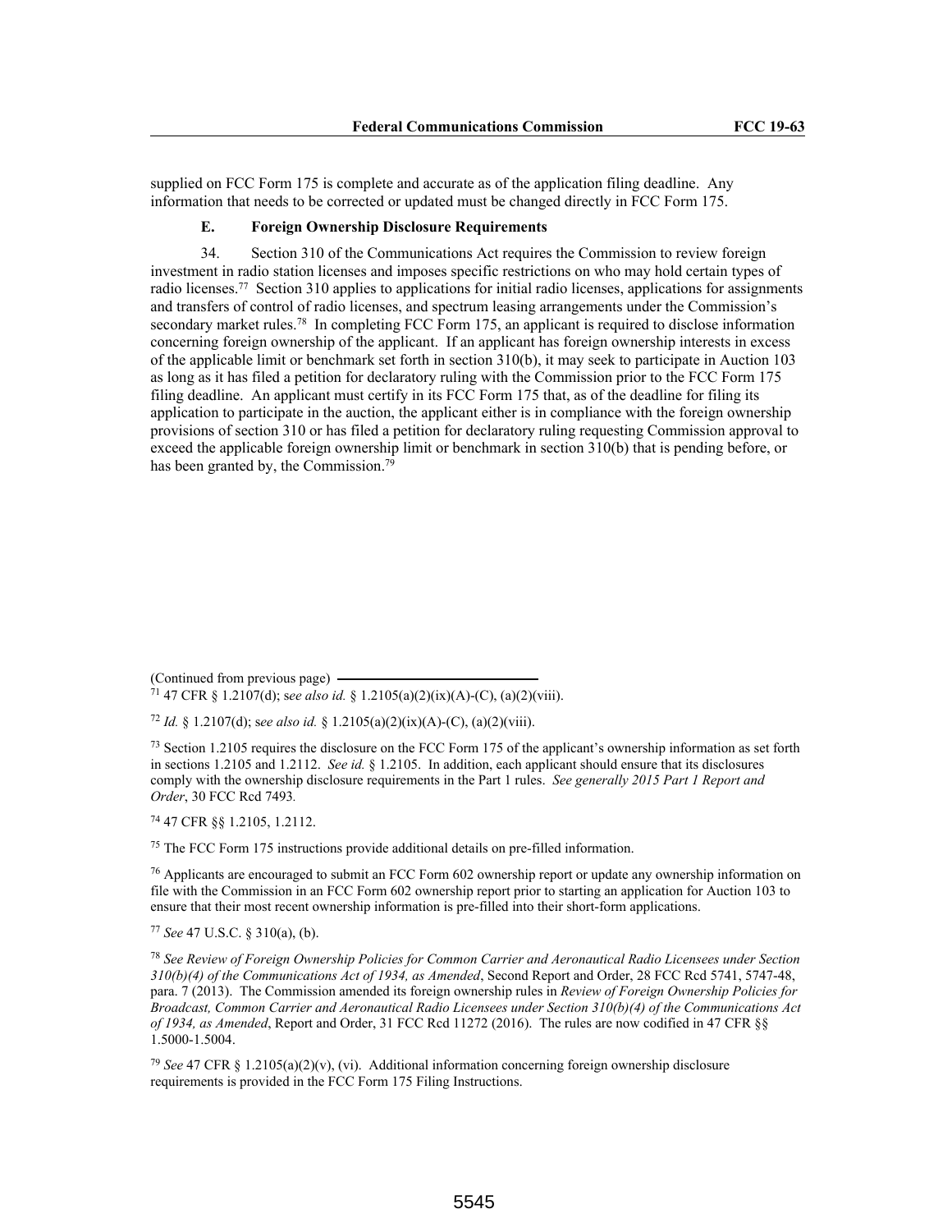supplied on FCC Form 175 is complete and accurate as of the application filing deadline. Any information that needs to be corrected or updated must be changed directly in FCC Form 175.

### E. Foreign Ownership Disclosure Requirements

34. Section 310 of the Communications Act requires the Commission to review foreign investment in radio station licenses and imposes specific restrictions on who may hold certain types of radio licenses.[77] Section 310 applies to applications for initial radio licenses, applications for assignments and transfers of control of radio licenses, and spectrum leasing arrangements under the Commission's secondary market rules.[78] In completing FCC Form 175, an applicant is required to disclose information concerning foreign ownership of the applicant. If an applicant has foreign ownership interests in excess of the applicable limit or benchmark set forth in section 310(b), it may seek to participate in Auction 103 as long as it has filed a petition for declaratory ruling with the Commission prior to the FCC Form 175 filing deadline. An applicant must certify in its FCC Form 175 that, as of the deadline for filing its application to participate in the auction, the applicant either is in compliance with the foreign ownership provisions of section 310 or has filed a petition for declaratory ruling requesting Commission approval to exceed the applicable foreign ownership limit or benchmark in section 310(b) that is pending before, or has been granted by, the Commission.[79]

---

(Continued from previous page)

[71] 47 CFR § 1.2107(d); s*ee also id.* § 1.2105(a)(2)(ix)(A)-(C), (a)(2)(viii).

[72] *Id.* § 1.2107(d); s*ee also id.* § 1.2105(a)(2)(ix)(A)-(C), (a)(2)(viii).

[73] Section 1.2105 requires the disclosure on the FCC Form 175 of the applicant's ownership information as set forth in sections 1.2105 and 1.2112. *See id.* § 1.2105. In addition, each applicant should ensure that its disclosures comply with the ownership disclosure requirements in the Part 1 rules. *See generally 2015 Part 1 Report and Order*, 30 FCC Rcd 7493*.*

[74] 47 CFR §§ 1.2105, 1.2112.

[75] The FCC Form 175 instructions provide additional details on pre-filled information.

[76] Applicants are encouraged to submit an FCC Form 602 ownership report or update any ownership information on file with the Commission in an FCC Form 602 ownership report prior to starting an application for Auction 103 to ensure that their most recent ownership information is pre-filled into their short-form applications.

[77] *See* 47 U.S.C. § 310(a), (b).

[78] *See Review of Foreign Ownership Policies for Common Carrier and Aeronautical Radio Licensees under Section 310(b)(4) of the Communications Act of 1934, as Amended*, Second Report and Order, 28 FCC Rcd 5741, 5747-48, para. 7 (2013). The Commission amended its foreign ownership rules in *Review of Foreign Ownership Policies for Broadcast, Common Carrier and Aeronautical Radio Licensees under Section 310(b)(4) of the Communications Act of 1934, as Amended*, Report and Order, 31 FCC Rcd 11272 (2016). The rules are now codified in 47 CFR §§ 1.5000-1.5004.

[79] *See* 47 CFR § 1.2105(a)(2)(v), (vi). Additional information concerning foreign ownership disclosure requirements is provided in the FCC Form 175 Filing Instructions.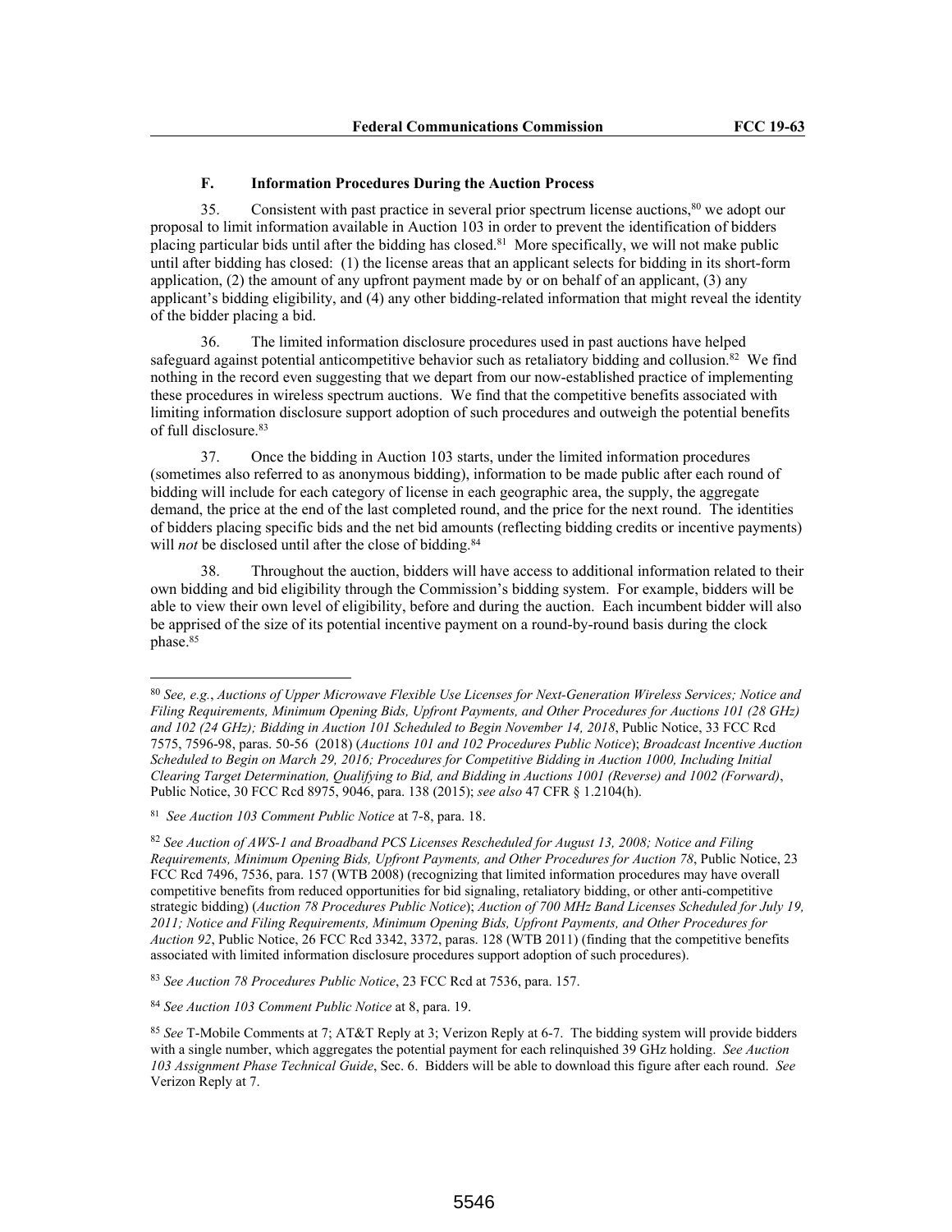### F. Information Procedures During the Auction Process

35. Consistent with past practice in several prior spectrum license auctions,[80] we adopt our proposal to limit information available in Auction 103 in order to prevent the identification of bidders placing particular bids until after the bidding has closed.[81] More specifically, we will not make public until after bidding has closed: (1) the license areas that an applicant selects for bidding in its short-form application, (2) the amount of any upfront payment made by or on behalf of an applicant, (3) any applicant's bidding eligibility, and (4) any other bidding-related information that might reveal the identity of the bidder placing a bid.

36. The limited information disclosure procedures used in past auctions have helped safeguard against potential anticompetitive behavior such as retaliatory bidding and collusion.[82] We find nothing in the record even suggesting that we depart from our now-established practice of implementing these procedures in wireless spectrum auctions. We find that the competitive benefits associated with limiting information disclosure support adoption of such procedures and outweigh the potential benefits of full disclosure.[83]

37. Once the bidding in Auction 103 starts, under the limited information procedures (sometimes also referred to as anonymous bidding), information to be made public after each round of bidding will include for each category of license in each geographic area, the supply, the aggregate demand, the price at the end of the last completed round, and the price for the next round. The identities of bidders placing specific bids and the net bid amounts (reflecting bidding credits or incentive payments) will *not* be disclosed until after the close of bidding.[84]

38. Throughout the auction, bidders will have access to additional information related to their own bidding and bid eligibility through the Commission's bidding system. For example, bidders will be able to view their own level of eligibility, before and during the auction. Each incumbent bidder will also be apprised of the size of its potential incentive payment on a round-by-round basis during the clock phase.[85]

---

[80] *See, e.g.*, *Auctions of Upper Microwave Flexible Use Licenses for Next-Generation Wireless Services; Notice and Filing Requirements, Minimum Opening Bids, Upfront Payments, and Other Procedures for Auctions 101 (28 GHz) and 102 (24 GHz); Bidding in Auction 101 Scheduled to Begin November 14, 2018*, Public Notice, 33 FCC Rcd 7575, 7596-98, paras. 50-56 (2018) (*Auctions 101 and 102 Procedures Public Notice*); *Broadcast Incentive Auction Scheduled to Begin on March 29, 2016; Procedures for Competitive Bidding in Auction 1000, Including Initial Clearing Target Determination, Qualifying to Bid, and Bidding in Auctions 1001 (Reverse) and 1002 (Forward)*, Public Notice, 30 FCC Rcd 8975, 9046, para. 138 (2015); *see also* 47 CFR § 1.2104(h).

[81] *See Auction 103 Comment Public Notice* at 7-8, para. 18.

[82] *See Auction of AWS-1 and Broadband PCS Licenses Rescheduled for August 13, 2008; Notice and Filing Requirements, Minimum Opening Bids, Upfront Payments, and Other Procedures for Auction 78*, Public Notice, 23 FCC Rcd 7496, 7536, para. 157 (WTB 2008) (recognizing that limited information procedures may have overall competitive benefits from reduced opportunities for bid signaling, retaliatory bidding, or other anti-competitive strategic bidding) (*Auction 78 Procedures Public Notice*); *Auction of 700 MHz Band Licenses Scheduled for July 19, 2011; Notice and Filing Requirements, Minimum Opening Bids, Upfront Payments, and Other Procedures for Auction 92*, Public Notice, 26 FCC Rcd 3342, 3372, paras. 128 (WTB 2011) (finding that the competitive benefits associated with limited information disclosure procedures support adoption of such procedures).

[83] *See Auction 78 Procedures Public Notice*, 23 FCC Rcd at 7536, para. 157.

[84] *See Auction 103 Comment Public Notice* at 8, para. 19.

[85] *See* T-Mobile Comments at 7; AT&T Reply at 3; Verizon Reply at 6-7. The bidding system will provide bidders with a single number, which aggregates the potential payment for each relinquished 39 GHz holding. *See Auction 103 Assignment Phase Technical Guide*, Sec. 6. Bidders will be able to download this figure after each round. *See* Verizon Reply at 7.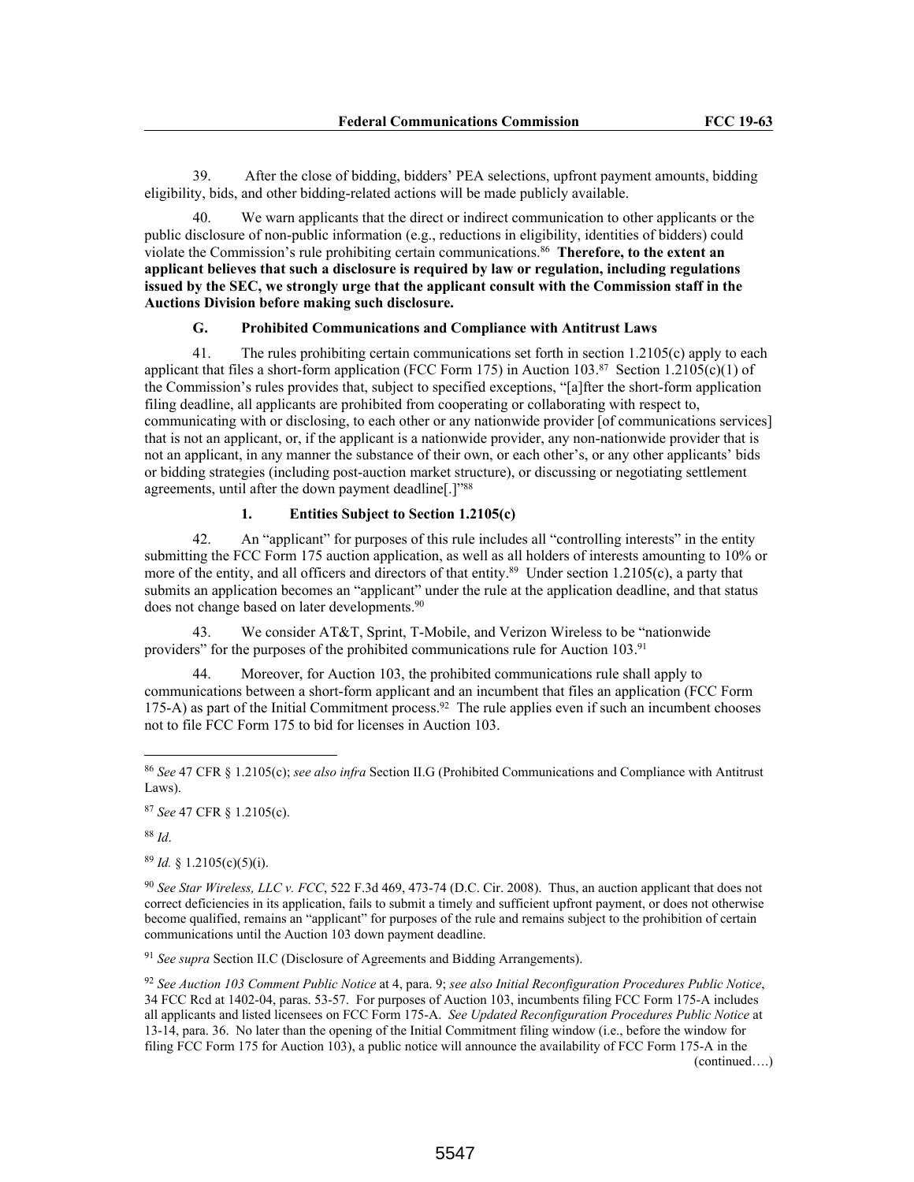39. After the close of bidding, bidders' PEA selections, upfront payment amounts, bidding eligibility, bids, and other bidding-related actions will be made publicly available.

40. We warn applicants that the direct or indirect communication to other applicants or the public disclosure of non-public information (e.g., reductions in eligibility, identities of bidders) could violate the Commission's rule prohibiting certain communications.[86] **Therefore, to the extent an applicant believes that such a disclosure is required by law or regulation, including regulations issued by the SEC, we strongly urge that the applicant consult with the Commission staff in the Auctions Division before making such disclosure.**

### G. Prohibited Communications and Compliance with Antitrust Laws

41. The rules prohibiting certain communications set forth in section 1.2105(c) apply to each applicant that files a short-form application (FCC Form 175) in Auction 103.[87] Section 1.2105(c)(1) of the Commission's rules provides that, subject to specified exceptions, "[a]fter the short-form application filing deadline, all applicants are prohibited from cooperating or collaborating with respect to, communicating with or disclosing, to each other or any nationwide provider [of communications services] that is not an applicant, or, if the applicant is a nationwide provider, any non-nationwide provider that is not an applicant, in any manner the substance of their own, or each other's, or any other applicants' bids or bidding strategies (including post-auction market structure), or discussing or negotiating settlement agreements, until after the down payment deadline[.]"[88]

#### 1. Entities Subject to Section 1.2105(c)

42. An "applicant" for purposes of this rule includes all "controlling interests" in the entity submitting the FCC Form 175 auction application, as well as all holders of interests amounting to 10% or more of the entity, and all officers and directors of that entity.[89] Under section 1.2105(c), a party that submits an application becomes an "applicant" under the rule at the application deadline, and that status does not change based on later developments.[90]

43. We consider AT&T, Sprint, T-Mobile, and Verizon Wireless to be "nationwide providers" for the purposes of the prohibited communications rule for Auction 103.[91]

44. Moreover, for Auction 103, the prohibited communications rule shall apply to communications between a short-form applicant and an incumbent that files an application (FCC Form 175-A) as part of the Initial Commitment process.[92] The rule applies even if such an incumbent chooses not to file FCC Form 175 to bid for licenses in Auction 103.

---

[86] *See* 47 CFR § 1.2105(c); *see also infra* Section II.G (Prohibited Communications and Compliance with Antitrust Laws).

[87] *See* 47 CFR § 1.2105(c).

[88] *Id*.

[89] *Id.* § 1.2105(c)(5)(i).

[90] *See Star Wireless, LLC v. FCC*, 522 F.3d 469, 473-74 (D.C. Cir. 2008). Thus, an auction applicant that does not correct deficiencies in its application, fails to submit a timely and sufficient upfront payment, or does not otherwise become qualified, remains an "applicant" for purposes of the rule and remains subject to the prohibition of certain communications until the Auction 103 down payment deadline.

[91] *See supra* Section II.C (Disclosure of Agreements and Bidding Arrangements).

[92] *See Auction 103 Comment Public Notice* at 4, para. 9; *see also Initial Reconfiguration Procedures Public Notice*, 34 FCC Rcd at 1402-04, paras. 53-57. For purposes of Auction 103, incumbents filing FCC Form 175-A includes all applicants and listed licensees on FCC Form 175-A. *See Updated Reconfiguration Procedures Public Notice* at 13-14, para. 36. No later than the opening of the Initial Commitment filing window (i.e., before the window for filing FCC Form 175 for Auction 103), a public notice will announce the availability of FCC Form 175-A in the

(continued….)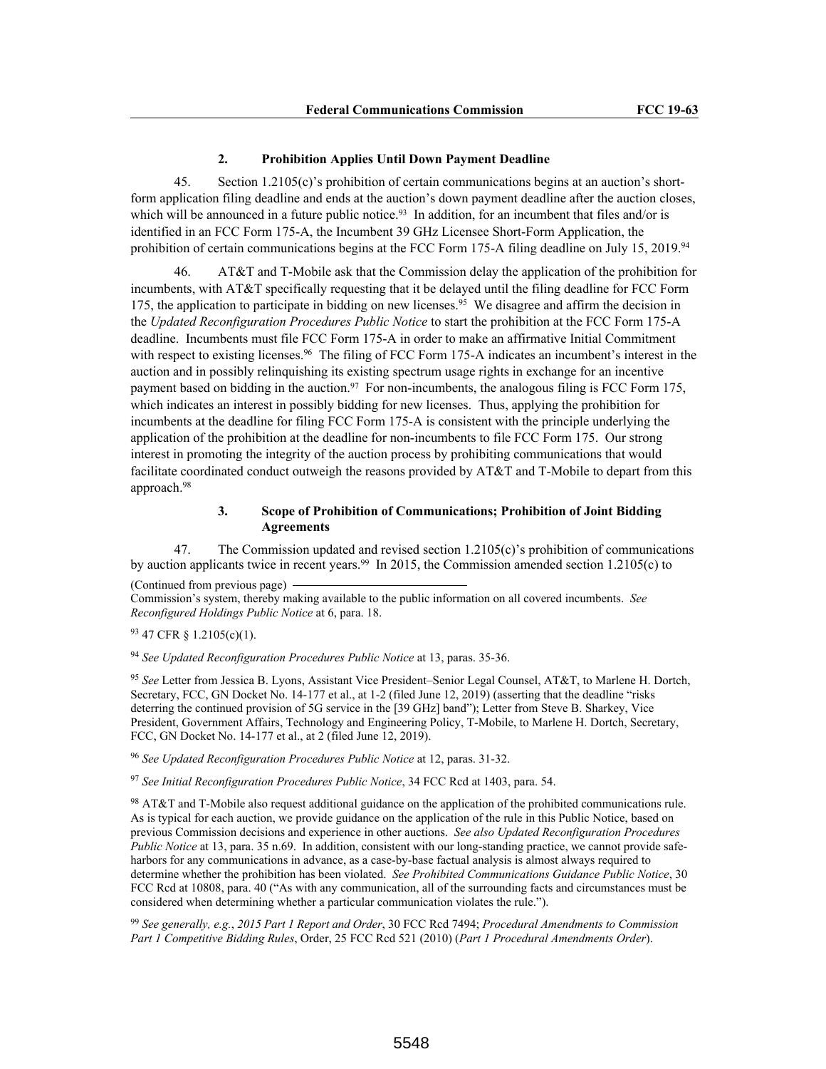### 2. Prohibition Applies Until Down Payment Deadline

45. Section 1.2105(c)'s prohibition of certain communications begins at an auction's short-form application filing deadline and ends at the auction's down payment deadline after the auction closes, which will be announced in a future public notice.[93] In addition, for an incumbent that files and/or is identified in an FCC Form 175-A, the Incumbent 39 GHz Licensee Short-Form Application, the prohibition of certain communications begins at the FCC Form 175-A filing deadline on July 15, 2019.[94]

46. AT&T and T-Mobile ask that the Commission delay the application of the prohibition for incumbents, with AT&T specifically requesting that it be delayed until the filing deadline for FCC Form 175, the application to participate in bidding on new licenses.[95] We disagree and affirm the decision in the *Updated Reconfiguration Procedures Public Notice* to start the prohibition at the FCC Form 175-A deadline. Incumbents must file FCC Form 175-A in order to make an affirmative Initial Commitment with respect to existing licenses.[96] The filing of FCC Form 175-A indicates an incumbent's interest in the auction and in possibly relinquishing its existing spectrum usage rights in exchange for an incentive payment based on bidding in the auction.[97] For non-incumbents, the analogous filing is FCC Form 175, which indicates an interest in possibly bidding for new licenses. Thus, applying the prohibition for incumbents at the deadline for filing FCC Form 175-A is consistent with the principle underlying the application of the prohibition at the deadline for non-incumbents to file FCC Form 175. Our strong interest in promoting the integrity of the auction process by prohibiting communications that would facilitate coordinated conduct outweigh the reasons provided by AT&T and T-Mobile to depart from this approach.[98]

### 3. Scope of Prohibition of Communications; Prohibition of Joint Bidding Agreements

47. The Commission updated and revised section 1.2105(c)'s prohibition of communications by auction applicants twice in recent years.[99] In 2015, the Commission amended section 1.2105(c) to

(Continued from previous page)
Commission's system, thereby making available to the public information on all covered incumbents. *See Reconfigured Holdings Public Notice* at 6, para. 18.

[93] 47 CFR § 1.2105(c)(1).

[94] *See Updated Reconfiguration Procedures Public Notice* at 13, paras. 35-36.

[95] *See* Letter from Jessica B. Lyons, Assistant Vice President–Senior Legal Counsel, AT&T, to Marlene H. Dortch, Secretary, FCC, GN Docket No. 14-177 et al., at 1-2 (filed June 12, 2019) (asserting that the deadline "risks deterring the continued provision of 5G service in the [39 GHz] band"); Letter from Steve B. Sharkey, Vice President, Government Affairs, Technology and Engineering Policy, T-Mobile, to Marlene H. Dortch, Secretary, FCC, GN Docket No. 14-177 et al., at 2 (filed June 12, 2019).

[96] *See Updated Reconfiguration Procedures Public Notice* at 12, paras. 31-32.

[97] *See Initial Reconfiguration Procedures Public Notice*, 34 FCC Rcd at 1403, para. 54.

[98] AT&T and T-Mobile also request additional guidance on the application of the prohibited communications rule. As is typical for each auction, we provide guidance on the application of the rule in this Public Notice, based on previous Commission decisions and experience in other auctions. *See also Updated Reconfiguration Procedures Public Notice* at 13, para. 35 n.69. In addition, consistent with our long-standing practice, we cannot provide safe-harbors for any communications in advance, as a case-by-base factual analysis is almost always required to determine whether the prohibition has been violated. *See Prohibited Communications Guidance Public Notice*, 30 FCC Rcd at 10808, para. 40 ("As with any communication, all of the surrounding facts and circumstances must be considered when determining whether a particular communication violates the rule.").

[99] *See generally, e.g.*, *2015 Part 1 Report and Order*, 30 FCC Rcd 7494; *Procedural Amendments to Commission Part 1 Competitive Bidding Rules*, Order, 25 FCC Rcd 521 (2010) (*Part 1 Procedural Amendments Order*).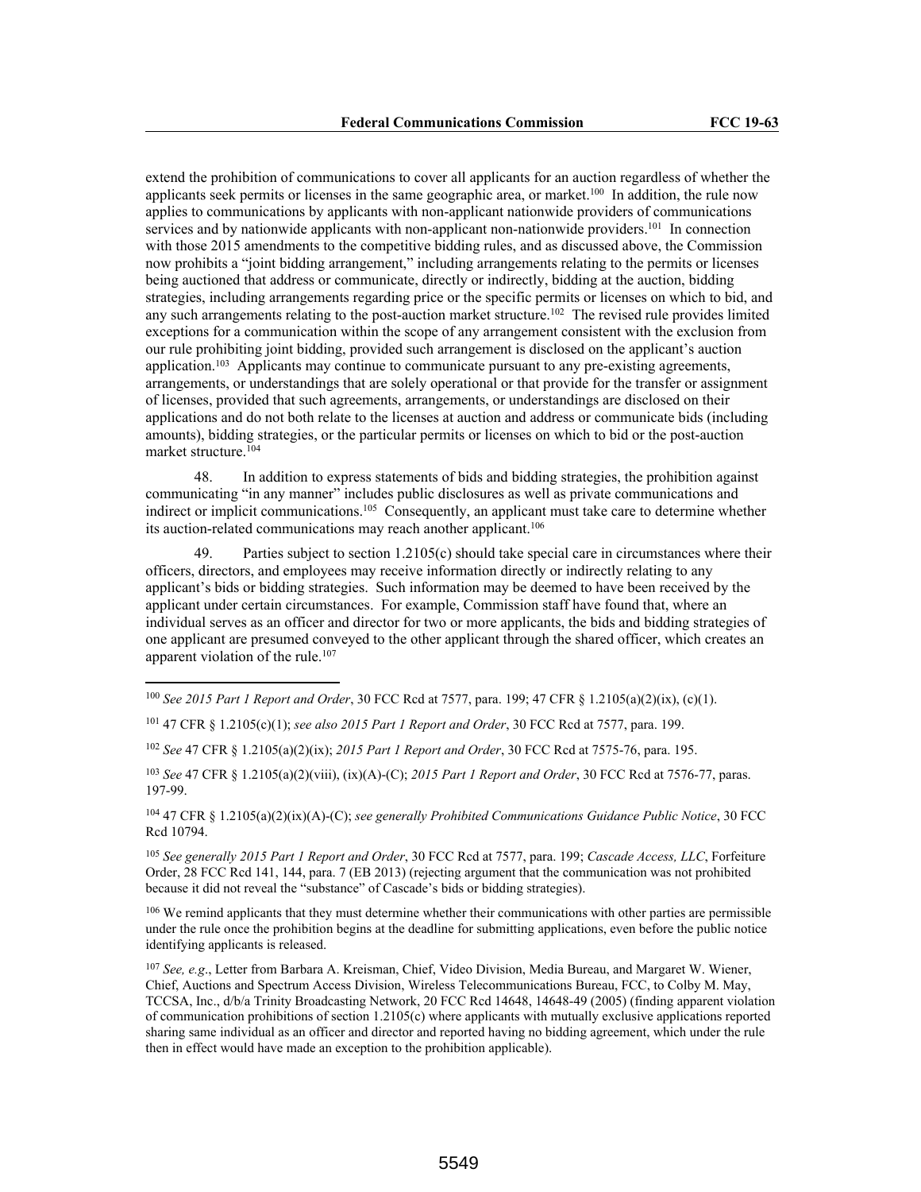extend the prohibition of communications to cover all applicants for an auction regardless of whether the applicants seek permits or licenses in the same geographic area, or market.[100] In addition, the rule now applies to communications by applicants with non-applicant nationwide providers of communications services and by nationwide applicants with non-applicant non-nationwide providers.[101] In connection with those 2015 amendments to the competitive bidding rules, and as discussed above, the Commission now prohibits a "joint bidding arrangement," including arrangements relating to the permits or licenses being auctioned that address or communicate, directly or indirectly, bidding at the auction, bidding strategies, including arrangements regarding price or the specific permits or licenses on which to bid, and any such arrangements relating to the post-auction market structure.[102] The revised rule provides limited exceptions for a communication within the scope of any arrangement consistent with the exclusion from our rule prohibiting joint bidding, provided such arrangement is disclosed on the applicant's auction application.[103] Applicants may continue to communicate pursuant to any pre-existing agreements, arrangements, or understandings that are solely operational or that provide for the transfer or assignment of licenses, provided that such agreements, arrangements, or understandings are disclosed on their applications and do not both relate to the licenses at auction and address or communicate bids (including amounts), bidding strategies, or the particular permits or licenses on which to bid or the post-auction market structure.[104]

48. In addition to express statements of bids and bidding strategies, the prohibition against communicating "in any manner" includes public disclosures as well as private communications and indirect or implicit communications.[105] Consequently, an applicant must take care to determine whether its auction-related communications may reach another applicant.[106]

49. Parties subject to section 1.2105(c) should take special care in circumstances where their officers, directors, and employees may receive information directly or indirectly relating to any applicant's bids or bidding strategies. Such information may be deemed to have been received by the applicant under certain circumstances. For example, Commission staff have found that, where an individual serves as an officer and director for two or more applicants, the bids and bidding strategies of one applicant are presumed conveyed to the other applicant through the shared officer, which creates an apparent violation of the rule.[107]

---

[100] *See 2015 Part 1 Report and Order*, 30 FCC Rcd at 7577, para. 199; 47 CFR § 1.2105(a)(2)(ix), (c)(1).

[101] 47 CFR § 1.2105(c)(1); *see also 2015 Part 1 Report and Order*, 30 FCC Rcd at 7577, para. 199.

[102] *See* 47 CFR § 1.2105(a)(2)(ix); *2015 Part 1 Report and Order*, 30 FCC Rcd at 7575-76, para. 195.

[103] *See* 47 CFR § 1.2105(a)(2)(viii), (ix)(A)-(C); *2015 Part 1 Report and Order*, 30 FCC Rcd at 7576-77, paras. 197-99.

[104] 47 CFR § 1.2105(a)(2)(ix)(A)-(C); *see generally Prohibited Communications Guidance Public Notice*, 30 FCC Rcd 10794.

[105] *See generally 2015 Part 1 Report and Order*, 30 FCC Rcd at 7577, para. 199; *Cascade Access, LLC*, Forfeiture Order, 28 FCC Rcd 141, 144, para. 7 (EB 2013) (rejecting argument that the communication was not prohibited because it did not reveal the "substance" of Cascade's bids or bidding strategies).

[106] We remind applicants that they must determine whether their communications with other parties are permissible under the rule once the prohibition begins at the deadline for submitting applications, even before the public notice identifying applicants is released.

[107] *See, e.g*., Letter from Barbara A. Kreisman, Chief, Video Division, Media Bureau, and Margaret W. Wiener, Chief, Auctions and Spectrum Access Division, Wireless Telecommunications Bureau, FCC, to Colby M. May, TCCSA, Inc., d/b/a Trinity Broadcasting Network, 20 FCC Rcd 14648, 14648-49 (2005) (finding apparent violation of communication prohibitions of section 1.2105(c) where applicants with mutually exclusive applications reported sharing same individual as an officer and director and reported having no bidding agreement, which under the rule then in effect would have made an exception to the prohibition applicable).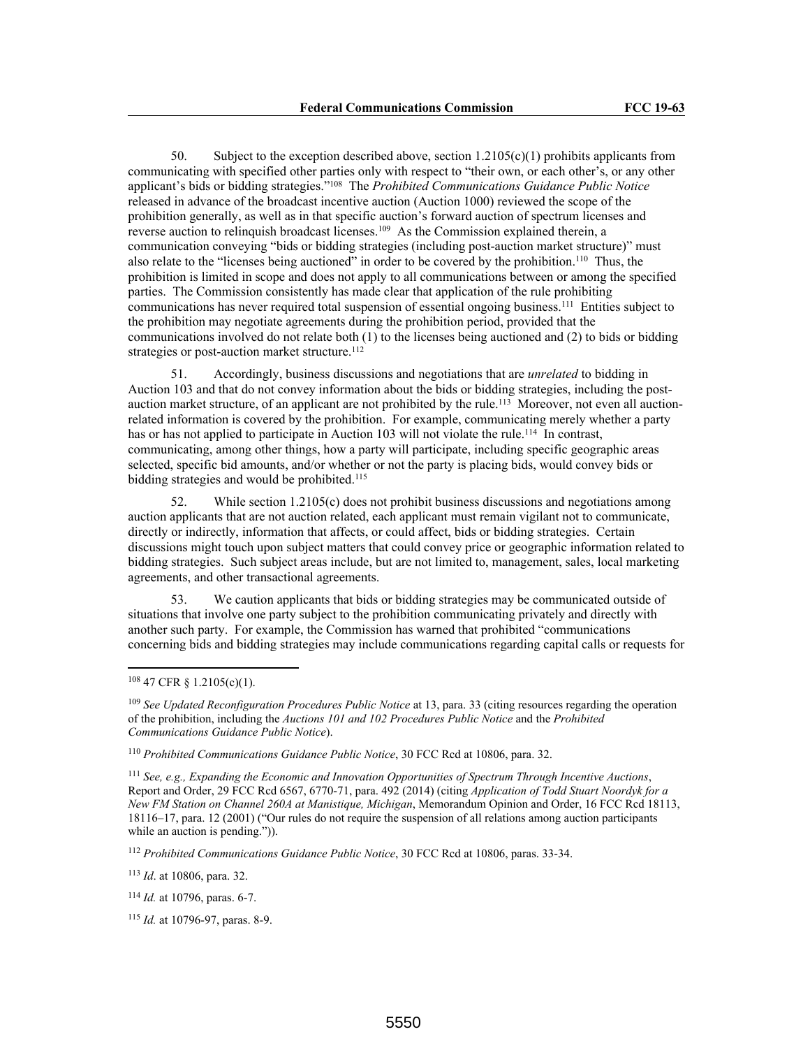50. Subject to the exception described above, section 1.2105(c)(1) prohibits applicants from communicating with specified other parties only with respect to "their own, or each other's, or any other applicant's bids or bidding strategies."[108] The *Prohibited Communications Guidance Public Notice* released in advance of the broadcast incentive auction (Auction 1000) reviewed the scope of the prohibition generally, as well as in that specific auction's forward auction of spectrum licenses and reverse auction to relinquish broadcast licenses.[109] As the Commission explained therein, a communication conveying "bids or bidding strategies (including post-auction market structure)" must also relate to the "licenses being auctioned" in order to be covered by the prohibition.[110] Thus, the prohibition is limited in scope and does not apply to all communications between or among the specified parties. The Commission consistently has made clear that application of the rule prohibiting communications has never required total suspension of essential ongoing business.[111] Entities subject to the prohibition may negotiate agreements during the prohibition period, provided that the communications involved do not relate both (1) to the licenses being auctioned and (2) to bids or bidding strategies or post-auction market structure.[112]

51. Accordingly, business discussions and negotiations that are *unrelated* to bidding in Auction 103 and that do not convey information about the bids or bidding strategies, including the post-auction market structure, of an applicant are not prohibited by the rule.[113] Moreover, not even all auction-related information is covered by the prohibition. For example, communicating merely whether a party has or has not applied to participate in Auction 103 will not violate the rule.[114] In contrast, communicating, among other things, how a party will participate, including specific geographic areas selected, specific bid amounts, and/or whether or not the party is placing bids, would convey bids or bidding strategies and would be prohibited.[115]

52. While section 1.2105(c) does not prohibit business discussions and negotiations among auction applicants that are not auction related, each applicant must remain vigilant not to communicate, directly or indirectly, information that affects, or could affect, bids or bidding strategies. Certain discussions might touch upon subject matters that could convey price or geographic information related to bidding strategies. Such subject areas include, but are not limited to, management, sales, local marketing agreements, and other transactional agreements.

53. We caution applicants that bids or bidding strategies may be communicated outside of situations that involve one party subject to the prohibition communicating privately and directly with another such party. For example, the Commission has warned that prohibited "communications concerning bids and bidding strategies may include communications regarding capital calls or requests for

---

[108] 47 CFR § 1.2105(c)(1).

[109] *See Updated Reconfiguration Procedures Public Notice* at 13, para. 33 (citing resources regarding the operation of the prohibition, including the *Auctions 101 and 102 Procedures Public Notice* and the *Prohibited Communications Guidance Public Notice*).

[110] *Prohibited Communications Guidance Public Notice*, 30 FCC Rcd at 10806, para. 32.

[111] *See, e.g., Expanding the Economic and Innovation Opportunities of Spectrum Through Incentive Auctions*, Report and Order, 29 FCC Rcd 6567, 6770-71, para. 492 (2014) (citing *Application of Todd Stuart Noordyk for a New FM Station on Channel 260A at Manistique, Michigan*, Memorandum Opinion and Order, 16 FCC Rcd 18113, 18116–17, para. 12 (2001) ("Our rules do not require the suspension of all relations among auction participants while an auction is pending.")).

[112] *Prohibited Communications Guidance Public Notice*, 30 FCC Rcd at 10806, paras. 33-34.

[113] *Id*. at 10806, para. 32.

[114] *Id.* at 10796, paras. 6-7.

[115] *Id.* at 10796-97, paras. 8-9.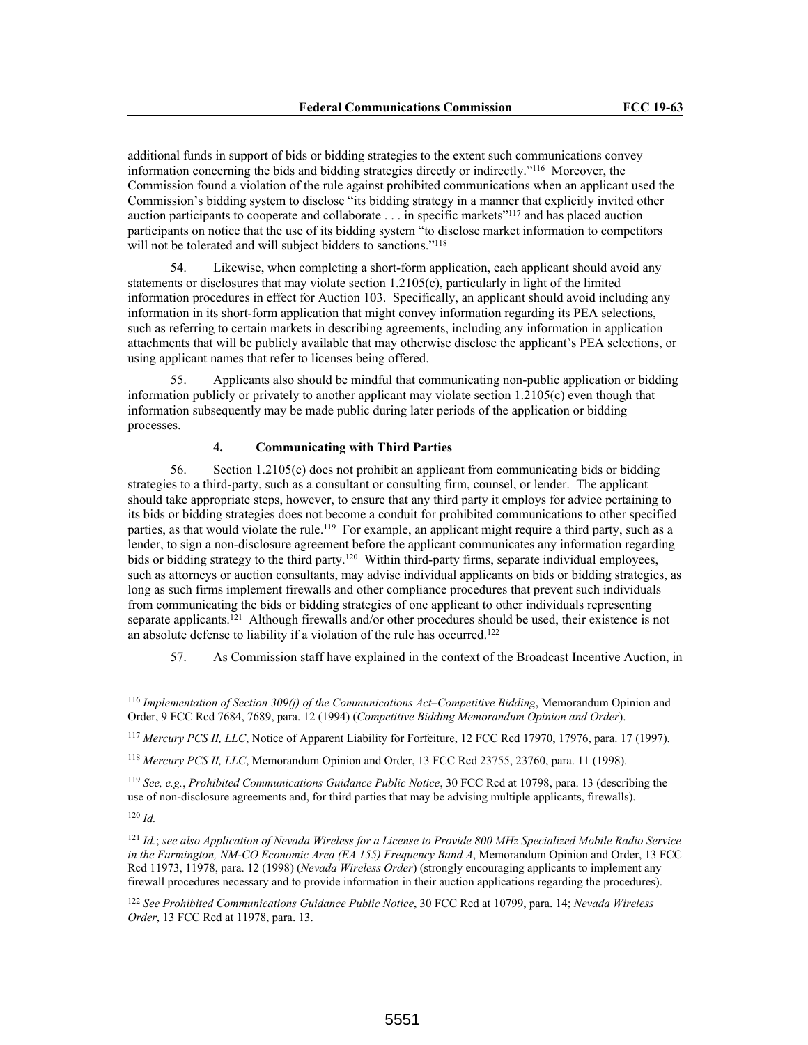additional funds in support of bids or bidding strategies to the extent such communications convey information concerning the bids and bidding strategies directly or indirectly."[116] Moreover, the Commission found a violation of the rule against prohibited communications when an applicant used the Commission's bidding system to disclose "its bidding strategy in a manner that explicitly invited other auction participants to cooperate and collaborate . . . in specific markets"[117] and has placed auction participants on notice that the use of its bidding system "to disclose market information to competitors will not be tolerated and will subject bidders to sanctions."[118]

54. Likewise, when completing a short-form application, each applicant should avoid any statements or disclosures that may violate section 1.2105(c), particularly in light of the limited information procedures in effect for Auction 103. Specifically, an applicant should avoid including any information in its short-form application that might convey information regarding its PEA selections, such as referring to certain markets in describing agreements, including any information in application attachments that will be publicly available that may otherwise disclose the applicant's PEA selections, or using applicant names that refer to licenses being offered.

55. Applicants also should be mindful that communicating non-public application or bidding information publicly or privately to another applicant may violate section 1.2105(c) even though that information subsequently may be made public during later periods of the application or bidding processes.

#### 4. Communicating with Third Parties

56. Section 1.2105(c) does not prohibit an applicant from communicating bids or bidding strategies to a third-party, such as a consultant or consulting firm, counsel, or lender. The applicant should take appropriate steps, however, to ensure that any third party it employs for advice pertaining to its bids or bidding strategies does not become a conduit for prohibited communications to other specified parties, as that would violate the rule.[119] For example, an applicant might require a third party, such as a lender, to sign a non-disclosure agreement before the applicant communicates any information regarding bids or bidding strategy to the third party.[120] Within third-party firms, separate individual employees, such as attorneys or auction consultants, may advise individual applicants on bids or bidding strategies, as long as such firms implement firewalls and other compliance procedures that prevent such individuals from communicating the bids or bidding strategies of one applicant to other individuals representing separate applicants.[121] Although firewalls and/or other procedures should be used, their existence is not an absolute defense to liability if a violation of the rule has occurred.[122]

57. As Commission staff have explained in the context of the Broadcast Incentive Auction, in

---

[116] *Implementation of Section 309(j) of the Communications Act–Competitive Bidding*, Memorandum Opinion and Order, 9 FCC Rcd 7684, 7689, para. 12 (1994) (*Competitive Bidding Memorandum Opinion and Order*).

[117] *Mercury PCS II, LLC*, Notice of Apparent Liability for Forfeiture, 12 FCC Rcd 17970, 17976, para. 17 (1997).

[118] *Mercury PCS II, LLC*, Memorandum Opinion and Order, 13 FCC Rcd 23755, 23760, para. 11 (1998).

[119] *See, e.g.*, *Prohibited Communications Guidance Public Notice*, 30 FCC Rcd at 10798, para. 13 (describing the use of non-disclosure agreements and, for third parties that may be advising multiple applicants, firewalls).

[120] *Id.*

[121] *Id.*; *see also Application of Nevada Wireless for a License to Provide 800 MHz Specialized Mobile Radio Service in the Farmington, NM-CO Economic Area (EA 155) Frequency Band A*, Memorandum Opinion and Order, 13 FCC Rcd 11973, 11978, para. 12 (1998) (*Nevada Wireless Order*) (strongly encouraging applicants to implement any firewall procedures necessary and to provide information in their auction applications regarding the procedures).

[122] *See Prohibited Communications Guidance Public Notice*, 30 FCC Rcd at 10799, para. 14; *Nevada Wireless Order*, 13 FCC Rcd at 11978, para. 13.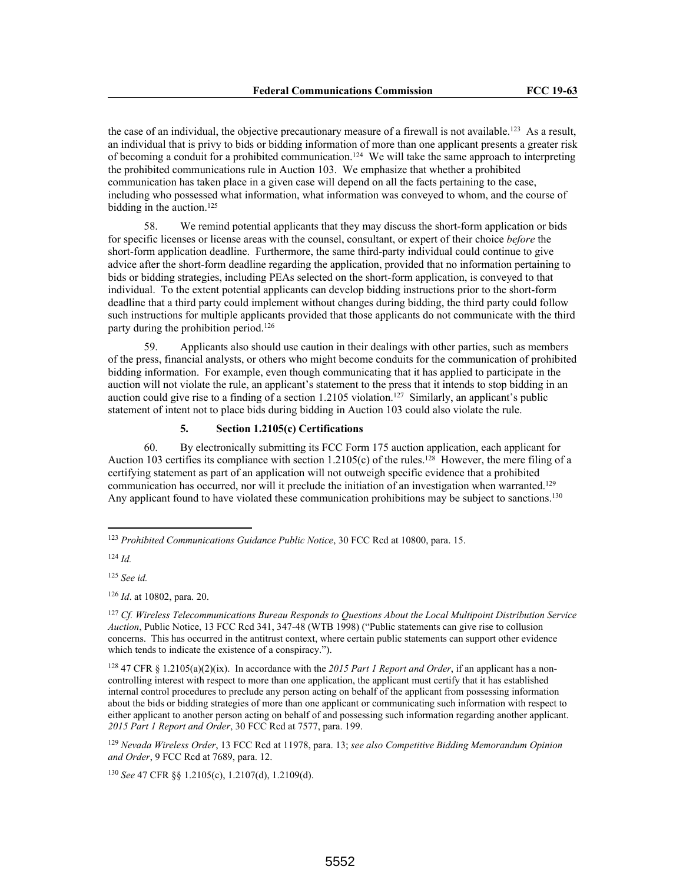the case of an individual, the objective precautionary measure of a firewall is not available.[123] As a result, an individual that is privy to bids or bidding information of more than one applicant presents a greater risk of becoming a conduit for a prohibited communication.[124] We will take the same approach to interpreting the prohibited communications rule in Auction 103. We emphasize that whether a prohibited communication has taken place in a given case will depend on all the facts pertaining to the case, including who possessed what information, what information was conveyed to whom, and the course of bidding in the auction.[125]

58. We remind potential applicants that they may discuss the short-form application or bids for specific licenses or license areas with the counsel, consultant, or expert of their choice *before* the short-form application deadline. Furthermore, the same third-party individual could continue to give advice after the short-form deadline regarding the application, provided that no information pertaining to bids or bidding strategies, including PEAs selected on the short-form application, is conveyed to that individual. To the extent potential applicants can develop bidding instructions prior to the short-form deadline that a third party could implement without changes during bidding, the third party could follow such instructions for multiple applicants provided that those applicants do not communicate with the third party during the prohibition period.[126]

59. Applicants also should use caution in their dealings with other parties, such as members of the press, financial analysts, or others who might become conduits for the communication of prohibited bidding information. For example, even though communicating that it has applied to participate in the auction will not violate the rule, an applicant's statement to the press that it intends to stop bidding in an auction could give rise to a finding of a section 1.2105 violation.[127] Similarly, an applicant's public statement of intent not to place bids during bidding in Auction 103 could also violate the rule.

### 5. Section 1.2105(c) Certifications

60. By electronically submitting its FCC Form 175 auction application, each applicant for Auction 103 certifies its compliance with section 1.2105(c) of the rules.[128] However, the mere filing of a certifying statement as part of an application will not outweigh specific evidence that a prohibited communication has occurred, nor will it preclude the initiation of an investigation when warranted.[129] Any applicant found to have violated these communication prohibitions may be subject to sanctions.[130]

---

[123] *Prohibited Communications Guidance Public Notice*, 30 FCC Rcd at 10800, para. 15.

[124] *Id.*

[125] *See id.*

[126] *Id*. at 10802, para. 20.

[127] *Cf. Wireless Telecommunications Bureau Responds to Questions About the Local Multipoint Distribution Service Auction*, Public Notice, 13 FCC Rcd 341, 347-48 (WTB 1998) ("Public statements can give rise to collusion concerns. This has occurred in the antitrust context, where certain public statements can support other evidence which tends to indicate the existence of a conspiracy.").

[128] 47 CFR § 1.2105(a)(2)(ix). In accordance with the *2015 Part 1 Report and Order*, if an applicant has a non-controlling interest with respect to more than one application, the applicant must certify that it has established internal control procedures to preclude any person acting on behalf of the applicant from possessing information about the bids or bidding strategies of more than one applicant or communicating such information with respect to either applicant to another person acting on behalf of and possessing such information regarding another applicant. *2015 Part 1 Report and Order*, 30 FCC Rcd at 7577, para. 199.

[129] *Nevada Wireless Order*, 13 FCC Rcd at 11978, para. 13; *see also Competitive Bidding Memorandum Opinion and Order*, 9 FCC Rcd at 7689, para. 12.

[130] *See* 47 CFR §§ 1.2105(c), 1.2107(d), 1.2109(d).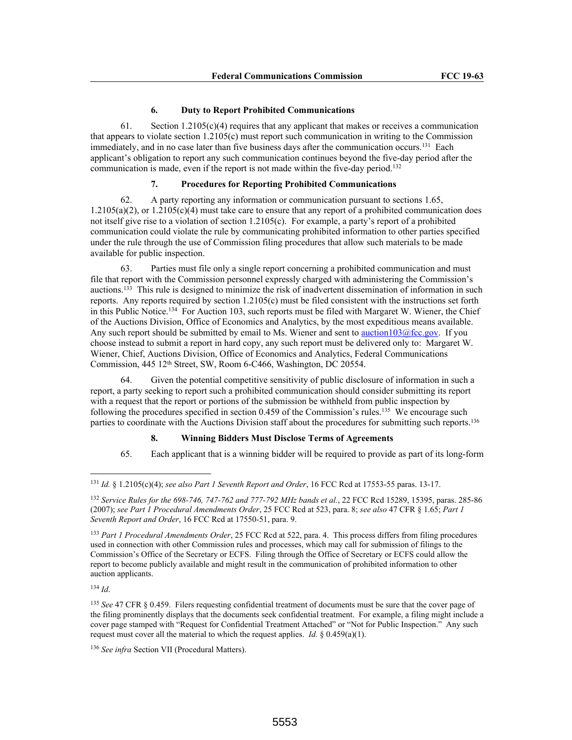### 6. Duty to Report Prohibited Communications

61. Section 1.2105(c)(4) requires that any applicant that makes or receives a communication that appears to violate section 1.2105(c) must report such communication in writing to the Commission immediately, and in no case later than five business days after the communication occurs.[131] Each applicant's obligation to report any such communication continues beyond the five-day period after the communication is made, even if the report is not made within the five-day period.[132]

### 7. Procedures for Reporting Prohibited Communications

62. A party reporting any information or communication pursuant to sections 1.65, 1.2105(a)(2), or 1.2105(c)(4) must take care to ensure that any report of a prohibited communication does not itself give rise to a violation of section 1.2105(c). For example, a party's report of a prohibited communication could violate the rule by communicating prohibited information to other parties specified under the rule through the use of Commission filing procedures that allow such materials to be made available for public inspection.

63. Parties must file only a single report concerning a prohibited communication and must file that report with the Commission personnel expressly charged with administering the Commission's auctions.[133] This rule is designed to minimize the risk of inadvertent dissemination of information in such reports. Any reports required by section 1.2105(c) must be filed consistent with the instructions set forth in this Public Notice.[134] For Auction 103, such reports must be filed with Margaret W. Wiener, the Chief of the Auctions Division, Office of Economics and Analytics, by the most expeditious means available. Any such report should be submitted by email to Ms. Wiener and sent to auction103@fcc.gov. If you choose instead to submit a report in hard copy, any such report must be delivered only to: Margaret W. Wiener, Chief, Auctions Division, Office of Economics and Analytics, Federal Communications Commission, 445 12th Street, SW, Room 6-C466, Washington, DC 20554.

64. Given the potential competitive sensitivity of public disclosure of information in such a report, a party seeking to report such a prohibited communication should consider submitting its report with a request that the report or portions of the submission be withheld from public inspection by following the procedures specified in section 0.459 of the Commission's rules.[135] We encourage such parties to coordinate with the Auctions Division staff about the procedures for submitting such reports.[136]

### 8. Winning Bidders Must Disclose Terms of Agreements

65. Each applicant that is a winning bidder will be required to provide as part of its long-form

---

[131] *Id.* § 1.2105(c)(4); *see also Part 1 Seventh Report and Order*, 16 FCC Rcd at 17553-55 paras. 13-17.

[132] *Service Rules for the 698-746, 747-762 and 777-792 MHz bands et al.*, 22 FCC Rcd 15289, 15395, paras. 285-86 (2007); *see Part 1 Procedural Amendments Order*, 25 FCC Rcd at 523, para. 8; *see also* 47 CFR § 1.65; *Part 1 Seventh Report and Order*, 16 FCC Rcd at 17550-51, para. 9.

[133] *Part 1 Procedural Amendments Order*, 25 FCC Rcd at 522, para. 4. This process differs from filing procedures used in connection with other Commission rules and processes, which may call for submission of filings to the Commission's Office of the Secretary or ECFS. Filing through the Office of Secretary or ECFS could allow the report to become publicly available and might result in the communication of prohibited information to other auction applicants.

[134] *Id*.

[135] *See* 47 CFR § 0.459. Filers requesting confidential treatment of documents must be sure that the cover page of the filing prominently displays that the documents seek confidential treatment. For example, a filing might include a cover page stamped with "Request for Confidential Treatment Attached" or "Not for Public Inspection." Any such request must cover all the material to which the request applies. *Id.* § 0.459(a)(1).

[136] *See infra* Section VII (Procedural Matters).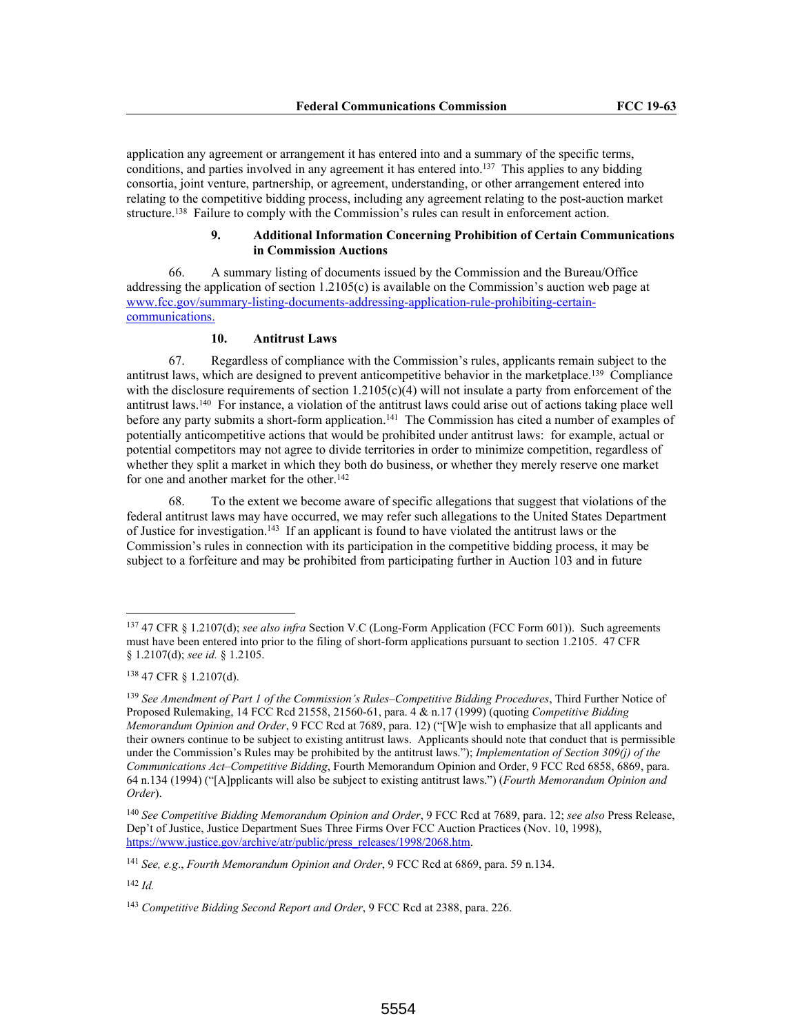application any agreement or arrangement it has entered into and a summary of the specific terms, conditions, and parties involved in any agreement it has entered into.[137] This applies to any bidding consortia, joint venture, partnership, or agreement, understanding, or other arrangement entered into relating to the competitive bidding process, including any agreement relating to the post-auction market structure.[138] Failure to comply with the Commission's rules can result in enforcement action.

#### 9. Additional Information Concerning Prohibition of Certain Communications in Commission Auctions

66. A summary listing of documents issued by the Commission and the Bureau/Office addressing the application of section 1.2105(c) is available on the Commission's auction web page at www.fcc.gov/summary-listing-documents-addressing-application-rule-prohibiting-certain-communications.

#### 10. Antitrust Laws

67. Regardless of compliance with the Commission's rules, applicants remain subject to the antitrust laws, which are designed to prevent anticompetitive behavior in the marketplace.[139] Compliance with the disclosure requirements of section 1.2105(c)(4) will not insulate a party from enforcement of the antitrust laws.[140] For instance, a violation of the antitrust laws could arise out of actions taking place well before any party submits a short-form application.[141] The Commission has cited a number of examples of potentially anticompetitive actions that would be prohibited under antitrust laws: for example, actual or potential competitors may not agree to divide territories in order to minimize competition, regardless of whether they split a market in which they both do business, or whether they merely reserve one market for one and another market for the other.[142]

68. To the extent we become aware of specific allegations that suggest that violations of the federal antitrust laws may have occurred, we may refer such allegations to the United States Department of Justice for investigation.[143] If an applicant is found to have violated the antitrust laws or the Commission's rules in connection with its participation in the competitive bidding process, it may be subject to a forfeiture and may be prohibited from participating further in Auction 103 and in future

---

[137] 47 CFR § 1.2107(d); *see also infra* Section V.C (Long-Form Application (FCC Form 601)). Such agreements must have been entered into prior to the filing of short-form applications pursuant to section 1.2105. 47 CFR § 1.2107(d); *see id.* § 1.2105.

[138] 47 CFR § 1.2107(d).

[139] *See Amendment of Part 1 of the Commission's Rules–Competitive Bidding Procedures*, Third Further Notice of Proposed Rulemaking, 14 FCC Rcd 21558, 21560-61, para. 4 & n.17 (1999) (quoting *Competitive Bidding Memorandum Opinion and Order*, 9 FCC Rcd at 7689, para. 12) ("[W]e wish to emphasize that all applicants and their owners continue to be subject to existing antitrust laws. Applicants should note that conduct that is permissible under the Commission's Rules may be prohibited by the antitrust laws."); *Implementation of Section 309(j) of the Communications Act–Competitive Bidding*, Fourth Memorandum Opinion and Order, 9 FCC Rcd 6858, 6869, para. 64 n.134 (1994) ("[A]pplicants will also be subject to existing antitrust laws.") (*Fourth Memorandum Opinion and Order*).

[140] *See Competitive Bidding Memorandum Opinion and Order*, 9 FCC Rcd at 7689, para. 12; *see also* Press Release, Dep't of Justice, Justice Department Sues Three Firms Over FCC Auction Practices (Nov. 10, 1998), https://www.justice.gov/archive/atr/public/press_releases/1998/2068.htm.

[141] *See, e.g.*, *Fourth Memorandum Opinion and Order*, 9 FCC Rcd at 6869, para. 59 n.134.

[142] *Id.*

[143] *Competitive Bidding Second Report and Order*, 9 FCC Rcd at 2388, para. 226.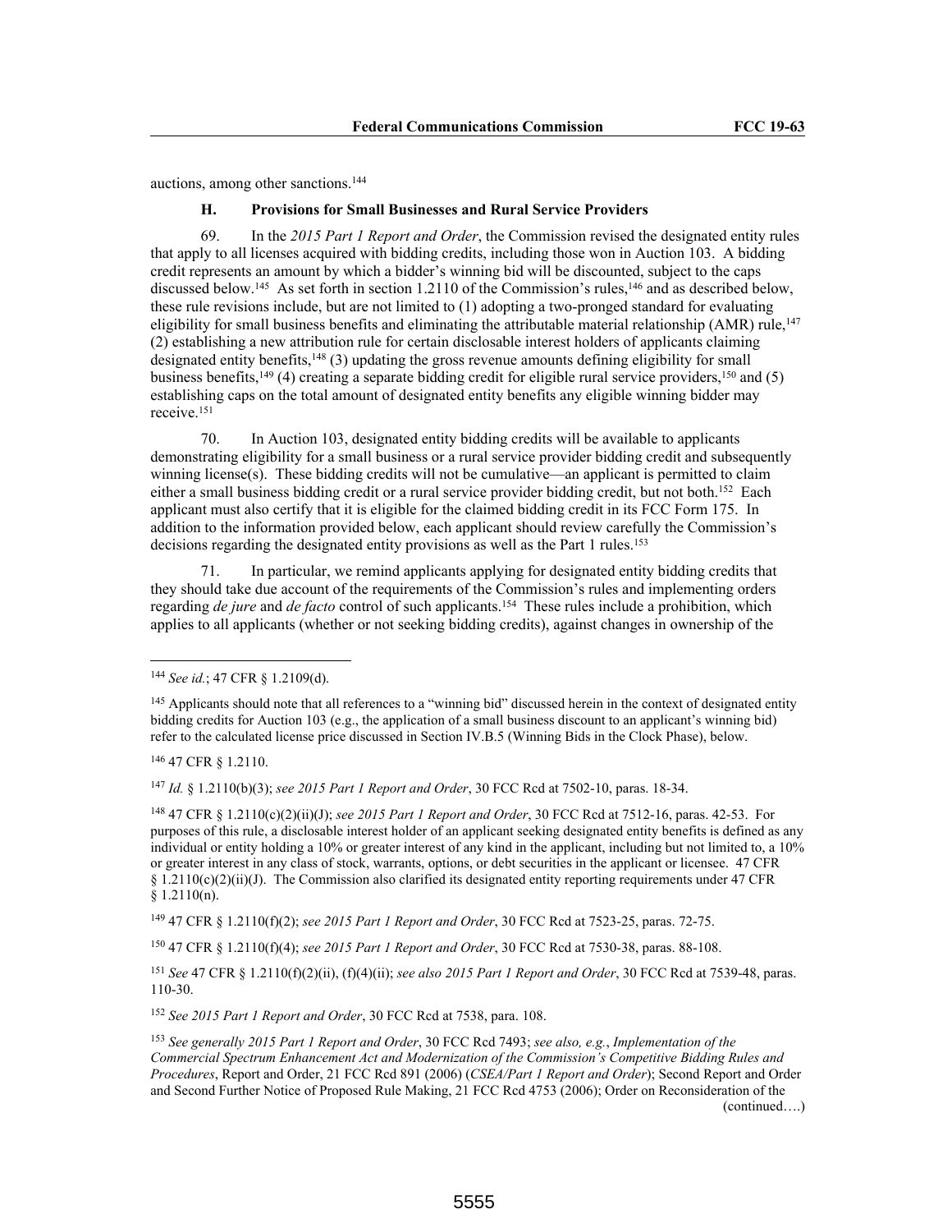auctions, among other sanctions.[144]

### H. Provisions for Small Businesses and Rural Service Providers

69. In the *2015 Part 1 Report and Order*, the Commission revised the designated entity rules that apply to all licenses acquired with bidding credits, including those won in Auction 103. A bidding credit represents an amount by which a bidder's winning bid will be discounted, subject to the caps discussed below.[145] As set forth in section 1.2110 of the Commission's rules,[146] and as described below, these rule revisions include, but are not limited to (1) adopting a two-pronged standard for evaluating eligibility for small business benefits and eliminating the attributable material relationship (AMR) rule,[147] (2) establishing a new attribution rule for certain disclosable interest holders of applicants claiming designated entity benefits,[148] (3) updating the gross revenue amounts defining eligibility for small business benefits,[149] (4) creating a separate bidding credit for eligible rural service providers,[150] and (5) establishing caps on the total amount of designated entity benefits any eligible winning bidder may receive.[151]

70. In Auction 103, designated entity bidding credits will be available to applicants demonstrating eligibility for a small business or a rural service provider bidding credit and subsequently winning license(s). These bidding credits will not be cumulative—an applicant is permitted to claim either a small business bidding credit or a rural service provider bidding credit, but not both.[152] Each applicant must also certify that it is eligible for the claimed bidding credit in its FCC Form 175. In addition to the information provided below, each applicant should review carefully the Commission's decisions regarding the designated entity provisions as well as the Part 1 rules.[153]

71. In particular, we remind applicants applying for designated entity bidding credits that they should take due account of the requirements of the Commission's rules and implementing orders regarding *de jure* and *de facto* control of such applicants.[154] These rules include a prohibition, which applies to all applicants (whether or not seeking bidding credits), against changes in ownership of the

---

[144] *See id.*; 47 CFR § 1.2109(d).

[145] Applicants should note that all references to a "winning bid" discussed herein in the context of designated entity bidding credits for Auction 103 (e.g., the application of a small business discount to an applicant's winning bid) refer to the calculated license price discussed in Section IV.B.5 (Winning Bids in the Clock Phase), below.

[146] 47 CFR § 1.2110.

[147] *Id.* § 1.2110(b)(3); *see 2015 Part 1 Report and Order*, 30 FCC Rcd at 7502-10, paras. 18-34.

[148] 47 CFR § 1.2110(c)(2)(ii)(J); *see 2015 Part 1 Report and Order*, 30 FCC Rcd at 7512-16, paras. 42-53. For purposes of this rule, a disclosable interest holder of an applicant seeking designated entity benefits is defined as any individual or entity holding a 10% or greater interest of any kind in the applicant, including but not limited to, a 10% or greater interest in any class of stock, warrants, options, or debt securities in the applicant or licensee. 47 CFR § 1.2110(c)(2)(ii)(J). The Commission also clarified its designated entity reporting requirements under 47 CFR § 1.2110(n).

[149] 47 CFR § 1.2110(f)(2); *see 2015 Part 1 Report and Order*, 30 FCC Rcd at 7523-25, paras. 72-75.

[150] 47 CFR § 1.2110(f)(4); *see 2015 Part 1 Report and Order*, 30 FCC Rcd at 7530-38, paras. 88-108.

[151] *See* 47 CFR § 1.2110(f)(2)(ii), (f)(4)(ii); *see also 2015 Part 1 Report and Order*, 30 FCC Rcd at 7539-48, paras. 110-30.

[152] *See 2015 Part 1 Report and Order*, 30 FCC Rcd at 7538, para. 108.

[153] *See generally 2015 Part 1 Report and Order*, 30 FCC Rcd 7493; *see also, e.g.*, *Implementation of the Commercial Spectrum Enhancement Act and Modernization of the Commission's Competitive Bidding Rules and Procedures*, Report and Order, 21 FCC Rcd 891 (2006) (*CSEA/Part 1 Report and Order*); Second Report and Order and Second Further Notice of Proposed Rule Making, 21 FCC Rcd 4753 (2006); Order on Reconsideration of the (continued….)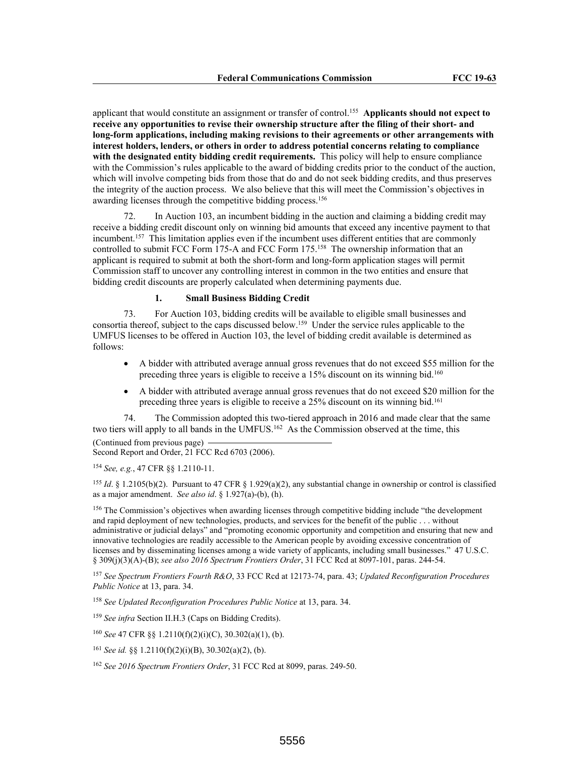applicant that would constitute an assignment or transfer of control.[155] **Applicants should not expect to receive any opportunities to revise their ownership structure after the filing of their short- and long-form applications, including making revisions to their agreements or other arrangements with interest holders, lenders, or others in order to address potential concerns relating to compliance with the designated entity bidding credit requirements.** This policy will help to ensure compliance with the Commission's rules applicable to the award of bidding credits prior to the conduct of the auction, which will involve competing bids from those that do and do not seek bidding credits, and thus preserves the integrity of the auction process. We also believe that this will meet the Commission's objectives in awarding licenses through the competitive bidding process.[156]

72. In Auction 103, an incumbent bidding in the auction and claiming a bidding credit may receive a bidding credit discount only on winning bid amounts that exceed any incentive payment to that incumbent.[157] This limitation applies even if the incumbent uses different entities that are commonly controlled to submit FCC Form 175-A and FCC Form 175.[158] The ownership information that an applicant is required to submit at both the short-form and long-form application stages will permit Commission staff to uncover any controlling interest in common in the two entities and ensure that bidding credit discounts are properly calculated when determining payments due.

#### 1. Small Business Bidding Credit

73. For Auction 103, bidding credits will be available to eligible small businesses and consortia thereof, subject to the caps discussed below.[159] Under the service rules applicable to the UMFUS licenses to be offered in Auction 103, the level of bidding credit available is determined as follows:

- A bidder with attributed average annual gross revenues that do not exceed $55 million for the preceding three years is eligible to receive a 15% discount on its winning bid.[160]
- A bidder with attributed average annual gross revenues that do not exceed $20 million for the preceding three years is eligible to receive a 25% discount on its winning bid.[161]

74. The Commission adopted this two-tiered approach in 2016 and made clear that the same two tiers will apply to all bands in the UMFUS.[162] As the Commission observed at the time, this

(Continued from previous page)
Second Report and Order, 21 FCC Rcd 6703 (2006).

[154] *See, e.g.*, 47 CFR §§ 1.2110-11.

[155] *Id*. § 1.2105(b)(2). Pursuant to 47 CFR § 1.929(a)(2), any substantial change in ownership or control is classified as a major amendment. *See also id*. § 1.927(a)-(b), (h).

[156] The Commission's objectives when awarding licenses through competitive bidding include "the development and rapid deployment of new technologies, products, and services for the benefit of the public . . . without administrative or judicial delays" and "promoting economic opportunity and competition and ensuring that new and innovative technologies are readily accessible to the American people by avoiding excessive concentration of licenses and by disseminating licenses among a wide variety of applicants, including small businesses." 47 U.S.C. § 309(j)(3)(A)-(B); *see also 2016 Spectrum Frontiers Order*, 31 FCC Rcd at 8097-101, paras. 244-54.

[157] *See Spectrum Frontiers Fourth R&O*, 33 FCC Rcd at 12173-74, para. 43; *Updated Reconfiguration Procedures Public Notice* at 13, para. 34.

[158] *See Updated Reconfiguration Procedures Public Notice* at 13, para. 34.

[159] *See infra* Section II.H.3 (Caps on Bidding Credits).

[160] *See* 47 CFR §§ 1.2110(f)(2)(i)(C), 30.302(a)(1), (b).

[161] *See id.* §§ 1.2110(f)(2)(i)(B), 30.302(a)(2), (b).

[162] *See 2016 Spectrum Frontiers Order*, 31 FCC Rcd at 8099, paras. 249-50.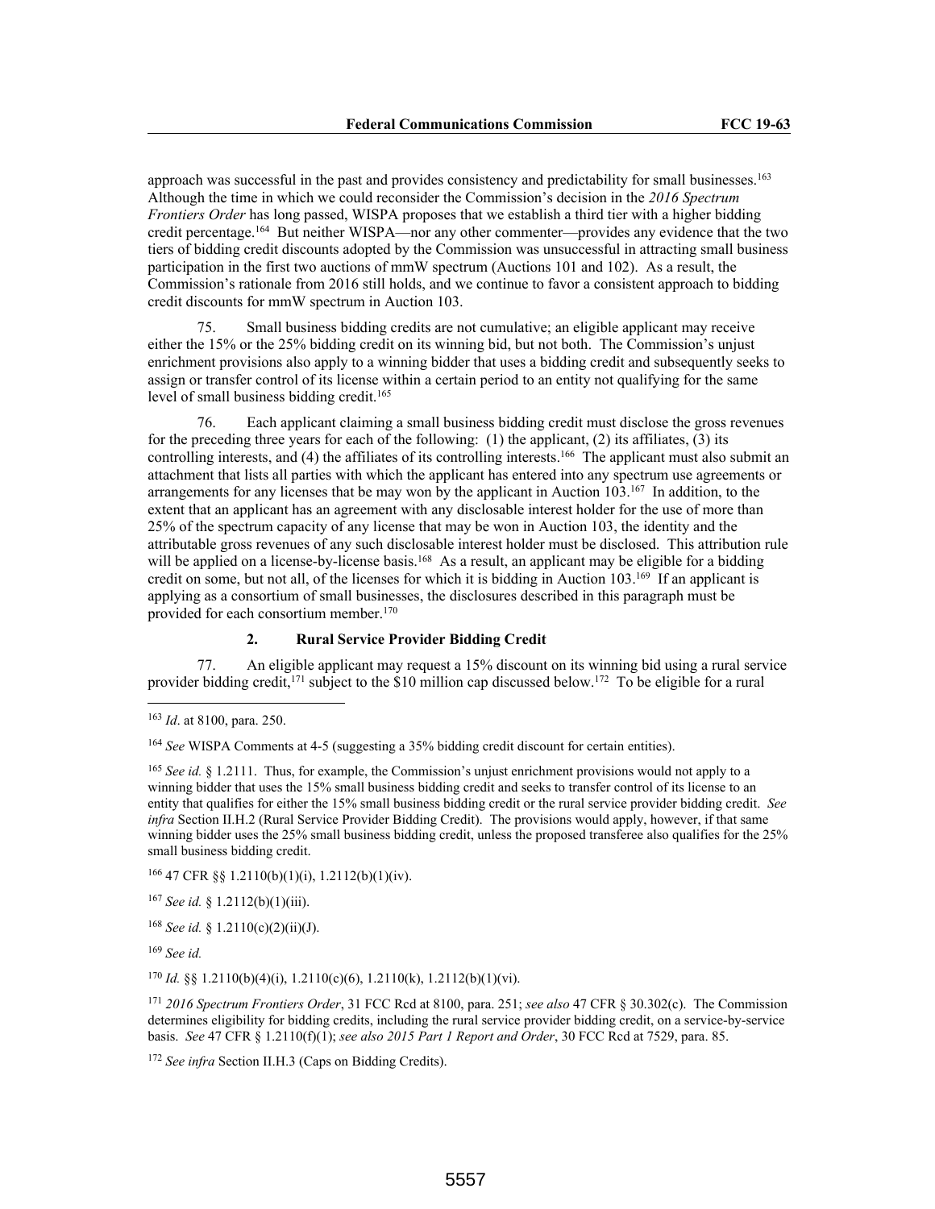approach was successful in the past and provides consistency and predictability for small businesses.[163] Although the time in which we could reconsider the Commission's decision in the *2016 Spectrum Frontiers Order* has long passed, WISPA proposes that we establish a third tier with a higher bidding credit percentage.[164] But neither WISPA—nor any other commenter—provides any evidence that the two tiers of bidding credit discounts adopted by the Commission was unsuccessful in attracting small business participation in the first two auctions of mmW spectrum (Auctions 101 and 102). As a result, the Commission's rationale from 2016 still holds, and we continue to favor a consistent approach to bidding credit discounts for mmW spectrum in Auction 103.

75. Small business bidding credits are not cumulative; an eligible applicant may receive either the 15% or the 25% bidding credit on its winning bid, but not both. The Commission's unjust enrichment provisions also apply to a winning bidder that uses a bidding credit and subsequently seeks to assign or transfer control of its license within a certain period to an entity not qualifying for the same level of small business bidding credit.[165]

76. Each applicant claiming a small business bidding credit must disclose the gross revenues for the preceding three years for each of the following: (1) the applicant, (2) its affiliates, (3) its controlling interests, and (4) the affiliates of its controlling interests.[166] The applicant must also submit an attachment that lists all parties with which the applicant has entered into any spectrum use agreements or arrangements for any licenses that be may won by the applicant in Auction 103.[167] In addition, to the extent that an applicant has an agreement with any disclosable interest holder for the use of more than 25% of the spectrum capacity of any license that may be won in Auction 103, the identity and the attributable gross revenues of any such disclosable interest holder must be disclosed. This attribution rule will be applied on a license-by-license basis.[168] As a result, an applicant may be eligible for a bidding credit on some, but not all, of the licenses for which it is bidding in Auction 103.[169] If an applicant is applying as a consortium of small businesses, the disclosures described in this paragraph must be provided for each consortium member.[170]

### 2. Rural Service Provider Bidding Credit

77. An eligible applicant may request a 15% discount on its winning bid using a rural service provider bidding credit,[171] subject to the $10 million cap discussed below.[172] To be eligible for a rural

---

[163] *Id*. at 8100, para. 250.

[164] *See* WISPA Comments at 4-5 (suggesting a 35% bidding credit discount for certain entities).

[165] *See id.* § 1.2111. Thus, for example, the Commission's unjust enrichment provisions would not apply to a winning bidder that uses the 15% small business bidding credit and seeks to transfer control of its license to an entity that qualifies for either the 15% small business bidding credit or the rural service provider bidding credit. *See infra* Section II.H.2 (Rural Service Provider Bidding Credit). The provisions would apply, however, if that same winning bidder uses the 25% small business bidding credit, unless the proposed transferee also qualifies for the 25% small business bidding credit.

[166] 47 CFR §§ 1.2110(b)(1)(i), 1.2112(b)(1)(iv).

[167] *See id.* § 1.2112(b)(1)(iii).

[168] *See id.* § 1.2110(c)(2)(ii)(J).

[169] *See id.*

[170] *Id.* §§ 1.2110(b)(4)(i), 1.2110(c)(6), 1.2110(k), 1.2112(b)(1)(vi).

[171] *2016 Spectrum Frontiers Order*, 31 FCC Rcd at 8100, para. 251; *see also* 47 CFR § 30.302(c). The Commission determines eligibility for bidding credits, including the rural service provider bidding credit, on a service-by-service basis. *See* 47 CFR § 1.2110(f)(1); *see also 2015 Part 1 Report and Order*, 30 FCC Rcd at 7529, para. 85.

[172] *See infra* Section II.H.3 (Caps on Bidding Credits).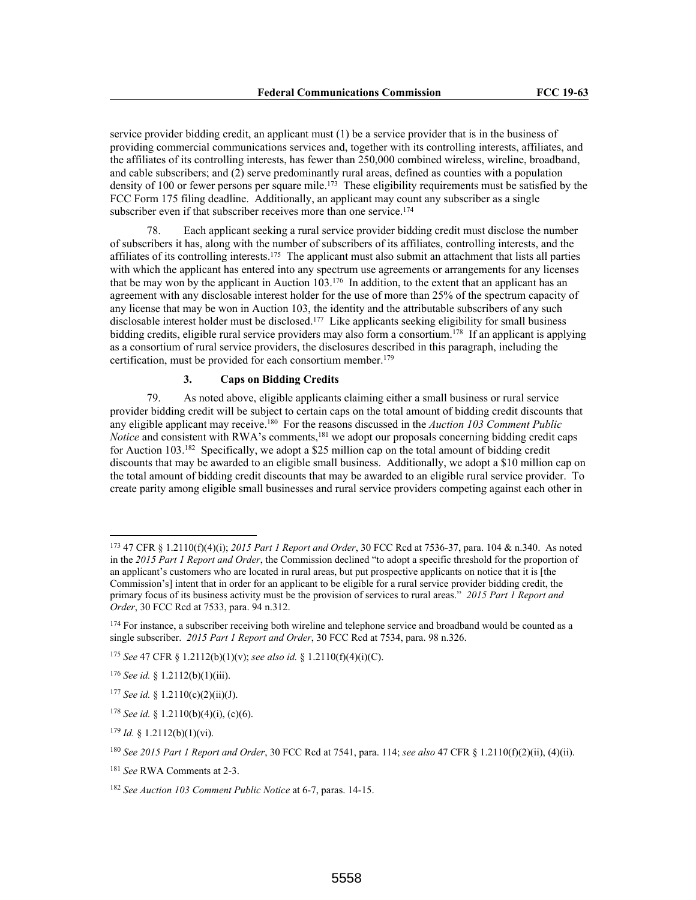service provider bidding credit, an applicant must (1) be a service provider that is in the business of providing commercial communications services and, together with its controlling interests, affiliates, and the affiliates of its controlling interests, has fewer than 250,000 combined wireless, wireline, broadband, and cable subscribers; and (2) serve predominantly rural areas, defined as counties with a population density of 100 or fewer persons per square mile.[173] These eligibility requirements must be satisfied by the FCC Form 175 filing deadline. Additionally, an applicant may count any subscriber as a single subscriber even if that subscriber receives more than one service.[174]

78. Each applicant seeking a rural service provider bidding credit must disclose the number of subscribers it has, along with the number of subscribers of its affiliates, controlling interests, and the affiliates of its controlling interests.[175] The applicant must also submit an attachment that lists all parties with which the applicant has entered into any spectrum use agreements or arrangements for any licenses that be may won by the applicant in Auction 103.[176] In addition, to the extent that an applicant has an agreement with any disclosable interest holder for the use of more than 25% of the spectrum capacity of any license that may be won in Auction 103, the identity and the attributable subscribers of any such disclosable interest holder must be disclosed.[177] Like applicants seeking eligibility for small business bidding credits, eligible rural service providers may also form a consortium.[178] If an applicant is applying as a consortium of rural service providers, the disclosures described in this paragraph, including the certification, must be provided for each consortium member.[179]

### 3. Caps on Bidding Credits

79. As noted above, eligible applicants claiming either a small business or rural service provider bidding credit will be subject to certain caps on the total amount of bidding credit discounts that any eligible applicant may receive.[180] For the reasons discussed in the *Auction 103 Comment Public Notice* and consistent with RWA's comments,[181] we adopt our proposals concerning bidding credit caps for Auction 103.[182] Specifically, we adopt a $25 million cap on the total amount of bidding credit discounts that may be awarded to an eligible small business. Additionally, we adopt a $10 million cap on the total amount of bidding credit discounts that may be awarded to an eligible rural service provider. To create parity among eligible small businesses and rural service providers competing against each other in

---

[173] 47 CFR § 1.2110(f)(4)(i); *2015 Part 1 Report and Order*, 30 FCC Rcd at 7536-37, para. 104 & n.340. As noted in the *2015 Part 1 Report and Order*, the Commission declined "to adopt a specific threshold for the proportion of an applicant's customers who are located in rural areas, but put prospective applicants on notice that it is [the Commission's] intent that in order for an applicant to be eligible for a rural service provider bidding credit, the primary focus of its business activity must be the provision of services to rural areas." *2015 Part 1 Report and Order*, 30 FCC Rcd at 7533, para. 94 n.312.

[174] For instance, a subscriber receiving both wireline and telephone service and broadband would be counted as a single subscriber. *2015 Part 1 Report and Order*, 30 FCC Rcd at 7534, para. 98 n.326.

[175] *See* 47 CFR § 1.2112(b)(1)(v); *see also id.* § 1.2110(f)(4)(i)(C).

[176] *See id.* § 1.2112(b)(1)(iii).

[177] *See id.* § 1.2110(c)(2)(ii)(J).

[178] *See id.* § 1.2110(b)(4)(i), (c)(6).

[179] *Id.* § 1.2112(b)(1)(vi).

[180] *See 2015 Part 1 Report and Order*, 30 FCC Rcd at 7541, para. 114; *see also* 47 CFR § 1.2110(f)(2)(ii), (4)(ii).

[181] *See* RWA Comments at 2-3.

[182] *See Auction 103 Comment Public Notice* at 6-7, paras. 14-15.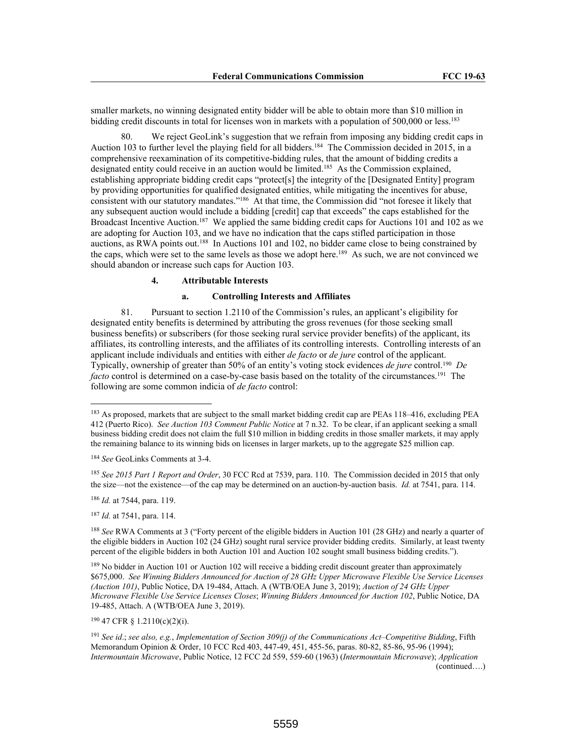smaller markets, no winning designated entity bidder will be able to obtain more than $10 million in bidding credit discounts in total for licenses won in markets with a population of 500,000 or less.[183]

80. We reject GeoLink's suggestion that we refrain from imposing any bidding credit caps in Auction 103 to further level the playing field for all bidders.[184] The Commission decided in 2015, in a comprehensive reexamination of its competitive-bidding rules, that the amount of bidding credits a designated entity could receive in an auction would be limited.[185] As the Commission explained, establishing appropriate bidding credit caps "protect[s] the integrity of the [Designated Entity] program by providing opportunities for qualified designated entities, while mitigating the incentives for abuse, consistent with our statutory mandates."[186] At that time, the Commission did "not foresee it likely that any subsequent auction would include a bidding [credit] cap that exceeds" the caps established for the Broadcast Incentive Auction.[187] We applied the same bidding credit caps for Auctions 101 and 102 as we are adopting for Auction 103, and we have no indication that the caps stifled participation in those auctions, as RWA points out.[188] In Auctions 101 and 102, no bidder came close to being constrained by the caps, which were set to the same levels as those we adopt here.[189] As such, we are not convinced we should abandon or increase such caps for Auction 103.

#### 4. Attributable Interests

##### a. Controlling Interests and Affiliates

81. Pursuant to section 1.2110 of the Commission's rules, an applicant's eligibility for designated entity benefits is determined by attributing the gross revenues (for those seeking small business benefits) or subscribers (for those seeking rural service provider benefits) of the applicant, its affiliates, its controlling interests, and the affiliates of its controlling interests. Controlling interests of an applicant include individuals and entities with either *de facto* or *de jure* control of the applicant. Typically, ownership of greater than 50% of an entity's voting stock evidences *de jure* control.[190] *De facto* control is determined on a case-by-case basis based on the totality of the circumstances.[191] The following are some common indicia of *de facto* control:

---

[183] As proposed, markets that are subject to the small market bidding credit cap are PEAs 118–416, excluding PEA 412 (Puerto Rico). *See Auction 103 Comment Public Notice* at 7 n.32. To be clear, if an applicant seeking a small business bidding credit does not claim the full $10 million in bidding credits in those smaller markets, it may apply the remaining balance to its winning bids on licenses in larger markets, up to the aggregate $25 million cap.

[184] *See* GeoLinks Comments at 3-4.

[185] *See 2015 Part 1 Report and Order*, 30 FCC Rcd at 7539, para. 110. The Commission decided in 2015 that only the size—not the existence—of the cap may be determined on an auction-by-auction basis. *Id.* at 7541, para. 114.

[186] *Id.* at 7544, para. 119.

[187] *Id.* at 7541, para. 114.

[188] *See* RWA Comments at 3 ("Forty percent of the eligible bidders in Auction 101 (28 GHz) and nearly a quarter of the eligible bidders in Auction 102 (24 GHz) sought rural service provider bidding credits. Similarly, at least twenty percent of the eligible bidders in both Auction 101 and Auction 102 sought small business bidding credits.").

[189] No bidder in Auction 101 or Auction 102 will receive a bidding credit discount greater than approximately $675,000. *See Winning Bidders Announced for Auction of 28 GHz Upper Microwave Flexible Use Service Licenses (Auction 101)*, Public Notice, DA 19-484, Attach. A (WTB/OEA June 3, 2019); *Auction of 24 GHz Upper Microwave Flexible Use Service Licenses Closes*; *Winning Bidders Announced for Auction 102*, Public Notice, DA 19-485, Attach. A (WTB/OEA June 3, 2019).

[190] 47 CFR § 1.2110(c)(2)(i).

[191] *See id*.; *see also, e.g.*, *Implementation of Section 309(j) of the Communications Act–Competitive Bidding*, Fifth Memorandum Opinion & Order, 10 FCC Rcd 403, 447-49, 451, 455-56, paras. 80-82, 85-86, 95-96 (1994); *Intermountain Microwave*, Public Notice, 12 FCC 2d 559, 559-60 (1963) (*Intermountain Microwave*); *Application* (continued….)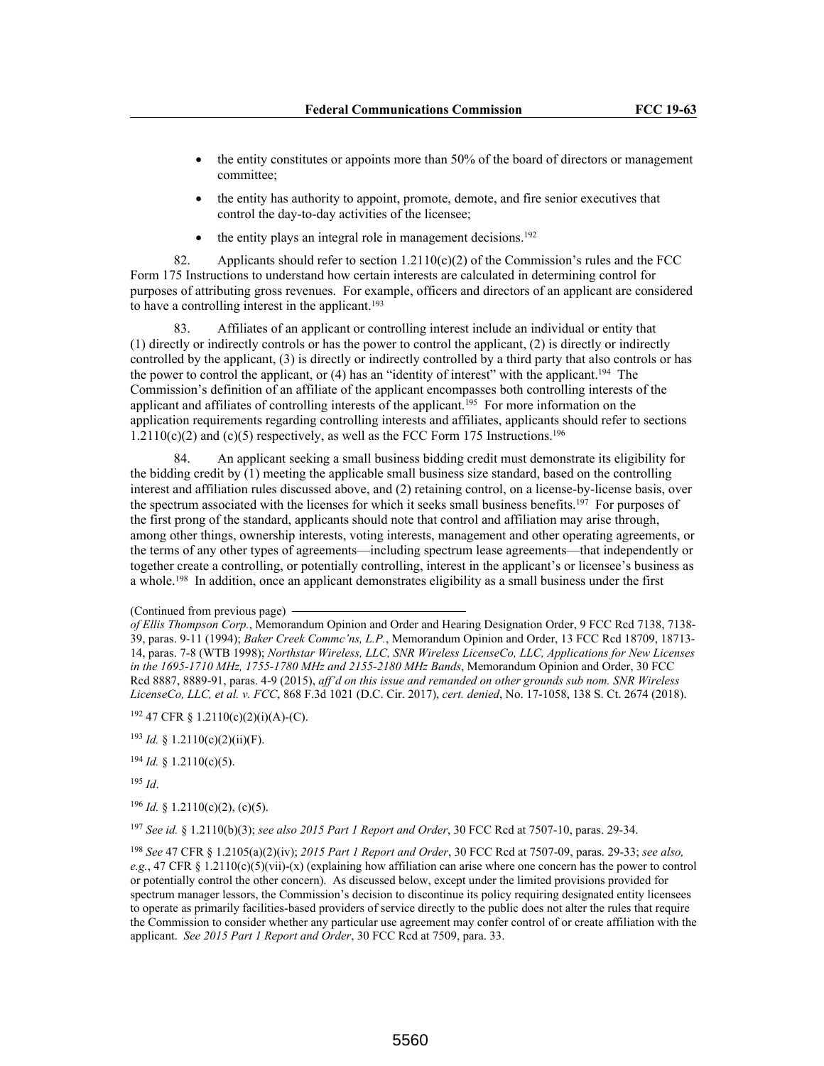- the entity constitutes or appoints more than 50% of the board of directors or management committee;
- the entity has authority to appoint, promote, demote, and fire senior executives that control the day-to-day activities of the licensee;
- the entity plays an integral role in management decisions.[192]

82. Applicants should refer to section 1.2110(c)(2) of the Commission's rules and the FCC Form 175 Instructions to understand how certain interests are calculated in determining control for purposes of attributing gross revenues. For example, officers and directors of an applicant are considered to have a controlling interest in the applicant.[193]

83. Affiliates of an applicant or controlling interest include an individual or entity that (1) directly or indirectly controls or has the power to control the applicant, (2) is directly or indirectly controlled by the applicant, (3) is directly or indirectly controlled by a third party that also controls or has the power to control the applicant, or (4) has an "identity of interest" with the applicant.[194] The Commission's definition of an affiliate of the applicant encompasses both controlling interests of the applicant and affiliates of controlling interests of the applicant.[195] For more information on the application requirements regarding controlling interests and affiliates, applicants should refer to sections 1.2110(c)(2) and (c)(5) respectively, as well as the FCC Form 175 Instructions.[196]

84. An applicant seeking a small business bidding credit must demonstrate its eligibility for the bidding credit by (1) meeting the applicable small business size standard, based on the controlling interest and affiliation rules discussed above, and (2) retaining control, on a license-by-license basis, over the spectrum associated with the licenses for which it seeks small business benefits.[197] For purposes of the first prong of the standard, applicants should note that control and affiliation may arise through, among other things, ownership interests, voting interests, management and other operating agreements, or the terms of any other types of agreements—including spectrum lease agreements—that independently or together create a controlling, or potentially controlling, interest in the applicant's or licensee's business as a whole.[198] In addition, once an applicant demonstrates eligibility as a small business under the first

(Continued from previous page)

*of Ellis Thompson Corp.*, Memorandum Opinion and Order and Hearing Designation Order, 9 FCC Rcd 7138, 7138-39, paras. 9-11 (1994); *Baker Creek Commc'ns, L.P.*, Memorandum Opinion and Order, 13 FCC Rcd 18709, 18713-14, paras. 7-8 (WTB 1998); *Northstar Wireless, LLC, SNR Wireless LicenseCo, LLC, Applications for New Licenses in the 1695-1710 MHz, 1755-1780 MHz and 2155-2180 MHz Bands*, Memorandum Opinion and Order, 30 FCC Rcd 8887, 8889-91, paras. 4-9 (2015), *aff'd on this issue and remanded on other grounds sub nom. SNR Wireless LicenseCo, LLC, et al. v. FCC*, 868 F.3d 1021 (D.C. Cir. 2017), *cert. denied*, No. 17-1058, 138 S. Ct. 2674 (2018).

[192] 47 CFR § 1.2110(c)(2)(i)(A)-(C).

[193] *Id.* § 1.2110(c)(2)(ii)(F).

[194] *Id.* § 1.2110(c)(5).

[195] *Id*.

[196] *Id.* § 1.2110(c)(2), (c)(5).

[197] *See id.* § 1.2110(b)(3); *see also 2015 Part 1 Report and Order*, 30 FCC Rcd at 7507-10, paras. 29-34.

[198] *See* 47 CFR § 1.2105(a)(2)(iv); *2015 Part 1 Report and Order*, 30 FCC Rcd at 7507-09, paras. 29-33; *see also, e.g.*, 47 CFR § 1.2110(c)(5)(vii)-(x) (explaining how affiliation can arise where one concern has the power to control or potentially control the other concern). As discussed below, except under the limited provisions provided for spectrum manager lessors, the Commission's decision to discontinue its policy requiring designated entity licensees to operate as primarily facilities-based providers of service directly to the public does not alter the rules that require the Commission to consider whether any particular use agreement may confer control of or create affiliation with the applicant. *See 2015 Part 1 Report and Order*, 30 FCC Rcd at 7509, para. 33.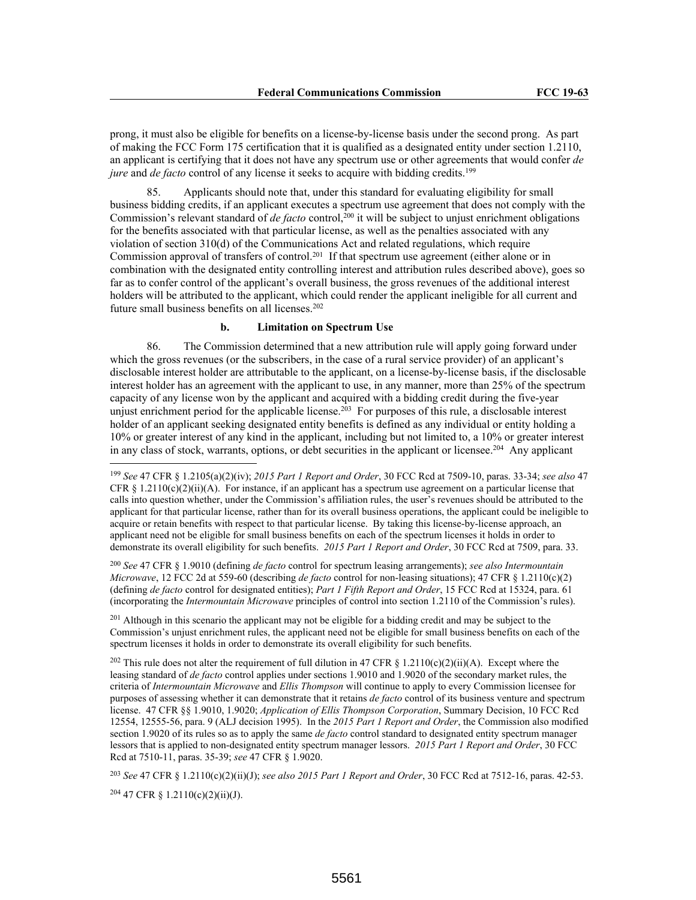prong, it must also be eligible for benefits on a license-by-license basis under the second prong. As part of making the FCC Form 175 certification that it is qualified as a designated entity under section 1.2110, an applicant is certifying that it does not have any spectrum use or other agreements that would confer *de jure* and *de facto* control of any license it seeks to acquire with bidding credits.[199]

85. Applicants should note that, under this standard for evaluating eligibility for small business bidding credits, if an applicant executes a spectrum use agreement that does not comply with the Commission's relevant standard of *de facto* control,[200] it will be subject to unjust enrichment obligations for the benefits associated with that particular license, as well as the penalties associated with any violation of section 310(d) of the Communications Act and related regulations, which require Commission approval of transfers of control.[201] If that spectrum use agreement (either alone or in combination with the designated entity controlling interest and attribution rules described above), goes so far as to confer control of the applicant's overall business, the gross revenues of the additional interest holders will be attributed to the applicant, which could render the applicant ineligible for all current and future small business benefits on all licenses.[202]

#### b. Limitation on Spectrum Use

86. The Commission determined that a new attribution rule will apply going forward under which the gross revenues (or the subscribers, in the case of a rural service provider) of an applicant's disclosable interest holder are attributable to the applicant, on a license-by-license basis, if the disclosable interest holder has an agreement with the applicant to use, in any manner, more than 25% of the spectrum capacity of any license won by the applicant and acquired with a bidding credit during the five-year unjust enrichment period for the applicable license.[203] For purposes of this rule, a disclosable interest holder of an applicant seeking designated entity benefits is defined as any individual or entity holding a 10% or greater interest of any kind in the applicant, including but not limited to, a 10% or greater interest in any class of stock, warrants, options, or debt securities in the applicant or licensee.[204] Any applicant

---

[199] *See* 47 CFR § 1.2105(a)(2)(iv); *2015 Part 1 Report and Order*, 30 FCC Rcd at 7509-10, paras. 33-34; *see also* 47 CFR § 1.2110(c)(2)(ii)(A). For instance, if an applicant has a spectrum use agreement on a particular license that calls into question whether, under the Commission's affiliation rules, the user's revenues should be attributed to the applicant for that particular license, rather than for its overall business operations, the applicant could be ineligible to acquire or retain benefits with respect to that particular license. By taking this license-by-license approach, an applicant need not be eligible for small business benefits on each of the spectrum licenses it holds in order to demonstrate its overall eligibility for such benefits. *2015 Part 1 Report and Order*, 30 FCC Rcd at 7509, para. 33.

[200] *See* 47 CFR § 1.9010 (defining *de facto* control for spectrum leasing arrangements); *see also Intermountain Microwave*, 12 FCC 2d at 559-60 (describing *de facto* control for non-leasing situations); 47 CFR § 1.2110(c)(2) (defining *de facto* control for designated entities); *Part 1 Fifth Report and Order*, 15 FCC Rcd at 15324, para. 61 (incorporating the *Intermountain Microwave* principles of control into section 1.2110 of the Commission's rules).

[201] Although in this scenario the applicant may not be eligible for a bidding credit and may be subject to the Commission's unjust enrichment rules, the applicant need not be eligible for small business benefits on each of the spectrum licenses it holds in order to demonstrate its overall eligibility for such benefits.

[202] This rule does not alter the requirement of full dilution in 47 CFR § 1.2110(c)(2)(ii)(A). Except where the leasing standard of *de facto* control applies under sections 1.9010 and 1.9020 of the secondary market rules, the criteria of *Intermountain Microwave* and *Ellis Thompson* will continue to apply to every Commission licensee for purposes of assessing whether it can demonstrate that it retains *de facto* control of its business venture and spectrum license. 47 CFR §§ 1.9010, 1.9020; *Application of Ellis Thompson Corporation*, Summary Decision, 10 FCC Rcd 12554, 12555-56, para. 9 (ALJ decision 1995). In the *2015 Part 1 Report and Order*, the Commission also modified section 1.9020 of its rules so as to apply the same *de facto* control standard to designated entity spectrum manager lessors that is applied to non-designated entity spectrum manager lessors. *2015 Part 1 Report and Order*, 30 FCC Rcd at 7510-11, paras. 35-39; *see* 47 CFR § 1.9020.

[203] *See* 47 CFR § 1.2110(c)(2)(ii)(J); *see also 2015 Part 1 Report and Order*, 30 FCC Rcd at 7512-16, paras. 42-53.

[204] 47 CFR § 1.2110(c)(2)(ii)(J).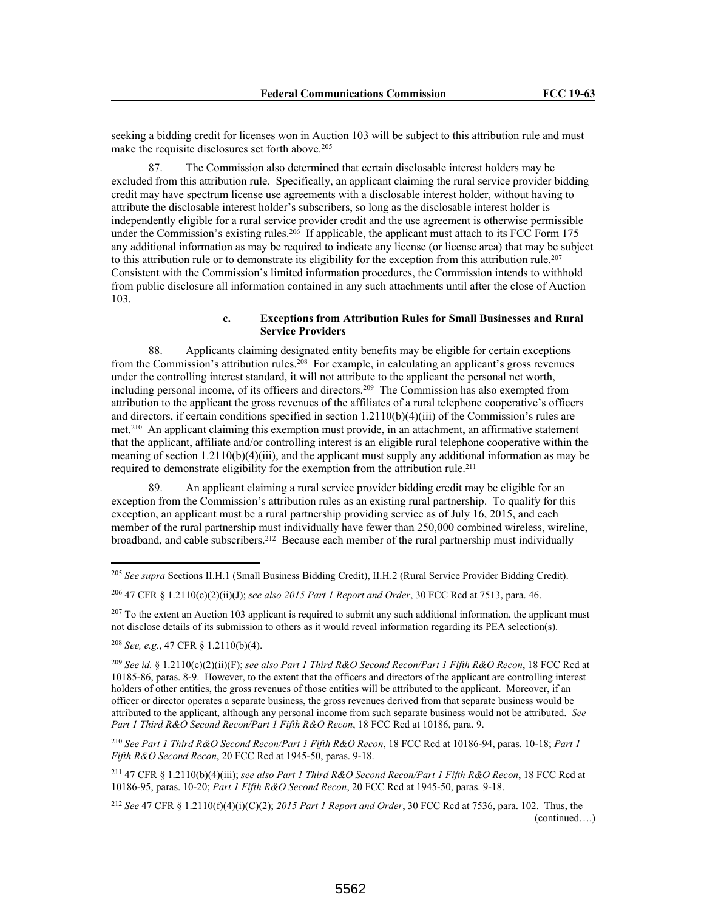seeking a bidding credit for licenses won in Auction 103 will be subject to this attribution rule and must make the requisite disclosures set forth above.[205]

87. The Commission also determined that certain disclosable interest holders may be excluded from this attribution rule. Specifically, an applicant claiming the rural service provider bidding credit may have spectrum license use agreements with a disclosable interest holder, without having to attribute the disclosable interest holder's subscribers, so long as the disclosable interest holder is independently eligible for a rural service provider credit and the use agreement is otherwise permissible under the Commission's existing rules.[206] If applicable, the applicant must attach to its FCC Form 175 any additional information as may be required to indicate any license (or license area) that may be subject to this attribution rule or to demonstrate its eligibility for the exception from this attribution rule.[207] Consistent with the Commission's limited information procedures, the Commission intends to withhold from public disclosure all information contained in any such attachments until after the close of Auction 103.

#### c. Exceptions from Attribution Rules for Small Businesses and Rural Service Providers

88. Applicants claiming designated entity benefits may be eligible for certain exceptions from the Commission's attribution rules.[208] For example, in calculating an applicant's gross revenues under the controlling interest standard, it will not attribute to the applicant the personal net worth, including personal income, of its officers and directors.[209] The Commission has also exempted from attribution to the applicant the gross revenues of the affiliates of a rural telephone cooperative's officers and directors, if certain conditions specified in section 1.2110(b)(4)(iii) of the Commission's rules are met.[210] An applicant claiming this exemption must provide, in an attachment, an affirmative statement that the applicant, affiliate and/or controlling interest is an eligible rural telephone cooperative within the meaning of section 1.2110(b)(4)(iii), and the applicant must supply any additional information as may be required to demonstrate eligibility for the exemption from the attribution rule.[211]

89. An applicant claiming a rural service provider bidding credit may be eligible for an exception from the Commission's attribution rules as an existing rural partnership. To qualify for this exception, an applicant must be a rural partnership providing service as of July 16, 2015, and each member of the rural partnership must individually have fewer than 250,000 combined wireless, wireline, broadband, and cable subscribers.[212] Because each member of the rural partnership must individually

---

[205] *See supra* Sections II.H.1 (Small Business Bidding Credit), II.H.2 (Rural Service Provider Bidding Credit).

[206] 47 CFR § 1.2110(c)(2)(ii)(J); *see also 2015 Part 1 Report and Order*, 30 FCC Rcd at 7513, para. 46.

[207] To the extent an Auction 103 applicant is required to submit any such additional information, the applicant must not disclose details of its submission to others as it would reveal information regarding its PEA selection(s).

[208] *See, e.g.*, 47 CFR § 1.2110(b)(4).

[209] *See id.* § 1.2110(c)(2)(ii)(F); *see also Part 1 Third R&O Second Recon/Part 1 Fifth R&O Recon*, 18 FCC Rcd at 10185-86, paras. 8-9. However, to the extent that the officers and directors of the applicant are controlling interest holders of other entities, the gross revenues of those entities will be attributed to the applicant. Moreover, if an officer or director operates a separate business, the gross revenues derived from that separate business would be attributed to the applicant, although any personal income from such separate business would not be attributed. *See Part 1 Third R&O Second Recon/Part 1 Fifth R&O Recon*, 18 FCC Rcd at 10186, para. 9.

[210] *See Part 1 Third R&O Second Recon/Part 1 Fifth R&O Recon*, 18 FCC Rcd at 10186-94, paras. 10-18; *Part 1 Fifth R&O Second Recon*, 20 FCC Rcd at 1945-50, paras. 9-18.

[211] 47 CFR § 1.2110(b)(4)(iii); *see also Part 1 Third R&O Second Recon/Part 1 Fifth R&O Recon*, 18 FCC Rcd at 10186-95, paras. 10-20; *Part 1 Fifth R&O Second Recon*, 20 FCC Rcd at 1945-50, paras. 9-18.

[212] *See* 47 CFR § 1.2110(f)(4)(i)(C)(2); *2015 Part 1 Report and Order*, 30 FCC Rcd at 7536, para. 102. Thus, the (continued….)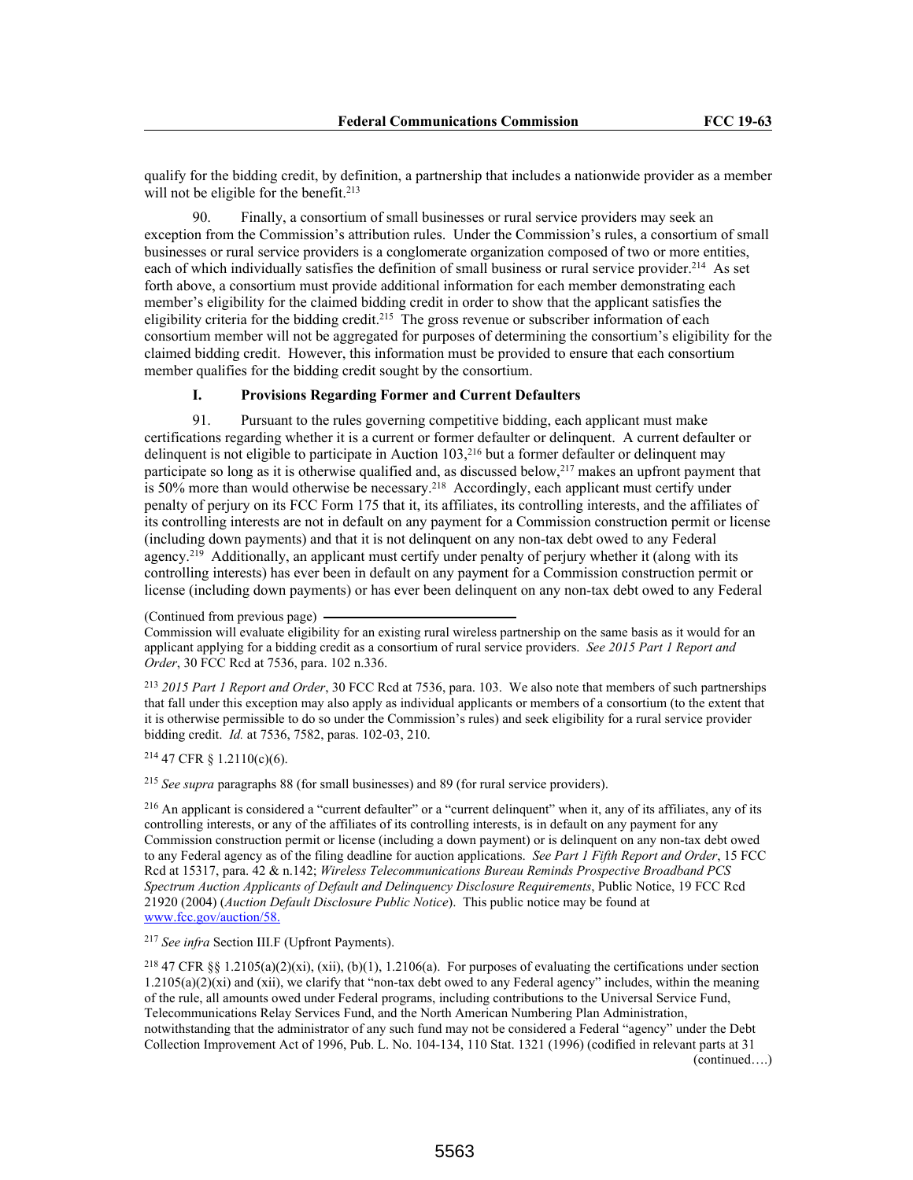qualify for the bidding credit, by definition, a partnership that includes a nationwide provider as a member will not be eligible for the benefit.[213]

90. Finally, a consortium of small businesses or rural service providers may seek an exception from the Commission's attribution rules. Under the Commission's rules, a consortium of small businesses or rural service providers is a conglomerate organization composed of two or more entities, each of which individually satisfies the definition of small business or rural service provider.[214] As set forth above, a consortium must provide additional information for each member demonstrating each member's eligibility for the claimed bidding credit in order to show that the applicant satisfies the eligibility criteria for the bidding credit.[215] The gross revenue or subscriber information of each consortium member will not be aggregated for purposes of determining the consortium's eligibility for the claimed bidding credit. However, this information must be provided to ensure that each consortium member qualifies for the bidding credit sought by the consortium.

### I. Provisions Regarding Former and Current Defaulters

91. Pursuant to the rules governing competitive bidding, each applicant must make certifications regarding whether it is a current or former defaulter or delinquent. A current defaulter or delinquent is not eligible to participate in Auction 103,[216] but a former defaulter or delinquent may participate so long as it is otherwise qualified and, as discussed below,[217] makes an upfront payment that is 50% more than would otherwise be necessary.[218] Accordingly, each applicant must certify under penalty of perjury on its FCC Form 175 that it, its affiliates, its controlling interests, and the affiliates of its controlling interests are not in default on any payment for a Commission construction permit or license (including down payments) and that it is not delinquent on any non-tax debt owed to any Federal agency.[219] Additionally, an applicant must certify under penalty of perjury whether it (along with its controlling interests) has ever been in default on any payment for a Commission construction permit or license (including down payments) or has ever been delinquent on any non-tax debt owed to any Federal

(Continued from previous page) Commission will evaluate eligibility for an existing rural wireless partnership on the same basis as it would for an applicant applying for a bidding credit as a consortium of rural service providers. *See 2015 Part 1 Report and Order*, 30 FCC Rcd at 7536, para. 102 n.336.

[213] *2015 Part 1 Report and Order*, 30 FCC Rcd at 7536, para. 103. We also note that members of such partnerships that fall under this exception may also apply as individual applicants or members of a consortium (to the extent that it is otherwise permissible to do so under the Commission's rules) and seek eligibility for a rural service provider bidding credit. *Id.* at 7536, 7582, paras. 102-03, 210.

[214] 47 CFR § 1.2110(c)(6).

[215] *See supra* paragraphs 88 (for small businesses) and 89 (for rural service providers).

[216] An applicant is considered a "current defaulter" or a "current delinquent" when it, any of its affiliates, any of its controlling interests, or any of the affiliates of its controlling interests, is in default on any payment for any Commission construction permit or license (including a down payment) or is delinquent on any non-tax debt owed to any Federal agency as of the filing deadline for auction applications. *See Part 1 Fifth Report and Order*, 15 FCC Rcd at 15317, para. 42 & n.142; *Wireless Telecommunications Bureau Reminds Prospective Broadband PCS Spectrum Auction Applicants of Default and Delinquency Disclosure Requirements*, Public Notice, 19 FCC Rcd 21920 (2004) (*Auction Default Disclosure Public Notice*). This public notice may be found at www.fcc.gov/auction/58.

[217] *See infra* Section III.F (Upfront Payments).

[218] 47 CFR §§ 1.2105(a)(2)(xi), (xii), (b)(1), 1.2106(a). For purposes of evaluating the certifications under section 1.2105(a)(2)(xi) and (xii), we clarify that "non-tax debt owed to any Federal agency" includes, within the meaning of the rule, all amounts owed under Federal programs, including contributions to the Universal Service Fund, Telecommunications Relay Services Fund, and the North American Numbering Plan Administration, notwithstanding that the administrator of any such fund may not be considered a Federal "agency" under the Debt Collection Improvement Act of 1996, Pub. L. No. 104-134, 110 Stat. 1321 (1996) (codified in relevant parts at 31 (continued….)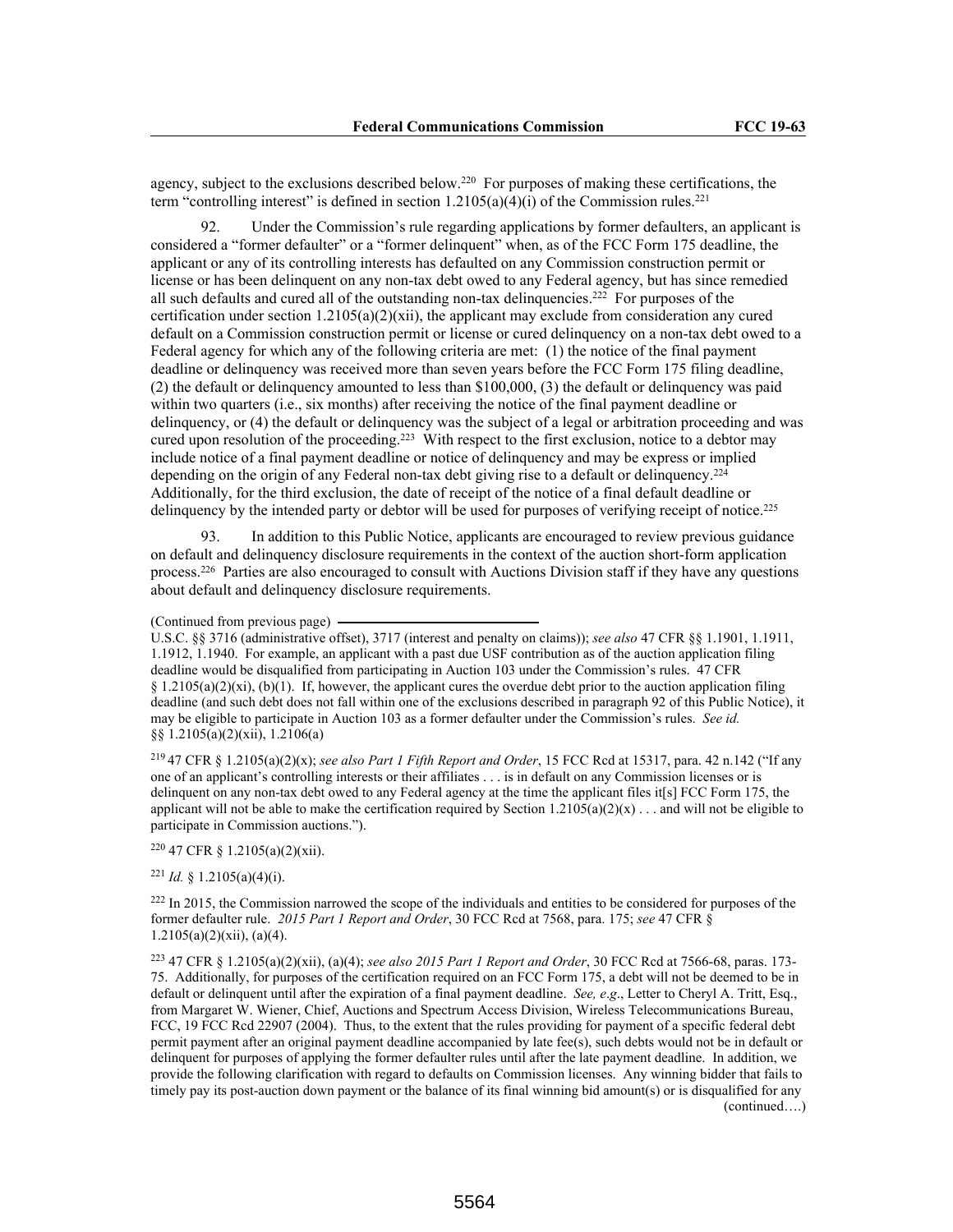agency, subject to the exclusions described below.[220] For purposes of making these certifications, the term "controlling interest" is defined in section 1.2105(a)(4)(i) of the Commission rules.[221]

92. Under the Commission's rule regarding applications by former defaulters, an applicant is considered a "former defaulter" or a "former delinquent" when, as of the FCC Form 175 deadline, the applicant or any of its controlling interests has defaulted on any Commission construction permit or license or has been delinquent on any non-tax debt owed to any Federal agency, but has since remedied all such defaults and cured all of the outstanding non-tax delinquencies.[222] For purposes of the certification under section 1.2105(a)(2)(xii), the applicant may exclude from consideration any cured default on a Commission construction permit or license or cured delinquency on a non-tax debt owed to a Federal agency for which any of the following criteria are met: (1) the notice of the final payment deadline or delinquency was received more than seven years before the FCC Form 175 filing deadline, (2) the default or delinquency amounted to less than $100,000, (3) the default or delinquency was paid within two quarters (i.e., six months) after receiving the notice of the final payment deadline or delinquency, or (4) the default or delinquency was the subject of a legal or arbitration proceeding and was cured upon resolution of the proceeding.[223] With respect to the first exclusion, notice to a debtor may include notice of a final payment deadline or notice of delinquency and may be express or implied depending on the origin of any Federal non-tax debt giving rise to a default or delinquency.[224] Additionally, for the third exclusion, the date of receipt of the notice of a final default deadline or delinquency by the intended party or debtor will be used for purposes of verifying receipt of notice.[225]

93. In addition to this Public Notice, applicants are encouraged to review previous guidance on default and delinquency disclosure requirements in the context of the auction short-form application process.[226] Parties are also encouraged to consult with Auctions Division staff if they have any questions about default and delinquency disclosure requirements.

(Continued from previous page)

U.S.C. §§ 3716 (administrative offset), 3717 (interest and penalty on claims)); *see also* 47 CFR §§ 1.1901, 1.1911, 1.1912, 1.1940. For example, an applicant with a past due USF contribution as of the auction application filing deadline would be disqualified from participating in Auction 103 under the Commission's rules. 47 CFR § 1.2105(a)(2)(xi), (b)(1). If, however, the applicant cures the overdue debt prior to the auction application filing deadline (and such debt does not fall within one of the exclusions described in paragraph 92 of this Public Notice), it may be eligible to participate in Auction 103 as a former defaulter under the Commission's rules. *See id.* §§ 1.2105(a)(2)(xii), 1.2106(a)

[219] 47 CFR § 1.2105(a)(2)(x); *see also Part 1 Fifth Report and Order*, 15 FCC Rcd at 15317, para. 42 n.142 ("If any one of an applicant's controlling interests or their affiliates . . . is in default on any Commission licenses or is delinquent on any non-tax debt owed to any Federal agency at the time the applicant files it[s] FCC Form 175, the applicant will not be able to make the certification required by Section 1.2105(a)(2)(x) . . . and will not be eligible to participate in Commission auctions.").

[220] 47 CFR § 1.2105(a)(2)(xii).

[221] *Id.* § 1.2105(a)(4)(i).

[222] In 2015, the Commission narrowed the scope of the individuals and entities to be considered for purposes of the former defaulter rule. *2015 Part 1 Report and Order*, 30 FCC Rcd at 7568, para. 175; *see* 47 CFR § 1.2105(a)(2)(xii), (a)(4).

[223] 47 CFR § 1.2105(a)(2)(xii), (a)(4); *see also 2015 Part 1 Report and Order*, 30 FCC Rcd at 7566-68, paras. 173-75. Additionally, for purposes of the certification required on an FCC Form 175, a debt will not be deemed to be in default or delinquent until after the expiration of a final payment deadline. *See, e.g*., Letter to Cheryl A. Tritt, Esq., from Margaret W. Wiener, Chief, Auctions and Spectrum Access Division, Wireless Telecommunications Bureau, FCC, 19 FCC Rcd 22907 (2004). Thus, to the extent that the rules providing for payment of a specific federal debt permit payment after an original payment deadline accompanied by late fee(s), such debts would not be in default or delinquent for purposes of applying the former defaulter rules until after the late payment deadline. In addition, we provide the following clarification with regard to defaults on Commission licenses. Any winning bidder that fails to timely pay its post-auction down payment or the balance of its final winning bid amount(s) or is disqualified for any (continued….)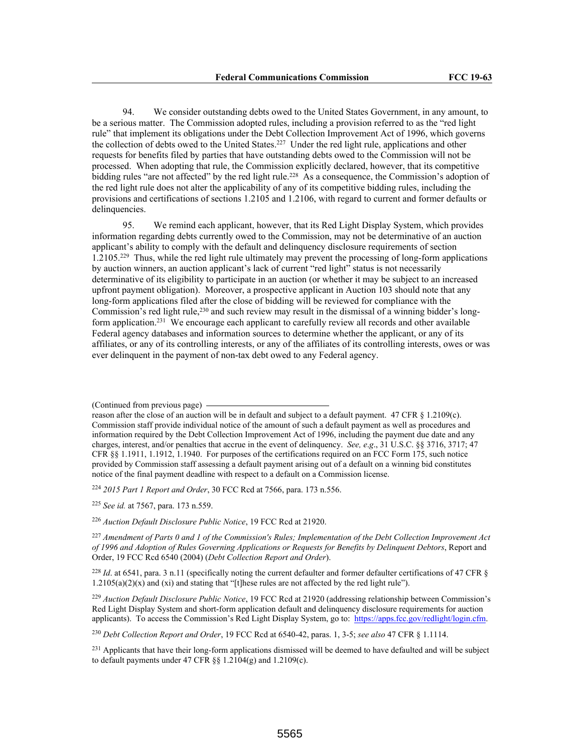94. We consider outstanding debts owed to the United States Government, in any amount, to be a serious matter. The Commission adopted rules, including a provision referred to as the "red light rule" that implement its obligations under the Debt Collection Improvement Act of 1996, which governs the collection of debts owed to the United States.[227] Under the red light rule, applications and other requests for benefits filed by parties that have outstanding debts owed to the Commission will not be processed. When adopting that rule, the Commission explicitly declared, however, that its competitive bidding rules "are not affected" by the red light rule.[228] As a consequence, the Commission's adoption of the red light rule does not alter the applicability of any of its competitive bidding rules, including the provisions and certifications of sections 1.2105 and 1.2106, with regard to current and former defaults or delinquencies.

95. We remind each applicant, however, that its Red Light Display System, which provides information regarding debts currently owed to the Commission, may not be determinative of an auction applicant's ability to comply with the default and delinquency disclosure requirements of section 1.2105.[229] Thus, while the red light rule ultimately may prevent the processing of long-form applications by auction winners, an auction applicant's lack of current "red light" status is not necessarily determinative of its eligibility to participate in an auction (or whether it may be subject to an increased upfront payment obligation). Moreover, a prospective applicant in Auction 103 should note that any long-form applications filed after the close of bidding will be reviewed for compliance with the Commission's red light rule,[230] and such review may result in the dismissal of a winning bidder's long-form application.[231] We encourage each applicant to carefully review all records and other available Federal agency databases and information sources to determine whether the applicant, or any of its affiliates, or any of its controlling interests, or any of the affiliates of its controlling interests, owes or was ever delinquent in the payment of non-tax debt owed to any Federal agency.

---

(Continued from previous page)

reason after the close of an auction will be in default and subject to a default payment. 47 CFR § 1.2109(c). Commission staff provide individual notice of the amount of such a default payment as well as procedures and information required by the Debt Collection Improvement Act of 1996, including the payment due date and any charges, interest, and/or penalties that accrue in the event of delinquency. *See, e.g*., 31 U.S.C. §§ 3716, 3717; 47 CFR §§ 1.1911, 1.1912, 1.1940. For purposes of the certifications required on an FCC Form 175, such notice provided by Commission staff assessing a default payment arising out of a default on a winning bid constitutes notice of the final payment deadline with respect to a default on a Commission license.

[224] *2015 Part 1 Report and Order*, 30 FCC Rcd at 7566, para. 173 n.556.

[225] *See id.* at 7567, para. 173 n.559.

[226] *Auction Default Disclosure Public Notice*, 19 FCC Rcd at 21920.

[227] *Amendment of Parts 0 and 1 of the Commission's Rules; Implementation of the Debt Collection Improvement Act of 1996 and Adoption of Rules Governing Applications or Requests for Benefits by Delinquent Debtors*, Report and Order, 19 FCC Rcd 6540 (2004) (*Debt Collection Report and Order*).

[228] *Id*. at 6541, para. 3 n.11 (specifically noting the current defaulter and former defaulter certifications of 47 CFR § 1.2105(a)(2)(x) and (xi) and stating that "[t]hese rules are not affected by the red light rule").

[229] *Auction Default Disclosure Public Notice*, 19 FCC Rcd at 21920 (addressing relationship between Commission's Red Light Display System and short-form application default and delinquency disclosure requirements for auction applicants). To access the Commission's Red Light Display System, go to: https://apps.fcc.gov/redlight/login.cfm.

[230] *Debt Collection Report and Order*, 19 FCC Rcd at 6540-42, paras. 1, 3-5; *see also* 47 CFR § 1.1114.

[231] Applicants that have their long-form applications dismissed will be deemed to have defaulted and will be subject to default payments under 47 CFR §§ 1.2104(g) and 1.2109(c).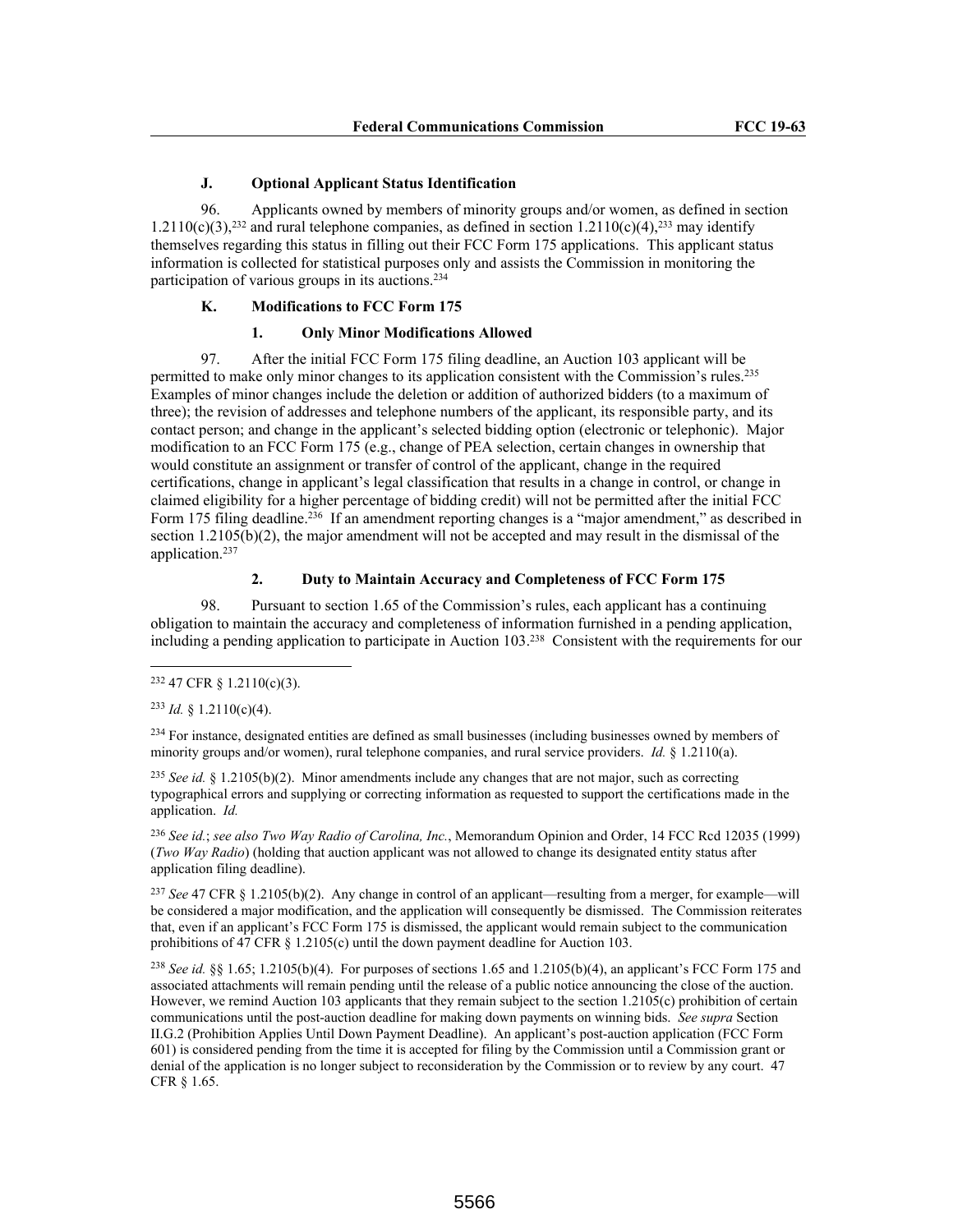### J. Optional Applicant Status Identification

96. Applicants owned by members of minority groups and/or women, as defined in section 1.2110(c)(3),[232] and rural telephone companies, as defined in section 1.2110(c)(4),[233] may identify themselves regarding this status in filling out their FCC Form 175 applications. This applicant status information is collected for statistical purposes only and assists the Commission in monitoring the participation of various groups in its auctions.[234]

### K. Modifications to FCC Form 175

#### 1. Only Minor Modifications Allowed

97. After the initial FCC Form 175 filing deadline, an Auction 103 applicant will be permitted to make only minor changes to its application consistent with the Commission's rules.[235] Examples of minor changes include the deletion or addition of authorized bidders (to a maximum of three); the revision of addresses and telephone numbers of the applicant, its responsible party, and its contact person; and change in the applicant's selected bidding option (electronic or telephonic). Major modification to an FCC Form 175 (e.g., change of PEA selection, certain changes in ownership that would constitute an assignment or transfer of control of the applicant, change in the required certifications, change in applicant's legal classification that results in a change in control, or change in claimed eligibility for a higher percentage of bidding credit) will not be permitted after the initial FCC Form 175 filing deadline.[236] If an amendment reporting changes is a "major amendment," as described in section 1.2105(b)(2), the major amendment will not be accepted and may result in the dismissal of the application.[237]

#### 2. Duty to Maintain Accuracy and Completeness of FCC Form 175

98. Pursuant to section 1.65 of the Commission's rules, each applicant has a continuing obligation to maintain the accuracy and completeness of information furnished in a pending application, including a pending application to participate in Auction 103.[238] Consistent with the requirements for our

---

[232] 47 CFR § 1.2110(c)(3).

[233] *Id.* § 1.2110(c)(4).

[234] For instance, designated entities are defined as small businesses (including businesses owned by members of minority groups and/or women), rural telephone companies, and rural service providers. *Id.* § 1.2110(a).

[235] *See id.* § 1.2105(b)(2). Minor amendments include any changes that are not major, such as correcting typographical errors and supplying or correcting information as requested to support the certifications made in the application. *Id.*

[236] *See id.*; *see also Two Way Radio of Carolina, Inc.*, Memorandum Opinion and Order, 14 FCC Rcd 12035 (1999) (*Two Way Radio*) (holding that auction applicant was not allowed to change its designated entity status after application filing deadline).

[237] *See* 47 CFR § 1.2105(b)(2). Any change in control of an applicant—resulting from a merger, for example—will be considered a major modification, and the application will consequently be dismissed. The Commission reiterates that, even if an applicant's FCC Form 175 is dismissed, the applicant would remain subject to the communication prohibitions of 47 CFR § 1.2105(c) until the down payment deadline for Auction 103.

[238] *See id.* §§ 1.65; 1.2105(b)(4). For purposes of sections 1.65 and 1.2105(b)(4), an applicant's FCC Form 175 and associated attachments will remain pending until the release of a public notice announcing the close of the auction. However, we remind Auction 103 applicants that they remain subject to the section 1.2105(c) prohibition of certain communications until the post-auction deadline for making down payments on winning bids. *See supra* Section II.G.2 (Prohibition Applies Until Down Payment Deadline). An applicant's post-auction application (FCC Form 601) is considered pending from the time it is accepted for filing by the Commission until a Commission grant or denial of the application is no longer subject to reconsideration by the Commission or to review by any court. 47 CFR § 1.65.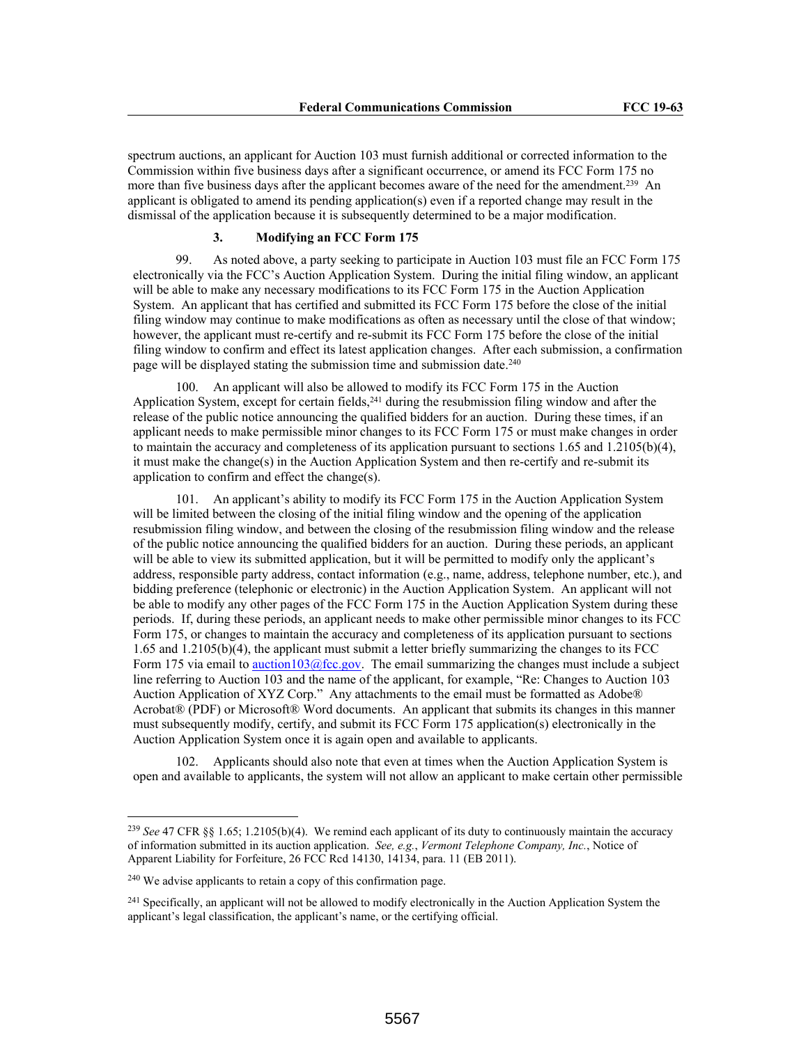spectrum auctions, an applicant for Auction 103 must furnish additional or corrected information to the Commission within five business days after a significant occurrence, or amend its FCC Form 175 no more than five business days after the applicant becomes aware of the need for the amendment.[239] An applicant is obligated to amend its pending application(s) even if a reported change may result in the dismissal of the application because it is subsequently determined to be a major modification.

### 3. Modifying an FCC Form 175

99. As noted above, a party seeking to participate in Auction 103 must file an FCC Form 175 electronically via the FCC's Auction Application System. During the initial filing window, an applicant will be able to make any necessary modifications to its FCC Form 175 in the Auction Application System. An applicant that has certified and submitted its FCC Form 175 before the close of the initial filing window may continue to make modifications as often as necessary until the close of that window; however, the applicant must re-certify and re-submit its FCC Form 175 before the close of the initial filing window to confirm and effect its latest application changes. After each submission, a confirmation page will be displayed stating the submission time and submission date.[240]

100. An applicant will also be allowed to modify its FCC Form 175 in the Auction Application System, except for certain fields,[241] during the resubmission filing window and after the release of the public notice announcing the qualified bidders for an auction. During these times, if an applicant needs to make permissible minor changes to its FCC Form 175 or must make changes in order to maintain the accuracy and completeness of its application pursuant to sections 1.65 and 1.2105(b)(4), it must make the change(s) in the Auction Application System and then re-certify and re-submit its application to confirm and effect the change(s).

101. An applicant's ability to modify its FCC Form 175 in the Auction Application System will be limited between the closing of the initial filing window and the opening of the application resubmission filing window, and between the closing of the resubmission filing window and the release of the public notice announcing the qualified bidders for an auction. During these periods, an applicant will be able to view its submitted application, but it will be permitted to modify only the applicant's address, responsible party address, contact information (e.g., name, address, telephone number, etc.), and bidding preference (telephonic or electronic) in the Auction Application System. An applicant will not be able to modify any other pages of the FCC Form 175 in the Auction Application System during these periods. If, during these periods, an applicant needs to make other permissible minor changes to its FCC Form 175, or changes to maintain the accuracy and completeness of its application pursuant to sections 1.65 and 1.2105(b)(4), the applicant must submit a letter briefly summarizing the changes to its FCC Form 175 via email to auction103@fcc.gov. The email summarizing the changes must include a subject line referring to Auction 103 and the name of the applicant, for example, "Re: Changes to Auction 103 Auction Application of XYZ Corp." Any attachments to the email must be formatted as Adobe® Acrobat® (PDF) or Microsoft® Word documents. An applicant that submits its changes in this manner must subsequently modify, certify, and submit its FCC Form 175 application(s) electronically in the Auction Application System once it is again open and available to applicants.

102. Applicants should also note that even at times when the Auction Application System is open and available to applicants, the system will not allow an applicant to make certain other permissible

---

[239] *See* 47 CFR §§ 1.65; 1.2105(b)(4). We remind each applicant of its duty to continuously maintain the accuracy of information submitted in its auction application. *See, e.g.*, *Vermont Telephone Company, Inc.*, Notice of Apparent Liability for Forfeiture, 26 FCC Rcd 14130, 14134, para. 11 (EB 2011).

[240] We advise applicants to retain a copy of this confirmation page.

[241] Specifically, an applicant will not be allowed to modify electronically in the Auction Application System the applicant's legal classification, the applicant's name, or the certifying official.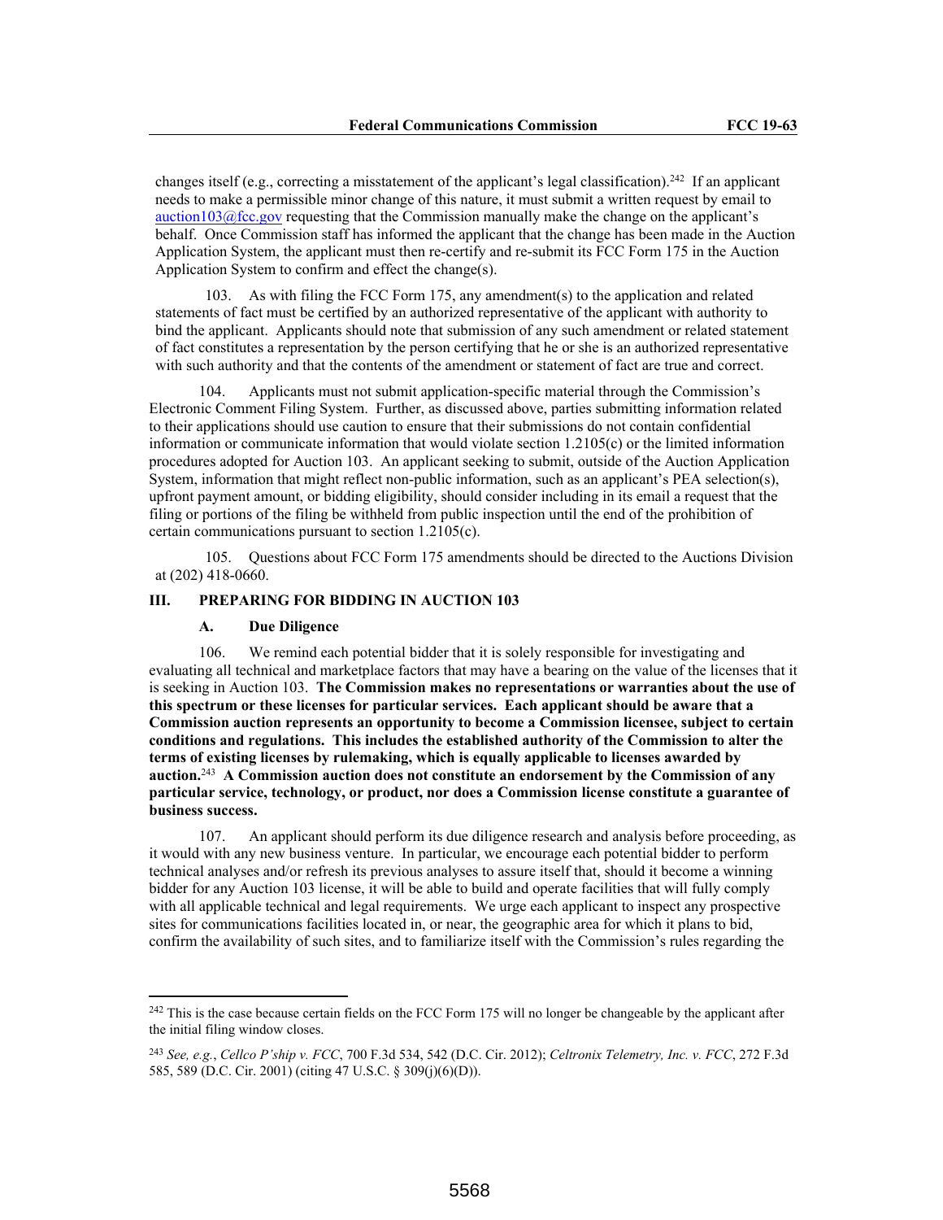changes itself (e.g., correcting a misstatement of the applicant's legal classification).[242] If an applicant needs to make a permissible minor change of this nature, it must submit a written request by email to auction103@fcc.gov requesting that the Commission manually make the change on the applicant's behalf. Once Commission staff has informed the applicant that the change has been made in the Auction Application System, the applicant must then re-certify and re-submit its FCC Form 175 in the Auction Application System to confirm and effect the change(s).

103. As with filing the FCC Form 175, any amendment(s) to the application and related statements of fact must be certified by an authorized representative of the applicant with authority to bind the applicant. Applicants should note that submission of any such amendment or related statement of fact constitutes a representation by the person certifying that he or she is an authorized representative with such authority and that the contents of the amendment or statement of fact are true and correct.

104. Applicants must not submit application-specific material through the Commission's Electronic Comment Filing System. Further, as discussed above, parties submitting information related to their applications should use caution to ensure that their submissions do not contain confidential information or communicate information that would violate section 1.2105(c) or the limited information procedures adopted for Auction 103. An applicant seeking to submit, outside of the Auction Application System, information that might reflect non-public information, such as an applicant's PEA selection(s), upfront payment amount, or bidding eligibility, should consider including in its email a request that the filing or portions of the filing be withheld from public inspection until the end of the prohibition of certain communications pursuant to section 1.2105(c).

105. Questions about FCC Form 175 amendments should be directed to the Auctions Division at (202) 418-0660.

## III. PREPARING FOR BIDDING IN AUCTION 103

### A. Due Diligence

106. We remind each potential bidder that it is solely responsible for investigating and evaluating all technical and marketplace factors that may have a bearing on the value of the licenses that it is seeking in Auction 103. **The Commission makes no representations or warranties about the use of this spectrum or these licenses for particular services. Each applicant should be aware that a Commission auction represents an opportunity to become a Commission licensee, subject to certain conditions and regulations. This includes the established authority of the Commission to alter the terms of existing licenses by rulemaking, which is equally applicable to licenses awarded by auction.**[243] **A Commission auction does not constitute an endorsement by the Commission of any particular service, technology, or product, nor does a Commission license constitute a guarantee of business success.**

107. An applicant should perform its due diligence research and analysis before proceeding, as it would with any new business venture. In particular, we encourage each potential bidder to perform technical analyses and/or refresh its previous analyses to assure itself that, should it become a winning bidder for any Auction 103 license, it will be able to build and operate facilities that will fully comply with all applicable technical and legal requirements. We urge each applicant to inspect any prospective sites for communications facilities located in, or near, the geographic area for which it plans to bid, confirm the availability of such sites, and to familiarize itself with the Commission's rules regarding the

---

[242] This is the case because certain fields on the FCC Form 175 will no longer be changeable by the applicant after the initial filing window closes.

[243] *See, e.g.*, *Cellco P'ship v. FCC*, 700 F.3d 534, 542 (D.C. Cir. 2012); *Celtronix Telemetry, Inc. v. FCC*, 272 F.3d 585, 589 (D.C. Cir. 2001) (citing 47 U.S.C. § 309(j)(6)(D)).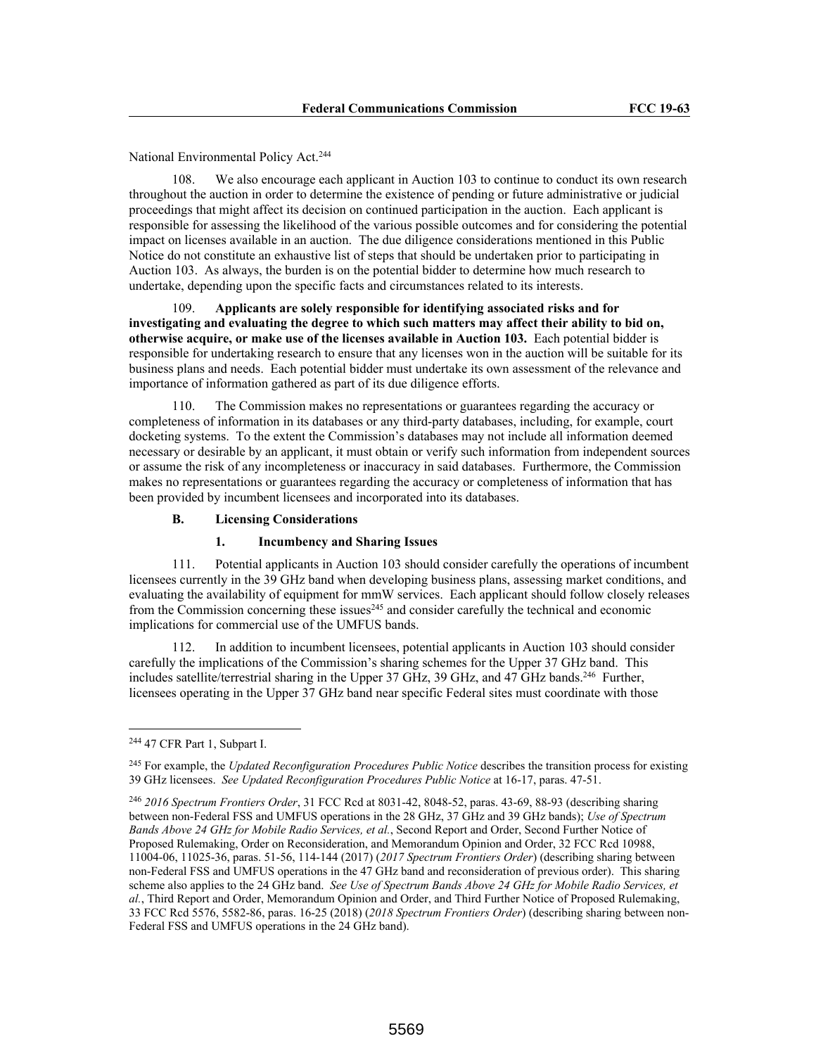National Environmental Policy Act.[244]

108. We also encourage each applicant in Auction 103 to continue to conduct its own research throughout the auction in order to determine the existence of pending or future administrative or judicial proceedings that might affect its decision on continued participation in the auction. Each applicant is responsible for assessing the likelihood of the various possible outcomes and for considering the potential impact on licenses available in an auction. The due diligence considerations mentioned in this Public Notice do not constitute an exhaustive list of steps that should be undertaken prior to participating in Auction 103. As always, the burden is on the potential bidder to determine how much research to undertake, depending upon the specific facts and circumstances related to its interests.

109. **Applicants are solely responsible for identifying associated risks and for investigating and evaluating the degree to which such matters may affect their ability to bid on, otherwise acquire, or make use of the licenses available in Auction 103.** Each potential bidder is responsible for undertaking research to ensure that any licenses won in the auction will be suitable for its business plans and needs. Each potential bidder must undertake its own assessment of the relevance and importance of information gathered as part of its due diligence efforts.

110. The Commission makes no representations or guarantees regarding the accuracy or completeness of information in its databases or any third-party databases, including, for example, court docketing systems. To the extent the Commission's databases may not include all information deemed necessary or desirable by an applicant, it must obtain or verify such information from independent sources or assume the risk of any incompleteness or inaccuracy in said databases. Furthermore, the Commission makes no representations or guarantees regarding the accuracy or completeness of information that has been provided by incumbent licensees and incorporated into its databases.

### B. Licensing Considerations

#### 1. Incumbency and Sharing Issues

111. Potential applicants in Auction 103 should consider carefully the operations of incumbent licensees currently in the 39 GHz band when developing business plans, assessing market conditions, and evaluating the availability of equipment for mmW services. Each applicant should follow closely releases from the Commission concerning these issues[245] and consider carefully the technical and economic implications for commercial use of the UMFUS bands.

112. In addition to incumbent licensees, potential applicants in Auction 103 should consider carefully the implications of the Commission's sharing schemes for the Upper 37 GHz band. This includes satellite/terrestrial sharing in the Upper 37 GHz, 39 GHz, and 47 GHz bands.[246] Further, licensees operating in the Upper 37 GHz band near specific Federal sites must coordinate with those

---

[244] 47 CFR Part 1, Subpart I.

[245] For example, the *Updated Reconfiguration Procedures Public Notice* describes the transition process for existing 39 GHz licensees. *See Updated Reconfiguration Procedures Public Notice* at 16-17, paras. 47-51.

[246] *2016 Spectrum Frontiers Order*, 31 FCC Rcd at 8031-42, 8048-52, paras. 43-69, 88-93 (describing sharing between non-Federal FSS and UMFUS operations in the 28 GHz, 37 GHz and 39 GHz bands); *Use of Spectrum Bands Above 24 GHz for Mobile Radio Services, et al.*, Second Report and Order, Second Further Notice of Proposed Rulemaking, Order on Reconsideration, and Memorandum Opinion and Order, 32 FCC Rcd 10988, 11004-06, 11025-36, paras. 51-56, 114-144 (2017) (*2017 Spectrum Frontiers Order*) (describing sharing between non-Federal FSS and UMFUS operations in the 47 GHz band and reconsideration of previous order). This sharing scheme also applies to the 24 GHz band. *See Use of Spectrum Bands Above 24 GHz for Mobile Radio Services, et al.*, Third Report and Order, Memorandum Opinion and Order, and Third Further Notice of Proposed Rulemaking, 33 FCC Rcd 5576, 5582-86, paras. 16-25 (2018) (*2018 Spectrum Frontiers Order*) (describing sharing between non-Federal FSS and UMFUS operations in the 24 GHz band).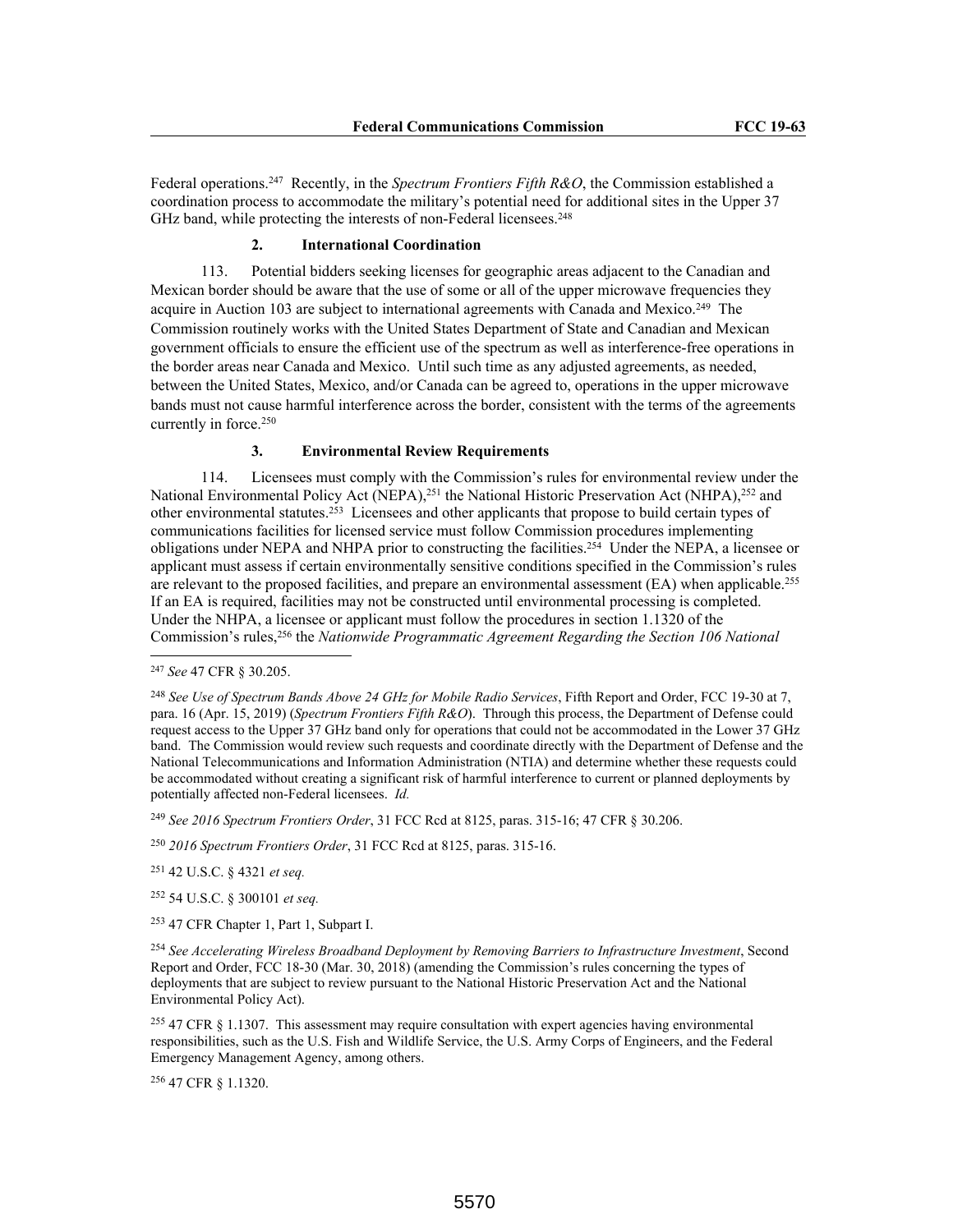Federal operations.[247] Recently, in the *Spectrum Frontiers Fifth R&O*, the Commission established a coordination process to accommodate the military's potential need for additional sites in the Upper 37 GHz band, while protecting the interests of non-Federal licensees.[248]

#### 2. International Coordination

113. Potential bidders seeking licenses for geographic areas adjacent to the Canadian and Mexican border should be aware that the use of some or all of the upper microwave frequencies they acquire in Auction 103 are subject to international agreements with Canada and Mexico.[249] The Commission routinely works with the United States Department of State and Canadian and Mexican government officials to ensure the efficient use of the spectrum as well as interference-free operations in the border areas near Canada and Mexico. Until such time as any adjusted agreements, as needed, between the United States, Mexico, and/or Canada can be agreed to, operations in the upper microwave bands must not cause harmful interference across the border, consistent with the terms of the agreements currently in force.[250]

#### 3. Environmental Review Requirements

114. Licensees must comply with the Commission's rules for environmental review under the National Environmental Policy Act (NEPA),[251] the National Historic Preservation Act (NHPA),[252] and other environmental statutes.[253] Licensees and other applicants that propose to build certain types of communications facilities for licensed service must follow Commission procedures implementing obligations under NEPA and NHPA prior to constructing the facilities.[254] Under the NEPA, a licensee or applicant must assess if certain environmentally sensitive conditions specified in the Commission's rules are relevant to the proposed facilities, and prepare an environmental assessment (EA) when applicable.[255] If an EA is required, facilities may not be constructed until environmental processing is completed. Under the NHPA, a licensee or applicant must follow the procedures in section 1.1320 of the Commission's rules,[256] the *Nationwide Programmatic Agreement Regarding the Section 106 National*

---

[247] *See* 47 CFR § 30.205.

[248] *See Use of Spectrum Bands Above 24 GHz for Mobile Radio Services*, Fifth Report and Order, FCC 19-30 at 7, para. 16 (Apr. 15, 2019) (*Spectrum Frontiers Fifth R&O*). Through this process, the Department of Defense could request access to the Upper 37 GHz band only for operations that could not be accommodated in the Lower 37 GHz band. The Commission would review such requests and coordinate directly with the Department of Defense and the National Telecommunications and Information Administration (NTIA) and determine whether these requests could be accommodated without creating a significant risk of harmful interference to current or planned deployments by potentially affected non-Federal licensees. *Id.*

[249] *See 2016 Spectrum Frontiers Order*, 31 FCC Rcd at 8125, paras. 315-16; 47 CFR § 30.206.

[250] *2016 Spectrum Frontiers Order*, 31 FCC Rcd at 8125, paras. 315-16.

[251] 42 U.S.C. § 4321 *et seq.*

[252] 54 U.S.C. § 300101 *et seq.*

[253] 47 CFR Chapter 1, Part 1, Subpart I.

[254] *See Accelerating Wireless Broadband Deployment by Removing Barriers to Infrastructure Investment*, Second Report and Order, FCC 18-30 (Mar. 30, 2018) (amending the Commission's rules concerning the types of deployments that are subject to review pursuant to the National Historic Preservation Act and the National Environmental Policy Act).

[255] 47 CFR § 1.1307. This assessment may require consultation with expert agencies having environmental responsibilities, such as the U.S. Fish and Wildlife Service, the U.S. Army Corps of Engineers, and the Federal Emergency Management Agency, among others.

[256] 47 CFR § 1.1320.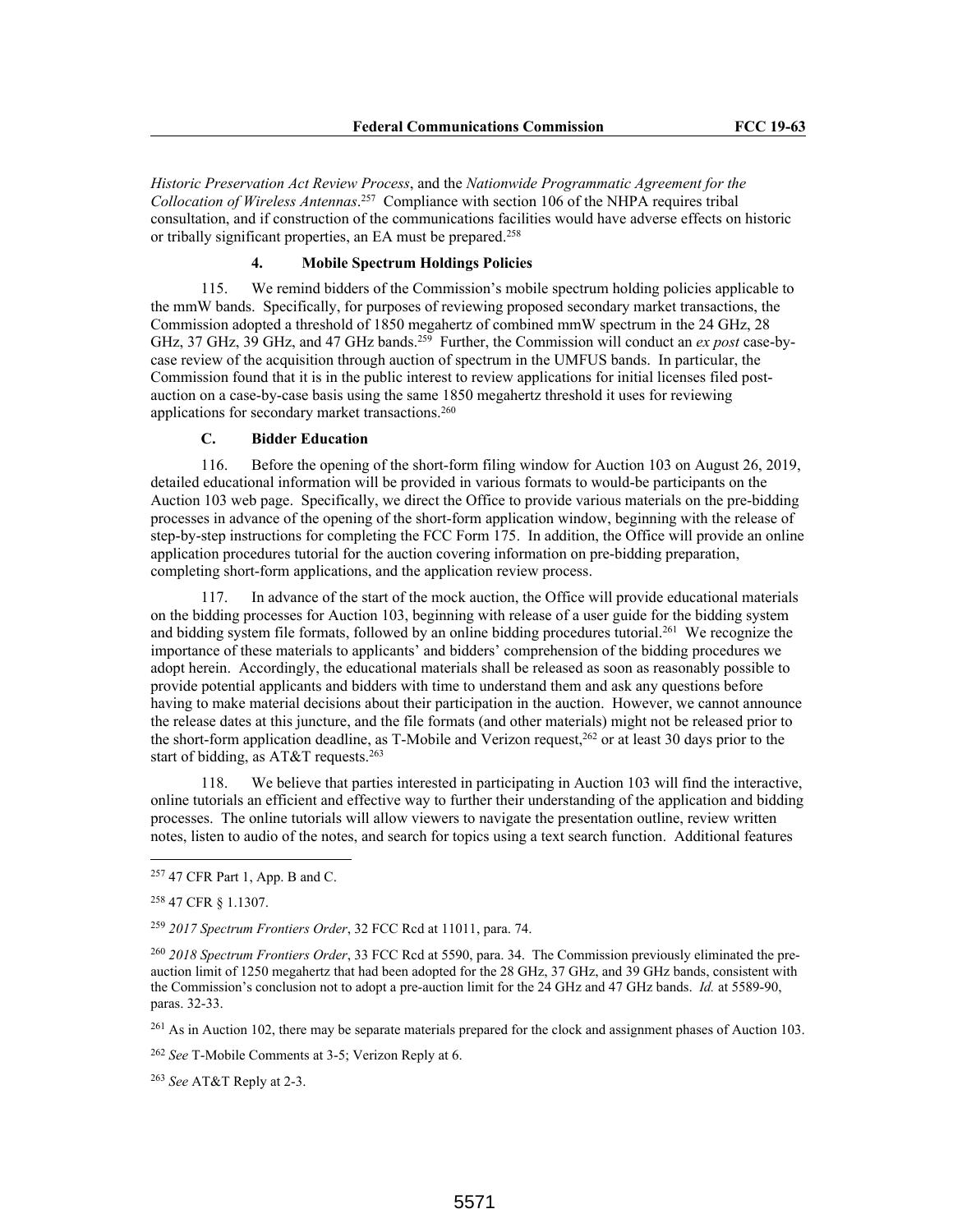*Historic Preservation Act Review Process*, and the *Nationwide Programmatic Agreement for the Collocation of Wireless Antennas*.[257] Compliance with section 106 of the NHPA requires tribal consultation, and if construction of the communications facilities would have adverse effects on historic or tribally significant properties, an EA must be prepared.[258]

#### 4. Mobile Spectrum Holdings Policies

115. We remind bidders of the Commission's mobile spectrum holding policies applicable to the mmW bands. Specifically, for purposes of reviewing proposed secondary market transactions, the Commission adopted a threshold of 1850 megahertz of combined mmW spectrum in the 24 GHz, 28 GHz, 37 GHz, 39 GHz, and 47 GHz bands.[259] Further, the Commission will conduct an *ex post* case-by-case review of the acquisition through auction of spectrum in the UMFUS bands. In particular, the Commission found that it is in the public interest to review applications for initial licenses filed post-auction on a case-by-case basis using the same 1850 megahertz threshold it uses for reviewing applications for secondary market transactions.[260]

### C. Bidder Education

116. Before the opening of the short-form filing window for Auction 103 on August 26, 2019, detailed educational information will be provided in various formats to would-be participants on the Auction 103 web page. Specifically, we direct the Office to provide various materials on the pre-bidding processes in advance of the opening of the short-form application window, beginning with the release of step-by-step instructions for completing the FCC Form 175. In addition, the Office will provide an online application procedures tutorial for the auction covering information on pre-bidding preparation, completing short-form applications, and the application review process.

117. In advance of the start of the mock auction, the Office will provide educational materials on the bidding processes for Auction 103, beginning with release of a user guide for the bidding system and bidding system file formats, followed by an online bidding procedures tutorial.[261] We recognize the importance of these materials to applicants' and bidders' comprehension of the bidding procedures we adopt herein. Accordingly, the educational materials shall be released as soon as reasonably possible to provide potential applicants and bidders with time to understand them and ask any questions before having to make material decisions about their participation in the auction. However, we cannot announce the release dates at this juncture, and the file formats (and other materials) might not be released prior to the short-form application deadline, as T-Mobile and Verizon request,[262] or at least 30 days prior to the start of bidding, as AT&T requests.[263]

118. We believe that parties interested in participating in Auction 103 will find the interactive, online tutorials an efficient and effective way to further their understanding of the application and bidding processes. The online tutorials will allow viewers to navigate the presentation outline, review written notes, listen to audio of the notes, and search for topics using a text search function. Additional features

---

[257] 47 CFR Part 1, App. B and C.

[258] 47 CFR § 1.1307.

[259] *2017 Spectrum Frontiers Order*, 32 FCC Rcd at 11011, para. 74.

[260] *2018 Spectrum Frontiers Order*, 33 FCC Rcd at 5590, para. 34. The Commission previously eliminated the pre-auction limit of 1250 megahertz that had been adopted for the 28 GHz, 37 GHz, and 39 GHz bands, consistent with the Commission's conclusion not to adopt a pre-auction limit for the 24 GHz and 47 GHz bands. *Id.* at 5589-90, paras. 32-33.

[261] As in Auction 102, there may be separate materials prepared for the clock and assignment phases of Auction 103.

[262] *See* T-Mobile Comments at 3-5; Verizon Reply at 6.

[263] *See* AT&T Reply at 2-3.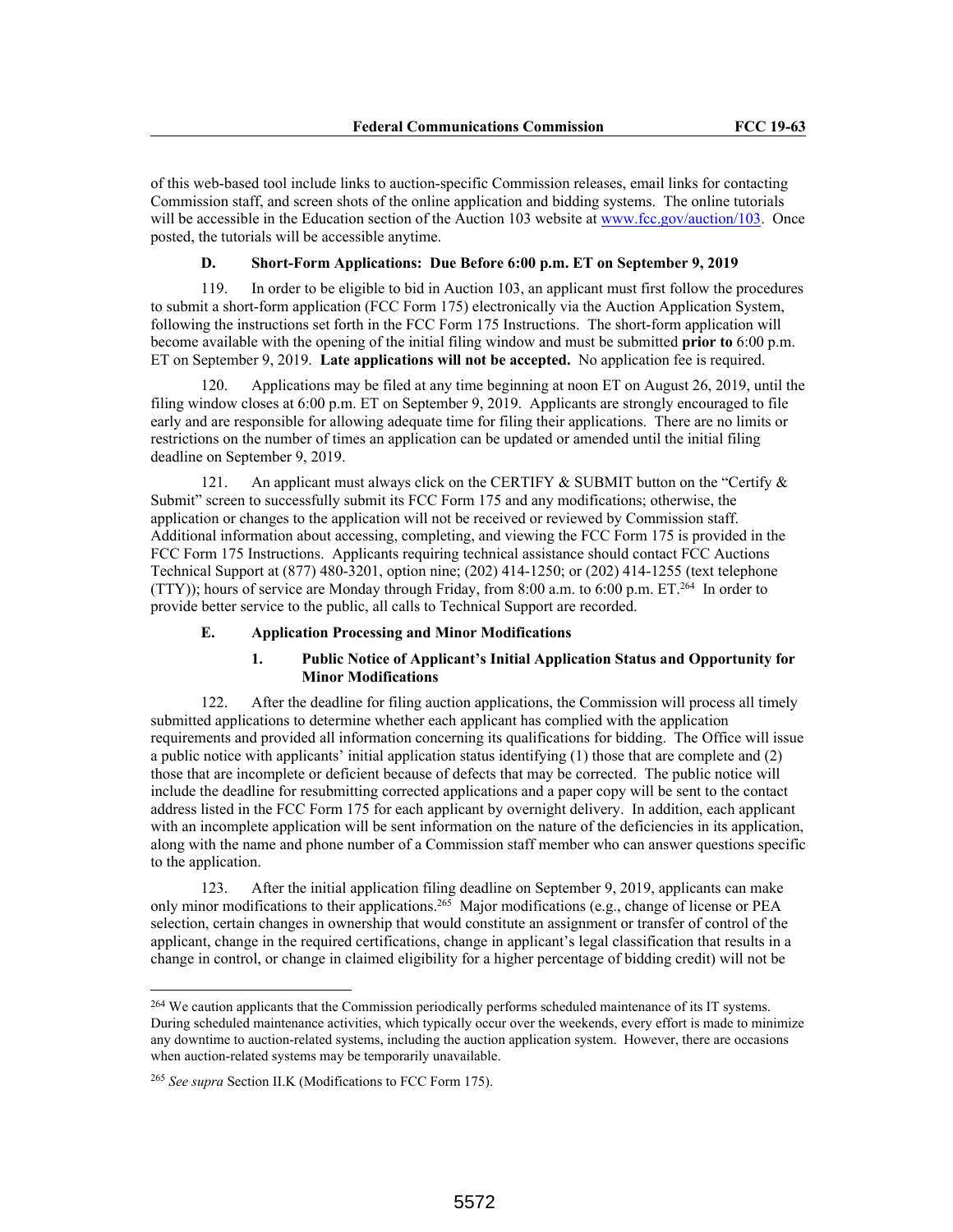of this web-based tool include links to auction-specific Commission releases, email links for contacting Commission staff, and screen shots of the online application and bidding systems. The online tutorials will be accessible in the Education section of the Auction 103 website at www.fcc.gov/auction/103. Once posted, the tutorials will be accessible anytime.

### D. Short-Form Applications: Due Before 6:00 p.m. ET on September 9, 2019

119. In order to be eligible to bid in Auction 103, an applicant must first follow the procedures to submit a short-form application (FCC Form 175) electronically via the Auction Application System, following the instructions set forth in the FCC Form 175 Instructions. The short-form application will become available with the opening of the initial filing window and must be submitted **prior to** 6:00 p.m. ET on September 9, 2019. **Late applications will not be accepted.** No application fee is required.

120. Applications may be filed at any time beginning at noon ET on August 26, 2019, until the filing window closes at 6:00 p.m. ET on September 9, 2019. Applicants are strongly encouraged to file early and are responsible for allowing adequate time for filing their applications. There are no limits or restrictions on the number of times an application can be updated or amended until the initial filing deadline on September 9, 2019.

121. An applicant must always click on the CERTIFY & SUBMIT button on the "Certify & Submit" screen to successfully submit its FCC Form 175 and any modifications; otherwise, the application or changes to the application will not be received or reviewed by Commission staff. Additional information about accessing, completing, and viewing the FCC Form 175 is provided in the FCC Form 175 Instructions. Applicants requiring technical assistance should contact FCC Auctions Technical Support at (877) 480-3201, option nine; (202) 414-1250; or (202) 414-1255 (text telephone (TTY)); hours of service are Monday through Friday, from 8:00 a.m. to 6:00 p.m. ET.[264] In order to provide better service to the public, all calls to Technical Support are recorded.

### E. Application Processing and Minor Modifications

#### 1. Public Notice of Applicant's Initial Application Status and Opportunity for Minor Modifications

122. After the deadline for filing auction applications, the Commission will process all timely submitted applications to determine whether each applicant has complied with the application requirements and provided all information concerning its qualifications for bidding. The Office will issue a public notice with applicants' initial application status identifying (1) those that are complete and (2) those that are incomplete or deficient because of defects that may be corrected. The public notice will include the deadline for resubmitting corrected applications and a paper copy will be sent to the contact address listed in the FCC Form 175 for each applicant by overnight delivery. In addition, each applicant with an incomplete application will be sent information on the nature of the deficiencies in its application, along with the name and phone number of a Commission staff member who can answer questions specific to the application.

123. After the initial application filing deadline on September 9, 2019, applicants can make only minor modifications to their applications.[265] Major modifications (e.g., change of license or PEA selection, certain changes in ownership that would constitute an assignment or transfer of control of the applicant, change in the required certifications, change in applicant's legal classification that results in a change in control, or change in claimed eligibility for a higher percentage of bidding credit) will not be

---

[264] We caution applicants that the Commission periodically performs scheduled maintenance of its IT systems. During scheduled maintenance activities, which typically occur over the weekends, every effort is made to minimize any downtime to auction-related systems, including the auction application system. However, there are occasions when auction-related systems may be temporarily unavailable.

[265] *See supra* Section II.K (Modifications to FCC Form 175).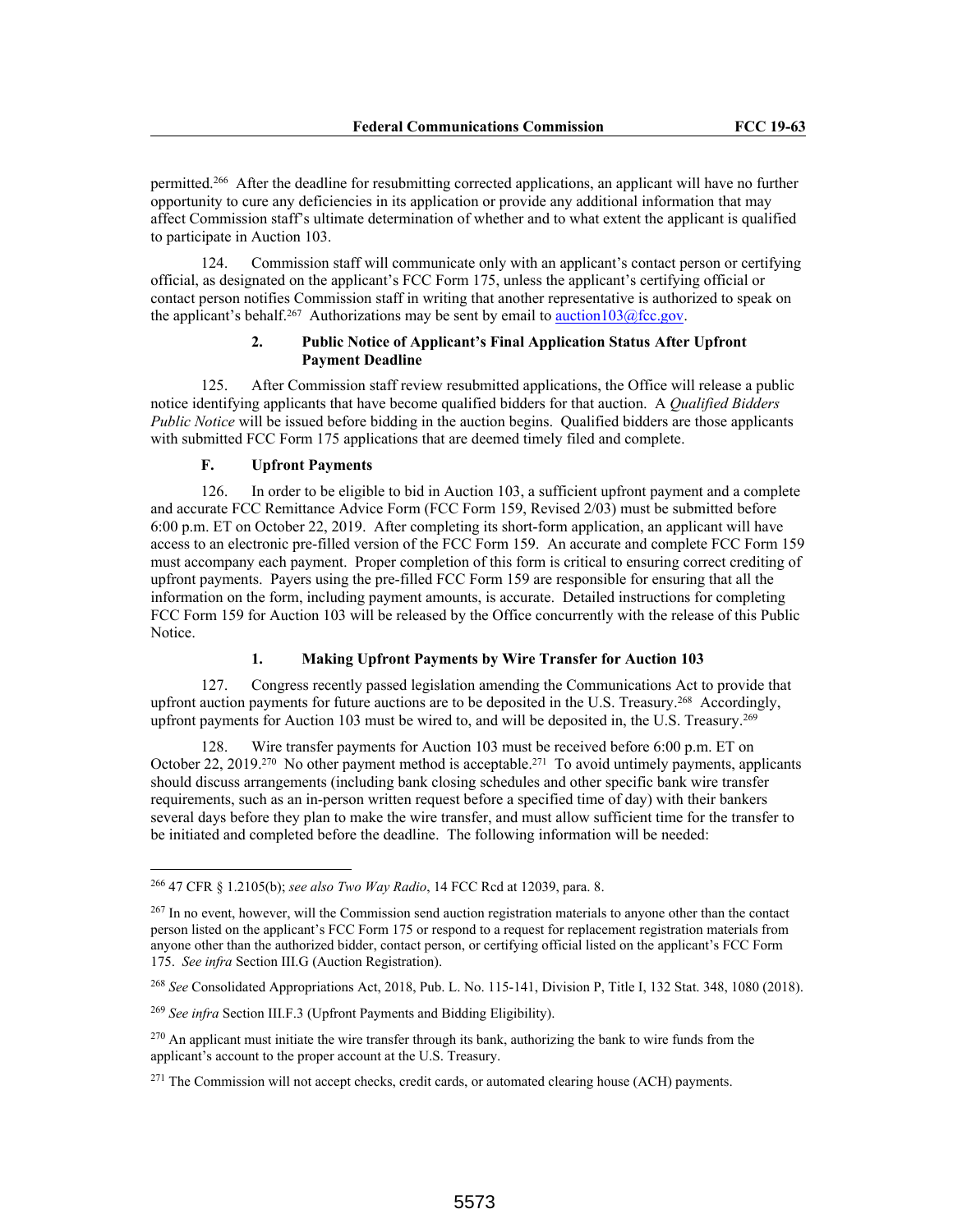permitted.[266] After the deadline for resubmitting corrected applications, an applicant will have no further opportunity to cure any deficiencies in its application or provide any additional information that may affect Commission staff's ultimate determination of whether and to what extent the applicant is qualified to participate in Auction 103.

124. Commission staff will communicate only with an applicant's contact person or certifying official, as designated on the applicant's FCC Form 175, unless the applicant's certifying official or contact person notifies Commission staff in writing that another representative is authorized to speak on the applicant's behalf.[267] Authorizations may be sent by email to auction103@fcc.gov.

#### 2. Public Notice of Applicant's Final Application Status After Upfront Payment Deadline

125. After Commission staff review resubmitted applications, the Office will release a public notice identifying applicants that have become qualified bidders for that auction. A *Qualified Bidders Public Notice* will be issued before bidding in the auction begins. Qualified bidders are those applicants with submitted FCC Form 175 applications that are deemed timely filed and complete.

### F. Upfront Payments

126. In order to be eligible to bid in Auction 103, a sufficient upfront payment and a complete and accurate FCC Remittance Advice Form (FCC Form 159, Revised 2/03) must be submitted before 6:00 p.m. ET on October 22, 2019. After completing its short-form application, an applicant will have access to an electronic pre-filled version of the FCC Form 159. An accurate and complete FCC Form 159 must accompany each payment. Proper completion of this form is critical to ensuring correct crediting of upfront payments. Payers using the pre-filled FCC Form 159 are responsible for ensuring that all the information on the form, including payment amounts, is accurate. Detailed instructions for completing FCC Form 159 for Auction 103 will be released by the Office concurrently with the release of this Public Notice.

#### 1. Making Upfront Payments by Wire Transfer for Auction 103

127. Congress recently passed legislation amending the Communications Act to provide that upfront auction payments for future auctions are to be deposited in the U.S. Treasury.[268] Accordingly, upfront payments for Auction 103 must be wired to, and will be deposited in, the U.S. Treasury.[269]

128. Wire transfer payments for Auction 103 must be received before 6:00 p.m. ET on October 22, 2019.[270] No other payment method is acceptable.[271] To avoid untimely payments, applicants should discuss arrangements (including bank closing schedules and other specific bank wire transfer requirements, such as an in-person written request before a specified time of day) with their bankers several days before they plan to make the wire transfer, and must allow sufficient time for the transfer to be initiated and completed before the deadline. The following information will be needed:

---

[266] 47 CFR § 1.2105(b); *see also Two Way Radio*, 14 FCC Rcd at 12039, para. 8.

[267] In no event, however, will the Commission send auction registration materials to anyone other than the contact person listed on the applicant's FCC Form 175 or respond to a request for replacement registration materials from anyone other than the authorized bidder, contact person, or certifying official listed on the applicant's FCC Form 175. *See infra* Section III.G (Auction Registration).

[268] *See* Consolidated Appropriations Act, 2018, Pub. L. No. 115-141, Division P, Title I, 132 Stat. 348, 1080 (2018).

[269] *See infra* Section III.F.3 (Upfront Payments and Bidding Eligibility).

[270] An applicant must initiate the wire transfer through its bank, authorizing the bank to wire funds from the applicant's account to the proper account at the U.S. Treasury.

[271] The Commission will not accept checks, credit cards, or automated clearing house (ACH) payments.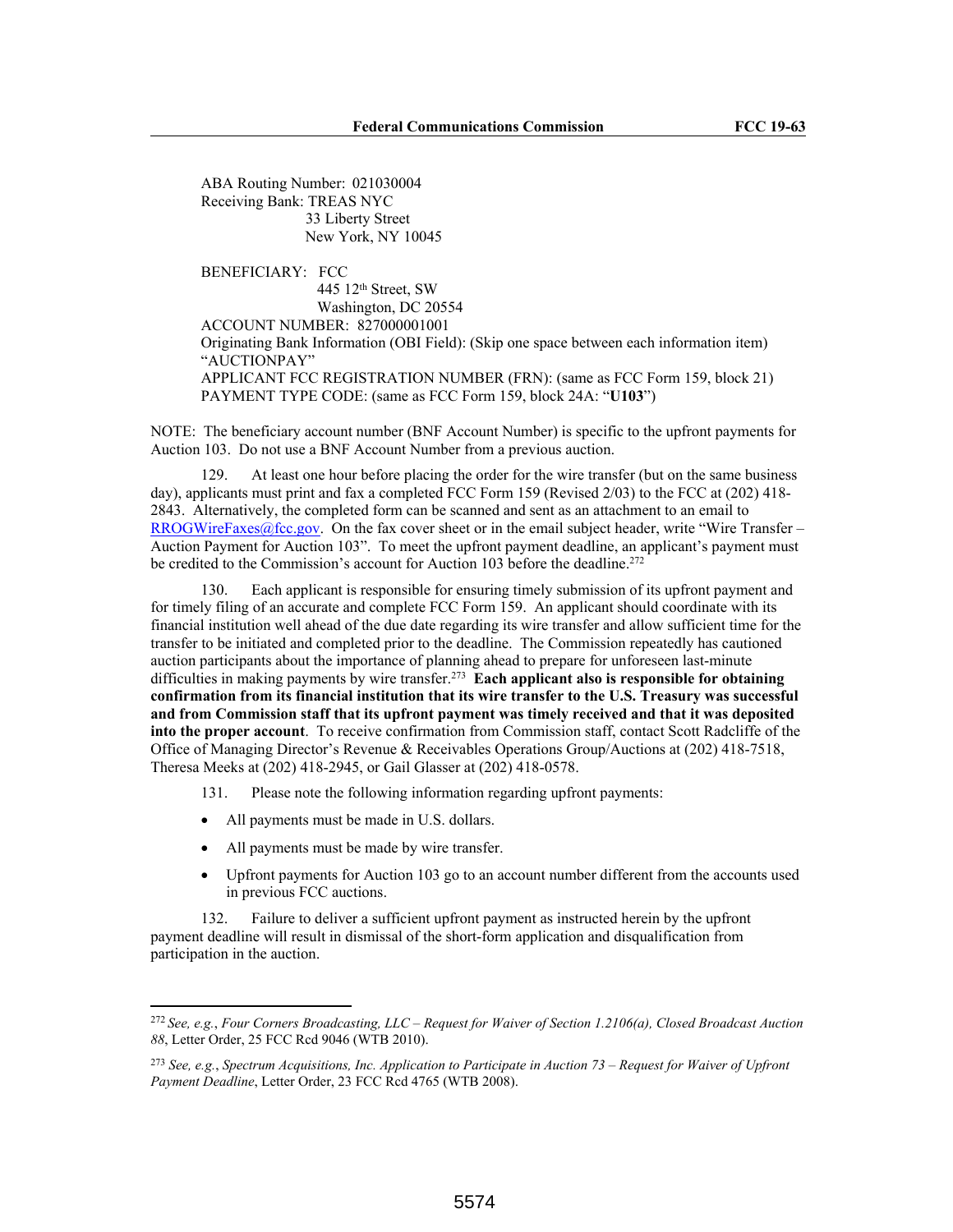ABA Routing Number: 021030004
Receiving Bank: TREAS NYC
33 Liberty Street
New York, NY 10045

BENEFICIARY: FCC
445 12th Street, SW
Washington, DC 20554
ACCOUNT NUMBER: 827000001001
Originating Bank Information (OBI Field): (Skip one space between each information item)
"AUCTIONPAY"
APPLICANT FCC REGISTRATION NUMBER (FRN): (same as FCC Form 159, block 21)
PAYMENT TYPE CODE: (same as FCC Form 159, block 24A: "**U103**")

NOTE: The beneficiary account number (BNF Account Number) is specific to the upfront payments for Auction 103. Do not use a BNF Account Number from a previous auction.

129. At least one hour before placing the order for the wire transfer (but on the same business day), applicants must print and fax a completed FCC Form 159 (Revised 2/03) to the FCC at (202) 418-2843. Alternatively, the completed form can be scanned and sent as an attachment to an email to RROGWireFaxes@fcc.gov. On the fax cover sheet or in the email subject header, write "Wire Transfer – Auction Payment for Auction 103". To meet the upfront payment deadline, an applicant's payment must be credited to the Commission's account for Auction 103 before the deadline.[272]

130. Each applicant is responsible for ensuring timely submission of its upfront payment and for timely filing of an accurate and complete FCC Form 159. An applicant should coordinate with its financial institution well ahead of the due date regarding its wire transfer and allow sufficient time for the transfer to be initiated and completed prior to the deadline. The Commission repeatedly has cautioned auction participants about the importance of planning ahead to prepare for unforeseen last-minute difficulties in making payments by wire transfer.[273] **Each applicant also is responsible for obtaining confirmation from its financial institution that its wire transfer to the U.S. Treasury was successful and from Commission staff that its upfront payment was timely received and that it was deposited into the proper account**. To receive confirmation from Commission staff, contact Scott Radcliffe of the Office of Managing Director's Revenue & Receivables Operations Group/Auctions at (202) 418-7518, Theresa Meeks at (202) 418-2945, or Gail Glasser at (202) 418-0578.

131. Please note the following information regarding upfront payments:

- All payments must be made in U.S. dollars.
- All payments must be made by wire transfer.
- Upfront payments for Auction 103 go to an account number different from the accounts used in previous FCC auctions.

132. Failure to deliver a sufficient upfront payment as instructed herein by the upfront payment deadline will result in dismissal of the short-form application and disqualification from participation in the auction.

---

[272] *See, e.g.*, *Four Corners Broadcasting, LLC – Request for Waiver of Section 1.2106(a), Closed Broadcast Auction 88*, Letter Order, 25 FCC Rcd 9046 (WTB 2010).

[273] *See, e.g.*, *Spectrum Acquisitions, Inc. Application to Participate in Auction 73 – Request for Waiver of Upfront Payment Deadline*, Letter Order, 23 FCC Rcd 4765 (WTB 2008).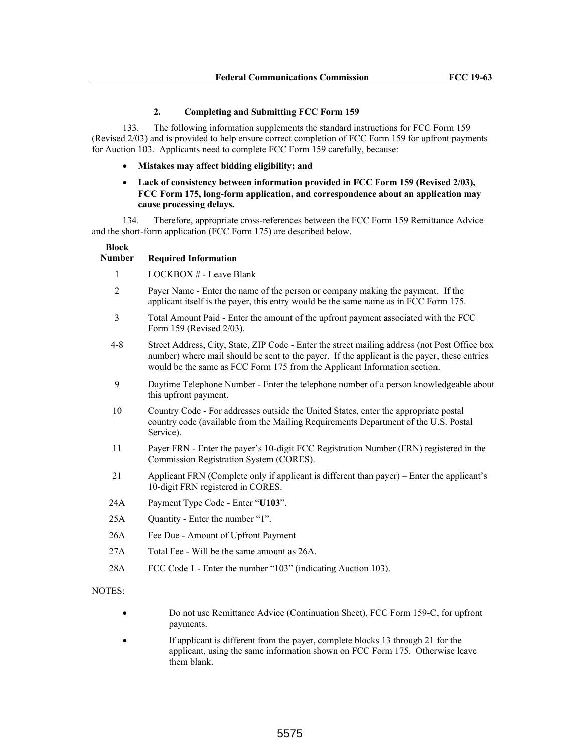### 2. Completing and Submitting FCC Form 159

133. The following information supplements the standard instructions for FCC Form 159 (Revised 2/03) and is provided to help ensure correct completion of FCC Form 159 for upfront payments for Auction 103. Applicants need to complete FCC Form 159 carefully, because:

- **Mistakes may affect bidding eligibility; and**
- **Lack of consistency between information provided in FCC Form 159 (Revised 2/03), FCC Form 175, long-form application, and correspondence about an application may cause processing delays.**

134. Therefore, appropriate cross-references between the FCC Form 159 Remittance Advice and the short-form application (FCC Form 175) are described below.

| Block Number | Required Information |
|---|---|
| 1 | LOCKBOX # - Leave Blank |
| 2 | Payer Name - Enter the name of the person or company making the payment. If the applicant itself is the payer, this entry would be the same name as in FCC Form 175. |
| 3 | Total Amount Paid - Enter the amount of the upfront payment associated with the FCC Form 159 (Revised 2/03). |
| 4-8 | Street Address, City, State, ZIP Code - Enter the street mailing address (not Post Office box number) where mail should be sent to the payer. If the applicant is the payer, these entries would be the same as FCC Form 175 from the Applicant Information section. |
| 9 | Daytime Telephone Number - Enter the telephone number of a person knowledgeable about this upfront payment. |
| 10 | Country Code - For addresses outside the United States, enter the appropriate postal country code (available from the Mailing Requirements Department of the U.S. Postal Service). |
| 11 | Payer FRN - Enter the payer's 10-digit FCC Registration Number (FRN) registered in the Commission Registration System (CORES). |
| 21 | Applicant FRN (Complete only if applicant is different than payer) – Enter the applicant's 10-digit FRN registered in CORES. |
| 24A | Payment Type Code - Enter "**U103**". |
| 25A | Quantity - Enter the number "1". |
| 26A | Fee Due - Amount of Upfront Payment |
| 27A | Total Fee - Will be the same amount as 26A. |
| 28A | FCC Code 1 - Enter the number "103" (indicating Auction 103). |

NOTES:

- Do not use Remittance Advice (Continuation Sheet), FCC Form 159-C, for upfront payments.
- If applicant is different from the payer, complete blocks 13 through 21 for the applicant, using the same information shown on FCC Form 175. Otherwise leave them blank.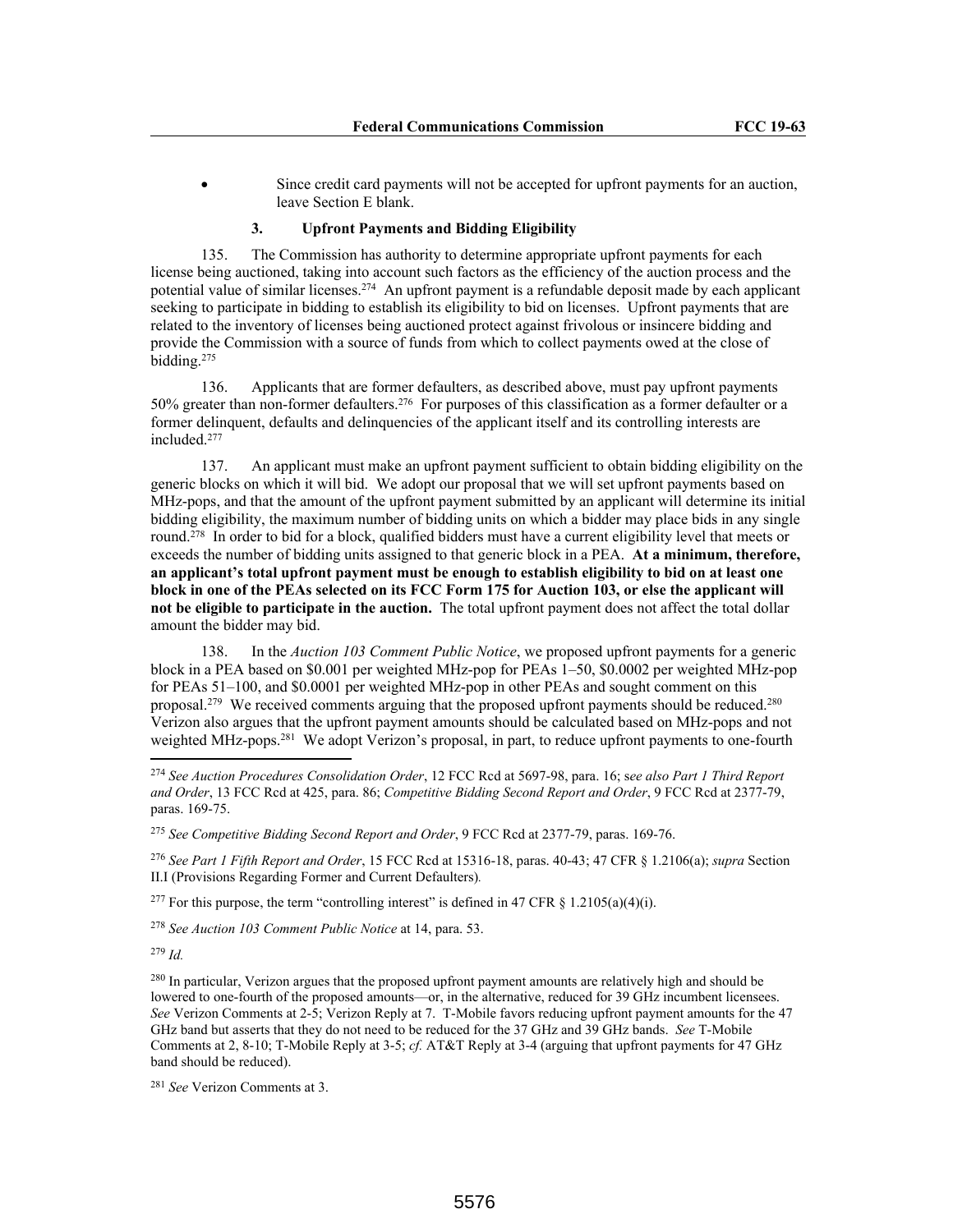- Since credit card payments will not be accepted for upfront payments for an auction, leave Section E blank.

### 3. Upfront Payments and Bidding Eligibility

135. The Commission has authority to determine appropriate upfront payments for each license being auctioned, taking into account such factors as the efficiency of the auction process and the potential value of similar licenses.[274] An upfront payment is a refundable deposit made by each applicant seeking to participate in bidding to establish its eligibility to bid on licenses. Upfront payments that are related to the inventory of licenses being auctioned protect against frivolous or insincere bidding and provide the Commission with a source of funds from which to collect payments owed at the close of bidding.[275]

136. Applicants that are former defaulters, as described above, must pay upfront payments 50% greater than non-former defaulters.[276] For purposes of this classification as a former defaulter or a former delinquent, defaults and delinquencies of the applicant itself and its controlling interests are included.[277]

137. An applicant must make an upfront payment sufficient to obtain bidding eligibility on the generic blocks on which it will bid. We adopt our proposal that we will set upfront payments based on MHz-pops, and that the amount of the upfront payment submitted by an applicant will determine its initial bidding eligibility, the maximum number of bidding units on which a bidder may place bids in any single round.[278] In order to bid for a block, qualified bidders must have a current eligibility level that meets or exceeds the number of bidding units assigned to that generic block in a PEA. **At a minimum, therefore, an applicant's total upfront payment must be enough to establish eligibility to bid on at least one block in one of the PEAs selected on its FCC Form 175 for Auction 103, or else the applicant will not be eligible to participate in the auction.** The total upfront payment does not affect the total dollar amount the bidder may bid.

138. In the *Auction 103 Comment Public Notice*, we proposed upfront payments for a generic block in a PEA based on \$0.001 per weighted MHz-pop for PEAs 1–50, \$0.0002 per weighted MHz-pop for PEAs 51–100, and \$0.0001 per weighted MHz-pop in other PEAs and sought comment on this proposal.[279] We received comments arguing that the proposed upfront payments should be reduced.[280] Verizon also argues that the upfront payment amounts should be calculated based on MHz-pops and not weighted MHz-pops.[281] We adopt Verizon's proposal, in part, to reduce upfront payments to one-fourth

---

[274] *See Auction Procedures Consolidation Order*, 12 FCC Rcd at 5697-98, para. 16; s*ee also Part 1 Third Report and Order*, 13 FCC Rcd at 425, para. 86; *Competitive Bidding Second Report and Order*, 9 FCC Rcd at 2377-79, paras. 169-75.

[275] *See Competitive Bidding Second Report and Order*, 9 FCC Rcd at 2377-79, paras. 169-76.

[276] *See Part 1 Fifth Report and Order*, 15 FCC Rcd at 15316-18, paras. 40-43; 47 CFR § 1.2106(a); *supra* Section II.I (Provisions Regarding Former and Current Defaulters).

[277] For this purpose, the term "controlling interest" is defined in 47 CFR § 1.2105(a)(4)(i).

[278] *See Auction 103 Comment Public Notice* at 14, para. 53.

[279] *Id.*

[280] In particular, Verizon argues that the proposed upfront payment amounts are relatively high and should be lowered to one-fourth of the proposed amounts—or, in the alternative, reduced for 39 GHz incumbent licensees. *See* Verizon Comments at 2-5; Verizon Reply at 7. T-Mobile favors reducing upfront payment amounts for the 47 GHz band but asserts that they do not need to be reduced for the 37 GHz and 39 GHz bands. *See* T-Mobile Comments at 2, 8-10; T-Mobile Reply at 3-5; *cf.* AT&T Reply at 3-4 (arguing that upfront payments for 47 GHz band should be reduced).

[281] *See* Verizon Comments at 3.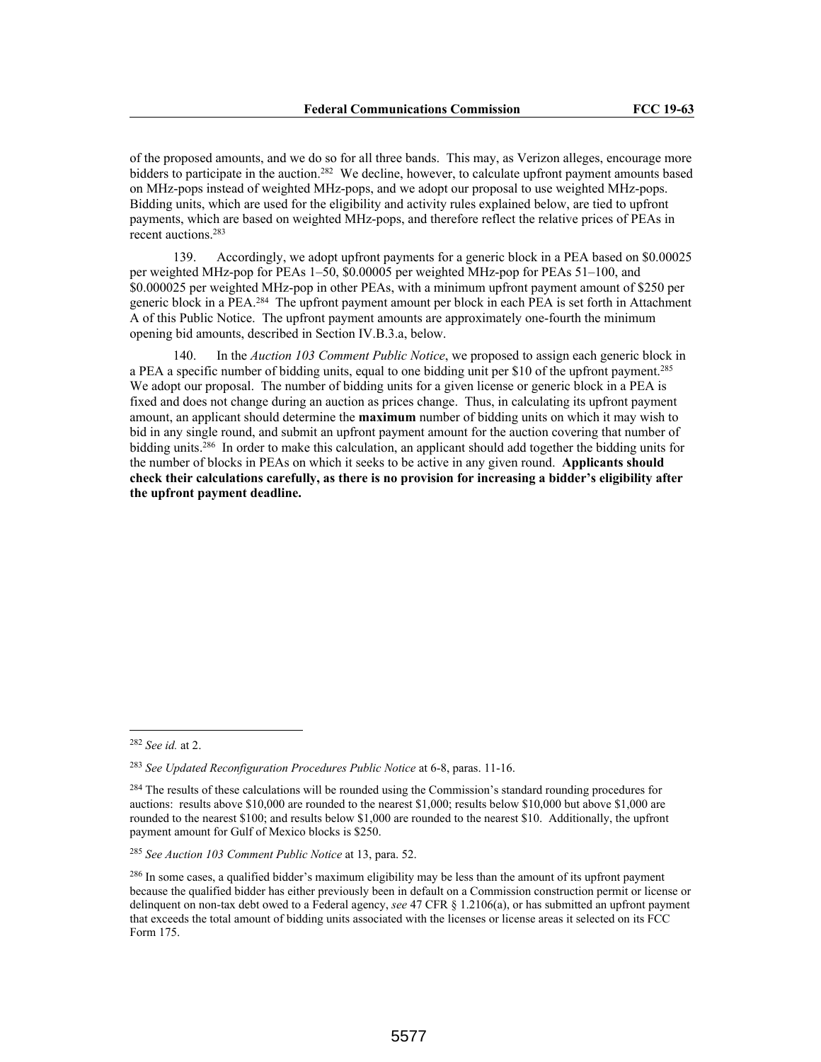of the proposed amounts, and we do so for all three bands. This may, as Verizon alleges, encourage more bidders to participate in the auction.[282] We decline, however, to calculate upfront payment amounts based on MHz-pops instead of weighted MHz-pops, and we adopt our proposal to use weighted MHz-pops. Bidding units, which are used for the eligibility and activity rules explained below, are tied to upfront payments, which are based on weighted MHz-pops, and therefore reflect the relative prices of PEAs in recent auctions.[283]

139. Accordingly, we adopt upfront payments for a generic block in a PEA based on $0.00025 per weighted MHz-pop for PEAs 1–50, $0.00005 per weighted MHz-pop for PEAs 51–100, and $0.000025 per weighted MHz-pop in other PEAs, with a minimum upfront payment amount of $250 per generic block in a PEA.[284] The upfront payment amount per block in each PEA is set forth in Attachment A of this Public Notice. The upfront payment amounts are approximately one-fourth the minimum opening bid amounts, described in Section IV.B.3.a, below.

140. In the *Auction 103 Comment Public Notice*, we proposed to assign each generic block in a PEA a specific number of bidding units, equal to one bidding unit per $10 of the upfront payment.[285] We adopt our proposal. The number of bidding units for a given license or generic block in a PEA is fixed and does not change during an auction as prices change. Thus, in calculating its upfront payment amount, an applicant should determine the **maximum** number of bidding units on which it may wish to bid in any single round, and submit an upfront payment amount for the auction covering that number of bidding units.[286] In order to make this calculation, an applicant should add together the bidding units for the number of blocks in PEAs on which it seeks to be active in any given round. **Applicants should check their calculations carefully, as there is no provision for increasing a bidder's eligibility after the upfront payment deadline.**

---

[282] *See id.* at 2.

[283] *See Updated Reconfiguration Procedures Public Notice* at 6-8, paras. 11-16.

[284] The results of these calculations will be rounded using the Commission's standard rounding procedures for auctions: results above $10,000 are rounded to the nearest $1,000; results below $10,000 but above $1,000 are rounded to the nearest $100; and results below $1,000 are rounded to the nearest $10. Additionally, the upfront payment amount for Gulf of Mexico blocks is $250.

[285] *See Auction 103 Comment Public Notice* at 13, para. 52.

[286] In some cases, a qualified bidder's maximum eligibility may be less than the amount of its upfront payment because the qualified bidder has either previously been in default on a Commission construction permit or license or delinquent on non-tax debt owed to a Federal agency, *see* 47 CFR § 1.2106(a), or has submitted an upfront payment that exceeds the total amount of bidding units associated with the licenses or license areas it selected on its FCC Form 175.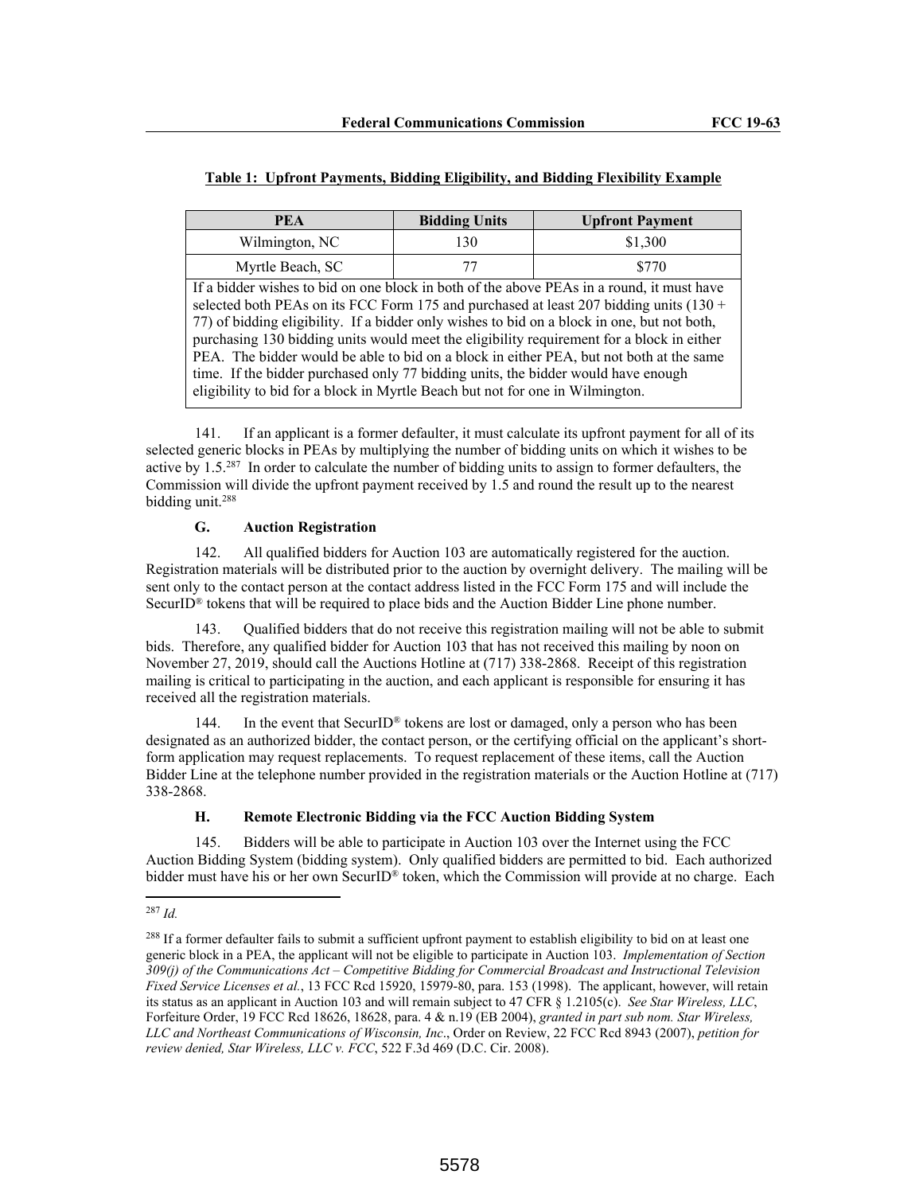**Table 1: Upfront Payments, Bidding Eligibility, and Bidding Flexibility Example**

| PEA | Bidding Units | Upfront Payment |
|---|---|---|
| Wilmington, NC | 130 | $1,300 |
| Myrtle Beach, SC | 77 | $770 |
| If a bidder wishes to bid on one block in both of the above PEAs in a round, it must have selected both PEAs on its FCC Form 175 and purchased at least 207 bidding units (130 + 77) of bidding eligibility. If a bidder only wishes to bid on a block in one, but not both, purchasing 130 bidding units would meet the eligibility requirement for a block in either PEA. The bidder would be able to bid on a block in either PEA, but not both at the same time. If the bidder purchased only 77 bidding units, the bidder would have enough eligibility to bid for a block in Myrtle Beach but not for one in Wilmington. | | |

141. If an applicant is a former defaulter, it must calculate its upfront payment for all of its selected generic blocks in PEAs by multiplying the number of bidding units on which it wishes to be active by 1.5.[287] In order to calculate the number of bidding units to assign to former defaulters, the Commission will divide the upfront payment received by 1.5 and round the result up to the nearest bidding unit.[288]

### G. Auction Registration

142. All qualified bidders for Auction 103 are automatically registered for the auction. Registration materials will be distributed prior to the auction by overnight delivery. The mailing will be sent only to the contact person at the contact address listed in the FCC Form 175 and will include the SecurID® tokens that will be required to place bids and the Auction Bidder Line phone number.

143. Qualified bidders that do not receive this registration mailing will not be able to submit bids. Therefore, any qualified bidder for Auction 103 that has not received this mailing by noon on November 27, 2019, should call the Auctions Hotline at (717) 338-2868. Receipt of this registration mailing is critical to participating in the auction, and each applicant is responsible for ensuring it has received all the registration materials.

144. In the event that SecurID® tokens are lost or damaged, only a person who has been designated as an authorized bidder, the contact person, or the certifying official on the applicant's short-form application may request replacements. To request replacement of these items, call the Auction Bidder Line at the telephone number provided in the registration materials or the Auction Hotline at (717) 338-2868.

### H. Remote Electronic Bidding via the FCC Auction Bidding System

145. Bidders will be able to participate in Auction 103 over the Internet using the FCC Auction Bidding System (bidding system). Only qualified bidders are permitted to bid. Each authorized bidder must have his or her own SecurID® token, which the Commission will provide at no charge. Each

---

[287] *Id.*

[288] If a former defaulter fails to submit a sufficient upfront payment to establish eligibility to bid on at least one generic block in a PEA, the applicant will not be eligible to participate in Auction 103. *Implementation of Section 309(j) of the Communications Act – Competitive Bidding for Commercial Broadcast and Instructional Television Fixed Service Licenses et al.*, 13 FCC Rcd 15920, 15979-80, para. 153 (1998). The applicant, however, will retain its status as an applicant in Auction 103 and will remain subject to 47 CFR § 1.2105(c). *See Star Wireless, LLC*, Forfeiture Order, 19 FCC Rcd 18626, 18628, para. 4 & n.19 (EB 2004), *granted in part sub nom. Star Wireless, LLC and Northeast Communications of Wisconsin, Inc.*, Order on Review, 22 FCC Rcd 8943 (2007), *petition for review denied, Star Wireless, LLC v. FCC*, 522 F.3d 469 (D.C. Cir. 2008).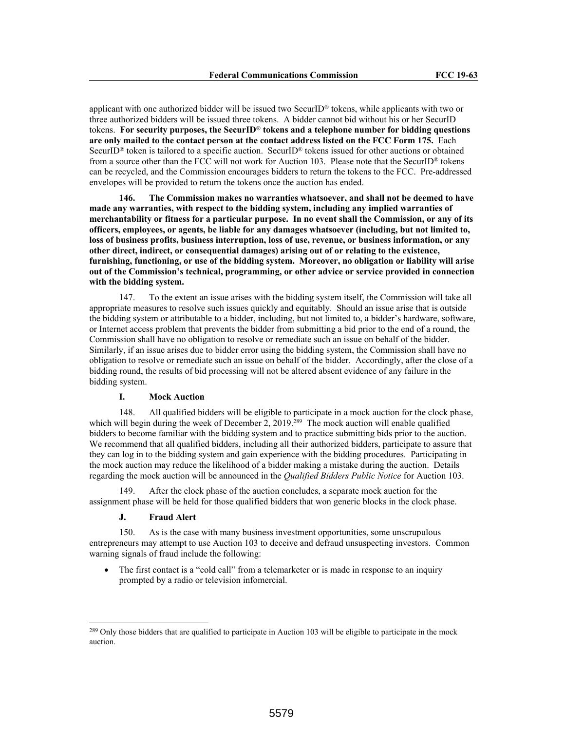applicant with one authorized bidder will be issued two SecurID® tokens, while applicants with two or three authorized bidders will be issued three tokens. A bidder cannot bid without his or her SecurID tokens. **For security purposes, the SecurID® tokens and a telephone number for bidding questions are only mailed to the contact person at the contact address listed on the FCC Form 175.** Each SecurID® token is tailored to a specific auction. SecurID® tokens issued for other auctions or obtained from a source other than the FCC will not work for Auction 103. Please note that the SecurID® tokens can be recycled, and the Commission encourages bidders to return the tokens to the FCC. Pre-addressed envelopes will be provided to return the tokens once the auction has ended.

**146. The Commission makes no warranties whatsoever, and shall not be deemed to have made any warranties, with respect to the bidding system, including any implied warranties of merchantability or fitness for a particular purpose. In no event shall the Commission, or any of its officers, employees, or agents, be liable for any damages whatsoever (including, but not limited to, loss of business profits, business interruption, loss of use, revenue, or business information, or any other direct, indirect, or consequential damages) arising out of or relating to the existence, furnishing, functioning, or use of the bidding system. Moreover, no obligation or liability will arise out of the Commission's technical, programming, or other advice or service provided in connection with the bidding system.**

147. To the extent an issue arises with the bidding system itself, the Commission will take all appropriate measures to resolve such issues quickly and equitably. Should an issue arise that is outside the bidding system or attributable to a bidder, including, but not limited to, a bidder's hardware, software, or Internet access problem that prevents the bidder from submitting a bid prior to the end of a round, the Commission shall have no obligation to resolve or remediate such an issue on behalf of the bidder. Similarly, if an issue arises due to bidder error using the bidding system, the Commission shall have no obligation to resolve or remediate such an issue on behalf of the bidder. Accordingly, after the close of a bidding round, the results of bid processing will not be altered absent evidence of any failure in the bidding system.

### I. Mock Auction

148. All qualified bidders will be eligible to participate in a mock auction for the clock phase, which will begin during the week of December 2, 2019.[289] The mock auction will enable qualified bidders to become familiar with the bidding system and to practice submitting bids prior to the auction. We recommend that all qualified bidders, including all their authorized bidders, participate to assure that they can log in to the bidding system and gain experience with the bidding procedures. Participating in the mock auction may reduce the likelihood of a bidder making a mistake during the auction. Details regarding the mock auction will be announced in the *Qualified Bidders Public Notice* for Auction 103.

149. After the clock phase of the auction concludes, a separate mock auction for the assignment phase will be held for those qualified bidders that won generic blocks in the clock phase.

### J. Fraud Alert

150. As is the case with many business investment opportunities, some unscrupulous entrepreneurs may attempt to use Auction 103 to deceive and defraud unsuspecting investors. Common warning signals of fraud include the following:

- The first contact is a "cold call" from a telemarketer or is made in response to an inquiry prompted by a radio or television infomercial.

---

[289] Only those bidders that are qualified to participate in Auction 103 will be eligible to participate in the mock auction.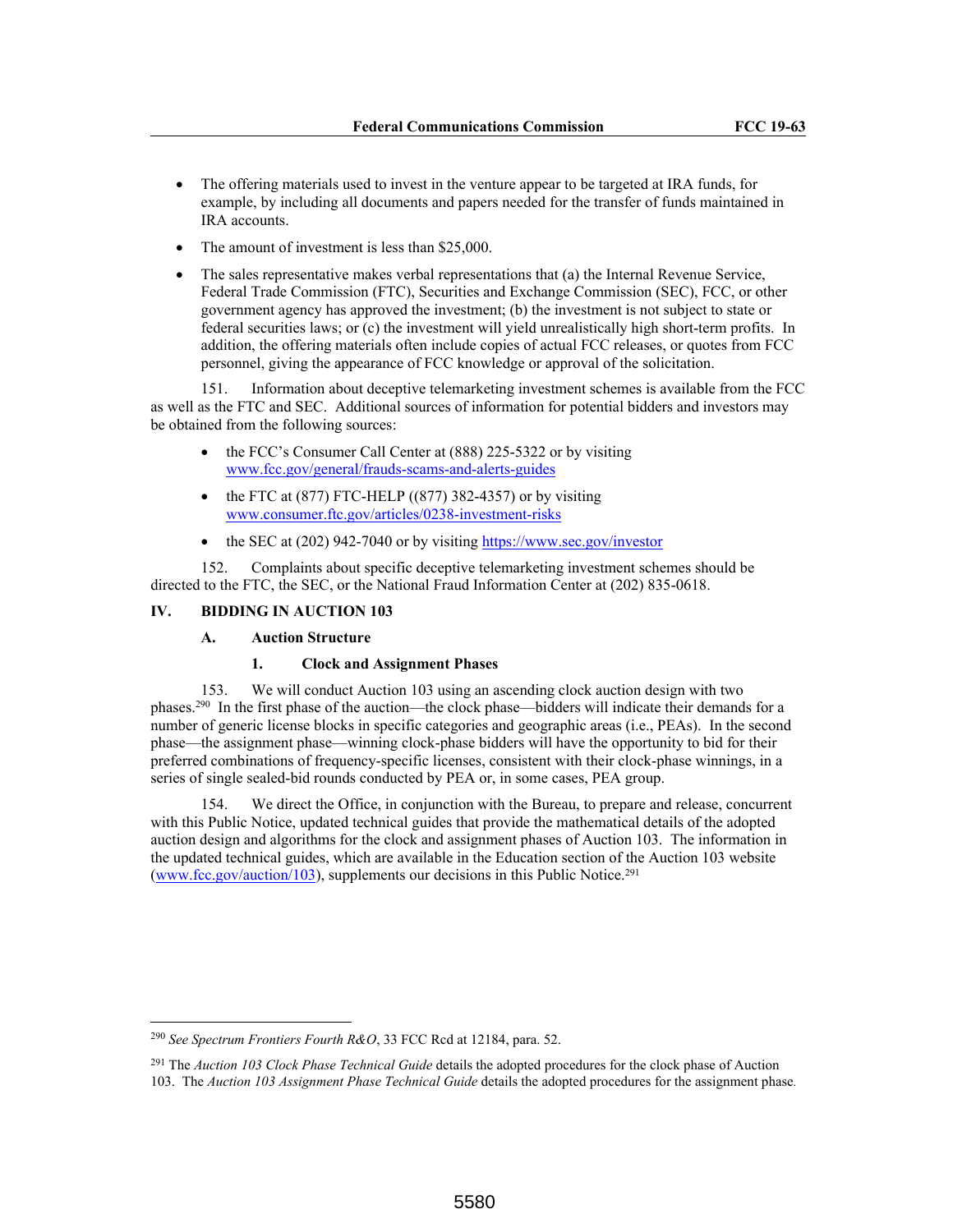- The offering materials used to invest in the venture appear to be targeted at IRA funds, for example, by including all documents and papers needed for the transfer of funds maintained in IRA accounts.
- The amount of investment is less than $25,000.
- The sales representative makes verbal representations that (a) the Internal Revenue Service, Federal Trade Commission (FTC), Securities and Exchange Commission (SEC), FCC, or other government agency has approved the investment; (b) the investment is not subject to state or federal securities laws; or (c) the investment will yield unrealistically high short-term profits. In addition, the offering materials often include copies of actual FCC releases, or quotes from FCC personnel, giving the appearance of FCC knowledge or approval of the solicitation.

151. Information about deceptive telemarketing investment schemes is available from the FCC as well as the FTC and SEC. Additional sources of information for potential bidders and investors may be obtained from the following sources:

- the FCC's Consumer Call Center at (888) 225-5322 or by visiting [www.fcc.gov/general/frauds-scams-and-alerts-guides](www.fcc.gov/general/frauds-scams-and-alerts-guides)
- the FTC at (877) FTC-HELP ((877) 382-4357) or by visiting [www.consumer.ftc.gov/articles/0238-investment-risks](www.consumer.ftc.gov/articles/0238-investment-risks)
- the SEC at (202) 942-7040 or by visiting [https://www.sec.gov/investor](https://www.sec.gov/investor)

152. Complaints about specific deceptive telemarketing investment schemes should be directed to the FTC, the SEC, or the National Fraud Information Center at (202) 835-0618.

## IV. BIDDING IN AUCTION 103

### A. Auction Structure

#### 1. Clock and Assignment Phases

153. We will conduct Auction 103 using an ascending clock auction design with two phases.[290] In the first phase of the auction—the clock phase—bidders will indicate their demands for a number of generic license blocks in specific categories and geographic areas (i.e., PEAs). In the second phase—the assignment phase—winning clock-phase bidders will have the opportunity to bid for their preferred combinations of frequency-specific licenses, consistent with their clock-phase winnings, in a series of single sealed-bid rounds conducted by PEA or, in some cases, PEA group.

154. We direct the Office, in conjunction with the Bureau, to prepare and release, concurrent with this Public Notice, updated technical guides that provide the mathematical details of the adopted auction design and algorithms for the clock and assignment phases of Auction 103. The information in the updated technical guides, which are available in the Education section of the Auction 103 website ([www.fcc.gov/auction/103](www.fcc.gov/auction/103)), supplements our decisions in this Public Notice.[291]

---

[290] *See Spectrum Frontiers Fourth R&O*, 33 FCC Rcd at 12184, para. 52.

[291] The *Auction 103 Clock Phase Technical Guide* details the adopted procedures for the clock phase of Auction 103. The *Auction 103 Assignment Phase Technical Guide* details the adopted procedures for the assignment phase.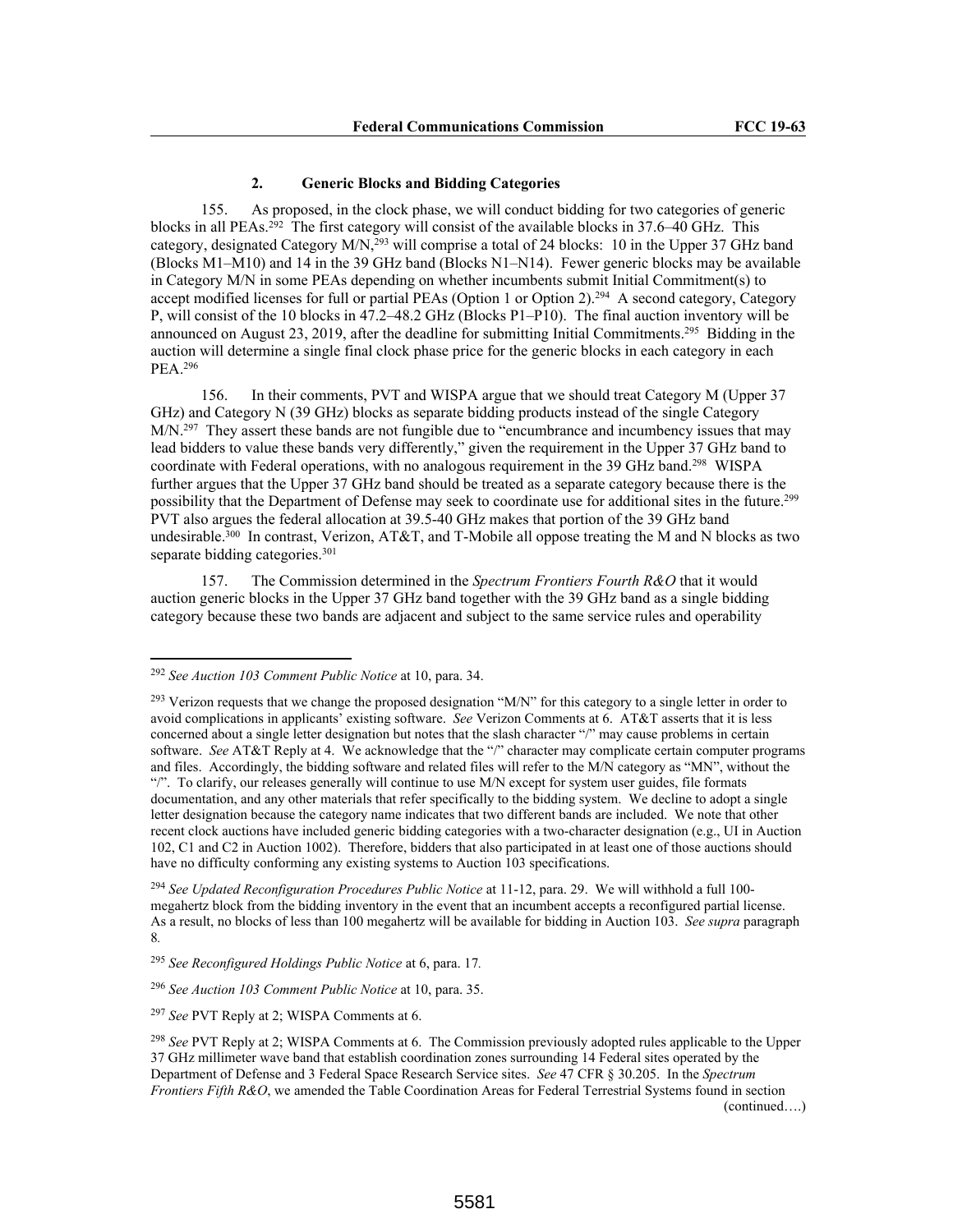### 2. Generic Blocks and Bidding Categories

155. As proposed, in the clock phase, we will conduct bidding for two categories of generic blocks in all PEAs.[292] The first category will consist of the available blocks in 37.6–40 GHz. This category, designated Category M/N,[293] will comprise a total of 24 blocks: 10 in the Upper 37 GHz band (Blocks M1–M10) and 14 in the 39 GHz band (Blocks N1–N14). Fewer generic blocks may be available in Category M/N in some PEAs depending on whether incumbents submit Initial Commitment(s) to accept modified licenses for full or partial PEAs (Option 1 or Option 2).[294] A second category, Category P, will consist of the 10 blocks in 47.2–48.2 GHz (Blocks P1–P10). The final auction inventory will be announced on August 23, 2019, after the deadline for submitting Initial Commitments.[295] Bidding in the auction will determine a single final clock phase price for the generic blocks in each category in each PEA.[296]

156. In their comments, PVT and WISPA argue that we should treat Category M (Upper 37 GHz) and Category N (39 GHz) blocks as separate bidding products instead of the single Category M/N.[297] They assert these bands are not fungible due to "encumbrance and incumbency issues that may lead bidders to value these bands very differently," given the requirement in the Upper 37 GHz band to coordinate with Federal operations, with no analogous requirement in the 39 GHz band.[298] WISPA further argues that the Upper 37 GHz band should be treated as a separate category because there is the possibility that the Department of Defense may seek to coordinate use for additional sites in the future.[299] PVT also argues the federal allocation at 39.5-40 GHz makes that portion of the 39 GHz band undesirable.[300] In contrast, Verizon, AT&T, and T-Mobile all oppose treating the M and N blocks as two separate bidding categories.[301]

157. The Commission determined in the *Spectrum Frontiers Fourth R&O* that it would auction generic blocks in the Upper 37 GHz band together with the 39 GHz band as a single bidding category because these two bands are adjacent and subject to the same service rules and operability

---

[292] *See Auction 103 Comment Public Notice* at 10, para. 34.

[293] Verizon requests that we change the proposed designation "M/N" for this category to a single letter in order to avoid complications in applicants' existing software. *See* Verizon Comments at 6. AT&T asserts that it is less concerned about a single letter designation but notes that the slash character "/" may cause problems in certain software. *See* AT&T Reply at 4. We acknowledge that the "/" character may complicate certain computer programs and files. Accordingly, the bidding software and related files will refer to the M/N category as "MN", without the "/". To clarify, our releases generally will continue to use M/N except for system user guides, file formats documentation, and any other materials that refer specifically to the bidding system. We decline to adopt a single letter designation because the category name indicates that two different bands are included. We note that other recent clock auctions have included generic bidding categories with a two-character designation (e.g., UI in Auction 102, C1 and C2 in Auction 1002). Therefore, bidders that also participated in at least one of those auctions should have no difficulty conforming any existing systems to Auction 103 specifications.

[294] *See Updated Reconfiguration Procedures Public Notice* at 11-12, para. 29. We will withhold a full 100-megahertz block from the bidding inventory in the event that an incumbent accepts a reconfigured partial license. As a result, no blocks of less than 100 megahertz will be available for bidding in Auction 103. *See supra* paragraph 8.

[295] *See Reconfigured Holdings Public Notice* at 6, para. 17.

[296] *See Auction 103 Comment Public Notice* at 10, para. 35.

[297] *See* PVT Reply at 2; WISPA Comments at 6.

[298] *See* PVT Reply at 2; WISPA Comments at 6. The Commission previously adopted rules applicable to the Upper 37 GHz millimeter wave band that establish coordination zones surrounding 14 Federal sites operated by the Department of Defense and 3 Federal Space Research Service sites. *See* 47 CFR § 30.205. In the *Spectrum Frontiers Fifth R&O*, we amended the Table Coordination Areas for Federal Terrestrial Systems found in section

(continued….)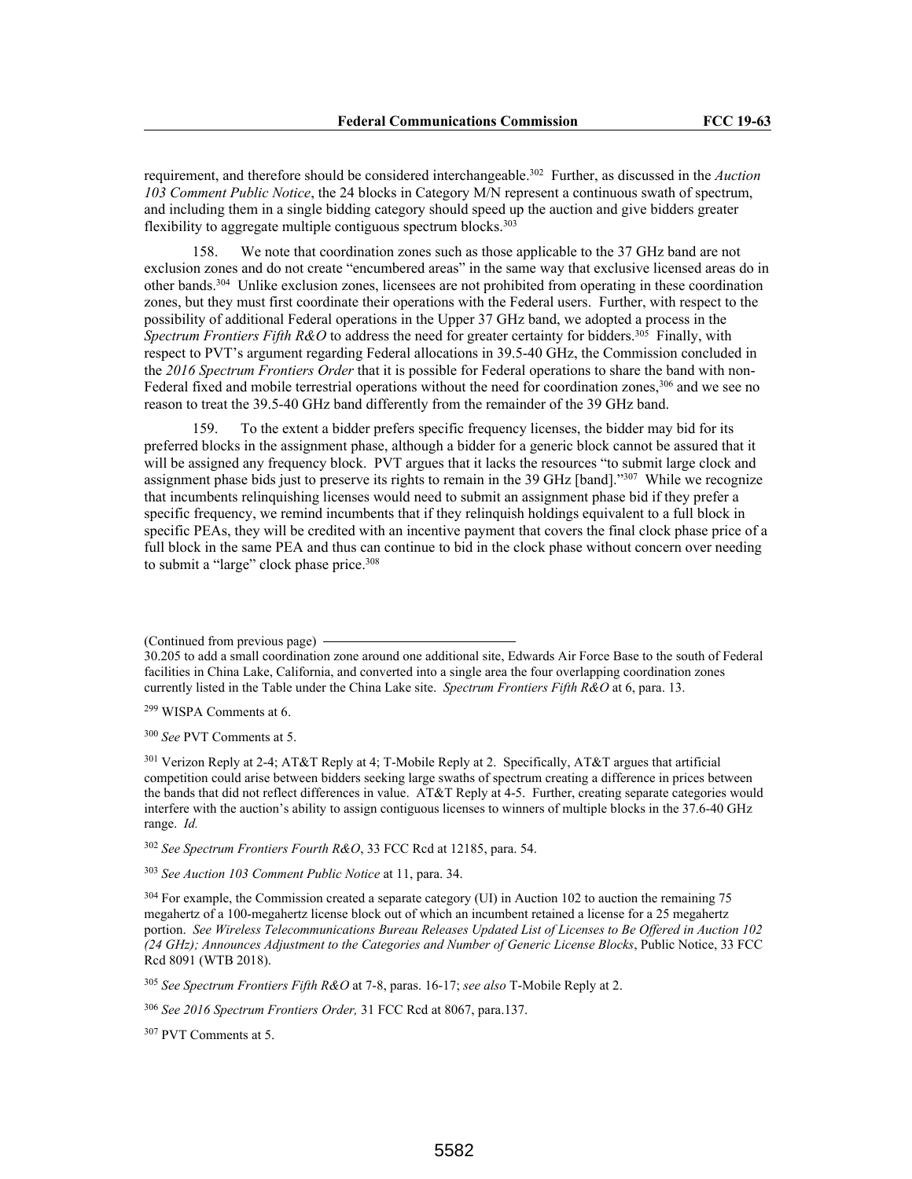requirement, and therefore should be considered interchangeable.[302] Further, as discussed in the *Auction 103 Comment Public Notice*, the 24 blocks in Category M/N represent a continuous swath of spectrum, and including them in a single bidding category should speed up the auction and give bidders greater flexibility to aggregate multiple contiguous spectrum blocks.[303]

158. We note that coordination zones such as those applicable to the 37 GHz band are not exclusion zones and do not create "encumbered areas" in the same way that exclusive licensed areas do in other bands.[304] Unlike exclusion zones, licensees are not prohibited from operating in these coordination zones, but they must first coordinate their operations with the Federal users. Further, with respect to the possibility of additional Federal operations in the Upper 37 GHz band, we adopted a process in the *Spectrum Frontiers Fifth R&O* to address the need for greater certainty for bidders.[305] Finally, with respect to PVT's argument regarding Federal allocations in 39.5-40 GHz, the Commission concluded in the *2016 Spectrum Frontiers Order* that it is possible for Federal operations to share the band with non-Federal fixed and mobile terrestrial operations without the need for coordination zones,[306] and we see no reason to treat the 39.5-40 GHz band differently from the remainder of the 39 GHz band.

159. To the extent a bidder prefers specific frequency licenses, the bidder may bid for its preferred blocks in the assignment phase, although a bidder for a generic block cannot be assured that it will be assigned any frequency block. PVT argues that it lacks the resources "to submit large clock and assignment phase bids just to preserve its rights to remain in the 39 GHz [band]."[307] While we recognize that incumbents relinquishing licenses would need to submit an assignment phase bid if they prefer a specific frequency, we remind incumbents that if they relinquish holdings equivalent to a full block in specific PEAs, they will be credited with an incentive payment that covers the final clock phase price of a full block in the same PEA and thus can continue to bid in the clock phase without concern over needing to submit a "large" clock phase price.[308]

---

(Continued from previous page)
30.205 to add a small coordination zone around one additional site, Edwards Air Force Base to the south of Federal facilities in China Lake, California, and converted into a single area the four overlapping coordination zones currently listed in the Table under the China Lake site. *Spectrum Frontiers Fifth R&O* at 6, para. 13.

[299] WISPA Comments at 6.

[300] *See* PVT Comments at 5.

[301] Verizon Reply at 2-4; AT&T Reply at 4; T-Mobile Reply at 2. Specifically, AT&T argues that artificial competition could arise between bidders seeking large swaths of spectrum creating a difference in prices between the bands that did not reflect differences in value. AT&T Reply at 4-5. Further, creating separate categories would interfere with the auction's ability to assign contiguous licenses to winners of multiple blocks in the 37.6-40 GHz range. *Id.*

[302] *See Spectrum Frontiers Fourth R&O*, 33 FCC Rcd at 12185, para. 54.

[303] *See Auction 103 Comment Public Notice* at 11, para. 34.

[304] For example, the Commission created a separate category (UI) in Auction 102 to auction the remaining 75 megahertz of a 100-megahertz license block out of which an incumbent retained a license for a 25 megahertz portion. *See Wireless Telecommunications Bureau Releases Updated List of Licenses to Be Offered in Auction 102 (24 GHz); Announces Adjustment to the Categories and Number of Generic License Blocks*, Public Notice, 33 FCC Rcd 8091 (WTB 2018).

[305] *See Spectrum Frontiers Fifth R&O* at 7-8, paras. 16-17; *see also* T-Mobile Reply at 2.

[306] *See 2016 Spectrum Frontiers Order,* 31 FCC Rcd at 8067, para.137.

[307] PVT Comments at 5.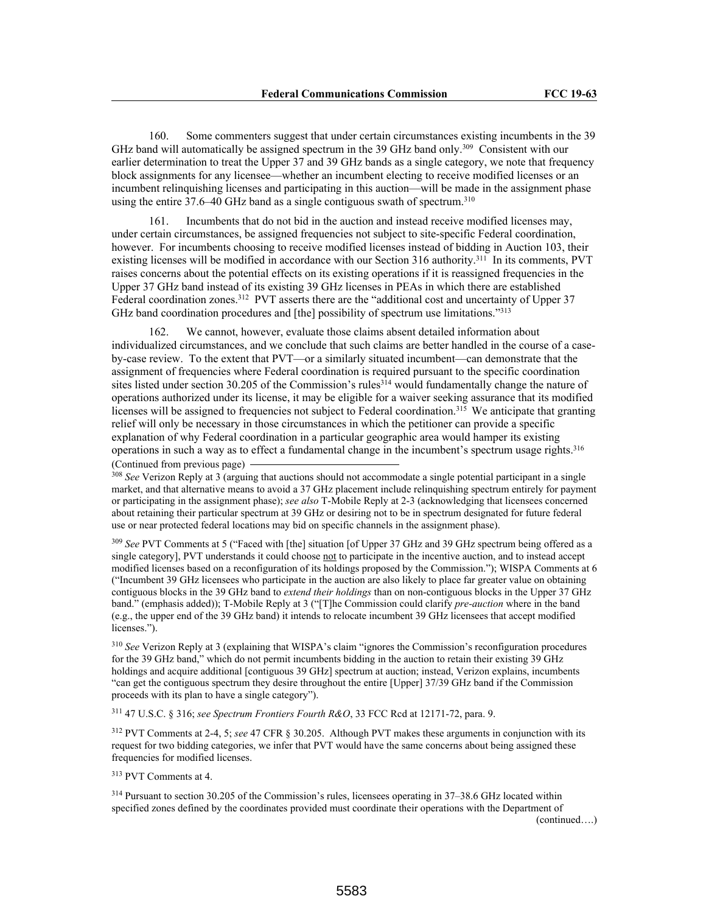160. Some commenters suggest that under certain circumstances existing incumbents in the 39 GHz band will automatically be assigned spectrum in the 39 GHz band only.[309] Consistent with our earlier determination to treat the Upper 37 and 39 GHz bands as a single category, we note that frequency block assignments for any licensee—whether an incumbent electing to receive modified licenses or an incumbent relinquishing licenses and participating in this auction—will be made in the assignment phase using the entire 37.6–40 GHz band as a single contiguous swath of spectrum.[310]

161. Incumbents that do not bid in the auction and instead receive modified licenses may, under certain circumstances, be assigned frequencies not subject to site-specific Federal coordination, however. For incumbents choosing to receive modified licenses instead of bidding in Auction 103, their existing licenses will be modified in accordance with our Section 316 authority.[311] In its comments, PVT raises concerns about the potential effects on its existing operations if it is reassigned frequencies in the Upper 37 GHz band instead of its existing 39 GHz licenses in PEAs in which there are established Federal coordination zones.[312] PVT asserts there are the "additional cost and uncertainty of Upper 37 GHz band coordination procedures and [the] possibility of spectrum use limitations."[313]

162. We cannot, however, evaluate those claims absent detailed information about individualized circumstances, and we conclude that such claims are better handled in the course of a case-by-case review. To the extent that PVT—or a similarly situated incumbent—can demonstrate that the assignment of frequencies where Federal coordination is required pursuant to the specific coordination sites listed under section 30.205 of the Commission's rules[314] would fundamentally change the nature of operations authorized under its license, it may be eligible for a waiver seeking assurance that its modified licenses will be assigned to frequencies not subject to Federal coordination.[315] We anticipate that granting relief will only be necessary in those circumstances in which the petitioner can provide a specific explanation of why Federal coordination in a particular geographic area would hamper its existing operations in such a way as to effect a fundamental change in the incumbent's spectrum usage rights.[316]

(Continued from previous page)

[308] *See* Verizon Reply at 3 (arguing that auctions should not accommodate a single potential participant in a single market, and that alternative means to avoid a 37 GHz placement include relinquishing spectrum entirely for payment or participating in the assignment phase); *see also* T-Mobile Reply at 2-3 (acknowledging that licensees concerned about retaining their particular spectrum at 39 GHz or desiring not to be in spectrum designated for future federal use or near protected federal locations may bid on specific channels in the assignment phase).

[309] *See* PVT Comments at 5 ("Faced with [the] situation [of Upper 37 GHz and 39 GHz spectrum being offered as a single category], PVT understands it could choose not to participate in the incentive auction, and to instead accept modified licenses based on a reconfiguration of its holdings proposed by the Commission."); WISPA Comments at 6 ("Incumbent 39 GHz licensees who participate in the auction are also likely to place far greater value on obtaining contiguous blocks in the 39 GHz band to *extend their holdings* than on non-contiguous blocks in the Upper 37 GHz band." (emphasis added)); T-Mobile Reply at 3 ("[T]he Commission could clarify *pre-auction* where in the band (e.g., the upper end of the 39 GHz band) it intends to relocate incumbent 39 GHz licensees that accept modified licenses.").

[310] *See* Verizon Reply at 3 (explaining that WISPA's claim "ignores the Commission's reconfiguration procedures for the 39 GHz band," which do not permit incumbents bidding in the auction to retain their existing 39 GHz holdings and acquire additional [contiguous 39 GHz] spectrum at auction; instead, Verizon explains, incumbents "can get the contiguous spectrum they desire throughout the entire [Upper] 37/39 GHz band if the Commission proceeds with its plan to have a single category").

[311] 47 U.S.C. § 316; *see Spectrum Frontiers Fourth R&O*, 33 FCC Rcd at 12171-72, para. 9.

[312] PVT Comments at 2-4, 5; *see* 47 CFR § 30.205. Although PVT makes these arguments in conjunction with its request for two bidding categories, we infer that PVT would have the same concerns about being assigned these frequencies for modified licenses.

[313] PVT Comments at 4.

[314] Pursuant to section 30.205 of the Commission's rules, licensees operating in 37–38.6 GHz located within specified zones defined by the coordinates provided must coordinate their operations with the Department of

(continued….)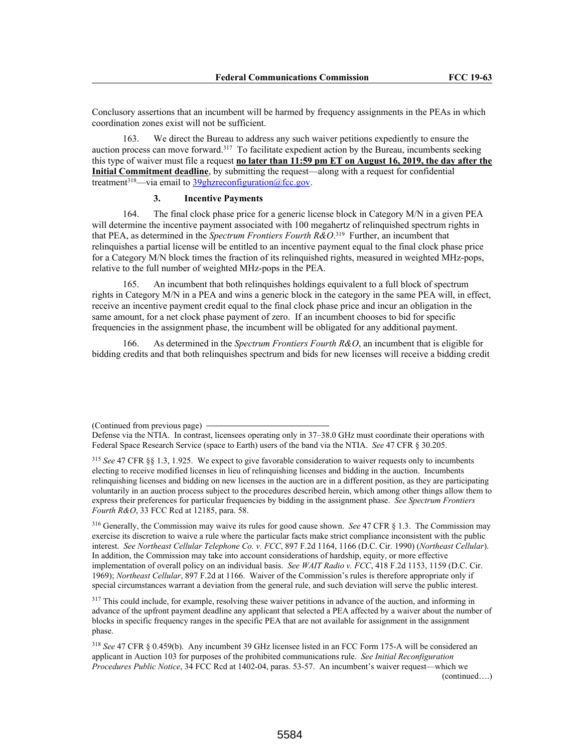Conclusory assertions that an incumbent will be harmed by frequency assignments in the PEAs in which coordination zones exist will not be sufficient.

163. We direct the Bureau to address any such waiver petitions expediently to ensure the auction process can move forward.[317] To facilitate expedient action by the Bureau, incumbents seeking this type of waiver must file a request **no later than 11:59 pm ET on August 16, 2019, the day after the Initial Commitment deadline**, by submitting the request—along with a request for confidential treatment[318]—via email to 39ghzreconfiguration@fcc.gov.

### 3. Incentive Payments

164. The final clock phase price for a generic license block in Category M/N in a given PEA will determine the incentive payment associated with 100 megahertz of relinquished spectrum rights in that PEA, as determined in the *Spectrum Frontiers Fourth R&O*.[319] Further, an incumbent that relinquishes a partial license will be entitled to an incentive payment equal to the final clock phase price for a Category M/N block times the fraction of its relinquished rights, measured in weighted MHz-pops, relative to the full number of weighted MHz-pops in the PEA.

165. An incumbent that both relinquishes holdings equivalent to a full block of spectrum rights in Category M/N in a PEA and wins a generic block in the category in the same PEA will, in effect, receive an incentive payment credit equal to the final clock phase price and incur an obligation in the same amount, for a net clock phase payment of zero. If an incumbent chooses to bid for specific frequencies in the assignment phase, the incumbent will be obligated for any additional payment.

166. As determined in the *Spectrum Frontiers Fourth R&O*, an incumbent that is eligible for bidding credits and that both relinquishes spectrum and bids for new licenses will receive a bidding credit

---

(Continued from previous page)

Defense via the NTIA. In contrast, licensees operating only in 37–38.0 GHz must coordinate their operations with Federal Space Research Service (space to Earth) users of the band via the NTIA. *See* 47 CFR § 30.205.

[315] *See* 47 CFR §§ 1.3, 1.925. We expect to give favorable consideration to waiver requests only to incumbents electing to receive modified licenses in lieu of relinquishing licenses and bidding in the auction. Incumbents relinquishing licenses and bidding on new licenses in the auction are in a different position, as they are participating voluntarily in an auction process subject to the procedures described herein, which among other things allow them to express their preferences for particular frequencies by bidding in the assignment phase. *See Spectrum Frontiers Fourth R&O*, 33 FCC Rcd at 12185, para. 58.

[316] Generally, the Commission may waive its rules for good cause shown. *See* 47 CFR § 1.3. The Commission may exercise its discretion to waive a rule where the particular facts make strict compliance inconsistent with the public interest. *See Northeast Cellular Telephone Co. v. FCC*, 897 F.2d 1164, 1166 (D.C. Cir. 1990) (*Northeast Cellular*). In addition, the Commission may take into account considerations of hardship, equity, or more effective implementation of overall policy on an individual basis. *See WAIT Radio v. FCC*, 418 F.2d 1153, 1159 (D.C. Cir. 1969); *Northeast Cellular*, 897 F.2d at 1166. Waiver of the Commission's rules is therefore appropriate only if special circumstances warrant a deviation from the general rule, and such deviation will serve the public interest.

[317] This could include, for example, resolving these waiver petitions in advance of the auction, and informing in advance of the upfront payment deadline any applicant that selected a PEA affected by a waiver about the number of blocks in specific frequency ranges in the specific PEA that are not available for assignment in the assignment phase.

[318] *See* 47 CFR § 0.459(b). Any incumbent 39 GHz licensee listed in an FCC Form 175-A will be considered an applicant in Auction 103 for purposes of the prohibited communications rule. *See Initial Reconfiguration Procedures Public Notice*, 34 FCC Rcd at 1402-04, paras. 53-57. An incumbent's waiver request—which we

(continued….)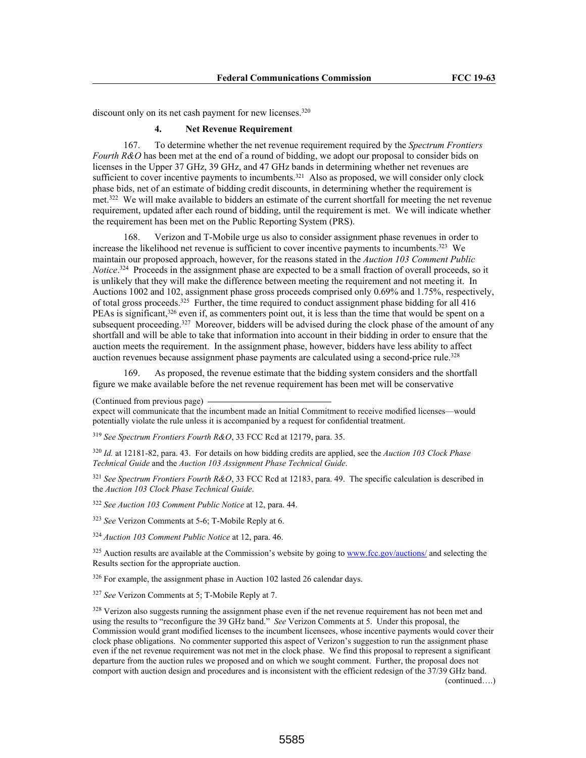discount only on its net cash payment for new licenses.[320]

#### 4. Net Revenue Requirement

167. To determine whether the net revenue requirement required by the *Spectrum Frontiers Fourth R&O* has been met at the end of a round of bidding, we adopt our proposal to consider bids on licenses in the Upper 37 GHz, 39 GHz, and 47 GHz bands in determining whether net revenues are sufficient to cover incentive payments to incumbents.[321] Also as proposed, we will consider only clock phase bids, net of an estimate of bidding credit discounts, in determining whether the requirement is met.[322] We will make available to bidders an estimate of the current shortfall for meeting the net revenue requirement, updated after each round of bidding, until the requirement is met. We will indicate whether the requirement has been met on the Public Reporting System (PRS).

168. Verizon and T-Mobile urge us also to consider assignment phase revenues in order to increase the likelihood net revenue is sufficient to cover incentive payments to incumbents.[323] We maintain our proposed approach, however, for the reasons stated in the *Auction 103 Comment Public Notice*.[324] Proceeds in the assignment phase are expected to be a small fraction of overall proceeds, so it is unlikely that they will make the difference between meeting the requirement and not meeting it. In Auctions 1002 and 102, assignment phase gross proceeds comprised only 0.69% and 1.75%, respectively, of total gross proceeds.[325] Further, the time required to conduct assignment phase bidding for all 416 PEAs is significant,[326] even if, as commenters point out, it is less than the time that would be spent on a subsequent proceeding.[327] Moreover, bidders will be advised during the clock phase of the amount of any shortfall and will be able to take that information into account in their bidding in order to ensure that the auction meets the requirement. In the assignment phase, however, bidders have less ability to affect auction revenues because assignment phase payments are calculated using a second-price rule.[328]

169. As proposed, the revenue estimate that the bidding system considers and the shortfall figure we make available before the net revenue requirement has been met will be conservative

---

(Continued from previous page)
expect will communicate that the incumbent made an Initial Commitment to receive modified licenses—would potentially violate the rule unless it is accompanied by a request for confidential treatment.

[319] *See Spectrum Frontiers Fourth R&O*, 33 FCC Rcd at 12179, para. 35.

[320] *Id.* at 12181-82, para. 43. For details on how bidding credits are applied, see the *Auction 103 Clock Phase Technical Guide* and the *Auction 103 Assignment Phase Technical Guide*.

[321] *See Spectrum Frontiers Fourth R&O*, 33 FCC Rcd at 12183, para. 49. The specific calculation is described in the *Auction 103 Clock Phase Technical Guide*.

[322] *See Auction 103 Comment Public Notice* at 12, para. 44.

[323] *See* Verizon Comments at 5-6; T-Mobile Reply at 6.

[324] *Auction 103 Comment Public Notice* at 12, para. 46.

[325] Auction results are available at the Commission's website by going to www.fcc.gov/auctions/ and selecting the Results section for the appropriate auction.

[326] For example, the assignment phase in Auction 102 lasted 26 calendar days.

[327] *See* Verizon Comments at 5; T-Mobile Reply at 7.

[328] Verizon also suggests running the assignment phase even if the net revenue requirement has not been met and using the results to "reconfigure the 39 GHz band." *See* Verizon Comments at 5. Under this proposal, the Commission would grant modified licenses to the incumbent licensees, whose incentive payments would cover their clock phase obligations. No commenter supported this aspect of Verizon's suggestion to run the assignment phase even if the net revenue requirement was not met in the clock phase. We find this proposal to represent a significant departure from the auction rules we proposed and on which we sought comment. Further, the proposal does not comport with auction design and procedures and is inconsistent with the efficient redesign of the 37/39 GHz band.

(continued….)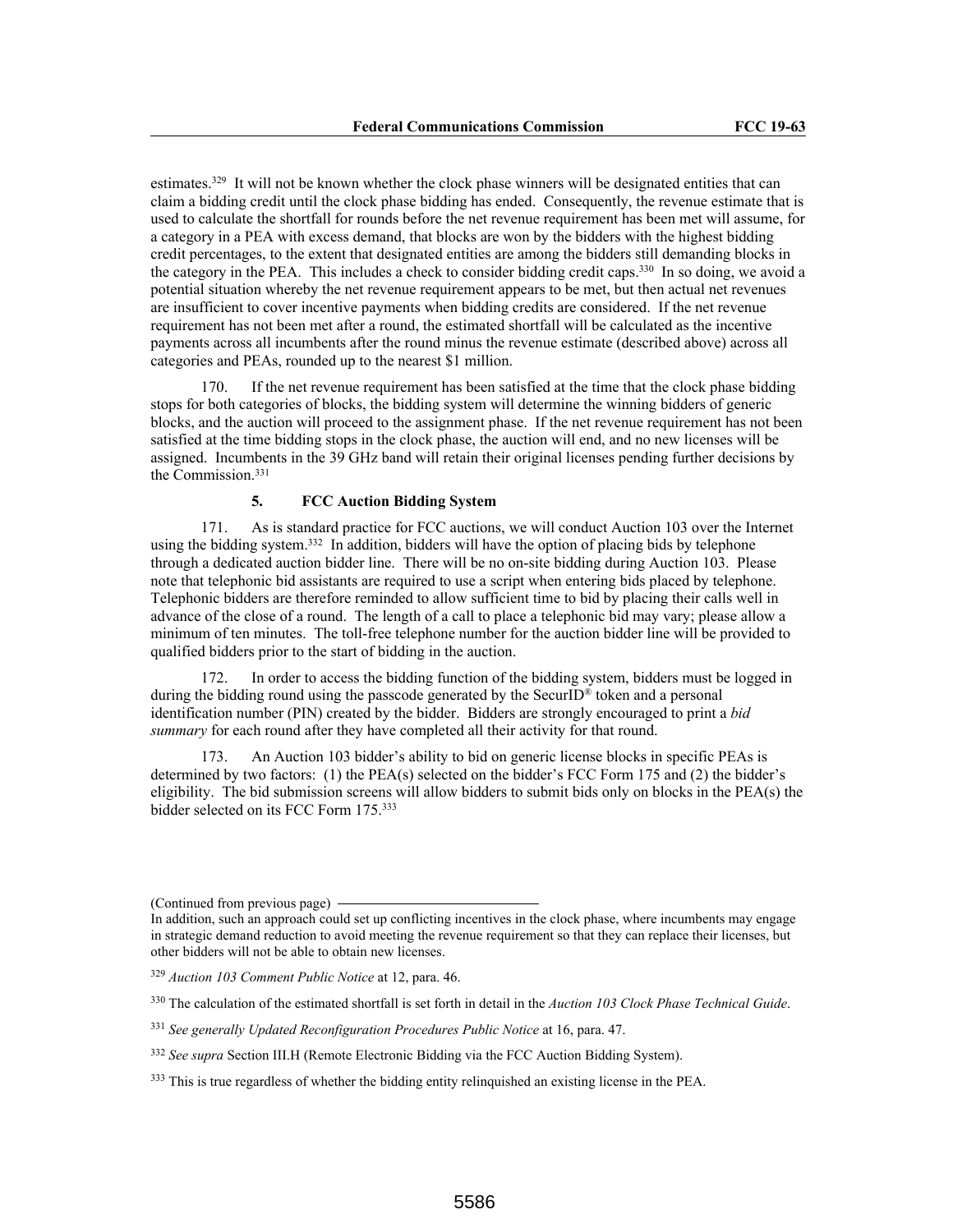estimates.[329] It will not be known whether the clock phase winners will be designated entities that can claim a bidding credit until the clock phase bidding has ended. Consequently, the revenue estimate that is used to calculate the shortfall for rounds before the net revenue requirement has been met will assume, for a category in a PEA with excess demand, that blocks are won by the bidders with the highest bidding credit percentages, to the extent that designated entities are among the bidders still demanding blocks in the category in the PEA. This includes a check to consider bidding credit caps.[330] In so doing, we avoid a potential situation whereby the net revenue requirement appears to be met, but then actual net revenues are insufficient to cover incentive payments when bidding credits are considered. If the net revenue requirement has not been met after a round, the estimated shortfall will be calculated as the incentive payments across all incumbents after the round minus the revenue estimate (described above) across all categories and PEAs, rounded up to the nearest $1 million.

170. If the net revenue requirement has been satisfied at the time that the clock phase bidding stops for both categories of blocks, the bidding system will determine the winning bidders of generic blocks, and the auction will proceed to the assignment phase. If the net revenue requirement has not been satisfied at the time bidding stops in the clock phase, the auction will end, and no new licenses will be assigned. Incumbents in the 39 GHz band will retain their original licenses pending further decisions by the Commission.[331]

#### 5. FCC Auction Bidding System

171. As is standard practice for FCC auctions, we will conduct Auction 103 over the Internet using the bidding system.[332] In addition, bidders will have the option of placing bids by telephone through a dedicated auction bidder line. There will be no on-site bidding during Auction 103. Please note that telephonic bid assistants are required to use a script when entering bids placed by telephone. Telephonic bidders are therefore reminded to allow sufficient time to bid by placing their calls well in advance of the close of a round. The length of a call to place a telephonic bid may vary; please allow a minimum of ten minutes. The toll-free telephone number for the auction bidder line will be provided to qualified bidders prior to the start of bidding in the auction.

172. In order to access the bidding function of the bidding system, bidders must be logged in during the bidding round using the passcode generated by the SecurID® token and a personal identification number (PIN) created by the bidder. Bidders are strongly encouraged to print a *bid summary* for each round after they have completed all their activity for that round.

173. An Auction 103 bidder's ability to bid on generic license blocks in specific PEAs is determined by two factors: (1) the PEA(s) selected on the bidder's FCC Form 175 and (2) the bidder's eligibility. The bid submission screens will allow bidders to submit bids only on blocks in the PEA(s) the bidder selected on its FCC Form 175.[333]

---

(Continued from previous page)

In addition, such an approach could set up conflicting incentives in the clock phase, where incumbents may engage in strategic demand reduction to avoid meeting the revenue requirement so that they can replace their licenses, but other bidders will not be able to obtain new licenses.

[329] *Auction 103 Comment Public Notice* at 12, para. 46.

[330] The calculation of the estimated shortfall is set forth in detail in the *Auction 103 Clock Phase Technical Guide*.

[331] *See generally Updated Reconfiguration Procedures Public Notice* at 16, para. 47.

[332] *See supra* Section III.H (Remote Electronic Bidding via the FCC Auction Bidding System).

[333] This is true regardless of whether the bidding entity relinquished an existing license in the PEA.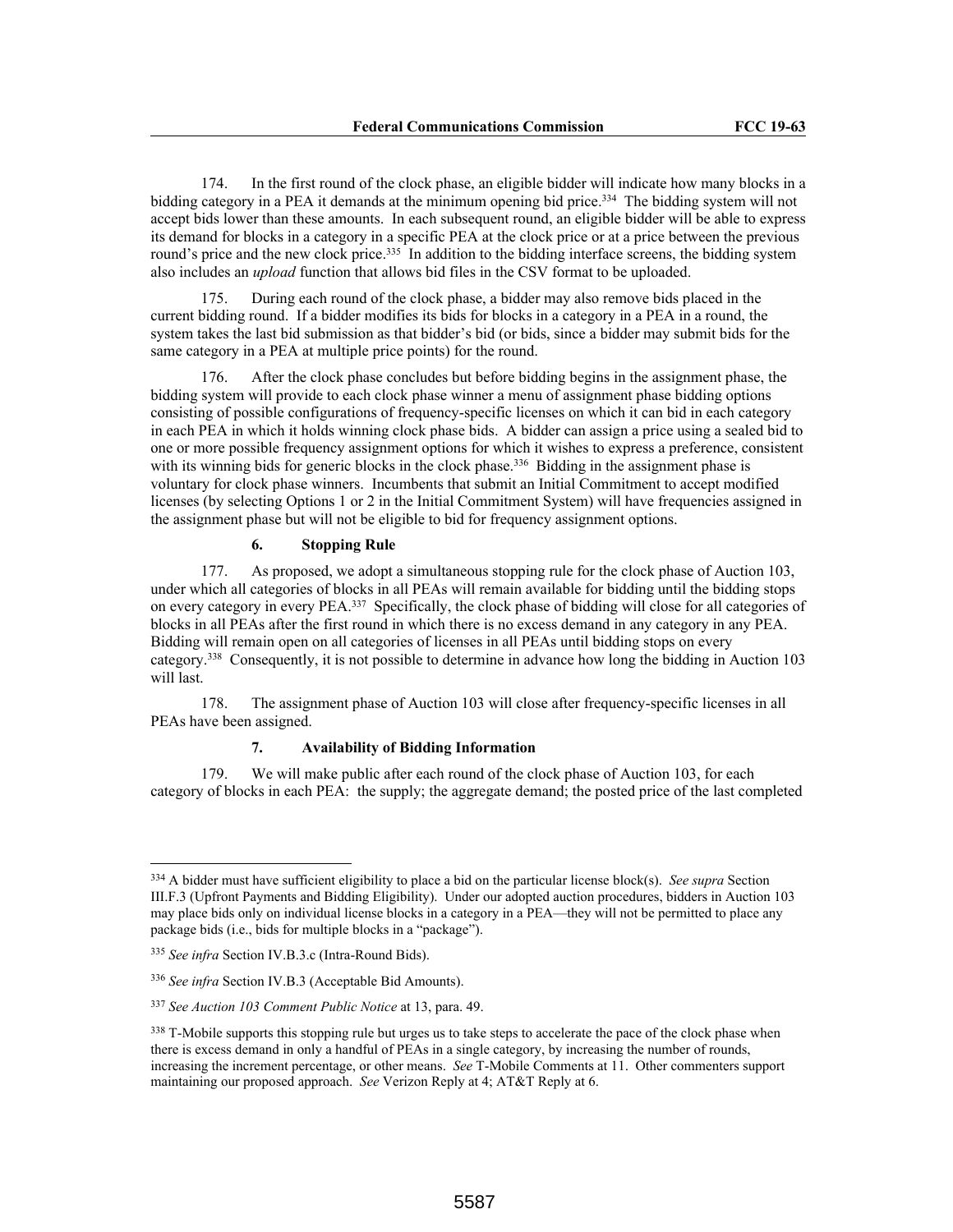174. In the first round of the clock phase, an eligible bidder will indicate how many blocks in a bidding category in a PEA it demands at the minimum opening bid price.[334] The bidding system will not accept bids lower than these amounts. In each subsequent round, an eligible bidder will be able to express its demand for blocks in a category in a specific PEA at the clock price or at a price between the previous round's price and the new clock price.[335] In addition to the bidding interface screens, the bidding system also includes an *upload* function that allows bid files in the CSV format to be uploaded.

175. During each round of the clock phase, a bidder may also remove bids placed in the current bidding round. If a bidder modifies its bids for blocks in a category in a PEA in a round, the system takes the last bid submission as that bidder's bid (or bids, since a bidder may submit bids for the same category in a PEA at multiple price points) for the round.

176. After the clock phase concludes but before bidding begins in the assignment phase, the bidding system will provide to each clock phase winner a menu of assignment phase bidding options consisting of possible configurations of frequency-specific licenses on which it can bid in each category in each PEA in which it holds winning clock phase bids. A bidder can assign a price using a sealed bid to one or more possible frequency assignment options for which it wishes to express a preference, consistent with its winning bids for generic blocks in the clock phase.[336] Bidding in the assignment phase is voluntary for clock phase winners. Incumbents that submit an Initial Commitment to accept modified licenses (by selecting Options 1 or 2 in the Initial Commitment System) will have frequencies assigned in the assignment phase but will not be eligible to bid for frequency assignment options.

### 6. Stopping Rule

177. As proposed, we adopt a simultaneous stopping rule for the clock phase of Auction 103, under which all categories of blocks in all PEAs will remain available for bidding until the bidding stops on every category in every PEA.[337] Specifically, the clock phase of bidding will close for all categories of blocks in all PEAs after the first round in which there is no excess demand in any category in any PEA. Bidding will remain open on all categories of licenses in all PEAs until bidding stops on every category.[338] Consequently, it is not possible to determine in advance how long the bidding in Auction 103 will last.

178. The assignment phase of Auction 103 will close after frequency-specific licenses in all PEAs have been assigned.

### 7. Availability of Bidding Information

179. We will make public after each round of the clock phase of Auction 103, for each category of blocks in each PEA: the supply; the aggregate demand; the posted price of the last completed

---

[334] A bidder must have sufficient eligibility to place a bid on the particular license block(s). *See supra* Section III.F.3 (Upfront Payments and Bidding Eligibility). Under our adopted auction procedures, bidders in Auction 103 may place bids only on individual license blocks in a category in a PEA—they will not be permitted to place any package bids (i.e., bids for multiple blocks in a "package").

[335] *See infra* Section IV.B.3.c (Intra-Round Bids).

[336] *See infra* Section IV.B.3 (Acceptable Bid Amounts).

[337] *See Auction 103 Comment Public Notice* at 13, para. 49.

[338] T-Mobile supports this stopping rule but urges us to take steps to accelerate the pace of the clock phase when there is excess demand in only a handful of PEAs in a single category, by increasing the number of rounds, increasing the increment percentage, or other means. *See* T-Mobile Comments at 11. Other commenters support maintaining our proposed approach. *See* Verizon Reply at 4; AT&T Reply at 6.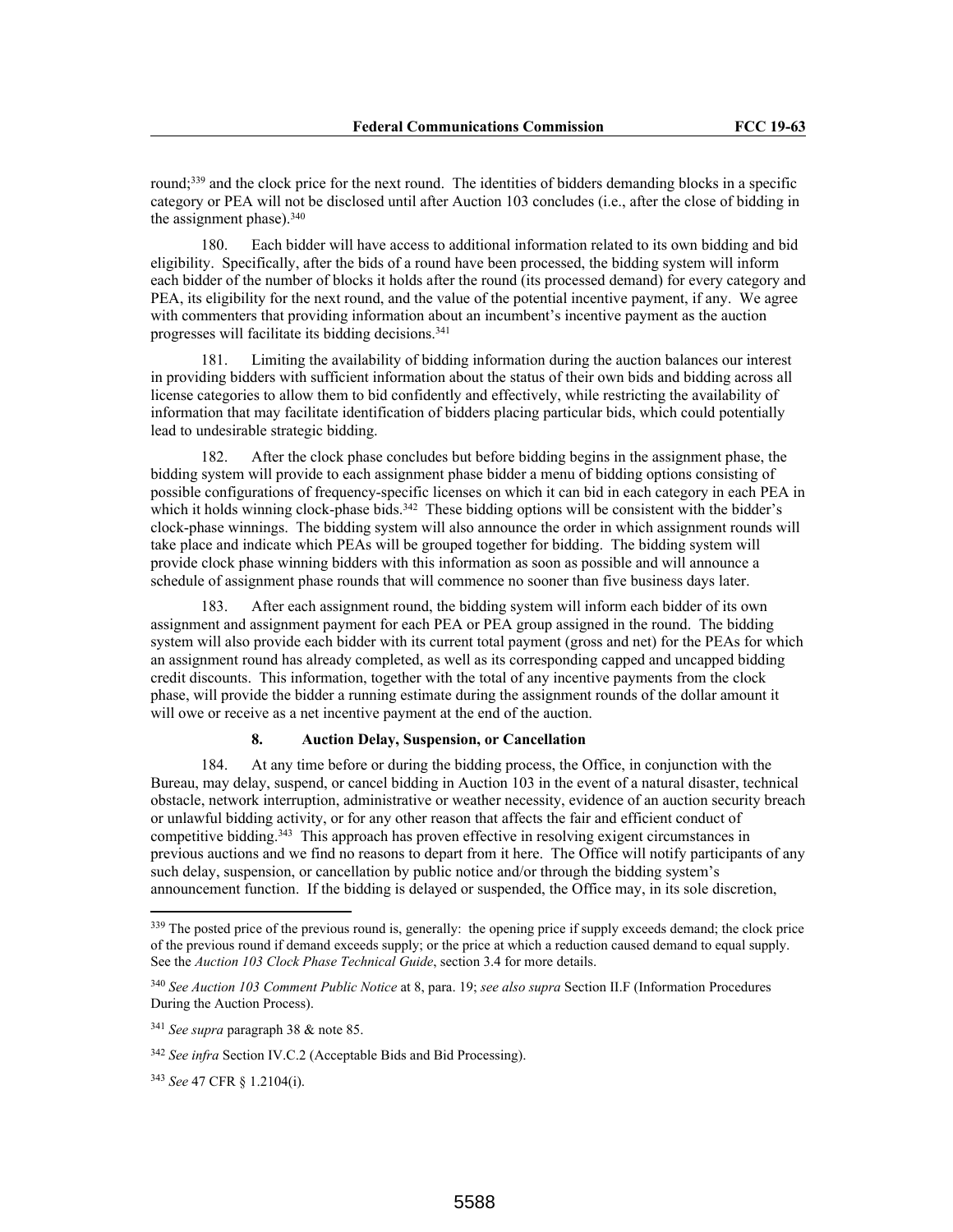round;[339] and the clock price for the next round. The identities of bidders demanding blocks in a specific category or PEA will not be disclosed until after Auction 103 concludes (i.e., after the close of bidding in the assignment phase).[340]

180. Each bidder will have access to additional information related to its own bidding and bid eligibility. Specifically, after the bids of a round have been processed, the bidding system will inform each bidder of the number of blocks it holds after the round (its processed demand) for every category and PEA, its eligibility for the next round, and the value of the potential incentive payment, if any. We agree with commenters that providing information about an incumbent's incentive payment as the auction progresses will facilitate its bidding decisions.[341]

181. Limiting the availability of bidding information during the auction balances our interest in providing bidders with sufficient information about the status of their own bids and bidding across all license categories to allow them to bid confidently and effectively, while restricting the availability of information that may facilitate identification of bidders placing particular bids, which could potentially lead to undesirable strategic bidding.

182. After the clock phase concludes but before bidding begins in the assignment phase, the bidding system will provide to each assignment phase bidder a menu of bidding options consisting of possible configurations of frequency-specific licenses on which it can bid in each category in each PEA in which it holds winning clock-phase bids.[342] These bidding options will be consistent with the bidder's clock-phase winnings. The bidding system will also announce the order in which assignment rounds will take place and indicate which PEAs will be grouped together for bidding. The bidding system will provide clock phase winning bidders with this information as soon as possible and will announce a schedule of assignment phase rounds that will commence no sooner than five business days later.

183. After each assignment round, the bidding system will inform each bidder of its own assignment and assignment payment for each PEA or PEA group assigned in the round. The bidding system will also provide each bidder with its current total payment (gross and net) for the PEAs for which an assignment round has already completed, as well as its corresponding capped and uncapped bidding credit discounts. This information, together with the total of any incentive payments from the clock phase, will provide the bidder a running estimate during the assignment rounds of the dollar amount it will owe or receive as a net incentive payment at the end of the auction.

### 8. Auction Delay, Suspension, or Cancellation

184. At any time before or during the bidding process, the Office, in conjunction with the Bureau, may delay, suspend, or cancel bidding in Auction 103 in the event of a natural disaster, technical obstacle, network interruption, administrative or weather necessity, evidence of an auction security breach or unlawful bidding activity, or for any other reason that affects the fair and efficient conduct of competitive bidding.[343] This approach has proven effective in resolving exigent circumstances in previous auctions and we find no reasons to depart from it here. The Office will notify participants of any such delay, suspension, or cancellation by public notice and/or through the bidding system's announcement function. If the bidding is delayed or suspended, the Office may, in its sole discretion,

---

[339] The posted price of the previous round is, generally: the opening price if supply exceeds demand; the clock price of the previous round if demand exceeds supply; or the price at which a reduction caused demand to equal supply. See the *Auction 103 Clock Phase Technical Guide*, section 3.4 for more details.

[340] *See Auction 103 Comment Public Notice* at 8, para. 19; *see also supra* Section II.F (Information Procedures During the Auction Process).

[341] *See supra* paragraph 38 & note 85.

[342] *See infra* Section IV.C.2 (Acceptable Bids and Bid Processing).

[343] *See* 47 CFR § 1.2104(i).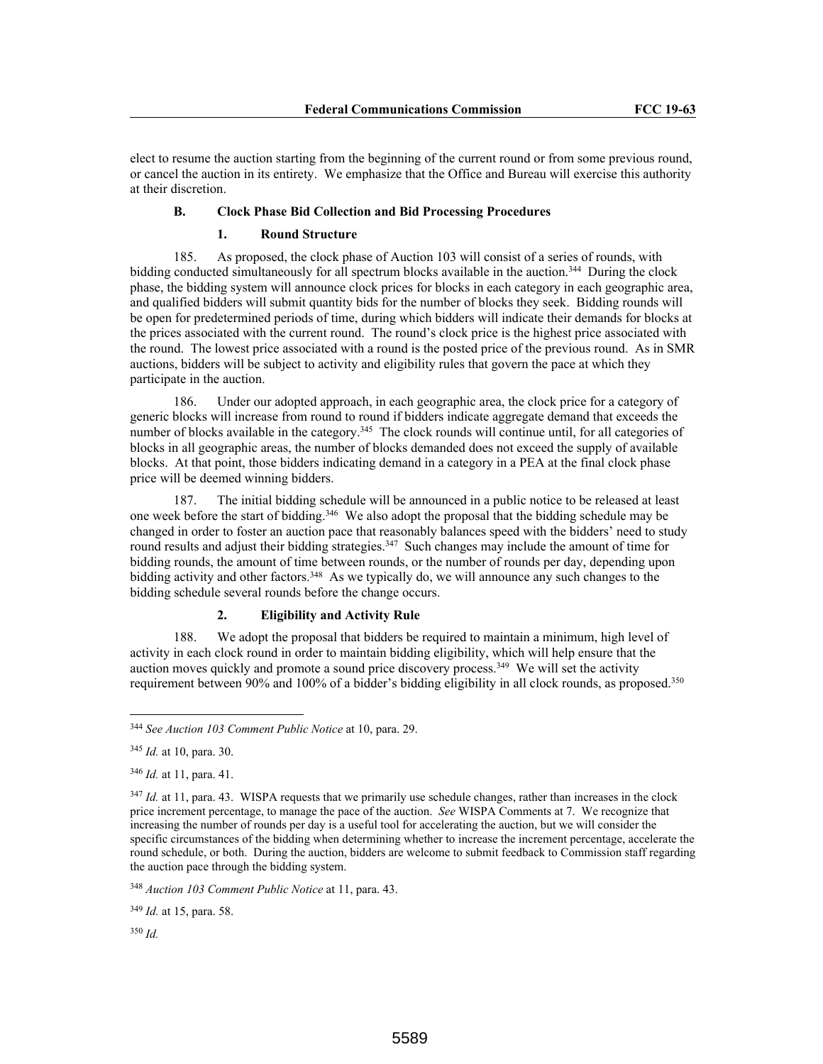elect to resume the auction starting from the beginning of the current round or from some previous round, or cancel the auction in its entirety. We emphasize that the Office and Bureau will exercise this authority at their discretion.

### B. Clock Phase Bid Collection and Bid Processing Procedures

#### 1. Round Structure

185. As proposed, the clock phase of Auction 103 will consist of a series of rounds, with bidding conducted simultaneously for all spectrum blocks available in the auction.[344] During the clock phase, the bidding system will announce clock prices for blocks in each category in each geographic area, and qualified bidders will submit quantity bids for the number of blocks they seek. Bidding rounds will be open for predetermined periods of time, during which bidders will indicate their demands for blocks at the prices associated with the current round. The round's clock price is the highest price associated with the round. The lowest price associated with a round is the posted price of the previous round. As in SMR auctions, bidders will be subject to activity and eligibility rules that govern the pace at which they participate in the auction.

186. Under our adopted approach, in each geographic area, the clock price for a category of generic blocks will increase from round to round if bidders indicate aggregate demand that exceeds the number of blocks available in the category.[345] The clock rounds will continue until, for all categories of blocks in all geographic areas, the number of blocks demanded does not exceed the supply of available blocks. At that point, those bidders indicating demand in a category in a PEA at the final clock phase price will be deemed winning bidders.

187. The initial bidding schedule will be announced in a public notice to be released at least one week before the start of bidding.[346] We also adopt the proposal that the bidding schedule may be changed in order to foster an auction pace that reasonably balances speed with the bidders' need to study round results and adjust their bidding strategies.[347] Such changes may include the amount of time for bidding rounds, the amount of time between rounds, or the number of rounds per day, depending upon bidding activity and other factors.[348] As we typically do, we will announce any such changes to the bidding schedule several rounds before the change occurs.

#### 2. Eligibility and Activity Rule

188. We adopt the proposal that bidders be required to maintain a minimum, high level of activity in each clock round in order to maintain bidding eligibility, which will help ensure that the auction moves quickly and promote a sound price discovery process.[349] We will set the activity requirement between 90% and 100% of a bidder's bidding eligibility in all clock rounds, as proposed.[350]

---

[344] *See Auction 103 Comment Public Notice* at 10, para. 29.

[345] *Id.* at 10, para. 30.

[346] *Id.* at 11, para. 41.

[347] *Id.* at 11, para. 43. WISPA requests that we primarily use schedule changes, rather than increases in the clock price increment percentage, to manage the pace of the auction. *See* WISPA Comments at 7. We recognize that increasing the number of rounds per day is a useful tool for accelerating the auction, but we will consider the specific circumstances of the bidding when determining whether to increase the increment percentage, accelerate the round schedule, or both. During the auction, bidders are welcome to submit feedback to Commission staff regarding the auction pace through the bidding system.

[348] *Auction 103 Comment Public Notice* at 11, para. 43.

[349] *Id.* at 15, para. 58.

[350] *Id.*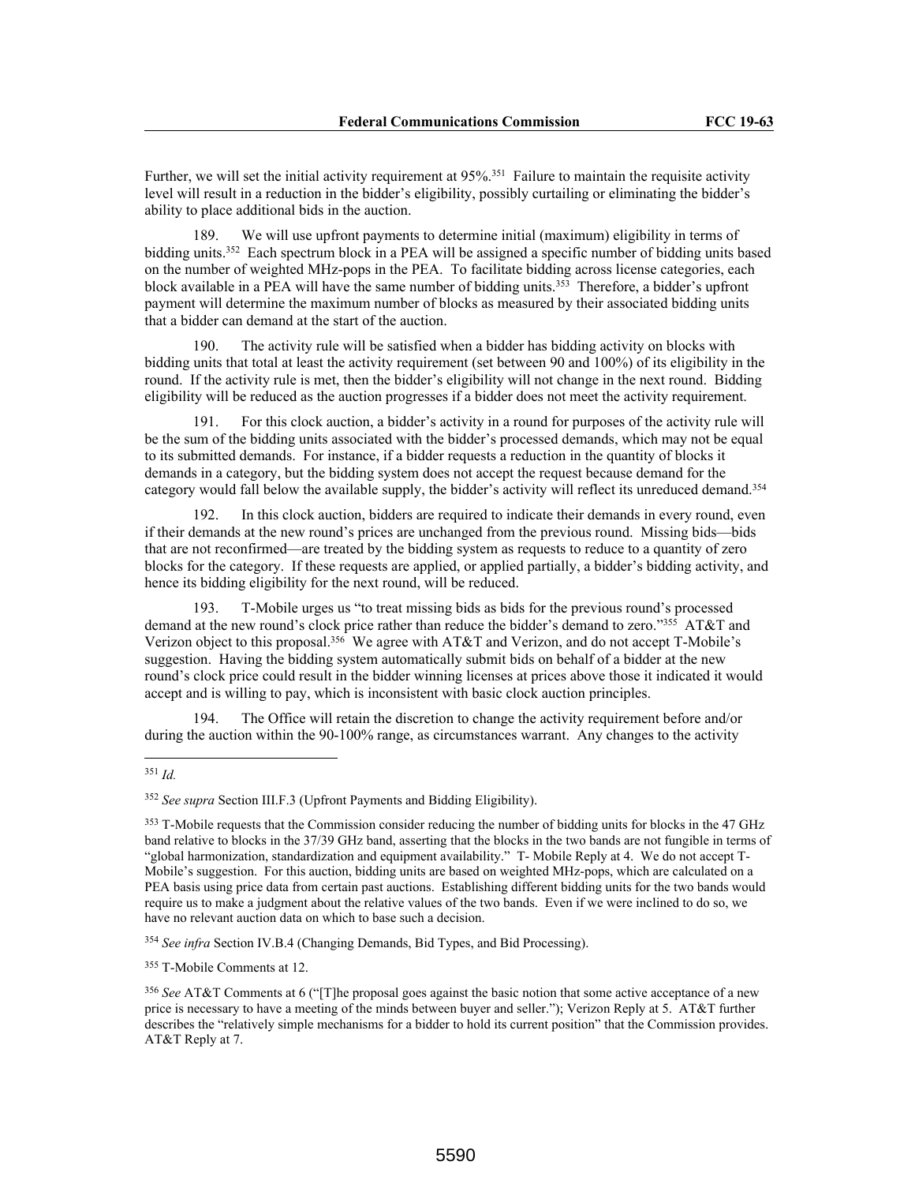Further, we will set the initial activity requirement at 95%.[351] Failure to maintain the requisite activity level will result in a reduction in the bidder's eligibility, possibly curtailing or eliminating the bidder's ability to place additional bids in the auction.

189. We will use upfront payments to determine initial (maximum) eligibility in terms of bidding units.[352] Each spectrum block in a PEA will be assigned a specific number of bidding units based on the number of weighted MHz-pops in the PEA. To facilitate bidding across license categories, each block available in a PEA will have the same number of bidding units.[353] Therefore, a bidder's upfront payment will determine the maximum number of blocks as measured by their associated bidding units that a bidder can demand at the start of the auction.

190. The activity rule will be satisfied when a bidder has bidding activity on blocks with bidding units that total at least the activity requirement (set between 90 and 100%) of its eligibility in the round. If the activity rule is met, then the bidder's eligibility will not change in the next round. Bidding eligibility will be reduced as the auction progresses if a bidder does not meet the activity requirement.

191. For this clock auction, a bidder's activity in a round for purposes of the activity rule will be the sum of the bidding units associated with the bidder's processed demands, which may not be equal to its submitted demands. For instance, if a bidder requests a reduction in the quantity of blocks it demands in a category, but the bidding system does not accept the request because demand for the category would fall below the available supply, the bidder's activity will reflect its unreduced demand.[354]

192. In this clock auction, bidders are required to indicate their demands in every round, even if their demands at the new round's prices are unchanged from the previous round. Missing bids—bids that are not reconfirmed—are treated by the bidding system as requests to reduce to a quantity of zero blocks for the category. If these requests are applied, or applied partially, a bidder's bidding activity, and hence its bidding eligibility for the next round, will be reduced.

193. T-Mobile urges us "to treat missing bids as bids for the previous round's processed demand at the new round's clock price rather than reduce the bidder's demand to zero."[355] AT&T and Verizon object to this proposal.[356] We agree with AT&T and Verizon, and do not accept T-Mobile's suggestion. Having the bidding system automatically submit bids on behalf of a bidder at the new round's clock price could result in the bidder winning licenses at prices above those it indicated it would accept and is willing to pay, which is inconsistent with basic clock auction principles.

194. The Office will retain the discretion to change the activity requirement before and/or during the auction within the 90-100% range, as circumstances warrant. Any changes to the activity

---

[351] *Id.*

[352] *See supra* Section III.F.3 (Upfront Payments and Bidding Eligibility).

[353] T-Mobile requests that the Commission consider reducing the number of bidding units for blocks in the 47 GHz band relative to blocks in the 37/39 GHz band, asserting that the blocks in the two bands are not fungible in terms of "global harmonization, standardization and equipment availability." T- Mobile Reply at 4. We do not accept T-Mobile's suggestion. For this auction, bidding units are based on weighted MHz-pops, which are calculated on a PEA basis using price data from certain past auctions. Establishing different bidding units for the two bands would require us to make a judgment about the relative values of the two bands. Even if we were inclined to do so, we have no relevant auction data on which to base such a decision.

[354] *See infra* Section IV.B.4 (Changing Demands, Bid Types, and Bid Processing).

[355] T-Mobile Comments at 12.

[356] *See* AT&T Comments at 6 ("[T]he proposal goes against the basic notion that some active acceptance of a new price is necessary to have a meeting of the minds between buyer and seller."); Verizon Reply at 5. AT&T further describes the "relatively simple mechanisms for a bidder to hold its current position" that the Commission provides. AT&T Reply at 7.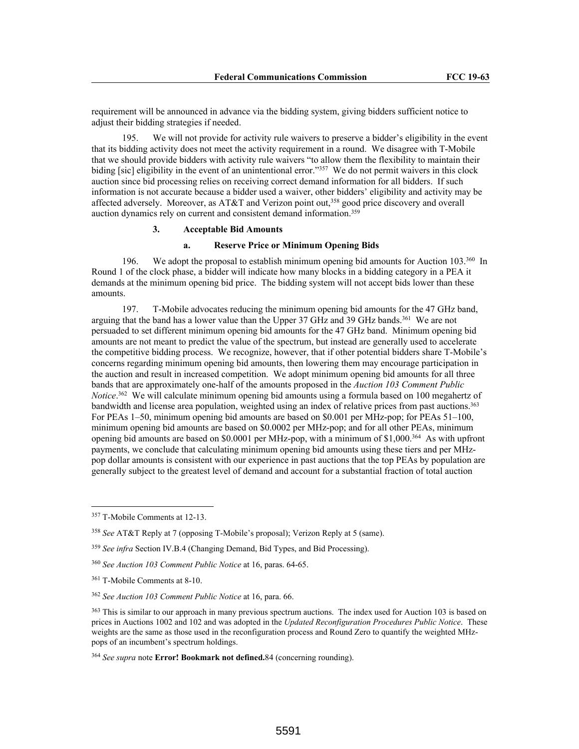requirement will be announced in advance via the bidding system, giving bidders sufficient notice to adjust their bidding strategies if needed.

195. We will not provide for activity rule waivers to preserve a bidder's eligibility in the event that its bidding activity does not meet the activity requirement in a round. We disagree with T-Mobile that we should provide bidders with activity rule waivers "to allow them the flexibility to maintain their biding [sic] eligibility in the event of an unintentional error."[357] We do not permit waivers in this clock auction since bid processing relies on receiving correct demand information for all bidders. If such information is not accurate because a bidder used a waiver, other bidders' eligibility and activity may be affected adversely. Moreover, as AT&T and Verizon point out,[358] good price discovery and overall auction dynamics rely on current and consistent demand information.[359]

### 3. Acceptable Bid Amounts

#### a. Reserve Price or Minimum Opening Bids

196. We adopt the proposal to establish minimum opening bid amounts for Auction 103.[360] In Round 1 of the clock phase, a bidder will indicate how many blocks in a bidding category in a PEA it demands at the minimum opening bid price. The bidding system will not accept bids lower than these amounts.

197. T-Mobile advocates reducing the minimum opening bid amounts for the 47 GHz band, arguing that the band has a lower value than the Upper 37 GHz and 39 GHz bands.[361] We are not persuaded to set different minimum opening bid amounts for the 47 GHz band. Minimum opening bid amounts are not meant to predict the value of the spectrum, but instead are generally used to accelerate the competitive bidding process. We recognize, however, that if other potential bidders share T-Mobile's concerns regarding minimum opening bid amounts, then lowering them may encourage participation in the auction and result in increased competition. We adopt minimum opening bid amounts for all three bands that are approximately one-half of the amounts proposed in the *Auction 103 Comment Public Notice*.[362] We will calculate minimum opening bid amounts using a formula based on 100 megahertz of bandwidth and license area population, weighted using an index of relative prices from past auctions.[363] For PEAs 1–50, minimum opening bid amounts are based on $0.001 per MHz-pop; for PEAs 51–100, minimum opening bid amounts are based on $0.0002 per MHz-pop; and for all other PEAs, minimum opening bid amounts are based on $0.0001 per MHz-pop, with a minimum of $1,000.[364] As with upfront payments, we conclude that calculating minimum opening bid amounts using these tiers and per MHz-pop dollar amounts is consistent with our experience in past auctions that the top PEAs by population are generally subject to the greatest level of demand and account for a substantial fraction of total auction

---

[357] T-Mobile Comments at 12-13.

[358] *See* AT&T Reply at 7 (opposing T-Mobile's proposal); Verizon Reply at 5 (same).

[359] *See infra* Section IV.B.4 (Changing Demand, Bid Types, and Bid Processing).

[360] *See Auction 103 Comment Public Notice* at 16, paras. 64-65.

[361] T-Mobile Comments at 8-10.

[362] *See Auction 103 Comment Public Notice* at 16, para. 66.

[363] This is similar to our approach in many previous spectrum auctions. The index used for Auction 103 is based on prices in Auctions 1002 and 102 and was adopted in the *Updated Reconfiguration Procedures Public Notice*. These weights are the same as those used in the reconfiguration process and Round Zero to quantify the weighted MHz-pops of an incumbent's spectrum holdings.

[364] *See supra* note **Error! Bookmark not defined.**84 (concerning rounding).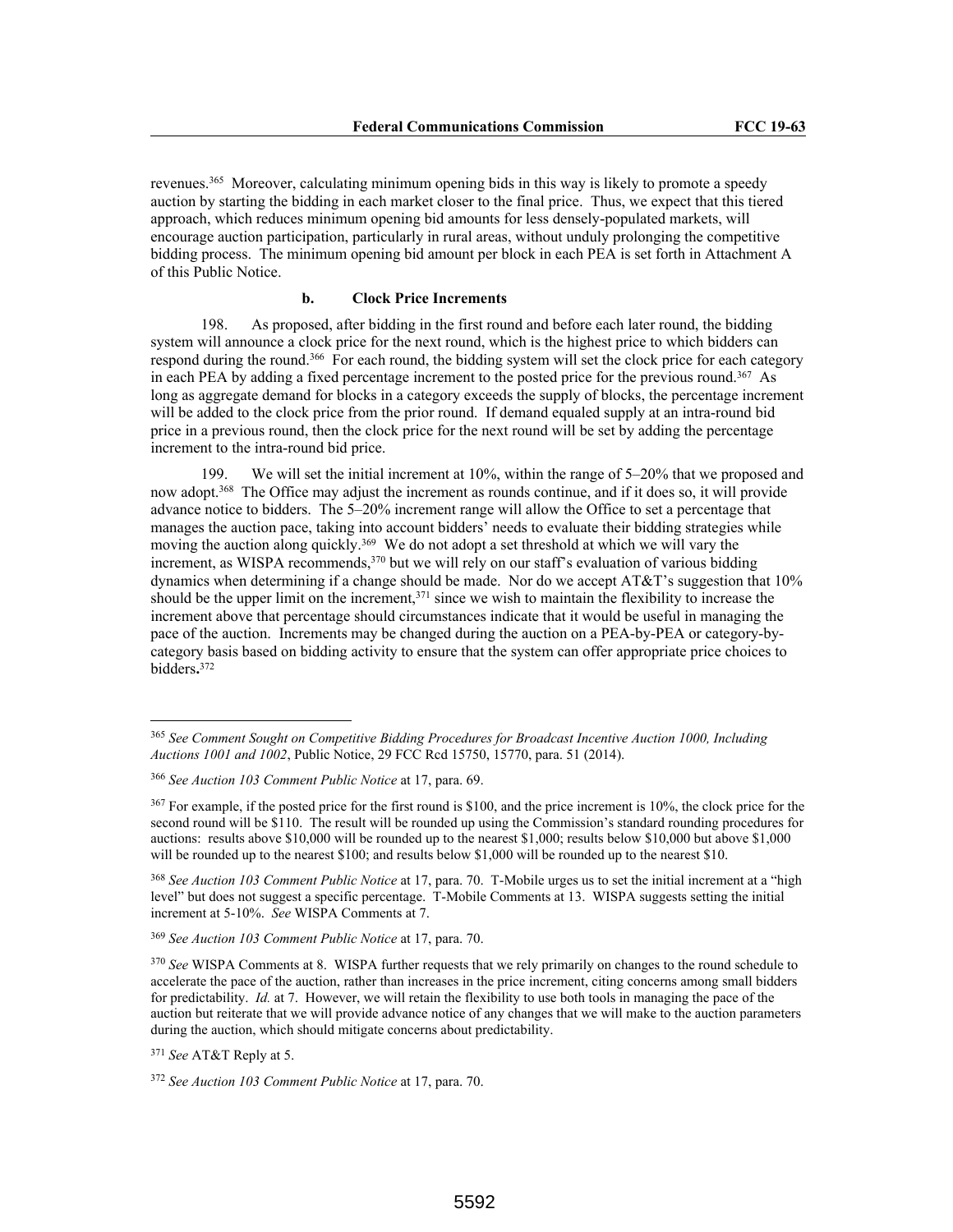revenues.[365] Moreover, calculating minimum opening bids in this way is likely to promote a speedy auction by starting the bidding in each market closer to the final price. Thus, we expect that this tiered approach, which reduces minimum opening bid amounts for less densely-populated markets, will encourage auction participation, particularly in rural areas, without unduly prolonging the competitive bidding process. The minimum opening bid amount per block in each PEA is set forth in Attachment A of this Public Notice.

#### b. Clock Price Increments

198. As proposed, after bidding in the first round and before each later round, the bidding system will announce a clock price for the next round, which is the highest price to which bidders can respond during the round.[366] For each round, the bidding system will set the clock price for each category in each PEA by adding a fixed percentage increment to the posted price for the previous round.[367] As long as aggregate demand for blocks in a category exceeds the supply of blocks, the percentage increment will be added to the clock price from the prior round. If demand equaled supply at an intra-round bid price in a previous round, then the clock price for the next round will be set by adding the percentage increment to the intra-round bid price.

199. We will set the initial increment at 10%, within the range of 5–20% that we proposed and now adopt.[368] The Office may adjust the increment as rounds continue, and if it does so, it will provide advance notice to bidders. The 5–20% increment range will allow the Office to set a percentage that manages the auction pace, taking into account bidders' needs to evaluate their bidding strategies while moving the auction along quickly.[369] We do not adopt a set threshold at which we will vary the increment, as WISPA recommends,[370] but we will rely on our staff's evaluation of various bidding dynamics when determining if a change should be made. Nor do we accept AT&T's suggestion that 10% should be the upper limit on the increment,[371] since we wish to maintain the flexibility to increase the increment above that percentage should circumstances indicate that it would be useful in managing the pace of the auction. Increments may be changed during the auction on a PEA-by-PEA or category-by-category basis based on bidding activity to ensure that the system can offer appropriate price choices to bidders.[372]

---

[365] *See Comment Sought on Competitive Bidding Procedures for Broadcast Incentive Auction 1000, Including Auctions 1001 and 1002*, Public Notice, 29 FCC Rcd 15750, 15770, para. 51 (2014).

[366] *See Auction 103 Comment Public Notice* at 17, para. 69.

[367] For example, if the posted price for the first round is $100, and the price increment is 10%, the clock price for the second round will be $110. The result will be rounded up using the Commission's standard rounding procedures for auctions: results above $10,000 will be rounded up to the nearest $1,000; results below $10,000 but above $1,000 will be rounded up to the nearest $100; and results below $1,000 will be rounded up to the nearest $10.

[368] *See Auction 103 Comment Public Notice* at 17, para. 70. T-Mobile urges us to set the initial increment at a "high level" but does not suggest a specific percentage. T-Mobile Comments at 13. WISPA suggests setting the initial increment at 5-10%. *See* WISPA Comments at 7.

[369] *See Auction 103 Comment Public Notice* at 17, para. 70.

[370] *See* WISPA Comments at 8. WISPA further requests that we rely primarily on changes to the round schedule to accelerate the pace of the auction, rather than increases in the price increment, citing concerns among small bidders for predictability. *Id.* at 7. However, we will retain the flexibility to use both tools in managing the pace of the auction but reiterate that we will provide advance notice of any changes that we will make to the auction parameters during the auction, which should mitigate concerns about predictability.

[371] *See* AT&T Reply at 5.

[372] *See Auction 103 Comment Public Notice* at 17, para. 70.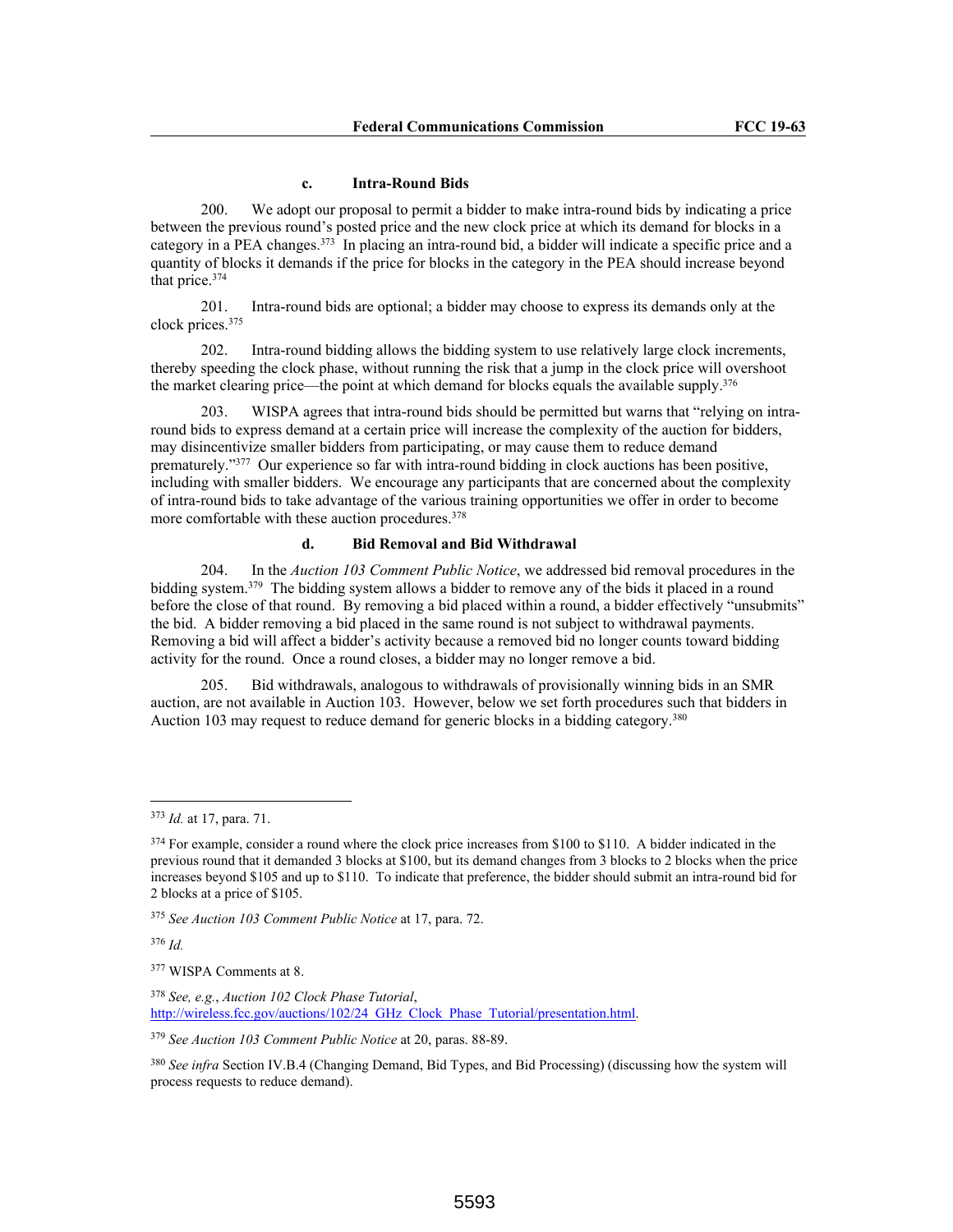#### c. Intra-Round Bids

200. We adopt our proposal to permit a bidder to make intra-round bids by indicating a price between the previous round's posted price and the new clock price at which its demand for blocks in a category in a PEA changes.[373] In placing an intra-round bid, a bidder will indicate a specific price and a quantity of blocks it demands if the price for blocks in the category in the PEA should increase beyond that price.[374]

201. Intra-round bids are optional; a bidder may choose to express its demands only at the clock prices.[375]

202. Intra-round bidding allows the bidding system to use relatively large clock increments, thereby speeding the clock phase, without running the risk that a jump in the clock price will overshoot the market clearing price—the point at which demand for blocks equals the available supply.[376]

203. WISPA agrees that intra-round bids should be permitted but warns that "relying on intra-round bids to express demand at a certain price will increase the complexity of the auction for bidders, may disincentivize smaller bidders from participating, or may cause them to reduce demand prematurely."[377] Our experience so far with intra-round bidding in clock auctions has been positive, including with smaller bidders. We encourage any participants that are concerned about the complexity of intra-round bids to take advantage of the various training opportunities we offer in order to become more comfortable with these auction procedures.[378]

#### d. Bid Removal and Bid Withdrawal

204. In the *Auction 103 Comment Public Notice*, we addressed bid removal procedures in the bidding system.[379] The bidding system allows a bidder to remove any of the bids it placed in a round before the close of that round. By removing a bid placed within a round, a bidder effectively "unsubmits" the bid. A bidder removing a bid placed in the same round is not subject to withdrawal payments. Removing a bid will affect a bidder's activity because a removed bid no longer counts toward bidding activity for the round. Once a round closes, a bidder may no longer remove a bid.

205. Bid withdrawals, analogous to withdrawals of provisionally winning bids in an SMR auction, are not available in Auction 103. However, below we set forth procedures such that bidders in Auction 103 may request to reduce demand for generic blocks in a bidding category.[380]

---

[373] *Id.* at 17, para. 71.

[374] For example, consider a round where the clock price increases from $100 to $110. A bidder indicated in the previous round that it demanded 3 blocks at $100, but its demand changes from 3 blocks to 2 blocks when the price increases beyond $105 and up to $110. To indicate that preference, the bidder should submit an intra-round bid for 2 blocks at a price of $105.

[375] *See Auction 103 Comment Public Notice* at 17, para. 72.

[376] *Id.*

[377] WISPA Comments at 8.

[378] *See, e.g.*, *Auction 102 Clock Phase Tutorial*, http://wireless.fcc.gov/auctions/102/24_GHz_Clock_Phase_Tutorial/presentation.html.

[379] *See Auction 103 Comment Public Notice* at 20, paras. 88-89.

[380] *See infra* Section IV.B.4 (Changing Demand, Bid Types, and Bid Processing) (discussing how the system will process requests to reduce demand).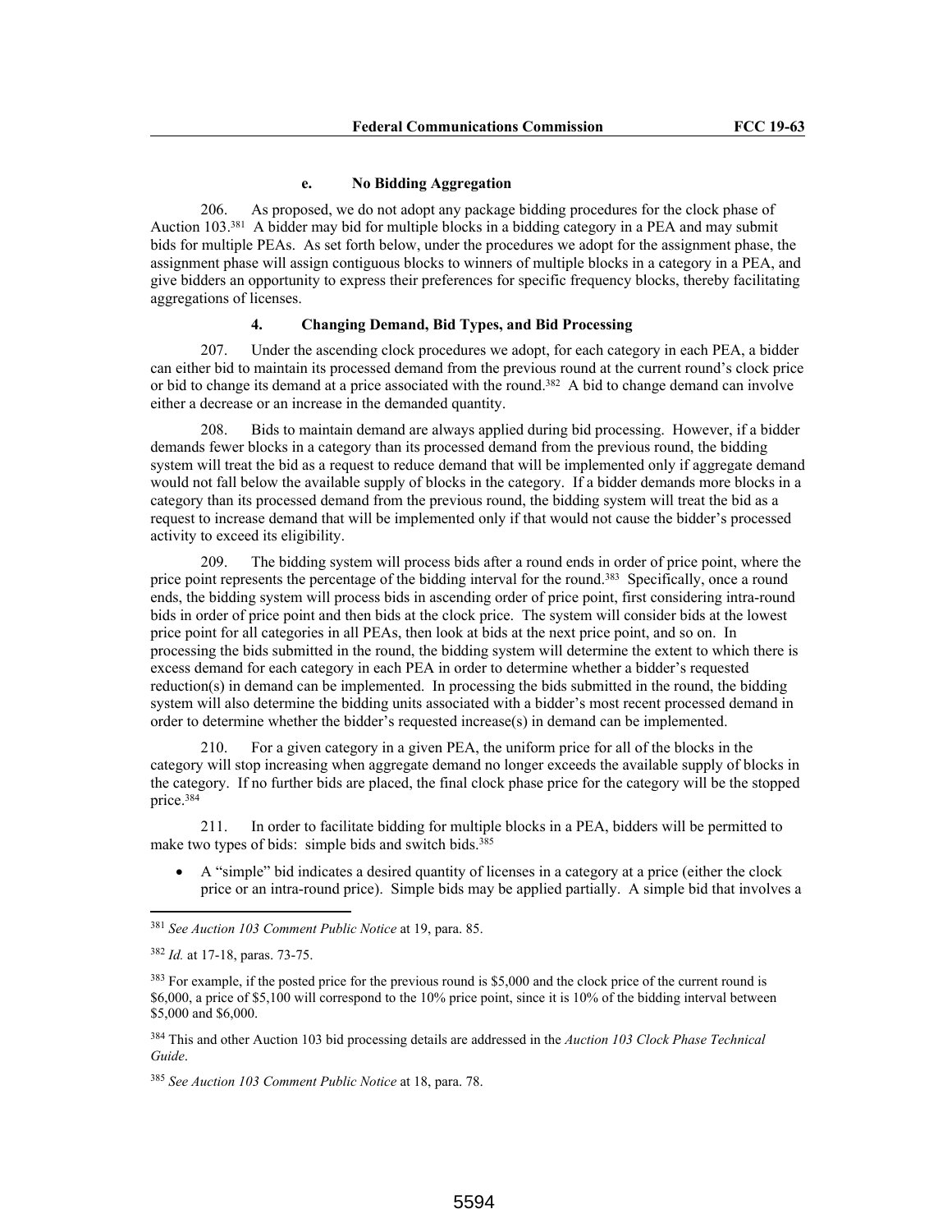#### e. No Bidding Aggregation

206. As proposed, we do not adopt any package bidding procedures for the clock phase of Auction 103.[381] A bidder may bid for multiple blocks in a bidding category in a PEA and may submit bids for multiple PEAs. As set forth below, under the procedures we adopt for the assignment phase, the assignment phase will assign contiguous blocks to winners of multiple blocks in a category in a PEA, and give bidders an opportunity to express their preferences for specific frequency blocks, thereby facilitating aggregations of licenses.

### 4. Changing Demand, Bid Types, and Bid Processing

207. Under the ascending clock procedures we adopt, for each category in each PEA, a bidder can either bid to maintain its processed demand from the previous round at the current round's clock price or bid to change its demand at a price associated with the round.[382] A bid to change demand can involve either a decrease or an increase in the demanded quantity.

208. Bids to maintain demand are always applied during bid processing. However, if a bidder demands fewer blocks in a category than its processed demand from the previous round, the bidding system will treat the bid as a request to reduce demand that will be implemented only if aggregate demand would not fall below the available supply of blocks in the category. If a bidder demands more blocks in a category than its processed demand from the previous round, the bidding system will treat the bid as a request to increase demand that will be implemented only if that would not cause the bidder's processed activity to exceed its eligibility.

209. The bidding system will process bids after a round ends in order of price point, where the price point represents the percentage of the bidding interval for the round.[383] Specifically, once a round ends, the bidding system will process bids in ascending order of price point, first considering intra-round bids in order of price point and then bids at the clock price. The system will consider bids at the lowest price point for all categories in all PEAs, then look at bids at the next price point, and so on. In processing the bids submitted in the round, the bidding system will determine the extent to which there is excess demand for each category in each PEA in order to determine whether a bidder's requested reduction(s) in demand can be implemented. In processing the bids submitted in the round, the bidding system will also determine the bidding units associated with a bidder's most recent processed demand in order to determine whether the bidder's requested increase(s) in demand can be implemented.

210. For a given category in a given PEA, the uniform price for all of the blocks in the category will stop increasing when aggregate demand no longer exceeds the available supply of blocks in the category. If no further bids are placed, the final clock phase price for the category will be the stopped price.[384]

211. In order to facilitate bidding for multiple blocks in a PEA, bidders will be permitted to make two types of bids: simple bids and switch bids.[385]

- A "simple" bid indicates a desired quantity of licenses in a category at a price (either the clock price or an intra-round price). Simple bids may be applied partially. A simple bid that involves a

---

[381] *See Auction 103 Comment Public Notice* at 19, para. 85.

[382] *Id.* at 17-18, paras. 73-75.

[383] For example, if the posted price for the previous round is $5,000 and the clock price of the current round is $6,000, a price of $5,100 will correspond to the 10% price point, since it is 10% of the bidding interval between $5,000 and $6,000.

[384] This and other Auction 103 bid processing details are addressed in the *Auction 103 Clock Phase Technical Guide*.

[385] *See Auction 103 Comment Public Notice* at 18, para. 78.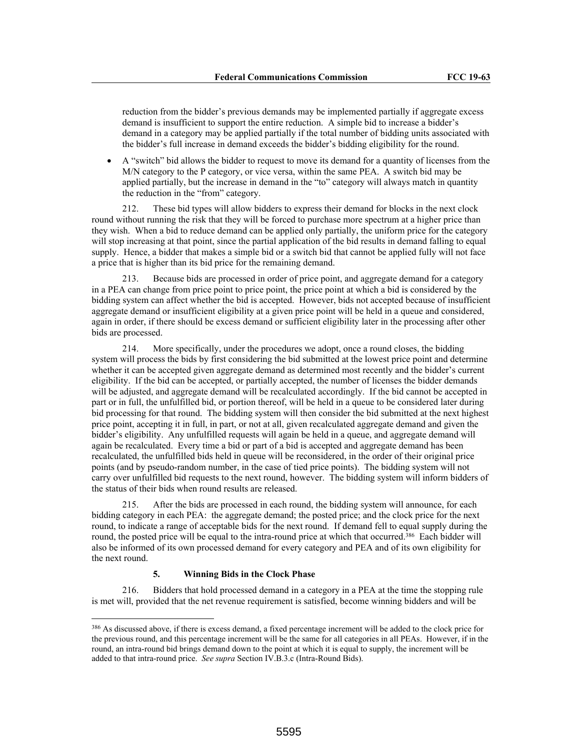reduction from the bidder's previous demands may be implemented partially if aggregate excess demand is insufficient to support the entire reduction. A simple bid to increase a bidder's demand in a category may be applied partially if the total number of bidding units associated with the bidder's full increase in demand exceeds the bidder's bidding eligibility for the round.

- A "switch" bid allows the bidder to request to move its demand for a quantity of licenses from the M/N category to the P category, or vice versa, within the same PEA. A switch bid may be applied partially, but the increase in demand in the "to" category will always match in quantity the reduction in the "from" category.

212. These bid types will allow bidders to express their demand for blocks in the next clock round without running the risk that they will be forced to purchase more spectrum at a higher price than they wish. When a bid to reduce demand can be applied only partially, the uniform price for the category will stop increasing at that point, since the partial application of the bid results in demand falling to equal supply. Hence, a bidder that makes a simple bid or a switch bid that cannot be applied fully will not face a price that is higher than its bid price for the remaining demand.

213. Because bids are processed in order of price point, and aggregate demand for a category in a PEA can change from price point to price point, the price point at which a bid is considered by the bidding system can affect whether the bid is accepted. However, bids not accepted because of insufficient aggregate demand or insufficient eligibility at a given price point will be held in a queue and considered, again in order, if there should be excess demand or sufficient eligibility later in the processing after other bids are processed.

214. More specifically, under the procedures we adopt, once a round closes, the bidding system will process the bids by first considering the bid submitted at the lowest price point and determine whether it can be accepted given aggregate demand as determined most recently and the bidder's current eligibility. If the bid can be accepted, or partially accepted, the number of licenses the bidder demands will be adjusted, and aggregate demand will be recalculated accordingly. If the bid cannot be accepted in part or in full, the unfulfilled bid, or portion thereof, will be held in a queue to be considered later during bid processing for that round. The bidding system will then consider the bid submitted at the next highest price point, accepting it in full, in part, or not at all, given recalculated aggregate demand and given the bidder's eligibility. Any unfulfilled requests will again be held in a queue, and aggregate demand will again be recalculated. Every time a bid or part of a bid is accepted and aggregate demand has been recalculated, the unfulfilled bids held in queue will be reconsidered, in the order of their original price points (and by pseudo-random number, in the case of tied price points). The bidding system will not carry over unfulfilled bid requests to the next round, however. The bidding system will inform bidders of the status of their bids when round results are released.

215. After the bids are processed in each round, the bidding system will announce, for each bidding category in each PEA: the aggregate demand; the posted price; and the clock price for the next round, to indicate a range of acceptable bids for the next round. If demand fell to equal supply during the round, the posted price will be equal to the intra-round price at which that occurred.[386] Each bidder will also be informed of its own processed demand for every category and PEA and of its own eligibility for the next round.

#### 5. Winning Bids in the Clock Phase

216. Bidders that hold processed demand in a category in a PEA at the time the stopping rule is met will, provided that the net revenue requirement is satisfied, become winning bidders and will be

[386] As discussed above, if there is excess demand, a fixed percentage increment will be added to the clock price for the previous round, and this percentage increment will be the same for all categories in all PEAs. However, if in the round, an intra-round bid brings demand down to the point at which it is equal to supply, the increment will be added to that intra-round price. *See supra* Section IV.B.3.c (Intra-Round Bids).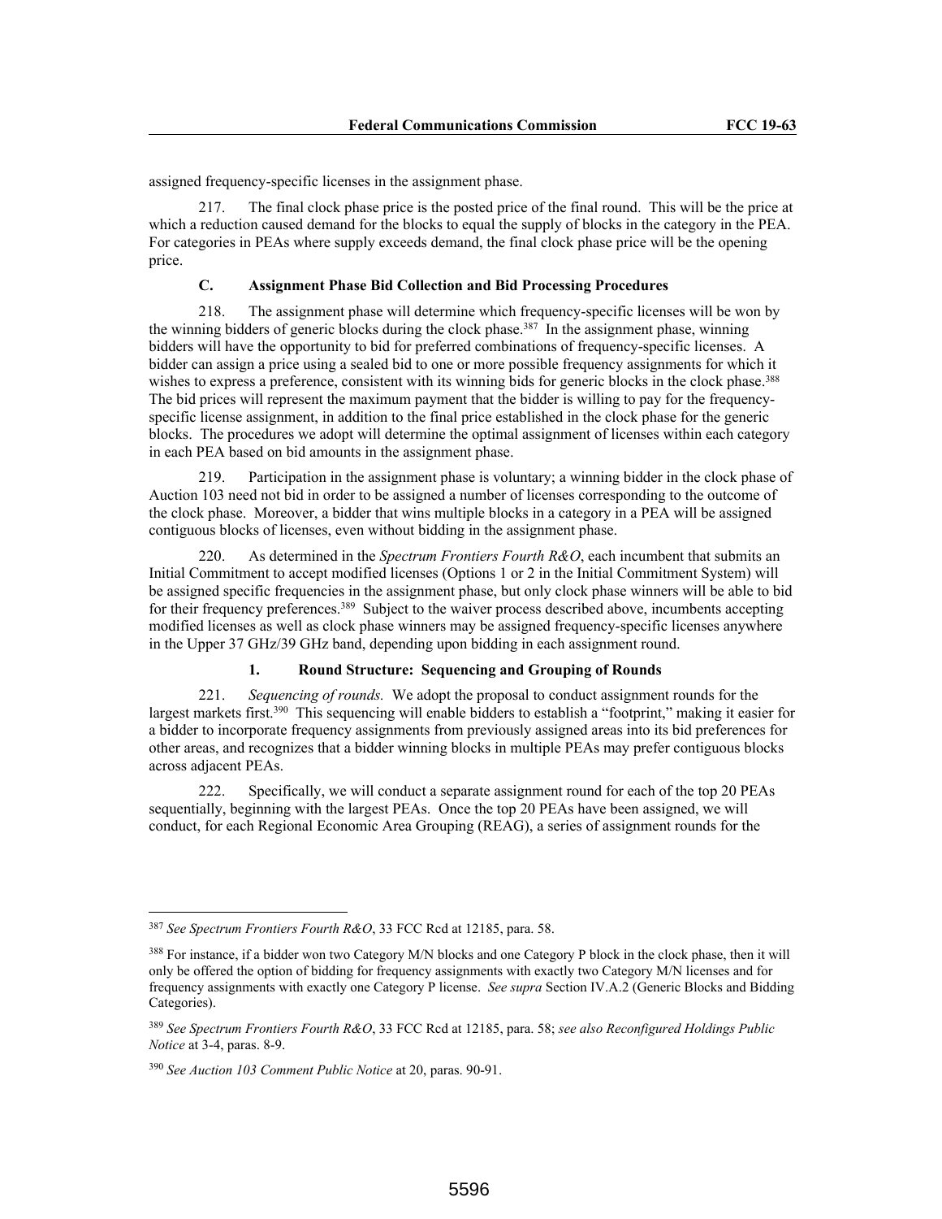assigned frequency-specific licenses in the assignment phase.

217. The final clock phase price is the posted price of the final round. This will be the price at which a reduction caused demand for the blocks to equal the supply of blocks in the category in the PEA. For categories in PEAs where supply exceeds demand, the final clock phase price will be the opening price.

### C. Assignment Phase Bid Collection and Bid Processing Procedures

218. The assignment phase will determine which frequency-specific licenses will be won by the winning bidders of generic blocks during the clock phase.[387] In the assignment phase, winning bidders will have the opportunity to bid for preferred combinations of frequency-specific licenses. A bidder can assign a price using a sealed bid to one or more possible frequency assignments for which it wishes to express a preference, consistent with its winning bids for generic blocks in the clock phase.[388] The bid prices will represent the maximum payment that the bidder is willing to pay for the frequency-specific license assignment, in addition to the final price established in the clock phase for the generic blocks. The procedures we adopt will determine the optimal assignment of licenses within each category in each PEA based on bid amounts in the assignment phase.

219. Participation in the assignment phase is voluntary; a winning bidder in the clock phase of Auction 103 need not bid in order to be assigned a number of licenses corresponding to the outcome of the clock phase. Moreover, a bidder that wins multiple blocks in a category in a PEA will be assigned contiguous blocks of licenses, even without bidding in the assignment phase.

220. As determined in the *Spectrum Frontiers Fourth R&O*, each incumbent that submits an Initial Commitment to accept modified licenses (Options 1 or 2 in the Initial Commitment System) will be assigned specific frequencies in the assignment phase, but only clock phase winners will be able to bid for their frequency preferences.[389] Subject to the waiver process described above, incumbents accepting modified licenses as well as clock phase winners may be assigned frequency-specific licenses anywhere in the Upper 37 GHz/39 GHz band, depending upon bidding in each assignment round.

#### 1. Round Structure: Sequencing and Grouping of Rounds

221. *Sequencing of rounds.* We adopt the proposal to conduct assignment rounds for the largest markets first.[390] This sequencing will enable bidders to establish a "footprint," making it easier for a bidder to incorporate frequency assignments from previously assigned areas into its bid preferences for other areas, and recognizes that a bidder winning blocks in multiple PEAs may prefer contiguous blocks across adjacent PEAs.

222. Specifically, we will conduct a separate assignment round for each of the top 20 PEAs sequentially, beginning with the largest PEAs. Once the top 20 PEAs have been assigned, we will conduct, for each Regional Economic Area Grouping (REAG), a series of assignment rounds for the

---

[387] *See Spectrum Frontiers Fourth R&O*, 33 FCC Rcd at 12185, para. 58.

[388] For instance, if a bidder won two Category M/N blocks and one Category P block in the clock phase, then it will only be offered the option of bidding for frequency assignments with exactly two Category M/N licenses and for frequency assignments with exactly one Category P license. *See supra* Section IV.A.2 (Generic Blocks and Bidding Categories).

[389] *See Spectrum Frontiers Fourth R&O*, 33 FCC Rcd at 12185, para. 58; *see also Reconfigured Holdings Public Notice* at 3-4, paras. 8-9.

[390] *See Auction 103 Comment Public Notice* at 20, paras. 90-91.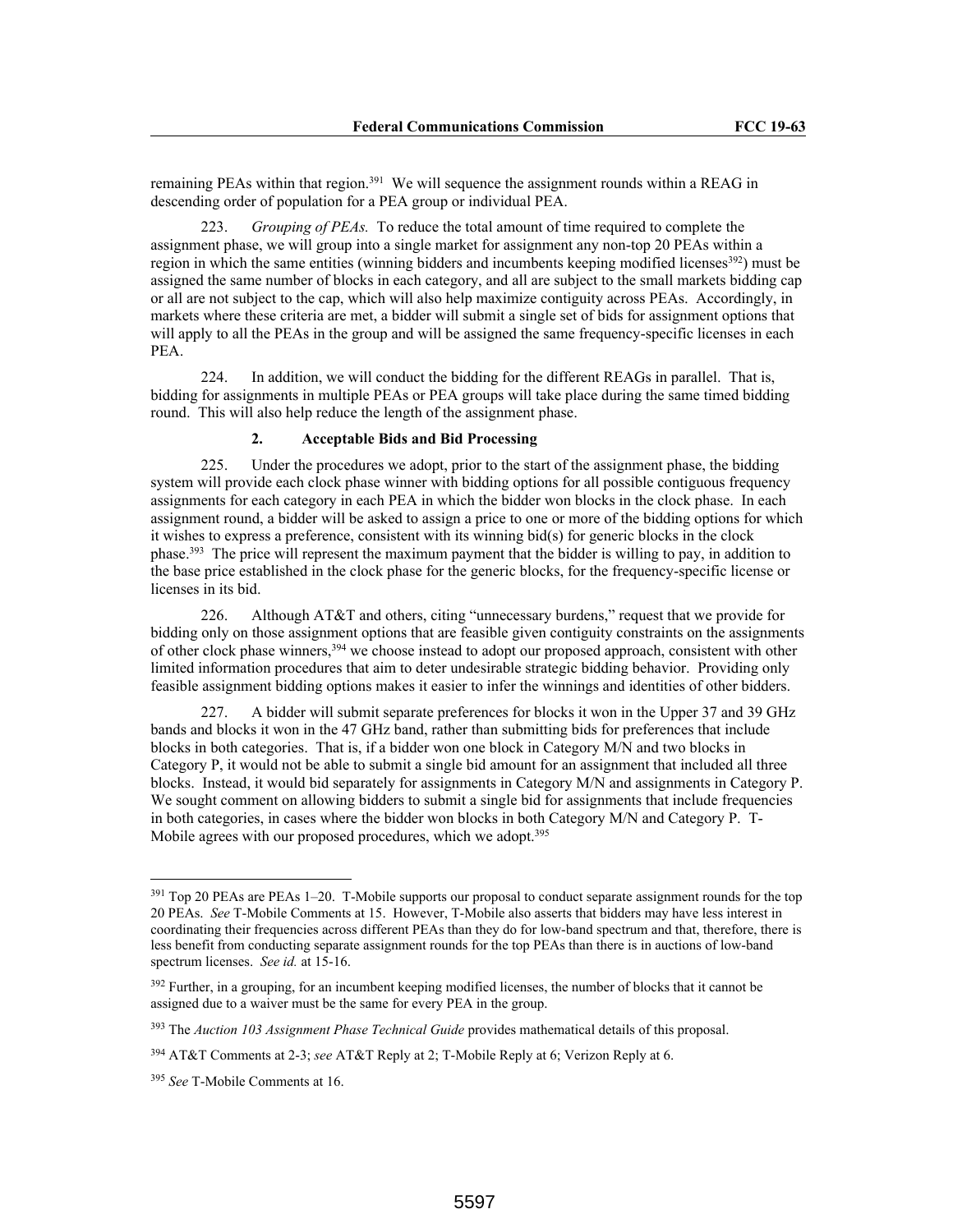remaining PEAs within that region.[391] We will sequence the assignment rounds within a REAG in descending order of population for a PEA group or individual PEA.

223. *Grouping of PEAs.* To reduce the total amount of time required to complete the assignment phase, we will group into a single market for assignment any non-top 20 PEAs within a region in which the same entities (winning bidders and incumbents keeping modified licenses[392]) must be assigned the same number of blocks in each category, and all are subject to the small markets bidding cap or all are not subject to the cap, which will also help maximize contiguity across PEAs. Accordingly, in markets where these criteria are met, a bidder will submit a single set of bids for assignment options that will apply to all the PEAs in the group and will be assigned the same frequency-specific licenses in each PEA.

224. In addition, we will conduct the bidding for the different REAGs in parallel. That is, bidding for assignments in multiple PEAs or PEA groups will take place during the same timed bidding round. This will also help reduce the length of the assignment phase.

### 2. Acceptable Bids and Bid Processing

225. Under the procedures we adopt, prior to the start of the assignment phase, the bidding system will provide each clock phase winner with bidding options for all possible contiguous frequency assignments for each category in each PEA in which the bidder won blocks in the clock phase. In each assignment round, a bidder will be asked to assign a price to one or more of the bidding options for which it wishes to express a preference, consistent with its winning bid(s) for generic blocks in the clock phase.[393] The price will represent the maximum payment that the bidder is willing to pay, in addition to the base price established in the clock phase for the generic blocks, for the frequency-specific license or licenses in its bid.

226. Although AT&T and others, citing "unnecessary burdens," request that we provide for bidding only on those assignment options that are feasible given contiguity constraints on the assignments of other clock phase winners,[394] we choose instead to adopt our proposed approach, consistent with other limited information procedures that aim to deter undesirable strategic bidding behavior. Providing only feasible assignment bidding options makes it easier to infer the winnings and identities of other bidders.

227. A bidder will submit separate preferences for blocks it won in the Upper 37 and 39 GHz bands and blocks it won in the 47 GHz band, rather than submitting bids for preferences that include blocks in both categories. That is, if a bidder won one block in Category M/N and two blocks in Category P, it would not be able to submit a single bid amount for an assignment that included all three blocks. Instead, it would bid separately for assignments in Category M/N and assignments in Category P. We sought comment on allowing bidders to submit a single bid for assignments that include frequencies in both categories, in cases where the bidder won blocks in both Category M/N and Category P. T-Mobile agrees with our proposed procedures, which we adopt.[395]

---

[391] Top 20 PEAs are PEAs 1–20. T-Mobile supports our proposal to conduct separate assignment rounds for the top 20 PEAs. *See* T-Mobile Comments at 15. However, T-Mobile also asserts that bidders may have less interest in coordinating their frequencies across different PEAs than they do for low-band spectrum and that, therefore, there is less benefit from conducting separate assignment rounds for the top PEAs than there is in auctions of low-band spectrum licenses. *See id.* at 15-16.

[392] Further, in a grouping, for an incumbent keeping modified licenses, the number of blocks that it cannot be assigned due to a waiver must be the same for every PEA in the group.

[393] The *Auction 103 Assignment Phase Technical Guide* provides mathematical details of this proposal.

[394] AT&T Comments at 2-3; *see* AT&T Reply at 2; T-Mobile Reply at 6; Verizon Reply at 6.

[395] *See* T-Mobile Comments at 16.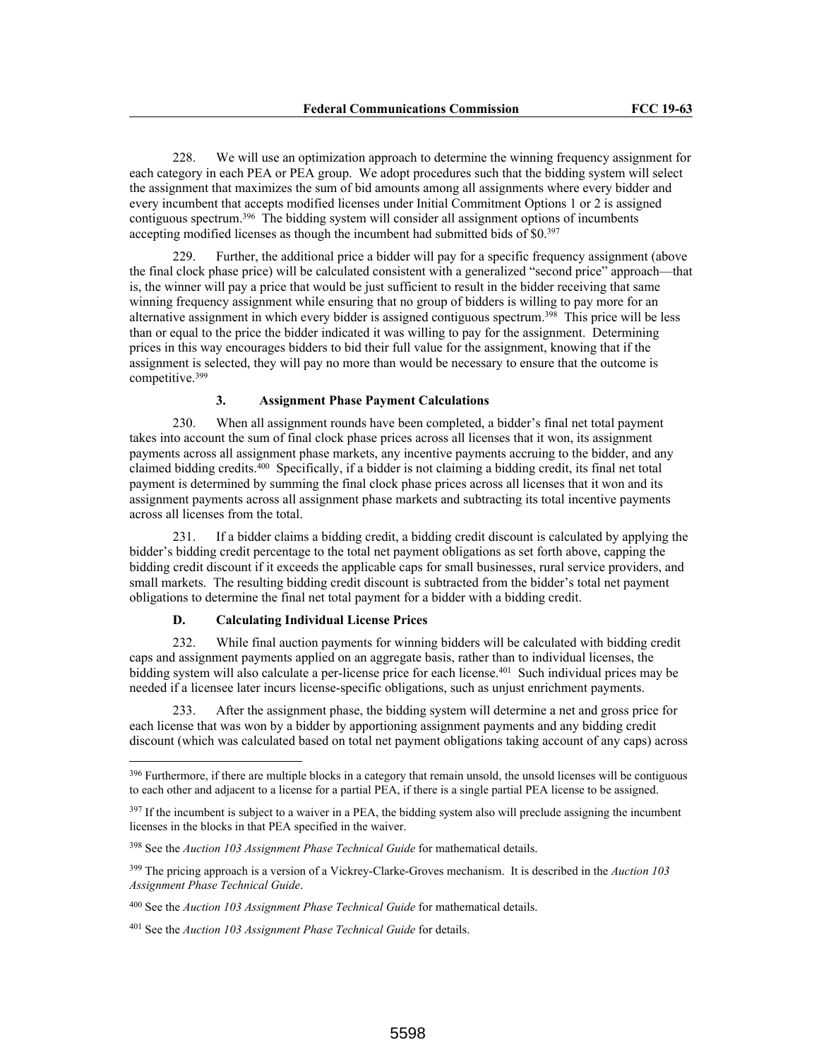228. We will use an optimization approach to determine the winning frequency assignment for each category in each PEA or PEA group. We adopt procedures such that the bidding system will select the assignment that maximizes the sum of bid amounts among all assignments where every bidder and every incumbent that accepts modified licenses under Initial Commitment Options 1 or 2 is assigned contiguous spectrum.[396] The bidding system will consider all assignment options of incumbents accepting modified licenses as though the incumbent had submitted bids of $0.[397]

229. Further, the additional price a bidder will pay for a specific frequency assignment (above the final clock phase price) will be calculated consistent with a generalized "second price" approach—that is, the winner will pay a price that would be just sufficient to result in the bidder receiving that same winning frequency assignment while ensuring that no group of bidders is willing to pay more for an alternative assignment in which every bidder is assigned contiguous spectrum.[398] This price will be less than or equal to the price the bidder indicated it was willing to pay for the assignment. Determining prices in this way encourages bidders to bid their full value for the assignment, knowing that if the assignment is selected, they will pay no more than would be necessary to ensure that the outcome is competitive.[399]

#### 3. Assignment Phase Payment Calculations

230. When all assignment rounds have been completed, a bidder's final net total payment takes into account the sum of final clock phase prices across all licenses that it won, its assignment payments across all assignment phase markets, any incentive payments accruing to the bidder, and any claimed bidding credits.[400] Specifically, if a bidder is not claiming a bidding credit, its final net total payment is determined by summing the final clock phase prices across all licenses that it won and its assignment payments across all assignment phase markets and subtracting its total incentive payments across all licenses from the total.

231. If a bidder claims a bidding credit, a bidding credit discount is calculated by applying the bidder's bidding credit percentage to the total net payment obligations as set forth above, capping the bidding credit discount if it exceeds the applicable caps for small businesses, rural service providers, and small markets. The resulting bidding credit discount is subtracted from the bidder's total net payment obligations to determine the final net total payment for a bidder with a bidding credit.

### D. Calculating Individual License Prices

232. While final auction payments for winning bidders will be calculated with bidding credit caps and assignment payments applied on an aggregate basis, rather than to individual licenses, the bidding system will also calculate a per-license price for each license.[401] Such individual prices may be needed if a licensee later incurs license-specific obligations, such as unjust enrichment payments.

233. After the assignment phase, the bidding system will determine a net and gross price for each license that was won by a bidder by apportioning assignment payments and any bidding credit discount (which was calculated based on total net payment obligations taking account of any caps) across

---

[396] Furthermore, if there are multiple blocks in a category that remain unsold, the unsold licenses will be contiguous to each other and adjacent to a license for a partial PEA, if there is a single partial PEA license to be assigned.

[397] If the incumbent is subject to a waiver in a PEA, the bidding system also will preclude assigning the incumbent licenses in the blocks in that PEA specified in the waiver.

[398] See the *Auction 103 Assignment Phase Technical Guide* for mathematical details.

[399] The pricing approach is a version of a Vickrey-Clarke-Groves mechanism. It is described in the *Auction 103 Assignment Phase Technical Guide*.

[400] See the *Auction 103 Assignment Phase Technical Guide* for mathematical details.

[401] See the *Auction 103 Assignment Phase Technical Guide* for details.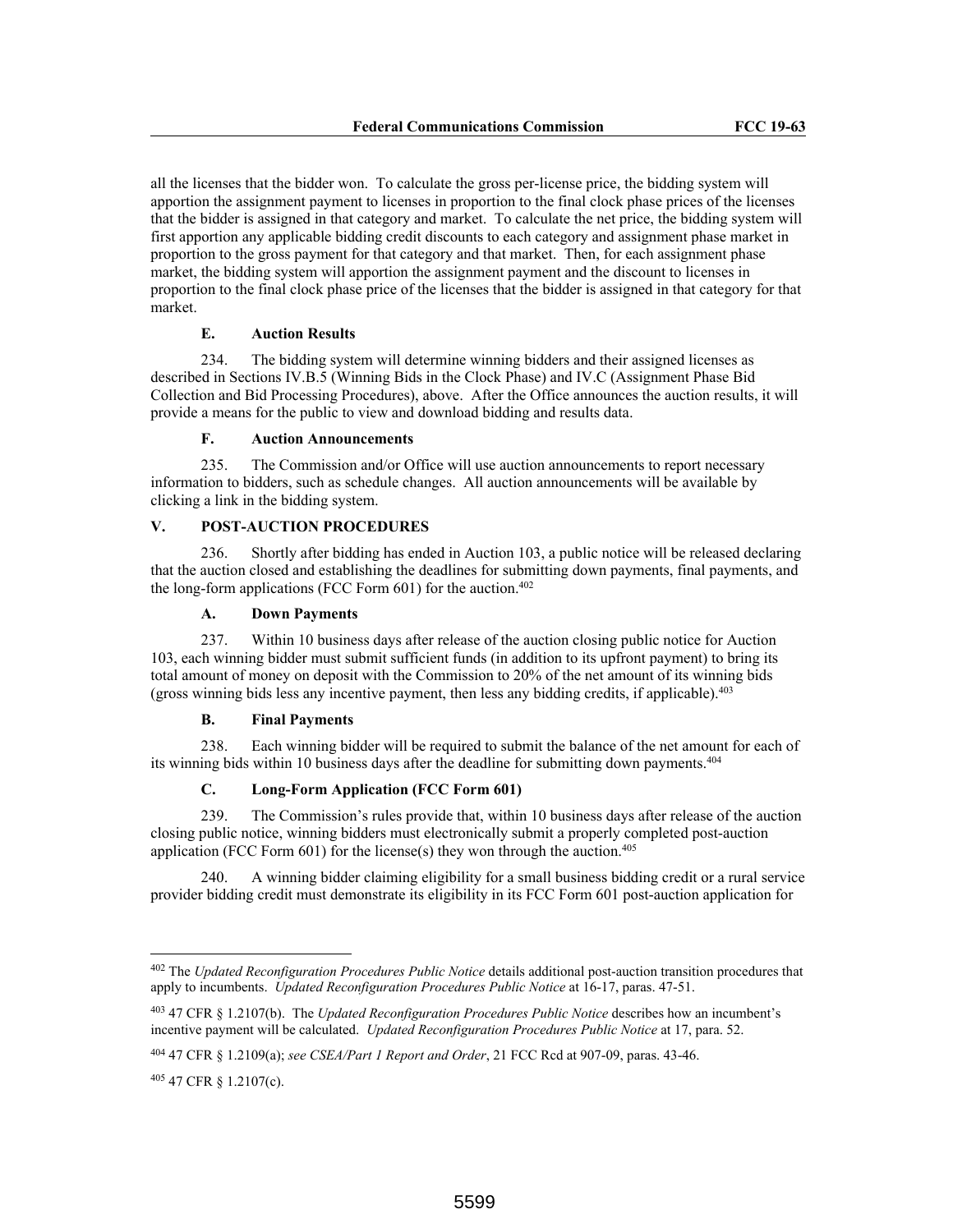all the licenses that the bidder won. To calculate the gross per-license price, the bidding system will apportion the assignment payment to licenses in proportion to the final clock phase prices of the licenses that the bidder is assigned in that category and market. To calculate the net price, the bidding system will first apportion any applicable bidding credit discounts to each category and assignment phase market in proportion to the gross payment for that category and that market. Then, for each assignment phase market, the bidding system will apportion the assignment payment and the discount to licenses in proportion to the final clock phase price of the licenses that the bidder is assigned in that category for that market.

### E. Auction Results

234. The bidding system will determine winning bidders and their assigned licenses as described in Sections IV.B.5 (Winning Bids in the Clock Phase) and IV.C (Assignment Phase Bid Collection and Bid Processing Procedures), above. After the Office announces the auction results, it will provide a means for the public to view and download bidding and results data.

### F. Auction Announcements

235. The Commission and/or Office will use auction announcements to report necessary information to bidders, such as schedule changes. All auction announcements will be available by clicking a link in the bidding system.

## V. POST-AUCTION PROCEDURES

236. Shortly after bidding has ended in Auction 103, a public notice will be released declaring that the auction closed and establishing the deadlines for submitting down payments, final payments, and the long-form applications (FCC Form 601) for the auction.[402]

### A. Down Payments

237. Within 10 business days after release of the auction closing public notice for Auction 103, each winning bidder must submit sufficient funds (in addition to its upfront payment) to bring its total amount of money on deposit with the Commission to 20% of the net amount of its winning bids (gross winning bids less any incentive payment, then less any bidding credits, if applicable).[403]

### B. Final Payments

238. Each winning bidder will be required to submit the balance of the net amount for each of its winning bids within 10 business days after the deadline for submitting down payments.[404]

### C. Long-Form Application (FCC Form 601)

239. The Commission's rules provide that, within 10 business days after release of the auction closing public notice, winning bidders must electronically submit a properly completed post-auction application (FCC Form 601) for the license(s) they won through the auction.[405]

240. A winning bidder claiming eligibility for a small business bidding credit or a rural service provider bidding credit must demonstrate its eligibility in its FCC Form 601 post-auction application for

---

[402] The *Updated Reconfiguration Procedures Public Notice* details additional post-auction transition procedures that apply to incumbents. *Updated Reconfiguration Procedures Public Notice* at 16-17, paras. 47-51.

[403] 47 CFR § 1.2107(b). The *Updated Reconfiguration Procedures Public Notice* describes how an incumbent's incentive payment will be calculated. *Updated Reconfiguration Procedures Public Notice* at 17, para. 52.

[404] 47 CFR § 1.2109(a); *see CSEA/Part 1 Report and Order*, 21 FCC Rcd at 907-09, paras. 43-46.

[405] 47 CFR § 1.2107(c).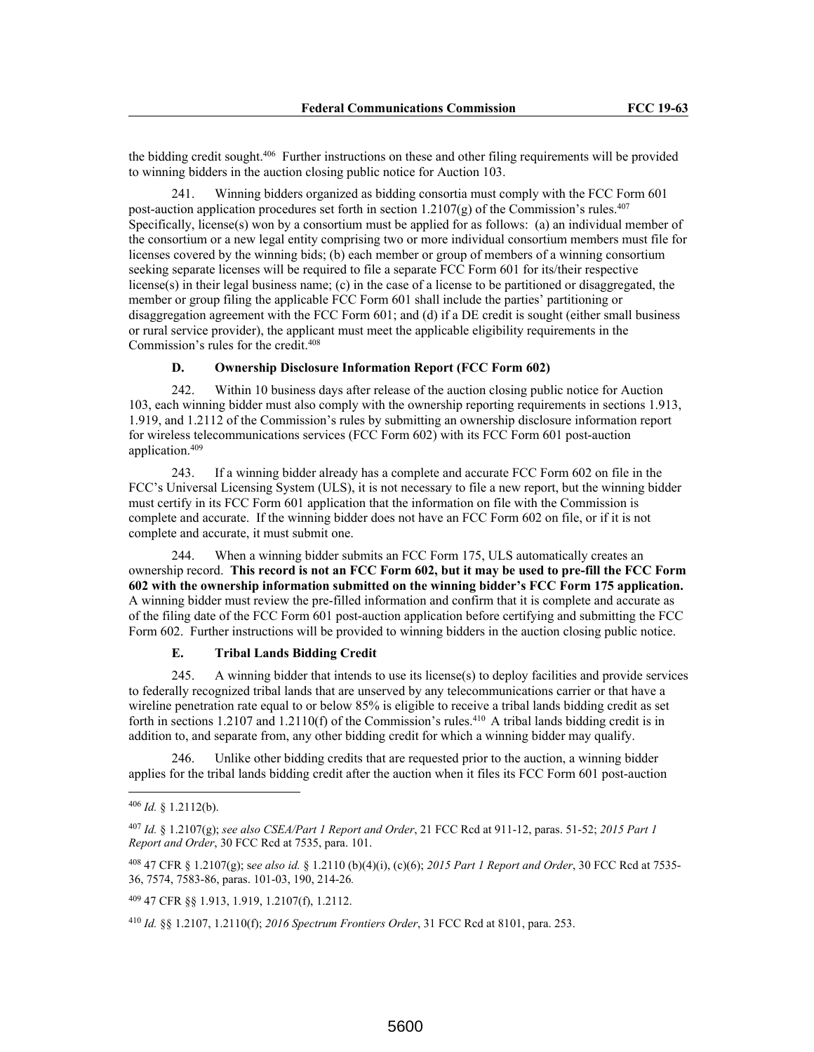the bidding credit sought.[406] Further instructions on these and other filing requirements will be provided to winning bidders in the auction closing public notice for Auction 103.

241. Winning bidders organized as bidding consortia must comply with the FCC Form 601 post-auction application procedures set forth in section 1.2107(g) of the Commission's rules.[407] Specifically, license(s) won by a consortium must be applied for as follows: (a) an individual member of the consortium or a new legal entity comprising two or more individual consortium members must file for licenses covered by the winning bids; (b) each member or group of members of a winning consortium seeking separate licenses will be required to file a separate FCC Form 601 for its/their respective license(s) in their legal business name; (c) in the case of a license to be partitioned or disaggregated, the member or group filing the applicable FCC Form 601 shall include the parties' partitioning or disaggregation agreement with the FCC Form 601; and (d) if a DE credit is sought (either small business or rural service provider), the applicant must meet the applicable eligibility requirements in the Commission's rules for the credit.[408]

### D. Ownership Disclosure Information Report (FCC Form 602)

242. Within 10 business days after release of the auction closing public notice for Auction 103, each winning bidder must also comply with the ownership reporting requirements in sections 1.913, 1.919, and 1.2112 of the Commission's rules by submitting an ownership disclosure information report for wireless telecommunications services (FCC Form 602) with its FCC Form 601 post-auction application.[409]

243. If a winning bidder already has a complete and accurate FCC Form 602 on file in the FCC's Universal Licensing System (ULS), it is not necessary to file a new report, but the winning bidder must certify in its FCC Form 601 application that the information on file with the Commission is complete and accurate. If the winning bidder does not have an FCC Form 602 on file, or if it is not complete and accurate, it must submit one.

244. When a winning bidder submits an FCC Form 175, ULS automatically creates an ownership record. **This record is not an FCC Form 602, but it may be used to pre-fill the FCC Form 602 with the ownership information submitted on the winning bidder's FCC Form 175 application.** A winning bidder must review the pre-filled information and confirm that it is complete and accurate as of the filing date of the FCC Form 601 post-auction application before certifying and submitting the FCC Form 602. Further instructions will be provided to winning bidders in the auction closing public notice.

### E. Tribal Lands Bidding Credit

245. A winning bidder that intends to use its license(s) to deploy facilities and provide services to federally recognized tribal lands that are unserved by any telecommunications carrier or that have a wireline penetration rate equal to or below 85% is eligible to receive a tribal lands bidding credit as set forth in sections 1.2107 and 1.2110(f) of the Commission's rules.[410] A tribal lands bidding credit is in addition to, and separate from, any other bidding credit for which a winning bidder may qualify.

246. Unlike other bidding credits that are requested prior to the auction, a winning bidder applies for the tribal lands bidding credit after the auction when it files its FCC Form 601 post-auction

---

[406] *Id.* § 1.2112(b).

[407] *Id.* § 1.2107(g); *see also CSEA/Part 1 Report and Order*, 21 FCC Rcd at 911-12, paras. 51-52; *2015 Part 1 Report and Order*, 30 FCC Rcd at 7535, para. 101.

[408] 47 CFR § 1.2107(g); s*ee also id.* § 1.2110 (b)(4)(i), (c)(6); *2015 Part 1 Report and Order*, 30 FCC Rcd at 7535-36, 7574, 7583-86, paras. 101-03, 190, 214-26*.*

[409] 47 CFR §§ 1.913, 1.919, 1.2107(f), 1.2112.

[410] *Id.* §§ 1.2107, 1.2110(f); *2016 Spectrum Frontiers Order*, 31 FCC Rcd at 8101, para. 253.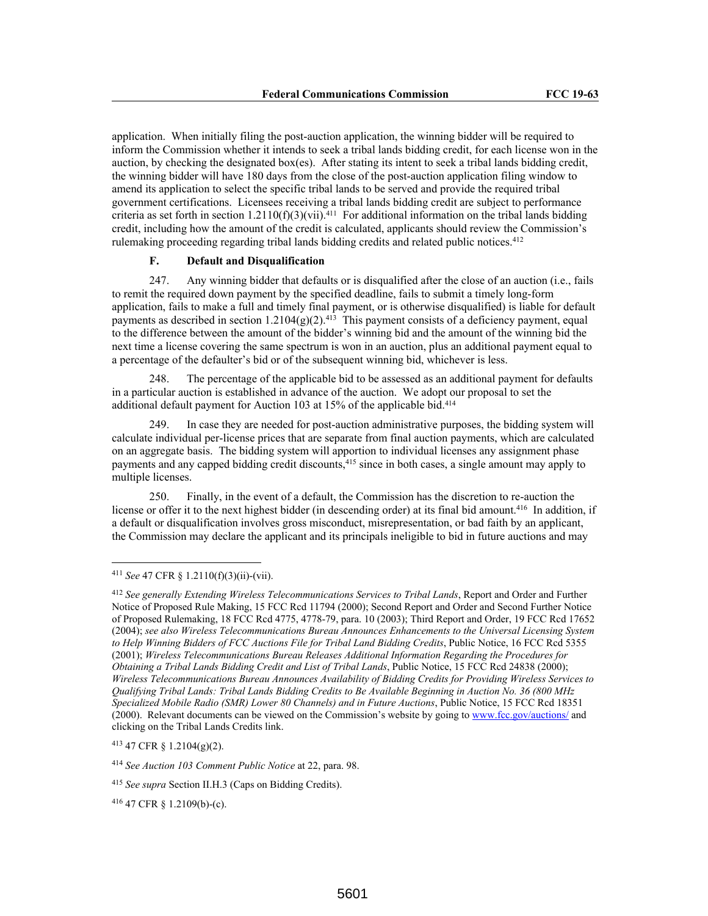application. When initially filing the post-auction application, the winning bidder will be required to inform the Commission whether it intends to seek a tribal lands bidding credit, for each license won in the auction, by checking the designated box(es). After stating its intent to seek a tribal lands bidding credit, the winning bidder will have 180 days from the close of the post-auction application filing window to amend its application to select the specific tribal lands to be served and provide the required tribal government certifications. Licensees receiving a tribal lands bidding credit are subject to performance criteria as set forth in section 1.2110(f)(3)(vii).[411] For additional information on the tribal lands bidding credit, including how the amount of the credit is calculated, applicants should review the Commission's rulemaking proceeding regarding tribal lands bidding credits and related public notices.[412]

### F. Default and Disqualification

247. Any winning bidder that defaults or is disqualified after the close of an auction (i.e., fails to remit the required down payment by the specified deadline, fails to submit a timely long-form application, fails to make a full and timely final payment, or is otherwise disqualified) is liable for default payments as described in section 1.2104(g)(2).[413] This payment consists of a deficiency payment, equal to the difference between the amount of the bidder's winning bid and the amount of the winning bid the next time a license covering the same spectrum is won in an auction, plus an additional payment equal to a percentage of the defaulter's bid or of the subsequent winning bid, whichever is less.

248. The percentage of the applicable bid to be assessed as an additional payment for defaults in a particular auction is established in advance of the auction. We adopt our proposal to set the additional default payment for Auction 103 at 15% of the applicable bid.[414]

249. In case they are needed for post-auction administrative purposes, the bidding system will calculate individual per-license prices that are separate from final auction payments, which are calculated on an aggregate basis. The bidding system will apportion to individual licenses any assignment phase payments and any capped bidding credit discounts,[415] since in both cases, a single amount may apply to multiple licenses.

250. Finally, in the event of a default, the Commission has the discretion to re-auction the license or offer it to the next highest bidder (in descending order) at its final bid amount.[416] In addition, if a default or disqualification involves gross misconduct, misrepresentation, or bad faith by an applicant, the Commission may declare the applicant and its principals ineligible to bid in future auctions and may

---

[411] *See* 47 CFR § 1.2110(f)(3)(ii)-(vii).

[412] *See generally Extending Wireless Telecommunications Services to Tribal Lands*, Report and Order and Further Notice of Proposed Rule Making, 15 FCC Rcd 11794 (2000); Second Report and Order and Second Further Notice of Proposed Rulemaking, 18 FCC Rcd 4775, 4778-79, para. 10 (2003); Third Report and Order, 19 FCC Rcd 17652 (2004); *see also Wireless Telecommunications Bureau Announces Enhancements to the Universal Licensing System to Help Winning Bidders of FCC Auctions File for Tribal Land Bidding Credits*, Public Notice, 16 FCC Rcd 5355 (2001); *Wireless Telecommunications Bureau Releases Additional Information Regarding the Procedures for Obtaining a Tribal Lands Bidding Credit and List of Tribal Lands*, Public Notice, 15 FCC Rcd 24838 (2000); *Wireless Telecommunications Bureau Announces Availability of Bidding Credits for Providing Wireless Services to Qualifying Tribal Lands: Tribal Lands Bidding Credits to Be Available Beginning in Auction No. 36 (800 MHz Specialized Mobile Radio (SMR) Lower 80 Channels) and in Future Auctions*, Public Notice, 15 FCC Rcd 18351 (2000). Relevant documents can be viewed on the Commission's website by going to www.fcc.gov/auctions/ and clicking on the Tribal Lands Credits link.

[413] 47 CFR § 1.2104(g)(2).

[414] *See Auction 103 Comment Public Notice* at 22, para. 98.

[415] *See supra* Section II.H.3 (Caps on Bidding Credits).

[416] 47 CFR § 1.2109(b)-(c).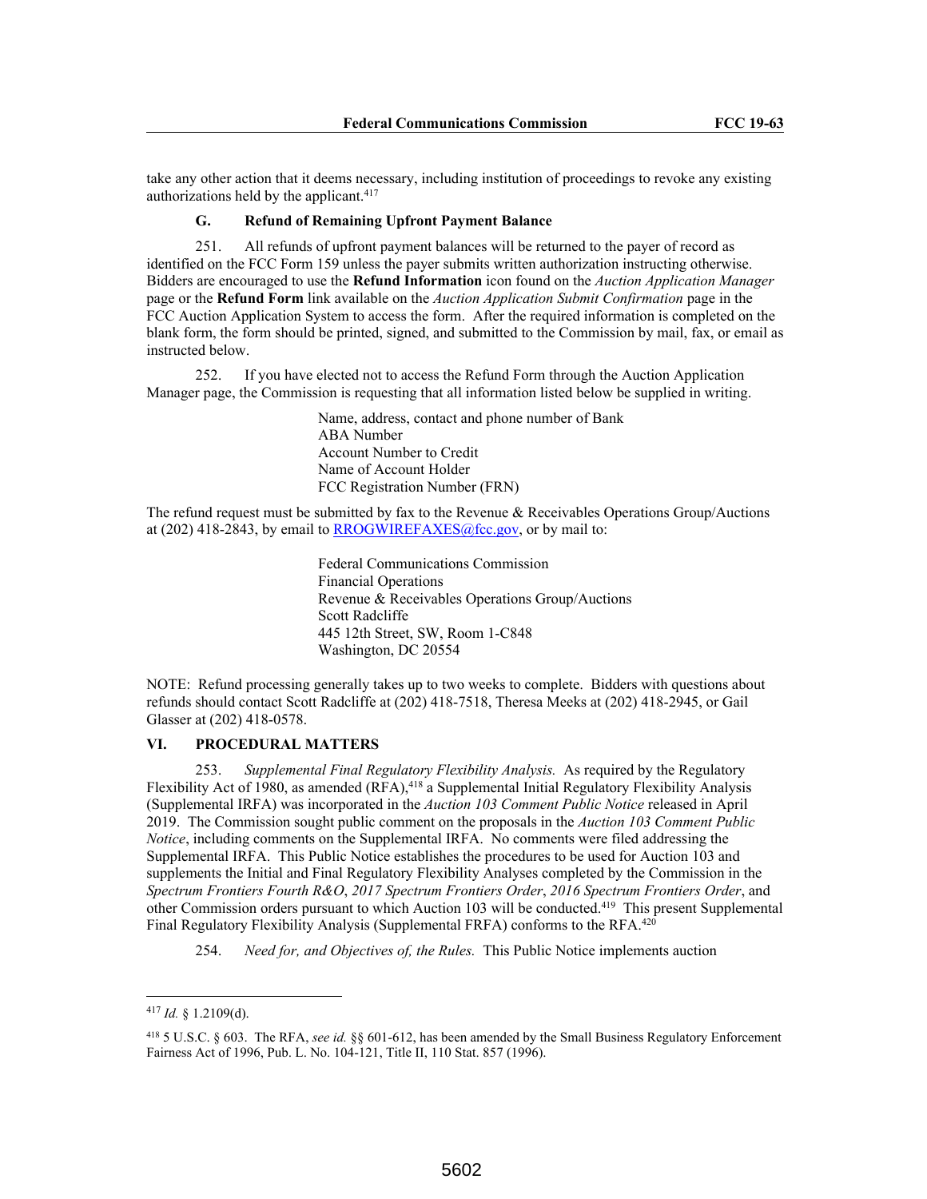take any other action that it deems necessary, including institution of proceedings to revoke any existing authorizations held by the applicant.[417]

### G. Refund of Remaining Upfront Payment Balance

251. All refunds of upfront payment balances will be returned to the payer of record as identified on the FCC Form 159 unless the payer submits written authorization instructing otherwise. Bidders are encouraged to use the **Refund Information** icon found on the *Auction Application Manager* page or the **Refund Form** link available on the *Auction Application Submit Confirmation* page in the FCC Auction Application System to access the form. After the required information is completed on the blank form, the form should be printed, signed, and submitted to the Commission by mail, fax, or email as instructed below.

252. If you have elected not to access the Refund Form through the Auction Application Manager page, the Commission is requesting that all information listed below be supplied in writing.

Name, address, contact and phone number of Bank
ABA Number
Account Number to Credit
Name of Account Holder
FCC Registration Number (FRN)

The refund request must be submitted by fax to the Revenue & Receivables Operations Group/Auctions at (202) 418-2843, by email to RROGWIREFAXES@fcc.gov, or by mail to:

Federal Communications Commission
Financial Operations
Revenue & Receivables Operations Group/Auctions
Scott Radcliffe
445 12th Street, SW, Room 1-C848
Washington, DC 20554

NOTE: Refund processing generally takes up to two weeks to complete. Bidders with questions about refunds should contact Scott Radcliffe at (202) 418-7518, Theresa Meeks at (202) 418-2945, or Gail Glasser at (202) 418-0578.

## VI. PROCEDURAL MATTERS

253. *Supplemental Final Regulatory Flexibility Analysis.* As required by the Regulatory Flexibility Act of 1980, as amended (RFA),[418] a Supplemental Initial Regulatory Flexibility Analysis (Supplemental IRFA) was incorporated in the *Auction 103 Comment Public Notice* released in April 2019. The Commission sought public comment on the proposals in the *Auction 103 Comment Public Notice*, including comments on the Supplemental IRFA. No comments were filed addressing the Supplemental IRFA. This Public Notice establishes the procedures to be used for Auction 103 and supplements the Initial and Final Regulatory Flexibility Analyses completed by the Commission in the *Spectrum Frontiers Fourth R&O*, *2017 Spectrum Frontiers Order*, *2016 Spectrum Frontiers Order*, and other Commission orders pursuant to which Auction 103 will be conducted.[419] This present Supplemental Final Regulatory Flexibility Analysis (Supplemental FRFA) conforms to the RFA.[420]

254. *Need for, and Objectives of, the Rules.* This Public Notice implements auction

---

[417] *Id.* § 1.2109(d).

[418] 5 U.S.C. § 603. The RFA, *see id.* §§ 601-612, has been amended by the Small Business Regulatory Enforcement Fairness Act of 1996, Pub. L. No. 104-121, Title II, 110 Stat. 857 (1996).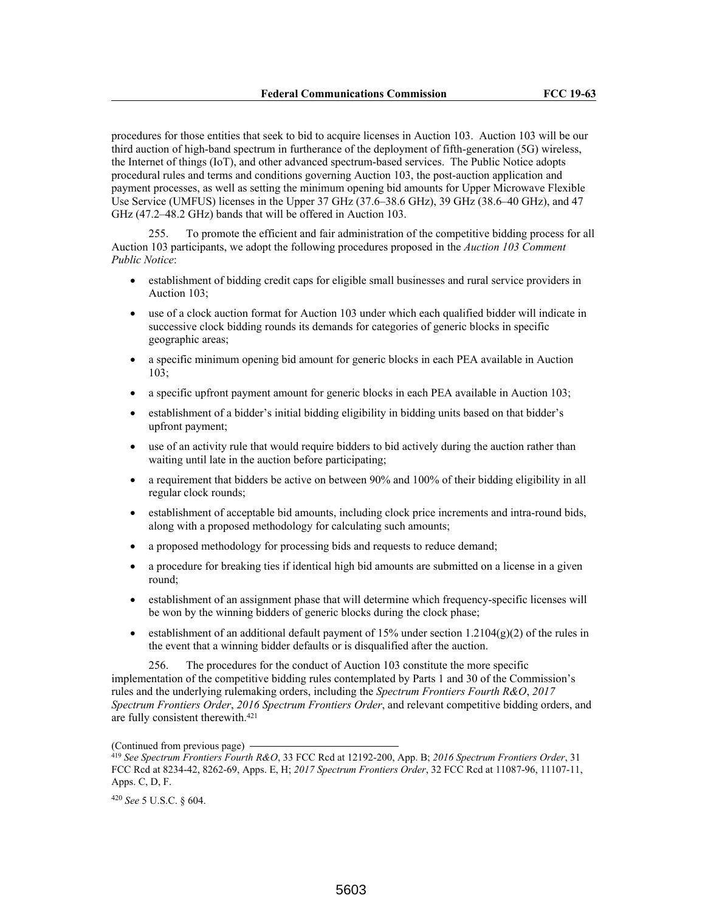procedures for those entities that seek to bid to acquire licenses in Auction 103. Auction 103 will be our third auction of high-band spectrum in furtherance of the deployment of fifth-generation (5G) wireless, the Internet of things (IoT), and other advanced spectrum-based services. The Public Notice adopts procedural rules and terms and conditions governing Auction 103, the post-auction application and payment processes, as well as setting the minimum opening bid amounts for Upper Microwave Flexible Use Service (UMFUS) licenses in the Upper 37 GHz (37.6–38.6 GHz), 39 GHz (38.6–40 GHz), and 47 GHz (47.2–48.2 GHz) bands that will be offered in Auction 103.

255. To promote the efficient and fair administration of the competitive bidding process for all Auction 103 participants, we adopt the following procedures proposed in the *Auction 103 Comment Public Notice*:

- establishment of bidding credit caps for eligible small businesses and rural service providers in Auction 103;
- use of a clock auction format for Auction 103 under which each qualified bidder will indicate in successive clock bidding rounds its demands for categories of generic blocks in specific geographic areas;
- a specific minimum opening bid amount for generic blocks in each PEA available in Auction 103;
- a specific upfront payment amount for generic blocks in each PEA available in Auction 103;
- establishment of a bidder's initial bidding eligibility in bidding units based on that bidder's upfront payment;
- use of an activity rule that would require bidders to bid actively during the auction rather than waiting until late in the auction before participating;
- a requirement that bidders be active on between 90% and 100% of their bidding eligibility in all regular clock rounds;
- establishment of acceptable bid amounts, including clock price increments and intra-round bids, along with a proposed methodology for calculating such amounts;
- a proposed methodology for processing bids and requests to reduce demand;
- a procedure for breaking ties if identical high bid amounts are submitted on a license in a given round;
- establishment of an assignment phase that will determine which frequency-specific licenses will be won by the winning bidders of generic blocks during the clock phase;
- establishment of an additional default payment of 15% under section 1.2104(g)(2) of the rules in the event that a winning bidder defaults or is disqualified after the auction.

256. The procedures for the conduct of Auction 103 constitute the more specific implementation of the competitive bidding rules contemplated by Parts 1 and 30 of the Commission's rules and the underlying rulemaking orders, including the *Spectrum Frontiers Fourth R&O*, *2017 Spectrum Frontiers Order*, *2016 Spectrum Frontiers Order*, and relevant competitive bidding orders, and are fully consistent therewith.[421]

(Continued from previous page)

[419] *See Spectrum Frontiers Fourth R&O*, 33 FCC Rcd at 12192-200, App. B; *2016 Spectrum Frontiers Order*, 31 FCC Rcd at 8234-42, 8262-69, Apps. E, H; *2017 Spectrum Frontiers Order*, 32 FCC Rcd at 11087-96, 11107-11, Apps. C, D, F.

[420] *See* 5 U.S.C. § 604.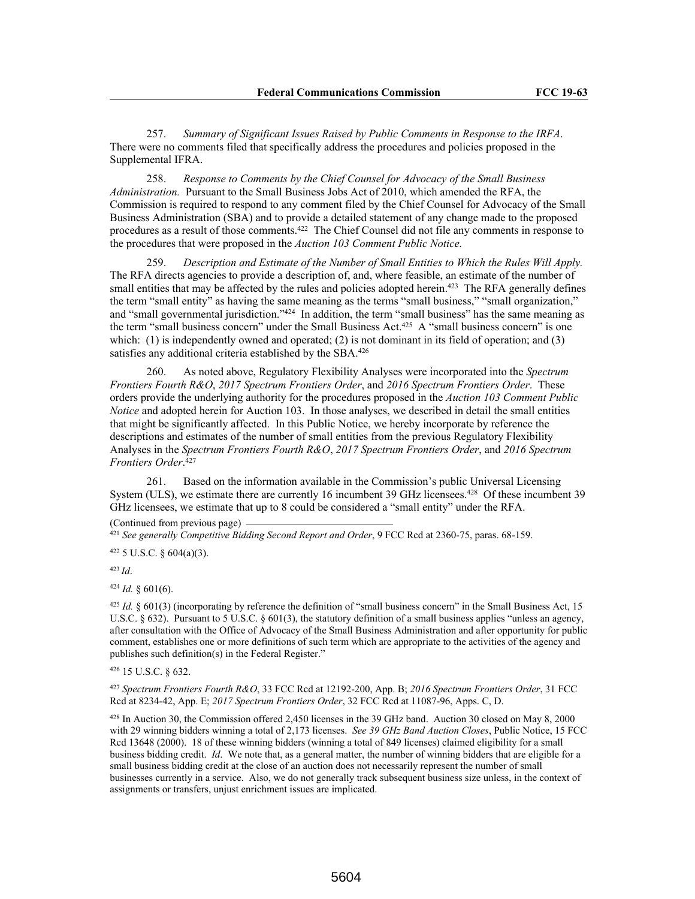257. *Summary of Significant Issues Raised by Public Comments in Response to the IRFA*. There were no comments filed that specifically address the procedures and policies proposed in the Supplemental IFRA.

258. *Response to Comments by the Chief Counsel for Advocacy of the Small Business Administration.* Pursuant to the Small Business Jobs Act of 2010, which amended the RFA, the Commission is required to respond to any comment filed by the Chief Counsel for Advocacy of the Small Business Administration (SBA) and to provide a detailed statement of any change made to the proposed procedures as a result of those comments.[422] The Chief Counsel did not file any comments in response to the procedures that were proposed in the *Auction 103 Comment Public Notice.*

259. *Description and Estimate of the Number of Small Entities to Which the Rules Will Apply.* The RFA directs agencies to provide a description of, and, where feasible, an estimate of the number of small entities that may be affected by the rules and policies adopted herein.[423] The RFA generally defines the term "small entity" as having the same meaning as the terms "small business," "small organization," and "small governmental jurisdiction."[424] In addition, the term "small business" has the same meaning as the term "small business concern" under the Small Business Act.[425] A "small business concern" is one which: (1) is independently owned and operated; (2) is not dominant in its field of operation; and (3) satisfies any additional criteria established by the SBA.[426]

260. As noted above, Regulatory Flexibility Analyses were incorporated into the *Spectrum Frontiers Fourth R&O*, *2017 Spectrum Frontiers Order*, and *2016 Spectrum Frontiers Order*. These orders provide the underlying authority for the procedures proposed in the *Auction 103 Comment Public Notice* and adopted herein for Auction 103. In those analyses, we described in detail the small entities that might be significantly affected. In this Public Notice, we hereby incorporate by reference the descriptions and estimates of the number of small entities from the previous Regulatory Flexibility Analyses in the *Spectrum Frontiers Fourth R&O*, *2017 Spectrum Frontiers Order*, and *2016 Spectrum Frontiers Order*.[427]

261. Based on the information available in the Commission's public Universal Licensing System (ULS), we estimate there are currently 16 incumbent 39 GHz licensees.[428] Of these incumbent 39 GHz licensees, we estimate that up to 8 could be considered a "small entity" under the RFA.

(Continued from previous page)

[421] *See generally Competitive Bidding Second Report and Order*, 9 FCC Rcd at 2360-75, paras. 68-159.

[422] 5 U.S.C. § 604(a)(3).

[423] *Id*.

[424] *Id.* § 601(6).

[425] *Id.* § 601(3) (incorporating by reference the definition of "small business concern" in the Small Business Act, 15 U.S.C. § 632). Pursuant to 5 U.S.C. § 601(3), the statutory definition of a small business applies "unless an agency, after consultation with the Office of Advocacy of the Small Business Administration and after opportunity for public comment, establishes one or more definitions of such term which are appropriate to the activities of the agency and publishes such definition(s) in the Federal Register."

[426] 15 U.S.C. § 632.

[427] *Spectrum Frontiers Fourth R&O*, 33 FCC Rcd at 12192-200, App. B; *2016 Spectrum Frontiers Order*, 31 FCC Rcd at 8234-42, App. E; *2017 Spectrum Frontiers Order*, 32 FCC Rcd at 11087-96, Apps. C, D.

[428] In Auction 30, the Commission offered 2,450 licenses in the 39 GHz band. Auction 30 closed on May 8, 2000 with 29 winning bidders winning a total of 2,173 licenses. *See 39 GHz Band Auction Closes*, Public Notice, 15 FCC Rcd 13648 (2000). 18 of these winning bidders (winning a total of 849 licenses) claimed eligibility for a small business bidding credit. *Id*. We note that, as a general matter, the number of winning bidders that are eligible for a small business bidding credit at the close of an auction does not necessarily represent the number of small businesses currently in a service. Also, we do not generally track subsequent business size unless, in the context of assignments or transfers, unjust enrichment issues are implicated.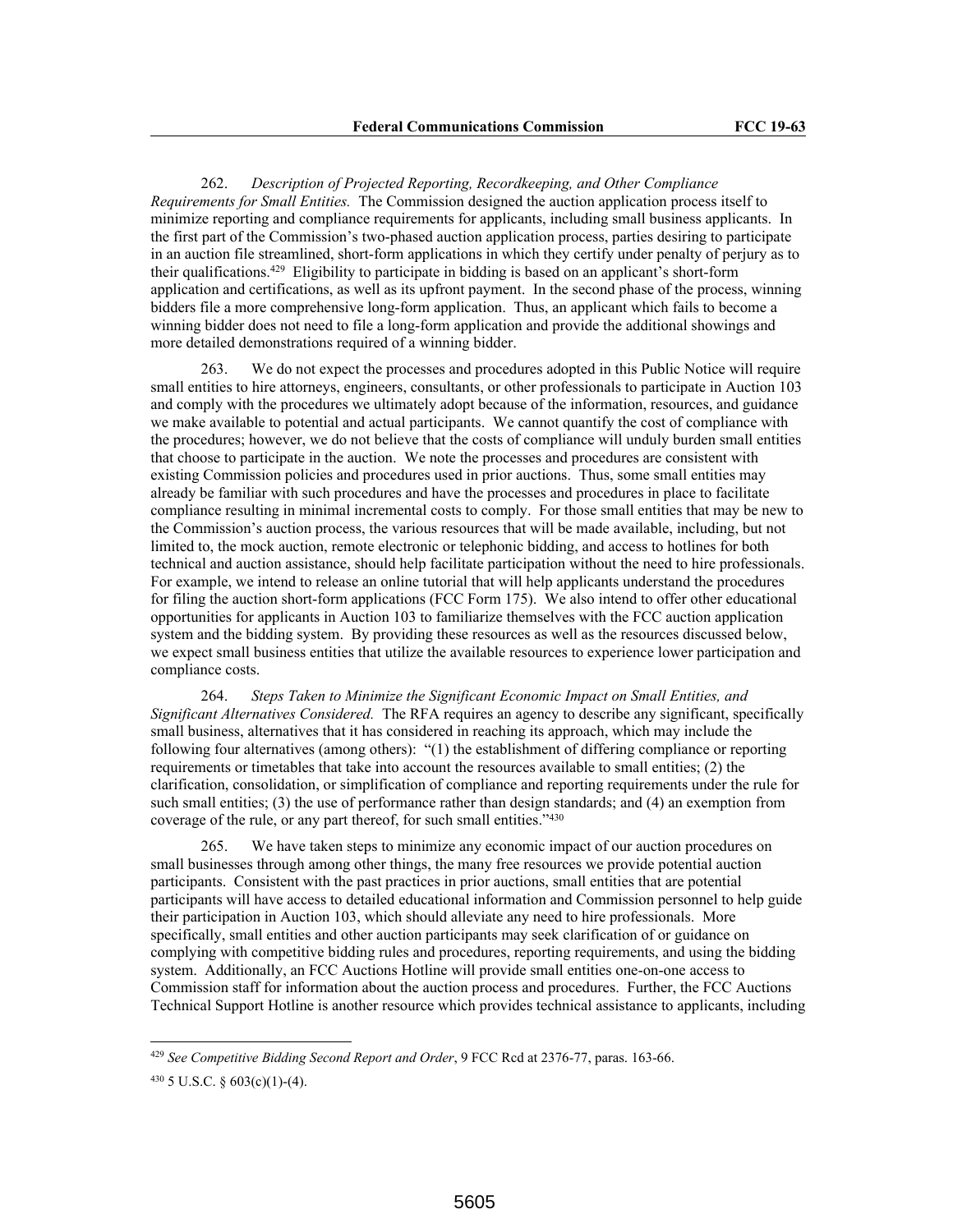262. *Description of Projected Reporting, Recordkeeping, and Other Compliance Requirements for Small Entities.* The Commission designed the auction application process itself to minimize reporting and compliance requirements for applicants, including small business applicants. In the first part of the Commission's two-phased auction application process, parties desiring to participate in an auction file streamlined, short-form applications in which they certify under penalty of perjury as to their qualifications.[429] Eligibility to participate in bidding is based on an applicant's short-form application and certifications, as well as its upfront payment. In the second phase of the process, winning bidders file a more comprehensive long-form application. Thus, an applicant which fails to become a winning bidder does not need to file a long-form application and provide the additional showings and more detailed demonstrations required of a winning bidder.

263. We do not expect the processes and procedures adopted in this Public Notice will require small entities to hire attorneys, engineers, consultants, or other professionals to participate in Auction 103 and comply with the procedures we ultimately adopt because of the information, resources, and guidance we make available to potential and actual participants. We cannot quantify the cost of compliance with the procedures; however, we do not believe that the costs of compliance will unduly burden small entities that choose to participate in the auction. We note the processes and procedures are consistent with existing Commission policies and procedures used in prior auctions. Thus, some small entities may already be familiar with such procedures and have the processes and procedures in place to facilitate compliance resulting in minimal incremental costs to comply. For those small entities that may be new to the Commission's auction process, the various resources that will be made available, including, but not limited to, the mock auction, remote electronic or telephonic bidding, and access to hotlines for both technical and auction assistance, should help facilitate participation without the need to hire professionals. For example, we intend to release an online tutorial that will help applicants understand the procedures for filing the auction short-form applications (FCC Form 175). We also intend to offer other educational opportunities for applicants in Auction 103 to familiarize themselves with the FCC auction application system and the bidding system. By providing these resources as well as the resources discussed below, we expect small business entities that utilize the available resources to experience lower participation and compliance costs.

264. *Steps Taken to Minimize the Significant Economic Impact on Small Entities, and Significant Alternatives Considered.* The RFA requires an agency to describe any significant, specifically small business, alternatives that it has considered in reaching its approach, which may include the following four alternatives (among others): "(1) the establishment of differing compliance or reporting requirements or timetables that take into account the resources available to small entities; (2) the clarification, consolidation, or simplification of compliance and reporting requirements under the rule for such small entities; (3) the use of performance rather than design standards; and (4) an exemption from coverage of the rule, or any part thereof, for such small entities."[430]

265. We have taken steps to minimize any economic impact of our auction procedures on small businesses through among other things, the many free resources we provide potential auction participants. Consistent with the past practices in prior auctions, small entities that are potential participants will have access to detailed educational information and Commission personnel to help guide their participation in Auction 103, which should alleviate any need to hire professionals. More specifically, small entities and other auction participants may seek clarification of or guidance on complying with competitive bidding rules and procedures, reporting requirements, and using the bidding system. Additionally, an FCC Auctions Hotline will provide small entities one-on-one access to Commission staff for information about the auction process and procedures. Further, the FCC Auctions Technical Support Hotline is another resource which provides technical assistance to applicants, including

---

[429] *See Competitive Bidding Second Report and Order*, 9 FCC Rcd at 2376-77, paras. 163-66.

[430] 5 U.S.C. § 603(c)(1)-(4).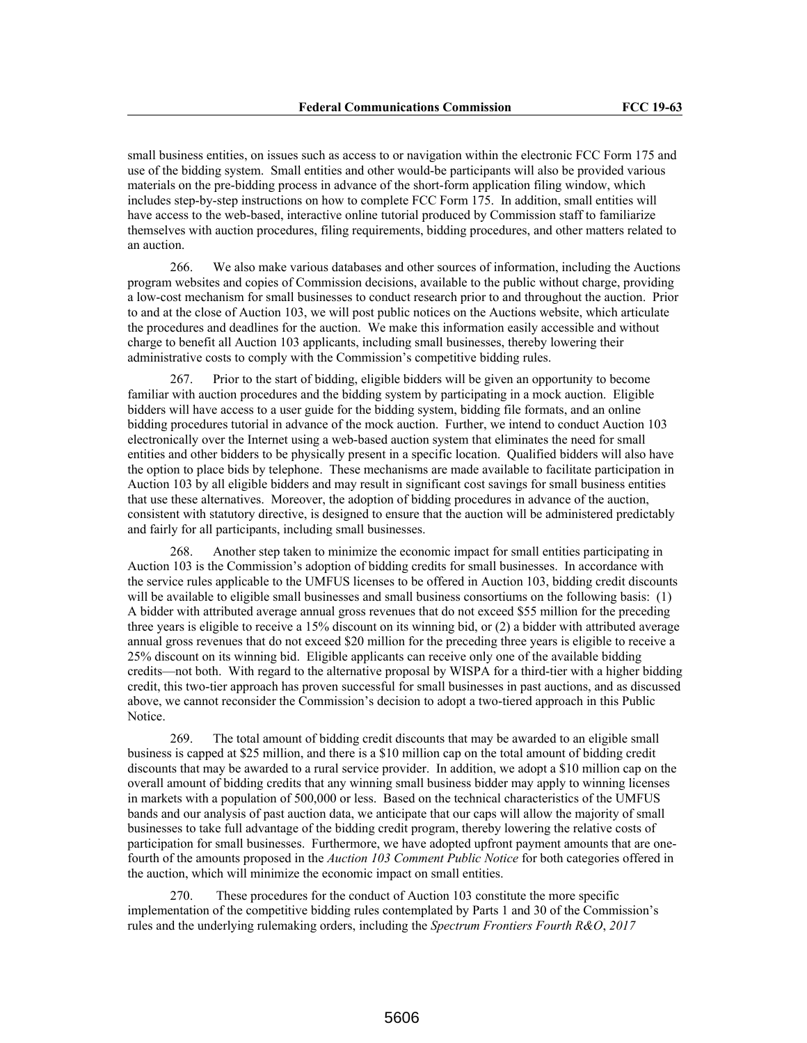small business entities, on issues such as access to or navigation within the electronic FCC Form 175 and use of the bidding system. Small entities and other would-be participants will also be provided various materials on the pre-bidding process in advance of the short-form application filing window, which includes step-by-step instructions on how to complete FCC Form 175. In addition, small entities will have access to the web-based, interactive online tutorial produced by Commission staff to familiarize themselves with auction procedures, filing requirements, bidding procedures, and other matters related to an auction.

266. We also make various databases and other sources of information, including the Auctions program websites and copies of Commission decisions, available to the public without charge, providing a low-cost mechanism for small businesses to conduct research prior to and throughout the auction. Prior to and at the close of Auction 103, we will post public notices on the Auctions website, which articulate the procedures and deadlines for the auction. We make this information easily accessible and without charge to benefit all Auction 103 applicants, including small businesses, thereby lowering their administrative costs to comply with the Commission's competitive bidding rules.

267. Prior to the start of bidding, eligible bidders will be given an opportunity to become familiar with auction procedures and the bidding system by participating in a mock auction. Eligible bidders will have access to a user guide for the bidding system, bidding file formats, and an online bidding procedures tutorial in advance of the mock auction. Further, we intend to conduct Auction 103 electronically over the Internet using a web-based auction system that eliminates the need for small entities and other bidders to be physically present in a specific location. Qualified bidders will also have the option to place bids by telephone. These mechanisms are made available to facilitate participation in Auction 103 by all eligible bidders and may result in significant cost savings for small business entities that use these alternatives. Moreover, the adoption of bidding procedures in advance of the auction, consistent with statutory directive, is designed to ensure that the auction will be administered predictably and fairly for all participants, including small businesses.

268. Another step taken to minimize the economic impact for small entities participating in Auction 103 is the Commission's adoption of bidding credits for small businesses. In accordance with the service rules applicable to the UMFUS licenses to be offered in Auction 103, bidding credit discounts will be available to eligible small businesses and small business consortiums on the following basis: (1) A bidder with attributed average annual gross revenues that do not exceed $55 million for the preceding three years is eligible to receive a 15% discount on its winning bid, or (2) a bidder with attributed average annual gross revenues that do not exceed $20 million for the preceding three years is eligible to receive a 25% discount on its winning bid. Eligible applicants can receive only one of the available bidding credits—not both. With regard to the alternative proposal by WISPA for a third-tier with a higher bidding credit, this two-tier approach has proven successful for small businesses in past auctions, and as discussed above, we cannot reconsider the Commission's decision to adopt a two-tiered approach in this Public Notice.

269. The total amount of bidding credit discounts that may be awarded to an eligible small business is capped at $25 million, and there is a $10 million cap on the total amount of bidding credit discounts that may be awarded to a rural service provider. In addition, we adopt a $10 million cap on the overall amount of bidding credits that any winning small business bidder may apply to winning licenses in markets with a population of 500,000 or less. Based on the technical characteristics of the UMFUS bands and our analysis of past auction data, we anticipate that our caps will allow the majority of small businesses to take full advantage of the bidding credit program, thereby lowering the relative costs of participation for small businesses. Furthermore, we have adopted upfront payment amounts that are one-fourth of the amounts proposed in the *Auction 103 Comment Public Notice* for both categories offered in the auction, which will minimize the economic impact on small entities.

270. These procedures for the conduct of Auction 103 constitute the more specific implementation of the competitive bidding rules contemplated by Parts 1 and 30 of the Commission's rules and the underlying rulemaking orders, including the *Spectrum Frontiers Fourth R&O*, *2017*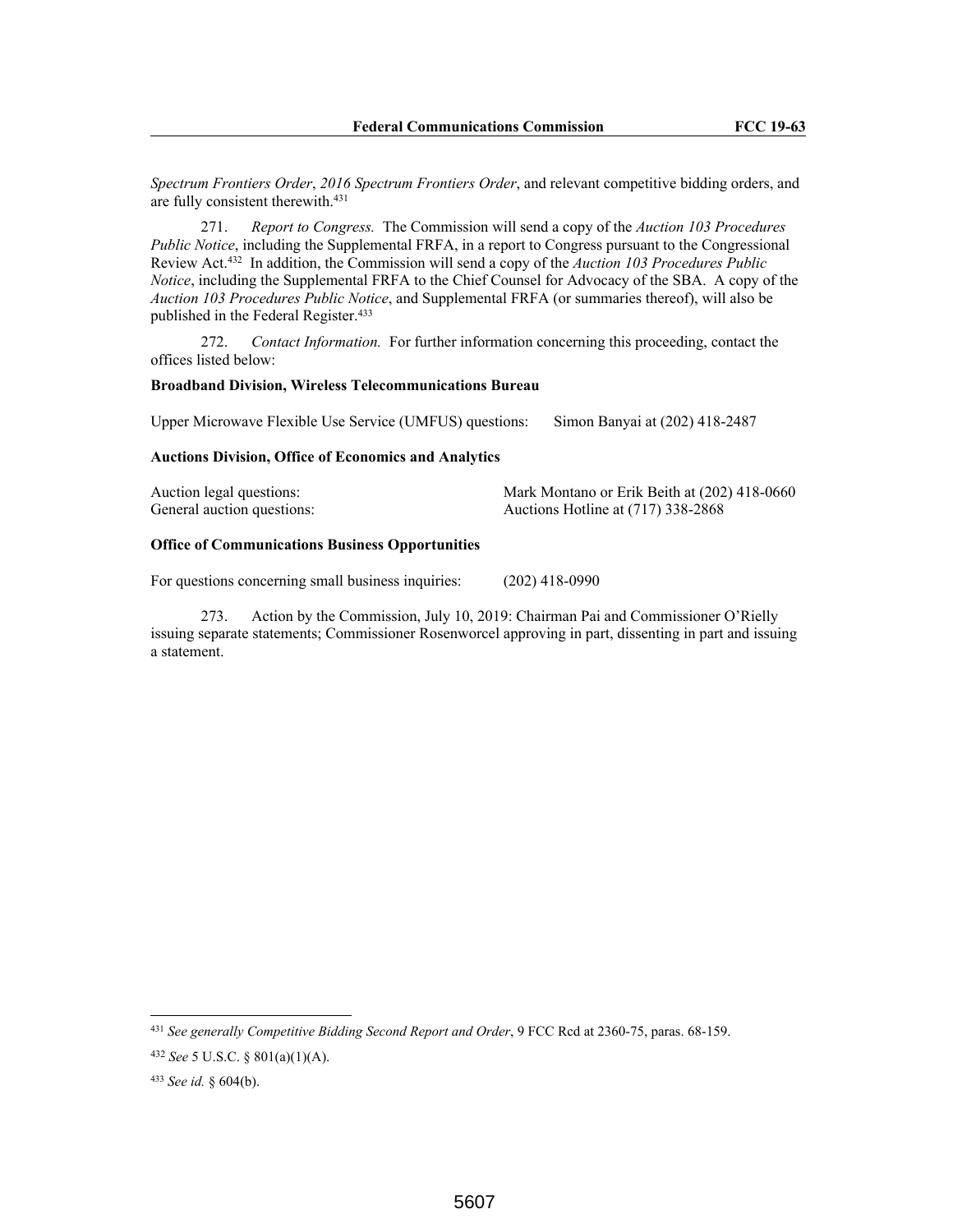*Spectrum Frontiers Order*, *2016 Spectrum Frontiers Order*, and relevant competitive bidding orders, and are fully consistent therewith.[431]

271. *Report to Congress.* The Commission will send a copy of the *Auction 103 Procedures Public Notice*, including the Supplemental FRFA, in a report to Congress pursuant to the Congressional Review Act.[432] In addition, the Commission will send a copy of the *Auction 103 Procedures Public Notice*, including the Supplemental FRFA to the Chief Counsel for Advocacy of the SBA. A copy of the *Auction 103 Procedures Public Notice*, and Supplemental FRFA (or summaries thereof), will also be published in the Federal Register.[433]

272. *Contact Information.* For further information concerning this proceeding, contact the offices listed below:

**Broadband Division, Wireless Telecommunications Bureau**

Upper Microwave Flexible Use Service (UMFUS) questions: Simon Banyai at (202) 418-2487

**Auctions Division, Office of Economics and Analytics**

Auction legal questions: Mark Montano or Erik Beith at (202) 418-0660
General auction questions: Auctions Hotline at (717) 338-2868

**Office of Communications Business Opportunities**

For questions concerning small business inquiries: (202) 418-0990

273. Action by the Commission, July 10, 2019: Chairman Pai and Commissioner O'Rielly issuing separate statements; Commissioner Rosenworcel approving in part, dissenting in part and issuing a statement.

---

[431] *See generally Competitive Bidding Second Report and Order*, 9 FCC Rcd at 2360-75, paras. 68-159.

[432] *See* 5 U.S.C. § 801(a)(1)(A).

[433] *See id.* § 604(b).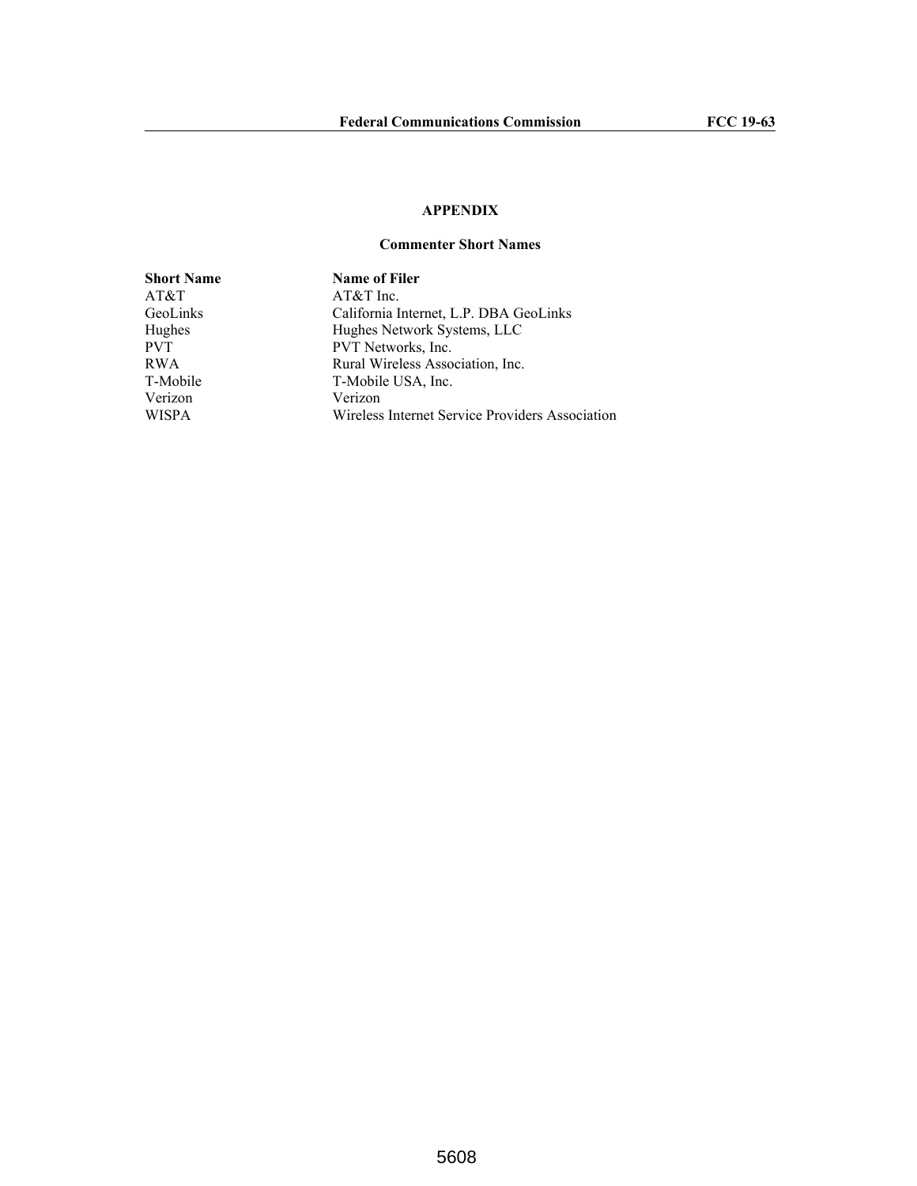# APPENDIX

## Commenter Short Names

| Short Name | Name of Filer |
|---|---|
| AT&T | AT&T Inc. |
| GeoLinks | California Internet, L.P. DBA GeoLinks |
| Hughes | Hughes Network Systems, LLC |
| PVT | PVT Networks, Inc. |
| RWA | Rural Wireless Association, Inc. |
| T-Mobile | T-Mobile USA, Inc. |
| Verizon | Verizon |
| WISPA | Wireless Internet Service Providers Association |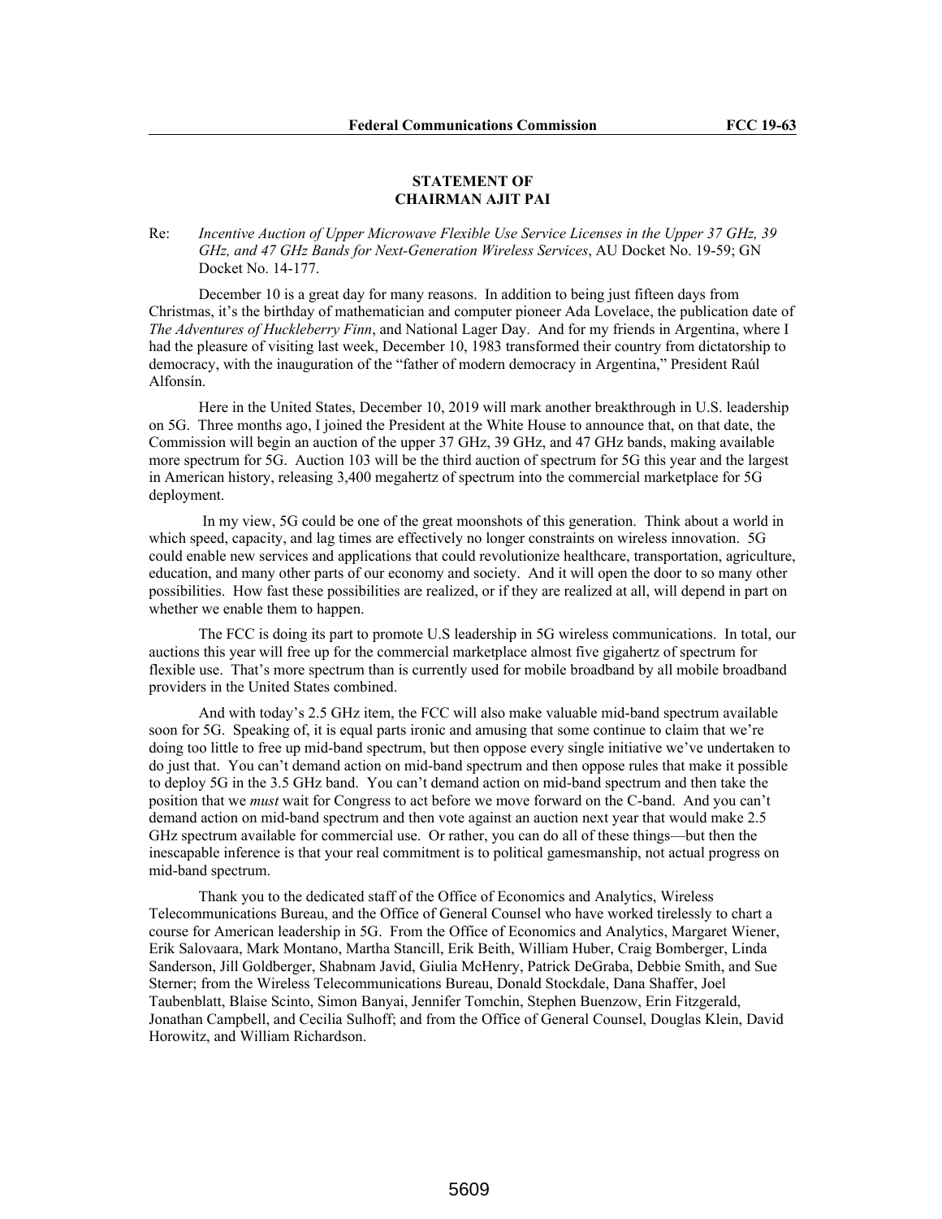**STATEMENT OF**
**CHAIRMAN AJIT PAI**

Re: *Incentive Auction of Upper Microwave Flexible Use Service Licenses in the Upper 37 GHz, 39 GHz, and 47 GHz Bands for Next-Generation Wireless Services*, AU Docket No. 19-59; GN Docket No. 14-177.

December 10 is a great day for many reasons. In addition to being just fifteen days from Christmas, it's the birthday of mathematician and computer pioneer Ada Lovelace, the publication date of *The Adventures of Huckleberry Finn*, and National Lager Day. And for my friends in Argentina, where I had the pleasure of visiting last week, December 10, 1983 transformed their country from dictatorship to democracy, with the inauguration of the "father of modern democracy in Argentina," President Raúl Alfonsín.

Here in the United States, December 10, 2019 will mark another breakthrough in U.S. leadership on 5G. Three months ago, I joined the President at the White House to announce that, on that date, the Commission will begin an auction of the upper 37 GHz, 39 GHz, and 47 GHz bands, making available more spectrum for 5G. Auction 103 will be the third auction of spectrum for 5G this year and the largest in American history, releasing 3,400 megahertz of spectrum into the commercial marketplace for 5G deployment.

In my view, 5G could be one of the great moonshots of this generation. Think about a world in which speed, capacity, and lag times are effectively no longer constraints on wireless innovation. 5G could enable new services and applications that could revolutionize healthcare, transportation, agriculture, education, and many other parts of our economy and society. And it will open the door to so many other possibilities. How fast these possibilities are realized, or if they are realized at all, will depend in part on whether we enable them to happen.

The FCC is doing its part to promote U.S leadership in 5G wireless communications. In total, our auctions this year will free up for the commercial marketplace almost five gigahertz of spectrum for flexible use. That's more spectrum than is currently used for mobile broadband by all mobile broadband providers in the United States combined.

And with today's 2.5 GHz item, the FCC will also make valuable mid-band spectrum available soon for 5G. Speaking of, it is equal parts ironic and amusing that some continue to claim that we're doing too little to free up mid-band spectrum, but then oppose every single initiative we've undertaken to do just that. You can't demand action on mid-band spectrum and then oppose rules that make it possible to deploy 5G in the 3.5 GHz band. You can't demand action on mid-band spectrum and then take the position that we *must* wait for Congress to act before we move forward on the C-band. And you can't demand action on mid-band spectrum and then vote against an auction next year that would make 2.5 GHz spectrum available for commercial use. Or rather, you can do all of these things—but then the inescapable inference is that your real commitment is to political gamesmanship, not actual progress on mid-band spectrum.

Thank you to the dedicated staff of the Office of Economics and Analytics, Wireless Telecommunications Bureau, and the Office of General Counsel who have worked tirelessly to chart a course for American leadership in 5G. From the Office of Economics and Analytics, Margaret Wiener, Erik Salovaara, Mark Montano, Martha Stancill, Erik Beith, William Huber, Craig Bomberger, Linda Sanderson, Jill Goldberger, Shabnam Javid, Giulia McHenry, Patrick DeGraba, Debbie Smith, and Sue Sterner; from the Wireless Telecommunications Bureau, Donald Stockdale, Dana Shaffer, Joel Taubenblatt, Blaise Scinto, Simon Banyai, Jennifer Tomchin, Stephen Buenzow, Erin Fitzgerald, Jonathan Campbell, and Cecilia Sulhoff; and from the Office of General Counsel, Douglas Klein, David Horowitz, and William Richardson.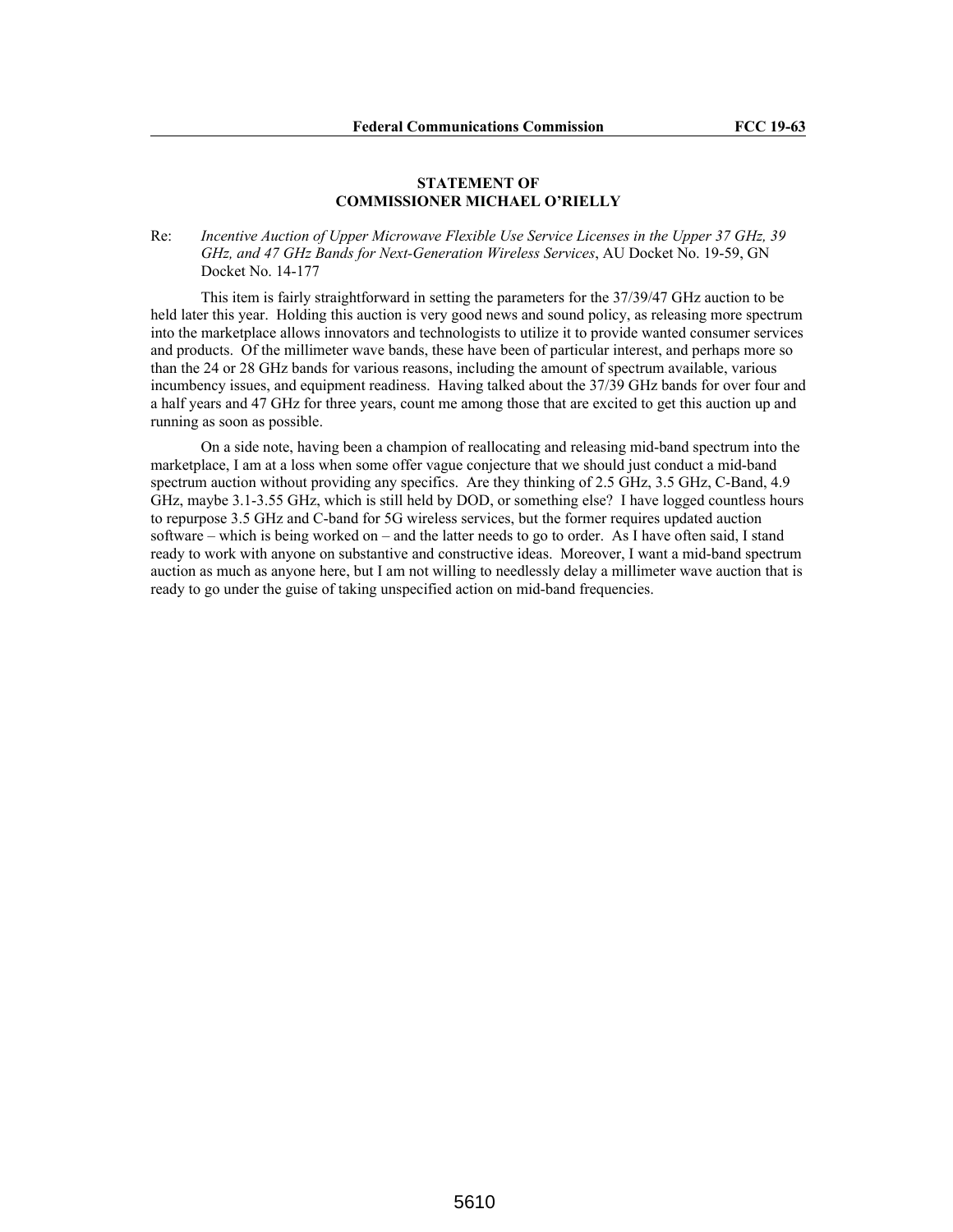**STATEMENT OF**
**COMMISSIONER MICHAEL O'RIELLY**

Re: *Incentive Auction of Upper Microwave Flexible Use Service Licenses in the Upper 37 GHz, 39 GHz, and 47 GHz Bands for Next-Generation Wireless Services*, AU Docket No. 19-59, GN Docket No. 14-177

This item is fairly straightforward in setting the parameters for the 37/39/47 GHz auction to be held later this year. Holding this auction is very good news and sound policy, as releasing more spectrum into the marketplace allows innovators and technologists to utilize it to provide wanted consumer services and products. Of the millimeter wave bands, these have been of particular interest, and perhaps more so than the 24 or 28 GHz bands for various reasons, including the amount of spectrum available, various incumbency issues, and equipment readiness. Having talked about the 37/39 GHz bands for over four and a half years and 47 GHz for three years, count me among those that are excited to get this auction up and running as soon as possible.

On a side note, having been a champion of reallocating and releasing mid-band spectrum into the marketplace, I am at a loss when some offer vague conjecture that we should just conduct a mid-band spectrum auction without providing any specifics. Are they thinking of 2.5 GHz, 3.5 GHz, C-Band, 4.9 GHz, maybe 3.1-3.55 GHz, which is still held by DOD, or something else? I have logged countless hours to repurpose 3.5 GHz and C-band for 5G wireless services, but the former requires updated auction software – which is being worked on – and the latter needs to go to order. As I have often said, I stand ready to work with anyone on substantive and constructive ideas. Moreover, I want a mid-band spectrum auction as much as anyone here, but I am not willing to needlessly delay a millimeter wave auction that is ready to go under the guise of taking unspecified action on mid-band frequencies.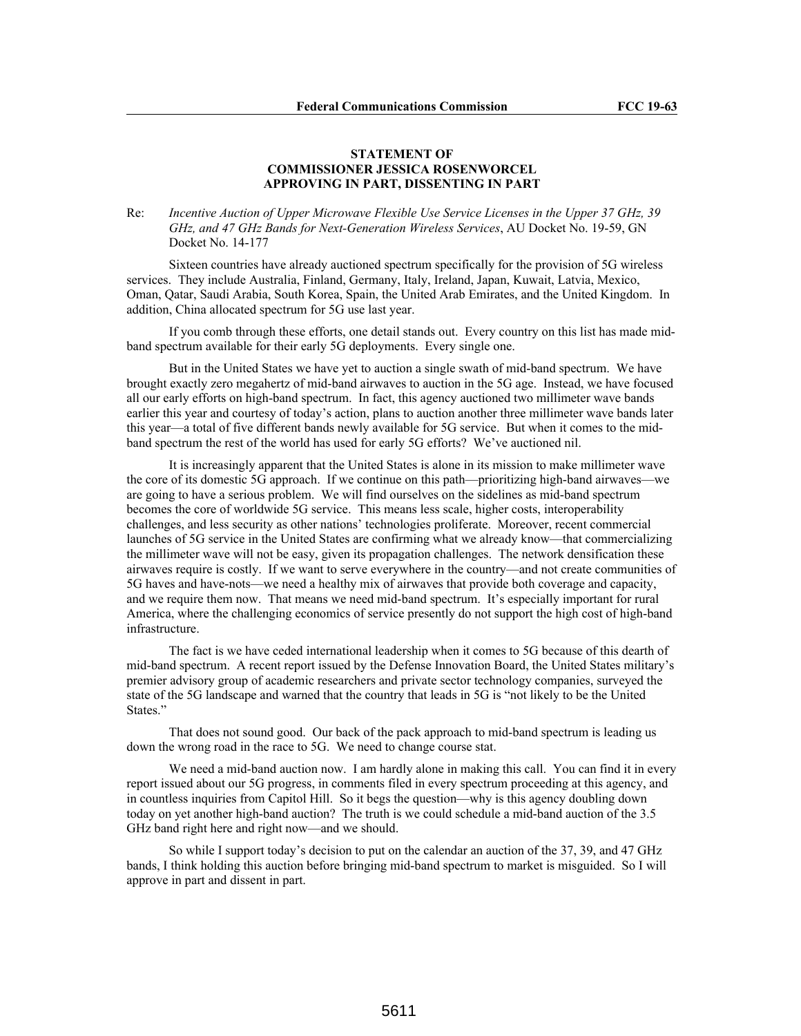**STATEMENT OF**
**COMMISSIONER JESSICA ROSENWORCEL**
**APPROVING IN PART, DISSENTING IN PART**

Re: *Incentive Auction of Upper Microwave Flexible Use Service Licenses in the Upper 37 GHz, 39 GHz, and 47 GHz Bands for Next-Generation Wireless Services*, AU Docket No. 19-59, GN Docket No. 14-177

Sixteen countries have already auctioned spectrum specifically for the provision of 5G wireless services. They include Australia, Finland, Germany, Italy, Ireland, Japan, Kuwait, Latvia, Mexico, Oman, Qatar, Saudi Arabia, South Korea, Spain, the United Arab Emirates, and the United Kingdom. In addition, China allocated spectrum for 5G use last year.

If you comb through these efforts, one detail stands out. Every country on this list has made mid-band spectrum available for their early 5G deployments. Every single one.

But in the United States we have yet to auction a single swath of mid-band spectrum. We have brought exactly zero megahertz of mid-band airwaves to auction in the 5G age. Instead, we have focused all our early efforts on high-band spectrum. In fact, this agency auctioned two millimeter wave bands earlier this year and courtesy of today's action, plans to auction another three millimeter wave bands later this year—a total of five different bands newly available for 5G service. But when it comes to the mid-band spectrum the rest of the world has used for early 5G efforts? We've auctioned nil.

It is increasingly apparent that the United States is alone in its mission to make millimeter wave the core of its domestic 5G approach. If we continue on this path—prioritizing high-band airwaves—we are going to have a serious problem. We will find ourselves on the sidelines as mid-band spectrum becomes the core of worldwide 5G service. This means less scale, higher costs, interoperability challenges, and less security as other nations' technologies proliferate. Moreover, recent commercial launches of 5G service in the United States are confirming what we already know—that commercializing the millimeter wave will not be easy, given its propagation challenges. The network densification these airwaves require is costly. If we want to serve everywhere in the country—and not create communities of 5G haves and have-nots—we need a healthy mix of airwaves that provide both coverage and capacity, and we require them now. That means we need mid-band spectrum. It's especially important for rural America, where the challenging economics of service presently do not support the high cost of high-band infrastructure.

The fact is we have ceded international leadership when it comes to 5G because of this dearth of mid-band spectrum. A recent report issued by the Defense Innovation Board, the United States military's premier advisory group of academic researchers and private sector technology companies, surveyed the state of the 5G landscape and warned that the country that leads in 5G is "not likely to be the United States."

That does not sound good. Our back of the pack approach to mid-band spectrum is leading us down the wrong road in the race to 5G. We need to change course stat.

We need a mid-band auction now. I am hardly alone in making this call. You can find it in every report issued about our 5G progress, in comments filed in every spectrum proceeding at this agency, and in countless inquiries from Capitol Hill. So it begs the question—why is this agency doubling down today on yet another high-band auction? The truth is we could schedule a mid-band auction of the 3.5 GHz band right here and right now—and we should.

So while I support today's decision to put on the calendar an auction of the 37, 39, and 47 GHz bands, I think holding this auction before bringing mid-band spectrum to market is misguided. So I will approve in part and dissent in part.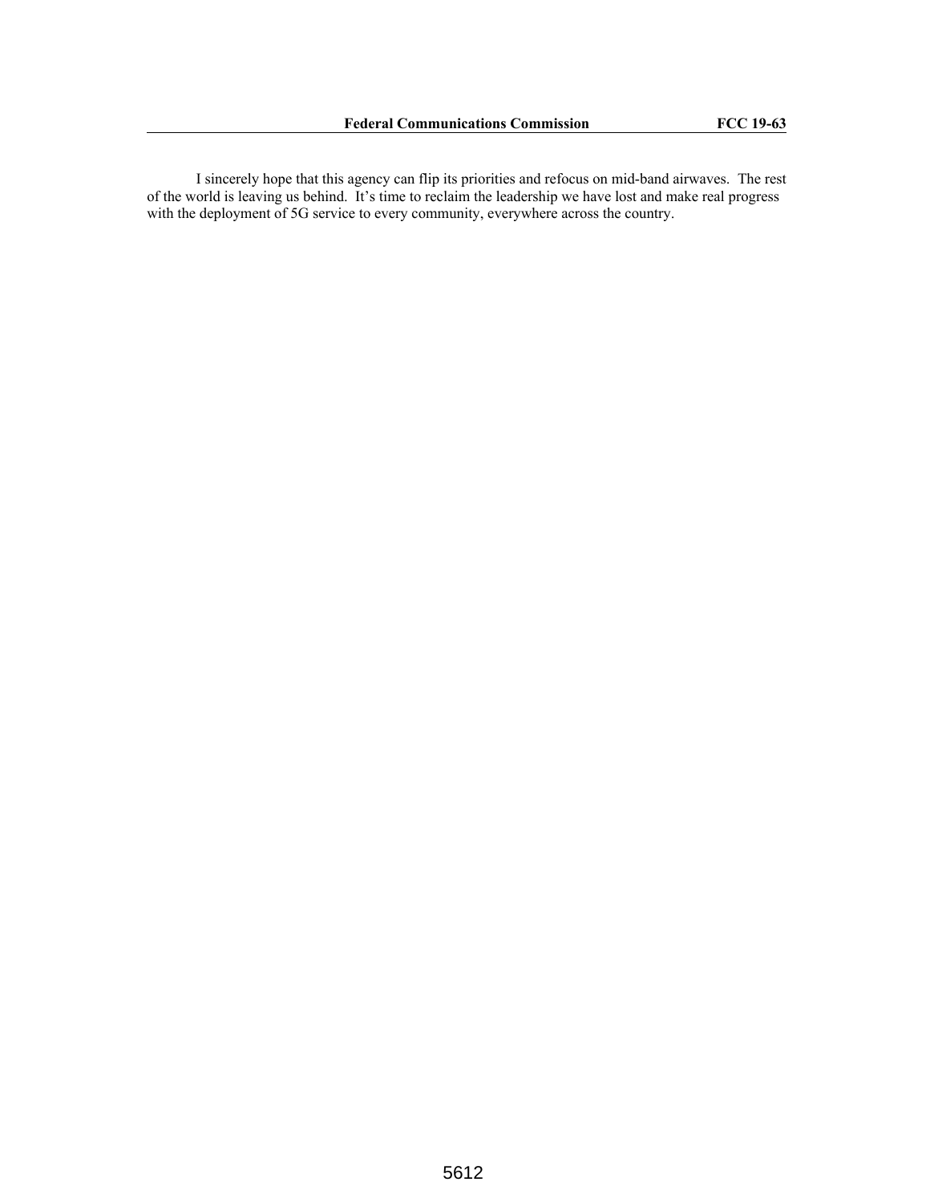I sincerely hope that this agency can flip its priorities and refocus on mid-band airwaves. The rest of the world is leaving us behind. It's time to reclaim the leadership we have lost and make real progress with the deployment of 5G service to every community, everywhere across the country.